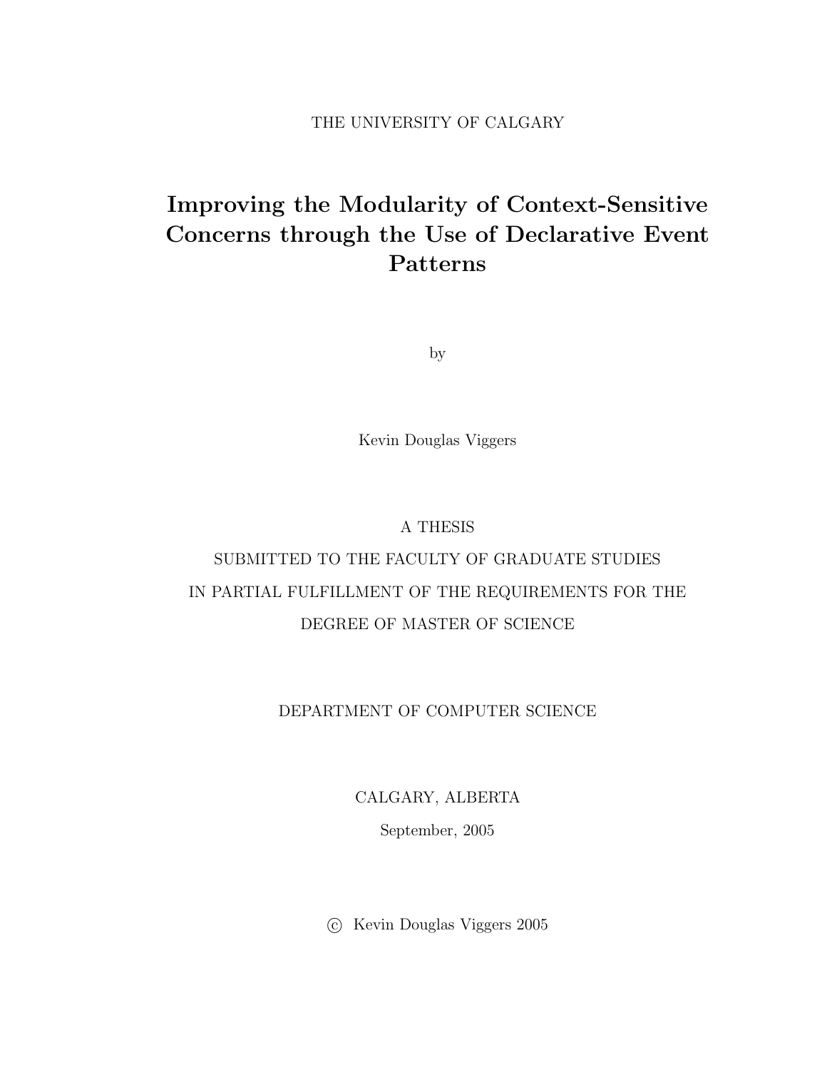THE UNIVERSITY OF CALGARY

# Improving the Modularity of Context-Sensitive Concerns through the Use of Declarative Event Patterns

by

Kevin Douglas Viggers

A THESIS

SUBMITTED TO THE FACULTY OF GRADUATE STUDIES

IN PARTIAL FULFILLMENT OF THE REQUIREMENTS FOR THE

DEGREE OF MASTER OF SCIENCE

DEPARTMENT OF COMPUTER SCIENCE

CALGARY, ALBERTA

September, 2005

© Kevin Douglas Viggers 2005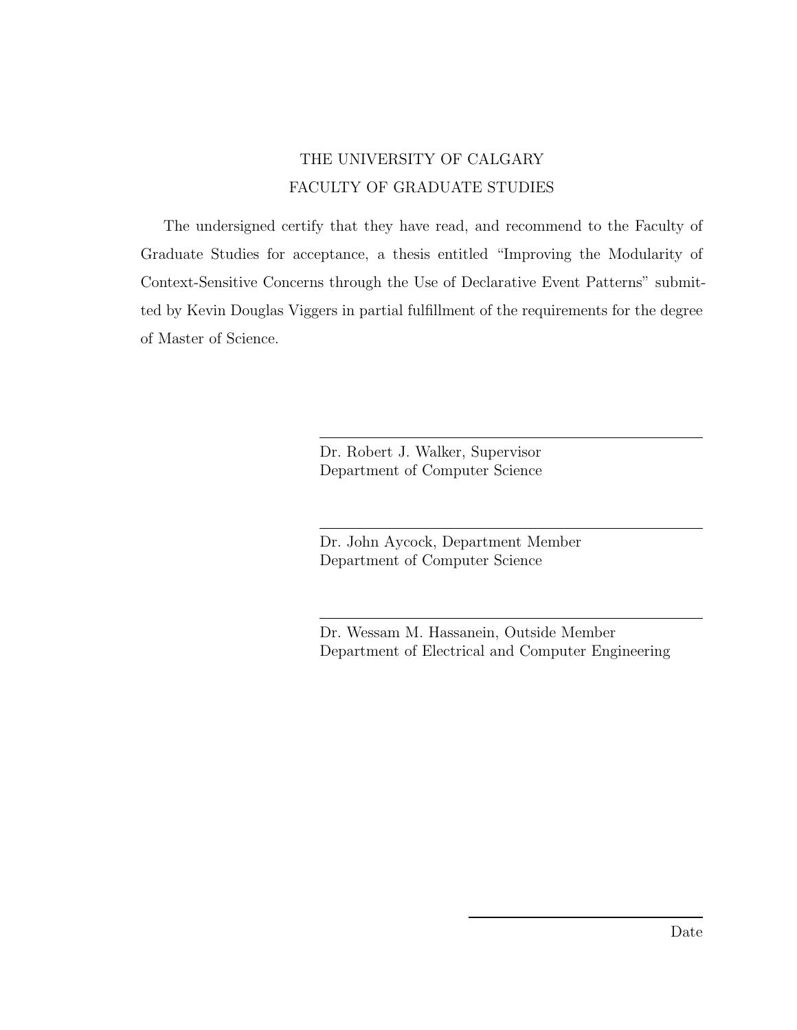THE UNIVERSITY OF CALGARY

FACULTY OF GRADUATE STUDIES

The undersigned certify that they have read, and recommend to the Faculty of Graduate Studies for acceptance, a thesis entitled "Improving the Modularity of Context-Sensitive Concerns through the Use of Declarative Event Patterns" submitted by Kevin Douglas Viggers in partial fulfillment of the requirements for the degree of Master of Science.

---

Dr. Robert J. Walker, Supervisor
Department of Computer Science

---

Dr. John Aycock, Department Member
Department of Computer Science

---

Dr. Wessam M. Hassanein, Outside Member
Department of Electrical and Computer Engineering

---

Date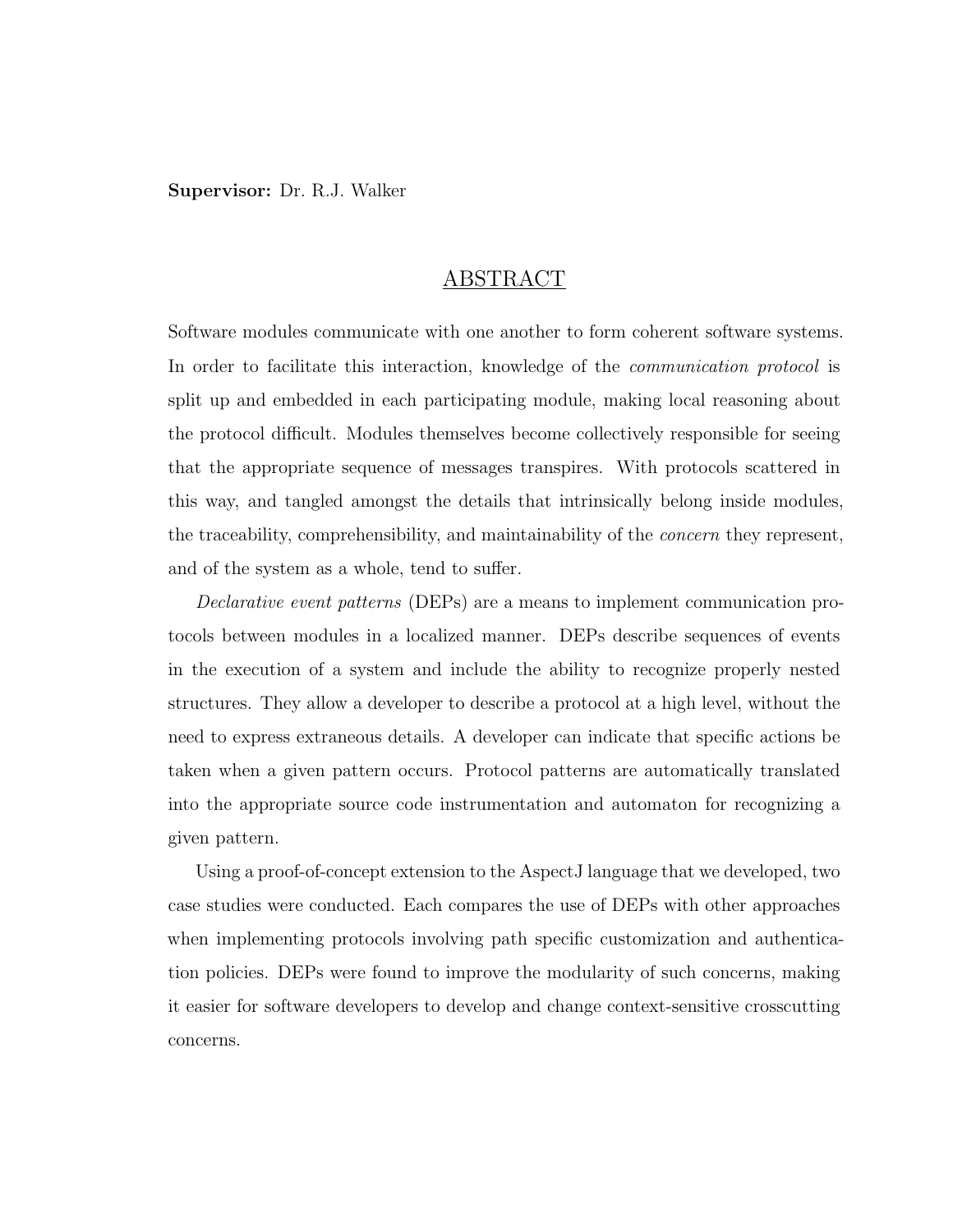**Supervisor:** Dr. R.J. Walker

## ABSTRACT

Software modules communicate with one another to form coherent software systems. In order to facilitate this interaction, knowledge of the *communication protocol* is split up and embedded in each participating module, making local reasoning about the protocol difficult. Modules themselves become collectively responsible for seeing that the appropriate sequence of messages transpires. With protocols scattered in this way, and tangled amongst the details that intrinsically belong inside modules, the traceability, comprehensibility, and maintainability of the *concern* they represent, and of the system as a whole, tend to suffer.

*Declarative event patterns* (DEPs) are a means to implement communication protocols between modules in a localized manner. DEPs describe sequences of events in the execution of a system and include the ability to recognize properly nested structures. They allow a developer to describe a protocol at a high level, without the need to express extraneous details. A developer can indicate that specific actions be taken when a given pattern occurs. Protocol patterns are automatically translated into the appropriate source code instrumentation and automaton for recognizing a given pattern.

Using a proof-of-concept extension to the AspectJ language that we developed, two case studies were conducted. Each compares the use of DEPs with other approaches when implementing protocols involving path specific customization and authentication policies. DEPs were found to improve the modularity of such concerns, making it easier for software developers to develop and change context-sensitive crosscutting concerns.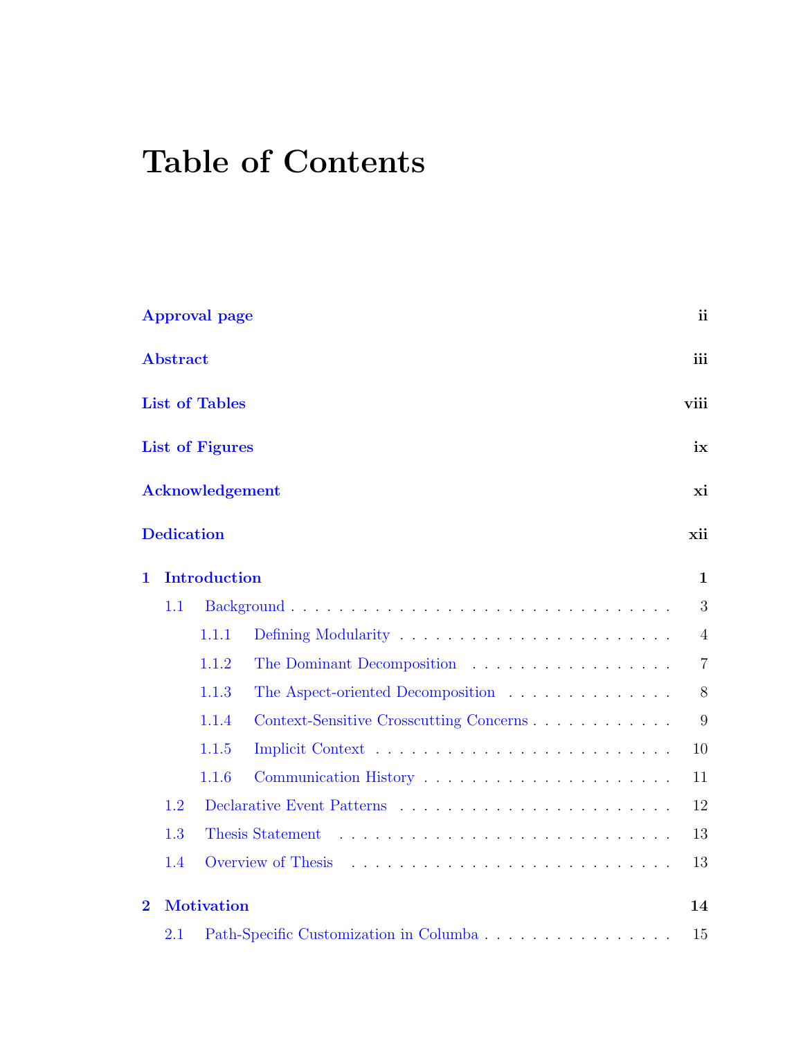# Table of Contents

**Approval page** ii

**Abstract** iii

**List of Tables** viii

**List of Figures** ix

**Acknowledgement** xi

**Dedication** xii

**1 Introduction** 1

- 1.1 Background . . . . . . . . . . 3
  - 1.1.1 Defining Modularity . . . . . . . . . . 4
  - 1.1.2 The Dominant Decomposition . . . . . . . . . . 7
  - 1.1.3 The Aspect-oriented Decomposition . . . . . . . . . . 8
  - 1.1.4 Context-Sensitive Crosscutting Concerns . . . . . . . . . . 9
  - 1.1.5 Implicit Context . . . . . . . . . . 10
  - 1.1.6 Communication History . . . . . . . . . . 11
- 1.2 Declarative Event Patterns . . . . . . . . . . 12
- 1.3 Thesis Statement . . . . . . . . . . 13
- 1.4 Overview of Thesis . . . . . . . . . . 13

**2 Motivation** 14

- 2.1 Path-Specific Customization in Columba . . . . . . . . . . 15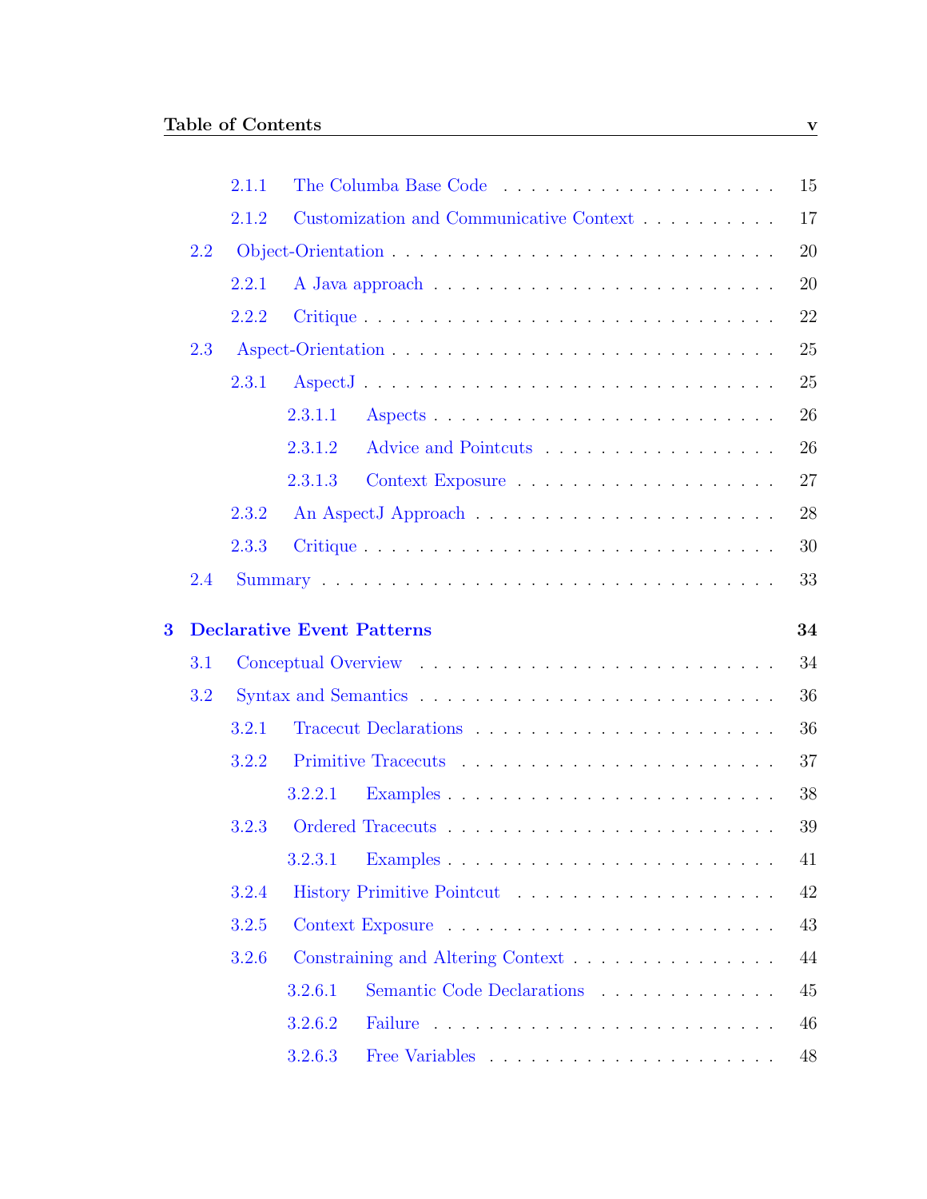2.1.1 The Columba Base Code . . . . . . . . . . . . . . . . . . . . . 15

2.1.2 Customization and Communicative Context . . . . . . . . . . . 17

2.2 Object-Orientation . . . . . . . . . . . . . . . . . . . . . . . . . . . 20

2.2.1 A Java approach . . . . . . . . . . . . . . . . . . . . . . . . . 20

2.2.2 Critique . . . . . . . . . . . . . . . . . . . . . . . . . . . . . 22

2.3 Aspect-Orientation . . . . . . . . . . . . . . . . . . . . . . . . . . . 25

2.3.1 AspectJ . . . . . . . . . . . . . . . . . . . . . . . . . . . . . 25

2.3.1.1 Aspects . . . . . . . . . . . . . . . . . . . . . . . . . 26

2.3.1.2 Advice and Pointcuts . . . . . . . . . . . . . . . . . . 26

2.3.1.3 Context Exposure . . . . . . . . . . . . . . . . . . . 27

2.3.2 An AspectJ Approach . . . . . . . . . . . . . . . . . . . . . . 28

2.3.3 Critique . . . . . . . . . . . . . . . . . . . . . . . . . . . . . 30

2.4 Summary . . . . . . . . . . . . . . . . . . . . . . . . . . . . . . . . 33

**3 Declarative Event Patterns** **34**

3.1 Conceptual Overview . . . . . . . . . . . . . . . . . . . . . . . . . . 34

3.2 Syntax and Semantics . . . . . . . . . . . . . . . . . . . . . . . . . . 36

3.2.1 Tracecut Declarations . . . . . . . . . . . . . . . . . . . . . . 36

3.2.2 Primitive Tracecuts . . . . . . . . . . . . . . . . . . . . . . . 37

3.2.2.1 Examples . . . . . . . . . . . . . . . . . . . . . . . . 38

3.2.3 Ordered Tracecuts . . . . . . . . . . . . . . . . . . . . . . . . 39

3.2.3.1 Examples . . . . . . . . . . . . . . . . . . . . . . . . 41

3.2.4 History Primitive Pointcut . . . . . . . . . . . . . . . . . . . . 42

3.2.5 Context Exposure . . . . . . . . . . . . . . . . . . . . . . . . 43

3.2.6 Constraining and Altering Context . . . . . . . . . . . . . . . 44

3.2.6.1 Semantic Code Declarations . . . . . . . . . . . . . . 45

3.2.6.2 Failure . . . . . . . . . . . . . . . . . . . . . . . . . 46

3.2.6.3 Free Variables . . . . . . . . . . . . . . . . . . . . . 48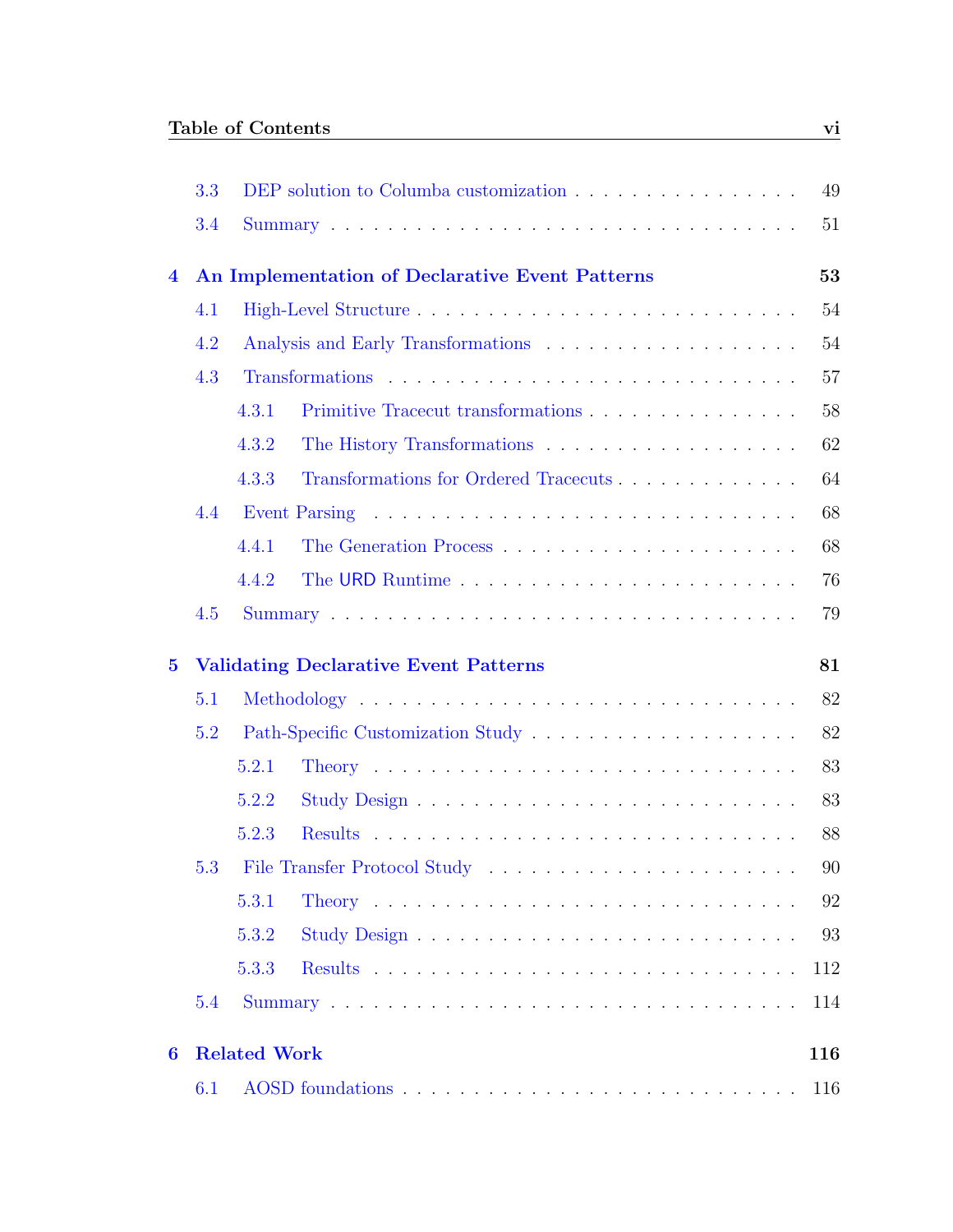3.3 DEP solution to Columba customization . . . . . . . . . . . . . . . . 49
3.4 Summary . . . . . . . . . . . . . . . . . . . . . . . . . . . . . . . . 51

**4 An Implementation of Declarative Event Patterns 53**

4.1 High-Level Structure . . . . . . . . . . . . . . . . . . . . . . . . . . 54
4.2 Analysis and Early Transformations . . . . . . . . . . . . . . . . . . 54
4.3 Transformations . . . . . . . . . . . . . . . . . . . . . . . . . . . . . 57
4.3.1 Primitive Tracecut transformations . . . . . . . . . . . . . . . 58
4.3.2 The History Transformations . . . . . . . . . . . . . . . . . . 62
4.3.3 Transformations for Ordered Tracecuts . . . . . . . . . . . . . 64
4.4 Event Parsing . . . . . . . . . . . . . . . . . . . . . . . . . . . . . . 68
4.4.1 The Generation Process . . . . . . . . . . . . . . . . . . . . . 68
4.4.2 The URD Runtime . . . . . . . . . . . . . . . . . . . . . . . . 76
4.5 Summary . . . . . . . . . . . . . . . . . . . . . . . . . . . . . . . . 79

**5 Validating Declarative Event Patterns 81**

5.1 Methodology . . . . . . . . . . . . . . . . . . . . . . . . . . . . . . . 82
5.2 Path-Specific Customization Study . . . . . . . . . . . . . . . . . . . 82
5.2.1 Theory . . . . . . . . . . . . . . . . . . . . . . . . . . . . . . 83
5.2.2 Study Design . . . . . . . . . . . . . . . . . . . . . . . . . . . 83
5.2.3 Results . . . . . . . . . . . . . . . . . . . . . . . . . . . . . . 88
5.3 File Transfer Protocol Study . . . . . . . . . . . . . . . . . . . . . . 90
5.3.1 Theory . . . . . . . . . . . . . . . . . . . . . . . . . . . . . . 92
5.3.2 Study Design . . . . . . . . . . . . . . . . . . . . . . . . . . . 93
5.3.3 Results . . . . . . . . . . . . . . . . . . . . . . . . . . . . . . 112
5.4 Summary . . . . . . . . . . . . . . . . . . . . . . . . . . . . . . . . 114

**6 Related Work 116**

6.1 AOSD foundations . . . . . . . . . . . . . . . . . . . . . . . . . . . 116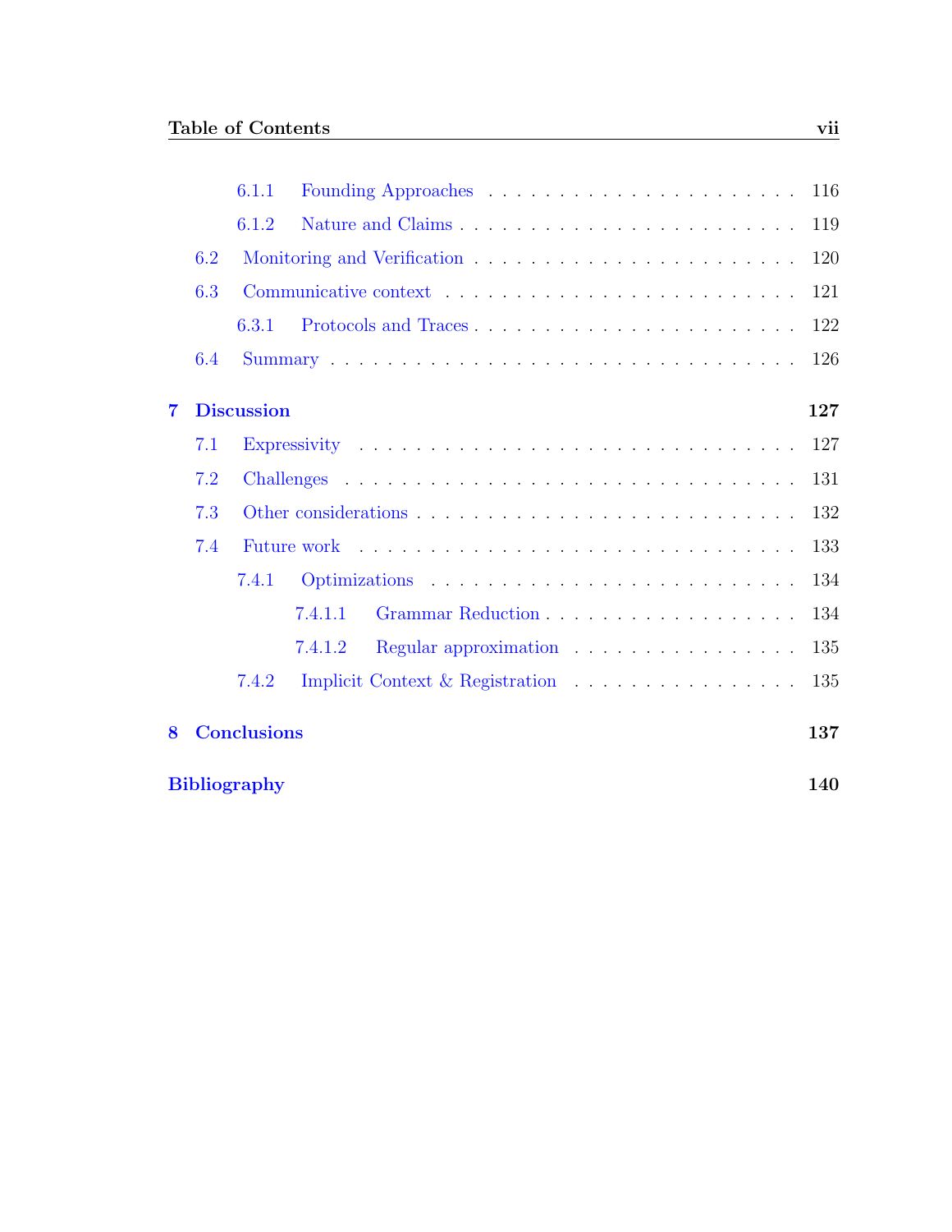- 6.1.1 Founding Approaches . . . 116
- 6.1.2 Nature and Claims . . . 119
- 6.2 Monitoring and Verification . . . 120
- 6.3 Communicative context . . . 121
  - 6.3.1 Protocols and Traces . . . 122
- 6.4 Summary . . . 126

**7 Discussion** **127**

- 7.1 Expressivity . . . 127
- 7.2 Challenges . . . 131
- 7.3 Other considerations . . . 132
- 7.4 Future work . . . 133
  - 7.4.1 Optimizations . . . 134
    - 7.4.1.1 Grammar Reduction . . . 134
    - 7.4.1.2 Regular approximation . . . 135
  - 7.4.2 Implicit Context & Registration . . . 135

**8 Conclusions** **137**

**Bibliography** **140**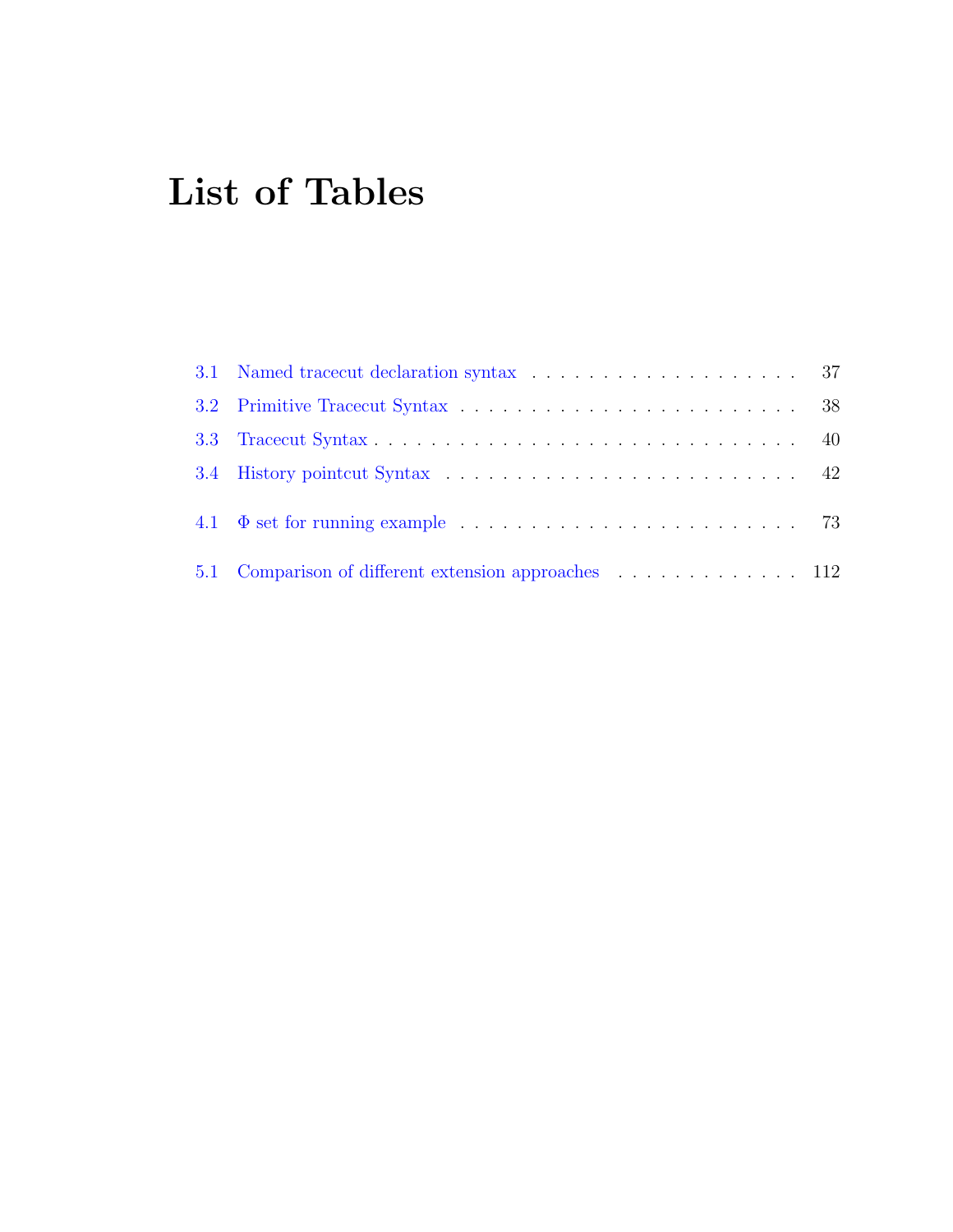# List of Tables

3.1 Named tracecut declaration syntax . . . . . . . . . . . . . . . . . . . . 37

3.2 Primitive Tracecut Syntax . . . . . . . . . . . . . . . . . . . . . . . . . . 38

3.3 Tracecut Syntax . . . . . . . . . . . . . . . . . . . . . . . . . . . . . . . 40

3.4 History pointcut Syntax . . . . . . . . . . . . . . . . . . . . . . . . . . 42

4.1 $\Phi$ set for running example . . . . . . . . . . . . . . . . . . . . . . . . 73

5.1 Comparison of different extension approaches . . . . . . . . . . . . . . 112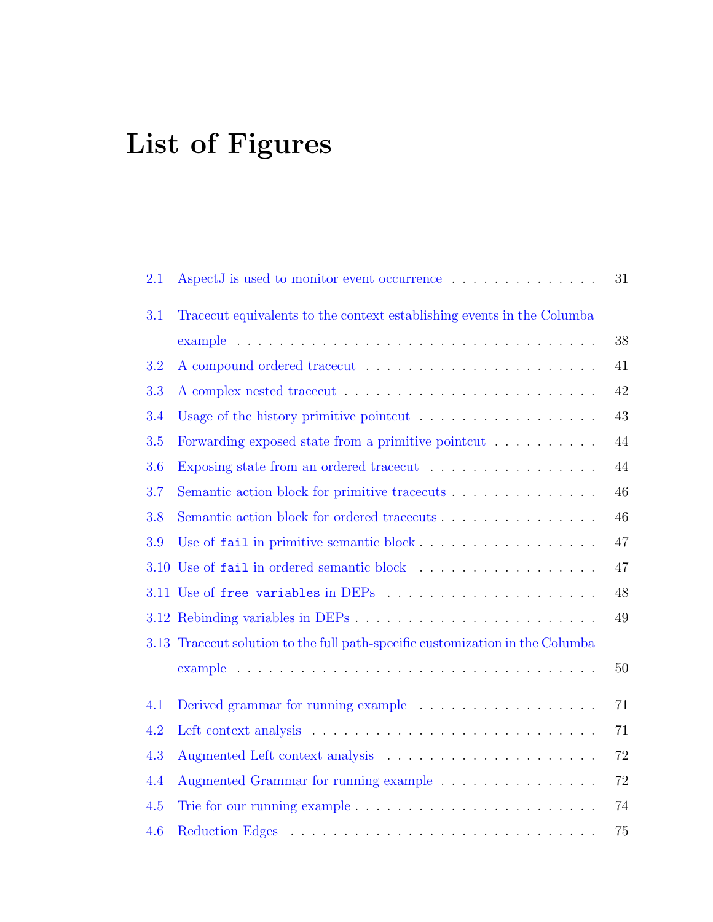# List of Figures

2.1 AspectJ is used to monitor event occurrence . . . . . . . . . . . . . . 31

3.1 Tracecut equivalents to the context establishing events in the Columba example . . . . . . . . . . . . . . . . . . . . . . . . . . . . . . . . 38

3.2 A compound ordered tracecut . . . . . . . . . . . . . . . . . . . . . 41

3.3 A complex nested tracecut . . . . . . . . . . . . . . . . . . . . . . . 42

3.4 Usage of the history primitive pointcut . . . . . . . . . . . . . . . . 43

3.5 Forwarding exposed state from a primitive pointcut . . . . . . . . . . 44

3.6 Exposing state from an ordered tracecut . . . . . . . . . . . . . . . . 44

3.7 Semantic action block for primitive tracecuts . . . . . . . . . . . . . 46

3.8 Semantic action block for ordered tracecuts . . . . . . . . . . . . . . 46

3.9 Use of `fail` in primitive semantic block . . . . . . . . . . . . . . . . 47

3.10 Use of `fail` in ordered semantic block . . . . . . . . . . . . . . . . . 47

3.11 Use of `free variables` in DEPs . . . . . . . . . . . . . . . . . . . . 48

3.12 Rebinding variables in DEPs . . . . . . . . . . . . . . . . . . . . . . 49

3.13 Tracecut solution to the full path-specific customization in the Columba example . . . . . . . . . . . . . . . . . . . . . . . . . . . . . . . . 50

4.1 Derived grammar for running example . . . . . . . . . . . . . . . . 71

4.2 Left context analysis . . . . . . . . . . . . . . . . . . . . . . . . . . 71

4.3 Augmented Left context analysis . . . . . . . . . . . . . . . . . . . 72

4.4 Augmented Grammar for running example . . . . . . . . . . . . . . 72

4.5 Trie for our running example . . . . . . . . . . . . . . . . . . . . . 74

4.6 Reduction Edges . . . . . . . . . . . . . . . . . . . . . . . . . . . . 75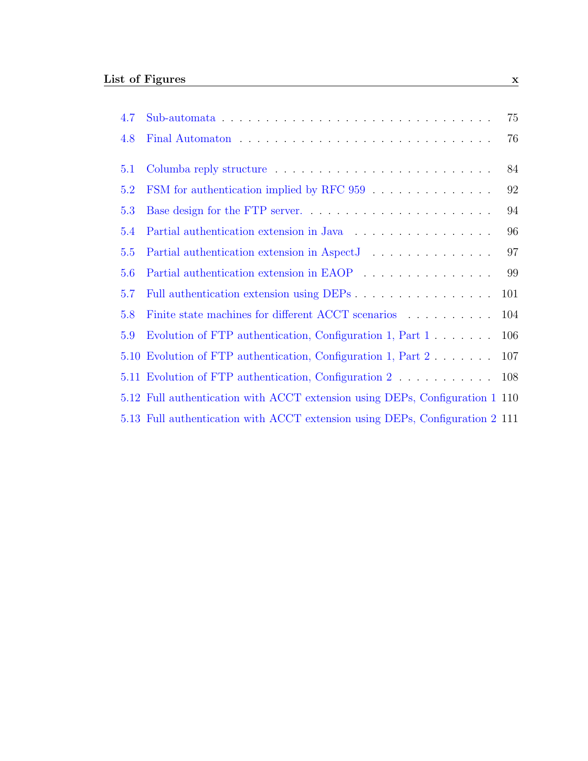4.7 Sub-automata . . . . . . . . . . . . . . . . . . . . . . . . . . . . . . . 75

4.8 Final Automaton . . . . . . . . . . . . . . . . . . . . . . . . . . . . . 76

5.1 Columba reply structure . . . . . . . . . . . . . . . . . . . . . . . . . 84

5.2 FSM for authentication implied by RFC 959 . . . . . . . . . . . . . . 92

5.3 Base design for the FTP server. . . . . . . . . . . . . . . . . . . . . . 94

5.4 Partial authentication extension in Java . . . . . . . . . . . . . . . . . 96

5.5 Partial authentication extension in AspectJ . . . . . . . . . . . . . . . 97

5.6 Partial authentication extension in EAOP . . . . . . . . . . . . . . . . 99

5.7 Full authentication extension using DEPs . . . . . . . . . . . . . . . . 101

5.8 Finite state machines for different ACCT scenarios . . . . . . . . . . . 104

5.9 Evolution of FTP authentication, Configuration 1, Part 1 . . . . . . . 106

5.10 Evolution of FTP authentication, Configuration 1, Part 2 . . . . . . . 107

5.11 Evolution of FTP authentication, Configuration 2 . . . . . . . . . . . 108

5.12 Full authentication with ACCT extension using DEPs, Configuration 1 110

5.13 Full authentication with ACCT extension using DEPs, Configuration 2 111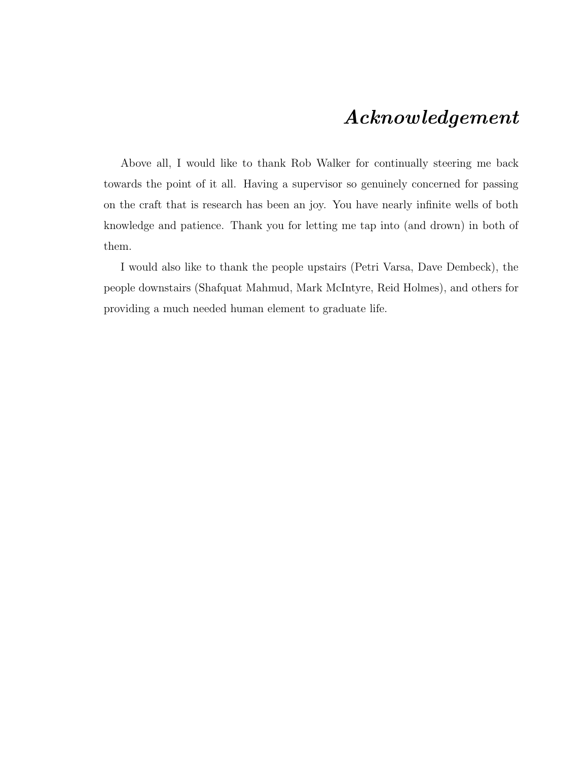# *Acknowledgement*

Above all, I would like to thank Rob Walker for continually steering me back towards the point of it all. Having a supervisor so genuinely concerned for passing on the craft that is research has been an joy. You have nearly infinite wells of both knowledge and patience. Thank you for letting me tap into (and drown) in both of them.

I would also like to thank the people upstairs (Petri Varsa, Dave Dembeck), the people downstairs (Shafquat Mahmud, Mark McIntyre, Reid Holmes), and others for providing a much needed human element to graduate life.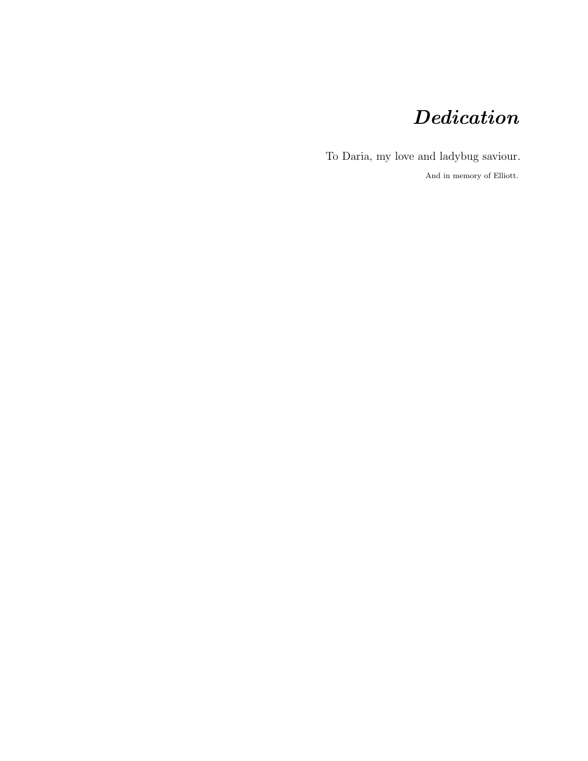# *Dedication*

To Daria, my love and ladybug saviour.

And in memory of Elliott.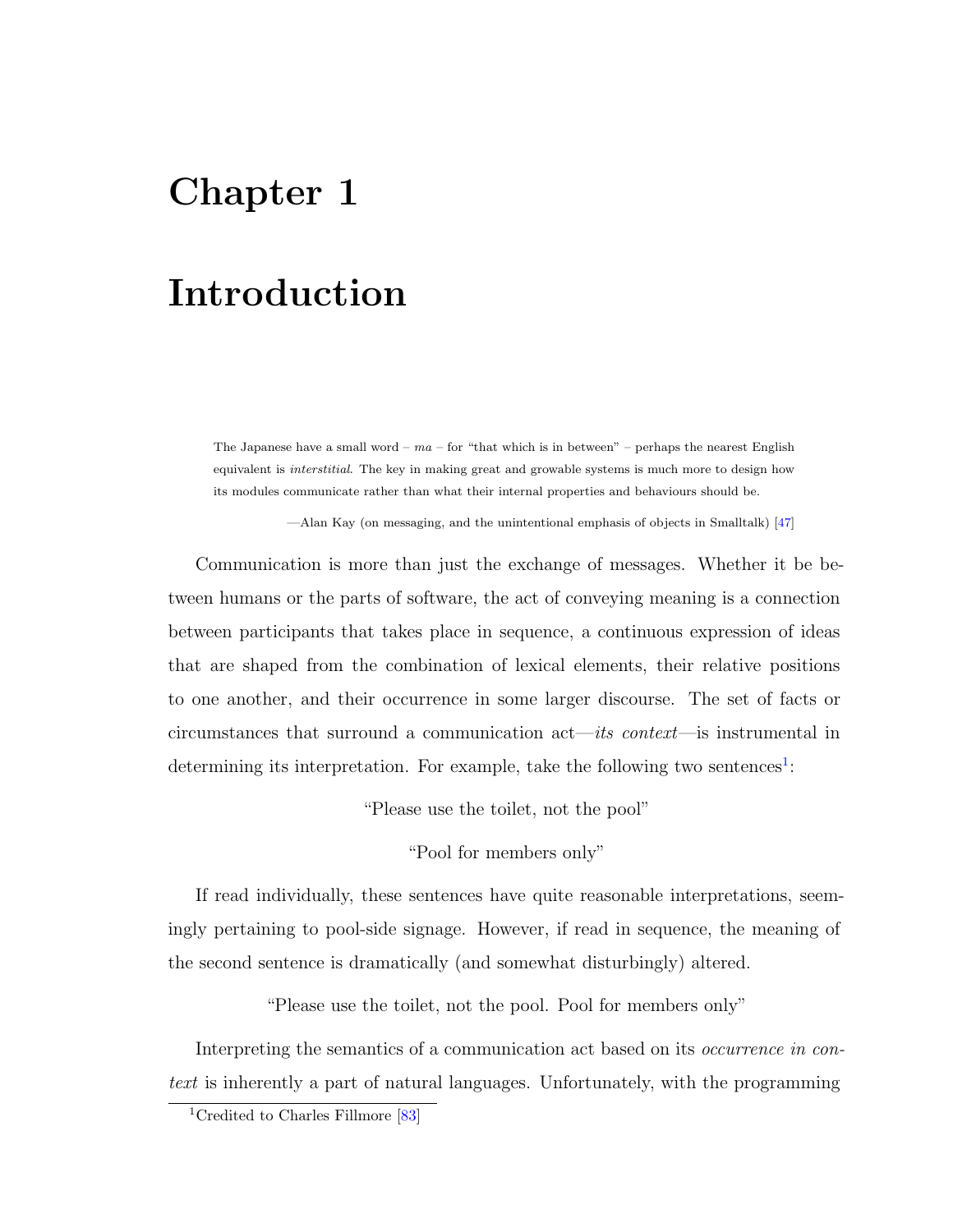# Chapter 1

# Introduction

> The Japanese have a small word – *ma* – for "that which is in between" – perhaps the nearest English equivalent is *interstitial*. The key in making great and growable systems is much more to design how its modules communicate rather than what their internal properties and behaviours should be.
>
> —Alan Kay (on messaging, and the unintentional emphasis of objects in Smalltalk) [47]

Communication is more than just the exchange of messages. Whether it be between humans or the parts of software, the act of conveying meaning is a connection between participants that takes place in sequence, a continuous expression of ideas that are shaped from the combination of lexical elements, their relative positions to one another, and their occurrence in some larger discourse. The set of facts or circumstances that surround a communication act—*its context*—is instrumental in determining its interpretation. For example, take the following two sentences[1]:

"Please use the toilet, not the pool"

"Pool for members only"

If read individually, these sentences have quite reasonable interpretations, seemingly pertaining to pool-side signage. However, if read in sequence, the meaning of the second sentence is dramatically (and somewhat disturbingly) altered.

"Please use the toilet, not the pool. Pool for members only"

Interpreting the semantics of a communication act based on its *occurrence in context* is inherently a part of natural languages. Unfortunately, with the programming

[1] Credited to Charles Fillmore [83]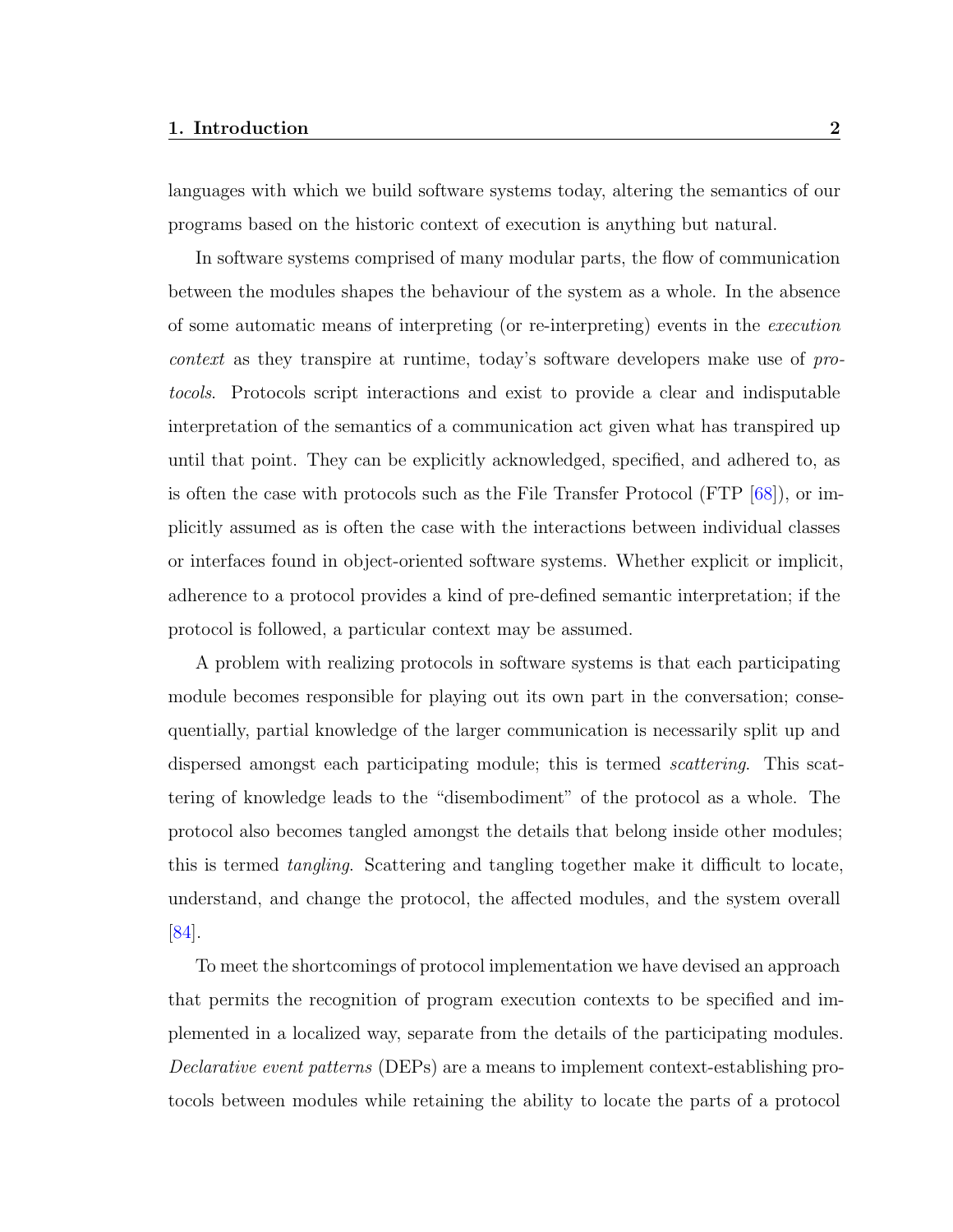languages with which we build software systems today, altering the semantics of our programs based on the historic context of execution is anything but natural.

In software systems comprised of many modular parts, the flow of communication between the modules shapes the behaviour of the system as a whole. In the absence of some automatic means of interpreting (or re-interpreting) events in the *execution context* as they transpire at runtime, today's software developers make use of *protocols*. Protocols script interactions and exist to provide a clear and indisputable interpretation of the semantics of a communication act given what has transpired up until that point. They can be explicitly acknowledged, specified, and adhered to, as is often the case with protocols such as the File Transfer Protocol (FTP [68]), or implicitly assumed as is often the case with the interactions between individual classes or interfaces found in object-oriented software systems. Whether explicit or implicit, adherence to a protocol provides a kind of pre-defined semantic interpretation; if the protocol is followed, a particular context may be assumed.

A problem with realizing protocols in software systems is that each participating module becomes responsible for playing out its own part in the conversation; consequentially, partial knowledge of the larger communication is necessarily split up and dispersed amongst each participating module; this is termed *scattering*. This scattering of knowledge leads to the "disembodiment" of the protocol as a whole. The protocol also becomes tangled amongst the details that belong inside other modules; this is termed *tangling*. Scattering and tangling together make it difficult to locate, understand, and change the protocol, the affected modules, and the system overall [84].

To meet the shortcomings of protocol implementation we have devised an approach that permits the recognition of program execution contexts to be specified and implemented in a localized way, separate from the details of the participating modules. *Declarative event patterns* (DEPs) are a means to implement context-establishing protocols between modules while retaining the ability to locate the parts of a protocol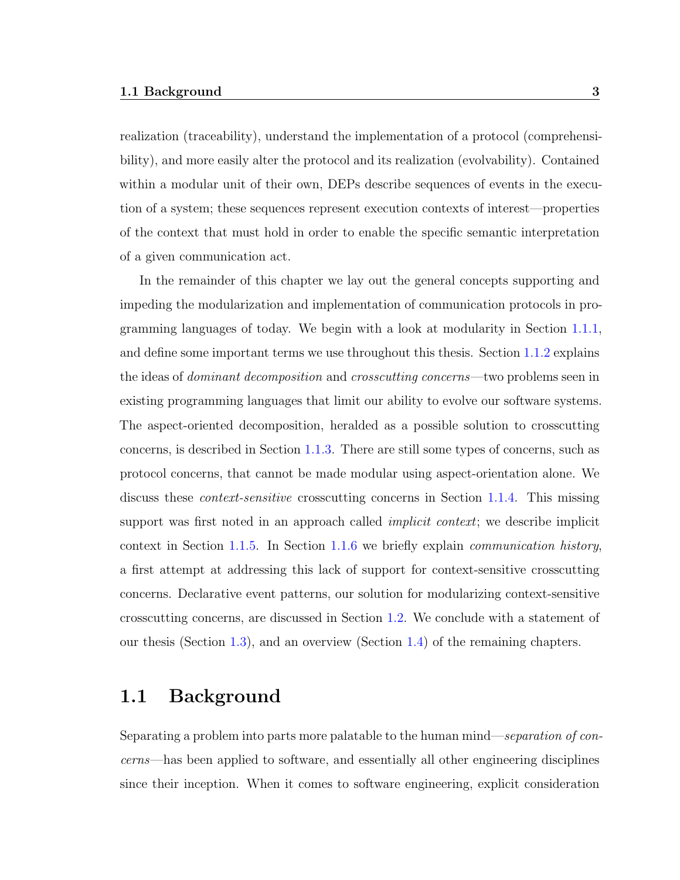realization (traceability), understand the implementation of a protocol (comprehensibility), and more easily alter the protocol and its realization (evolvability). Contained within a modular unit of their own, DEPs describe sequences of events in the execution of a system; these sequences represent execution contexts of interest—properties of the context that must hold in order to enable the specific semantic interpretation of a given communication act.

In the remainder of this chapter we lay out the general concepts supporting and impeding the modularization and implementation of communication protocols in programming languages of today. We begin with a look at modularity in Section 1.1.1, and define some important terms we use throughout this thesis. Section 1.1.2 explains the ideas of *dominant decomposition* and *crosscutting concerns*—two problems seen in existing programming languages that limit our ability to evolve our software systems. The aspect-oriented decomposition, heralded as a possible solution to crosscutting concerns, is described in Section 1.1.3. There are still some types of concerns, such as protocol concerns, that cannot be made modular using aspect-orientation alone. We discuss these *context-sensitive* crosscutting concerns in Section 1.1.4. This missing support was first noted in an approach called *implicit context*; we describe implicit context in Section 1.1.5. In Section 1.1.6 we briefly explain *communication history*, a first attempt at addressing this lack of support for context-sensitive crosscutting concerns. Declarative event patterns, our solution for modularizing context-sensitive crosscutting concerns, are discussed in Section 1.2. We conclude with a statement of our thesis (Section 1.3), and an overview (Section 1.4) of the remaining chapters.

## 1.1 Background

Separating a problem into parts more palatable to the human mind—*separation of concerns*—has been applied to software, and essentially all other engineering disciplines since their inception. When it comes to software engineering, explicit consideration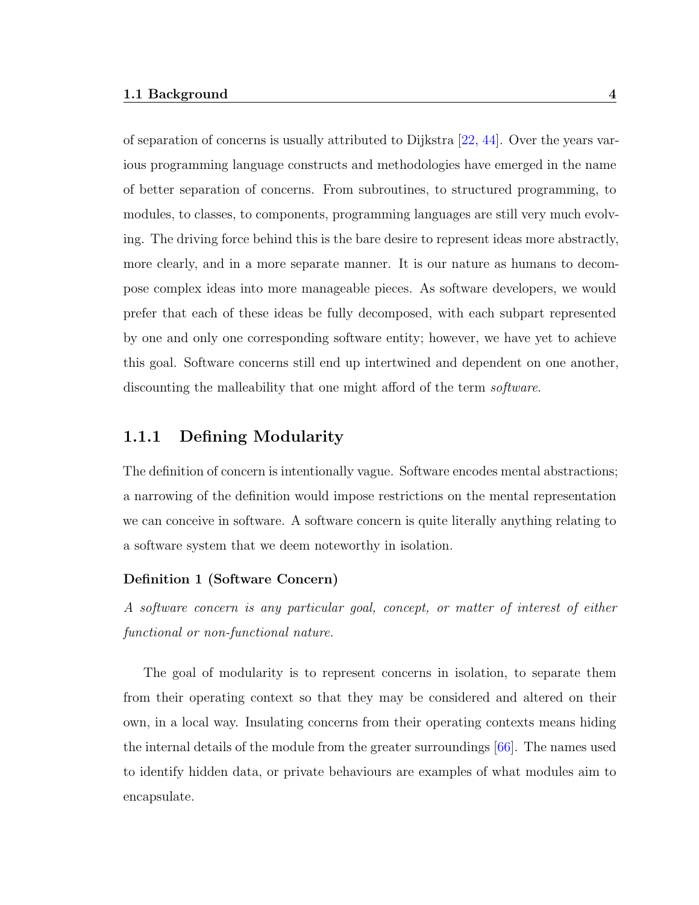of separation of concerns is usually attributed to Dijkstra [22, 44]. Over the years various programming language constructs and methodologies have emerged in the name of better separation of concerns. From subroutines, to structured programming, to modules, to classes, to components, programming languages are still very much evolving. The driving force behind this is the bare desire to represent ideas more abstractly, more clearly, and in a more separate manner. It is our nature as humans to decompose complex ideas into more manageable pieces. As software developers, we would prefer that each of these ideas be fully decomposed, with each subpart represented by one and only one corresponding software entity; however, we have yet to achieve this goal. Software concerns still end up intertwined and dependent on one another, discounting the malleability that one might afford of the term *software*.

### 1.1.1 Defining Modularity

The definition of concern is intentionally vague. Software encodes mental abstractions; a narrowing of the definition would impose restrictions on the mental representation we can conceive in software. A software concern is quite literally anything relating to a software system that we deem noteworthy in isolation.

**Definition 1 (Software Concern)**

*A software concern is any particular goal, concept, or matter of interest of either functional or non-functional nature.*

The goal of modularity is to represent concerns in isolation, to separate them from their operating context so that they may be considered and altered on their own, in a local way. Insulating concerns from their operating contexts means hiding the internal details of the module from the greater surroundings [66]. The names used to identify hidden data, or private behaviours are examples of what modules aim to encapsulate.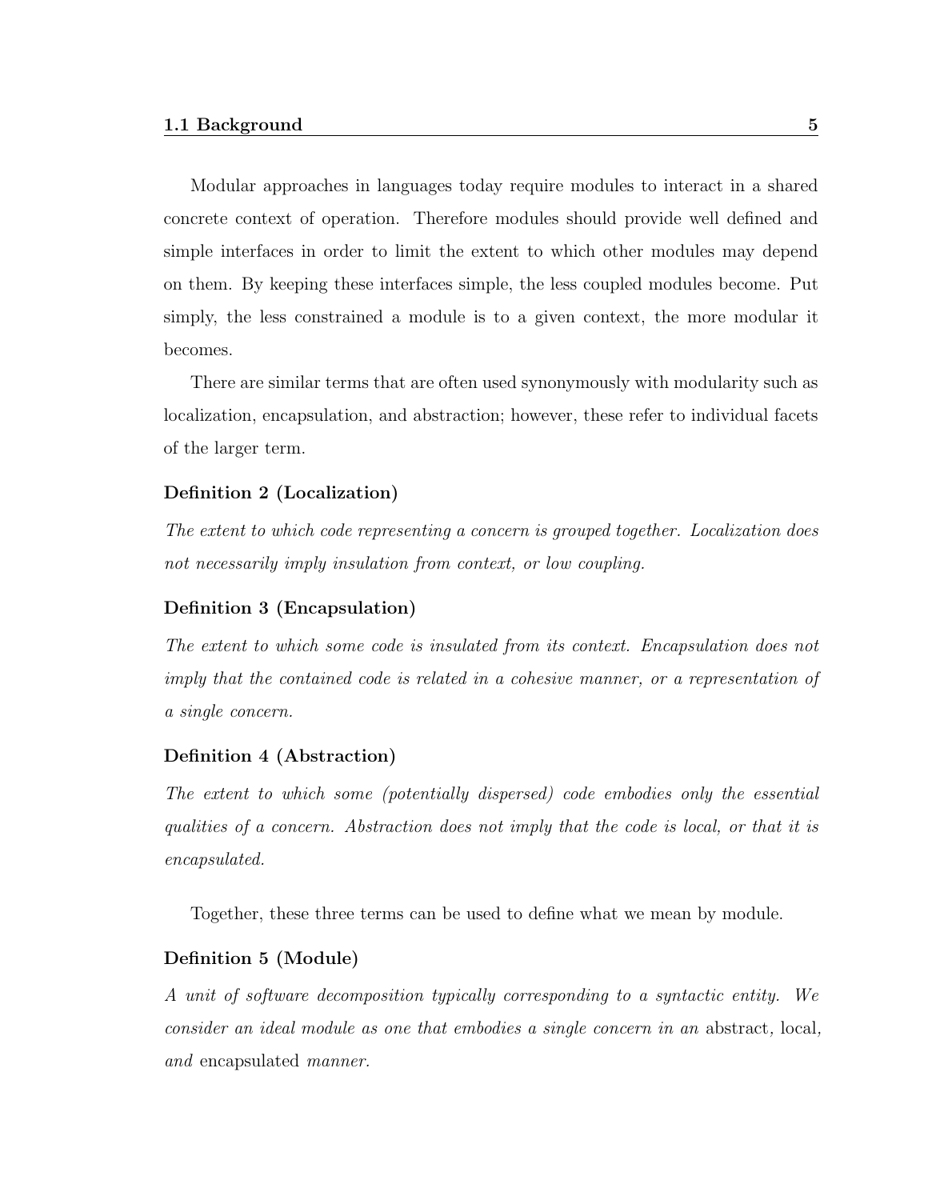Modular approaches in languages today require modules to interact in a shared concrete context of operation. Therefore modules should provide well defined and simple interfaces in order to limit the extent to which other modules may depend on them. By keeping these interfaces simple, the less coupled modules become. Put simply, the less constrained a module is to a given context, the more modular it becomes.

There are similar terms that are often used synonymously with modularity such as localization, encapsulation, and abstraction; however, these refer to individual facets of the larger term.

**Definition 2 (Localization)**

*The extent to which code representing a concern is grouped together. Localization does not necessarily imply insulation from context, or low coupling.*

**Definition 3 (Encapsulation)**

*The extent to which some code is insulated from its context. Encapsulation does not imply that the contained code is related in a cohesive manner, or a representation of a single concern.*

**Definition 4 (Abstraction)**

*The extent to which some (potentially dispersed) code embodies only the essential qualities of a concern. Abstraction does not imply that the code is local, or that it is encapsulated.*

Together, these three terms can be used to define what we mean by module.

**Definition 5 (Module)**

*A unit of software decomposition typically corresponding to a syntactic entity. We consider an ideal module as one that embodies a single concern in an* abstract*,* local*, and* encapsulated *manner.*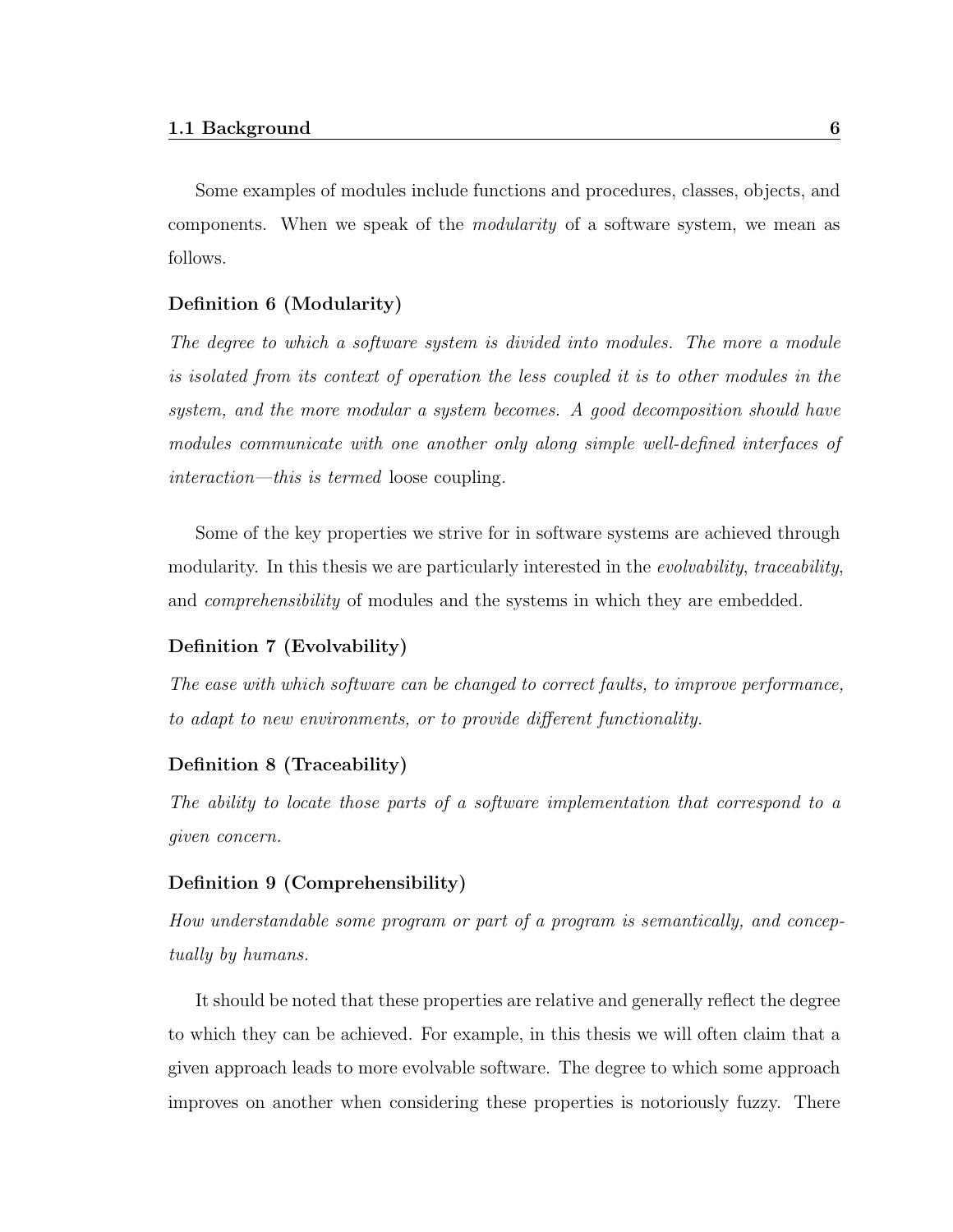Some examples of modules include functions and procedures, classes, objects, and components. When we speak of the *modularity* of a software system, we mean as follows.

**Definition 6 (Modularity)**

*The degree to which a software system is divided into modules. The more a module is isolated from its context of operation the less coupled it is to other modules in the system, and the more modular a system becomes. A good decomposition should have modules communicate with one another only along simple well-defined interfaces of interaction—this is termed* loose coupling.

Some of the key properties we strive for in software systems are achieved through modularity. In this thesis we are particularly interested in the *evolvability*, *traceability*, and *comprehensibility* of modules and the systems in which they are embedded.

**Definition 7 (Evolvability)**

*The ease with which software can be changed to correct faults, to improve performance, to adapt to new environments, or to provide different functionality.*

**Definition 8 (Traceability)**

*The ability to locate those parts of a software implementation that correspond to a given concern.*

**Definition 9 (Comprehensibility)**

*How understandable some program or part of a program is semantically, and conceptually by humans.*

It should be noted that these properties are relative and generally reflect the degree to which they can be achieved. For example, in this thesis we will often claim that a given approach leads to more evolvable software. The degree to which some approach improves on another when considering these properties is notoriously fuzzy. There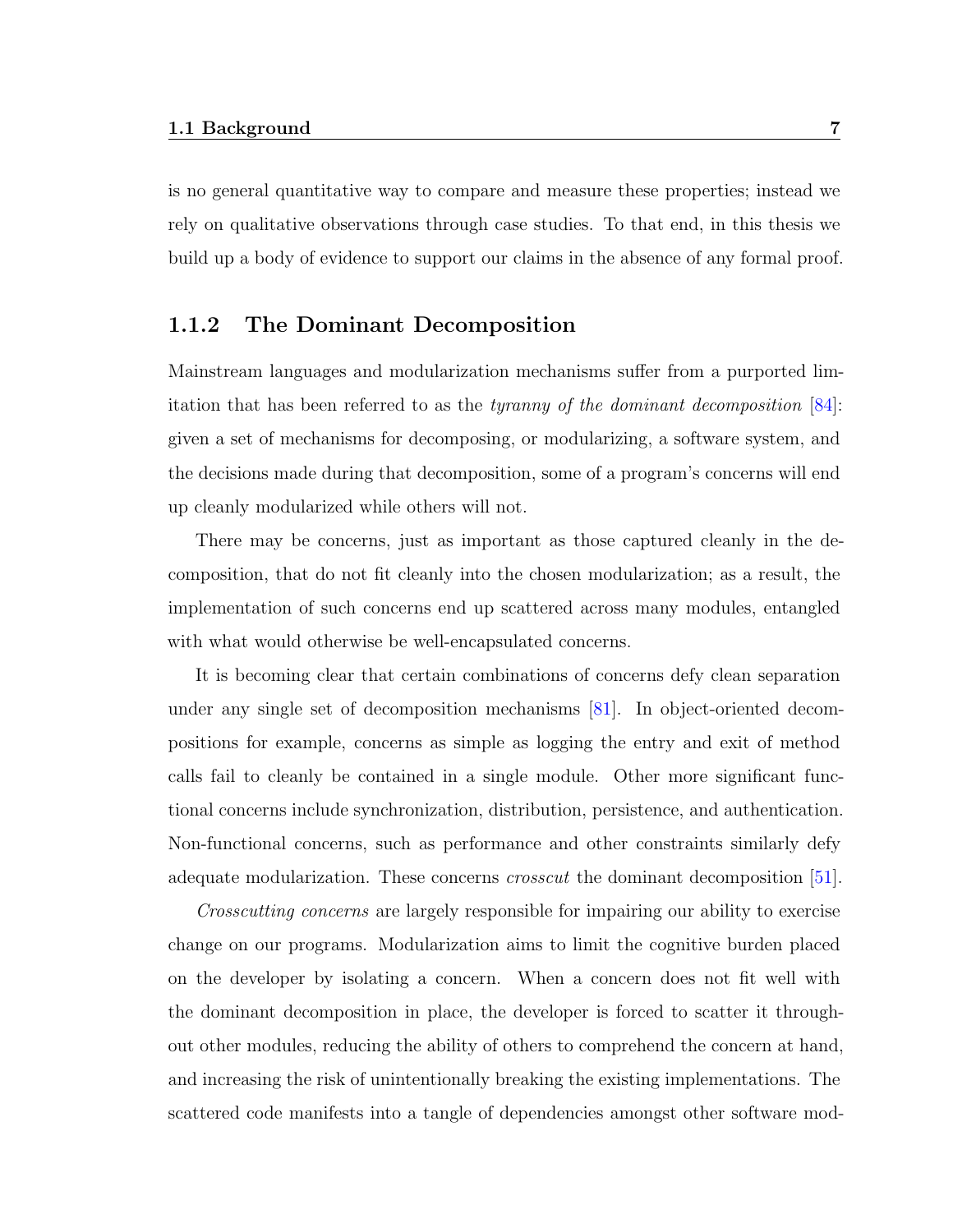is no general quantitative way to compare and measure these properties; instead we rely on qualitative observations through case studies. To that end, in this thesis we build up a body of evidence to support our claims in the absence of any formal proof.

### 1.1.2 The Dominant Decomposition

Mainstream languages and modularization mechanisms suffer from a purported limitation that has been referred to as the *tyranny of the dominant decomposition* [84]: given a set of mechanisms for decomposing, or modularizing, a software system, and the decisions made during that decomposition, some of a program's concerns will end up cleanly modularized while others will not.

There may be concerns, just as important as those captured cleanly in the decomposition, that do not fit cleanly into the chosen modularization; as a result, the implementation of such concerns end up scattered across many modules, entangled with what would otherwise be well-encapsulated concerns.

It is becoming clear that certain combinations of concerns defy clean separation under any single set of decomposition mechanisms [81]. In object-oriented decompositions for example, concerns as simple as logging the entry and exit of method calls fail to cleanly be contained in a single module. Other more significant functional concerns include synchronization, distribution, persistence, and authentication. Non-functional concerns, such as performance and other constraints similarly defy adequate modularization. These concerns *crosscut* the dominant decomposition [51].

*Crosscutting concerns* are largely responsible for impairing our ability to exercise change on our programs. Modularization aims to limit the cognitive burden placed on the developer by isolating a concern. When a concern does not fit well with the dominant decomposition in place, the developer is forced to scatter it throughout other modules, reducing the ability of others to comprehend the concern at hand, and increasing the risk of unintentionally breaking the existing implementations. The scattered code manifests into a tangle of dependencies amongst other software mod-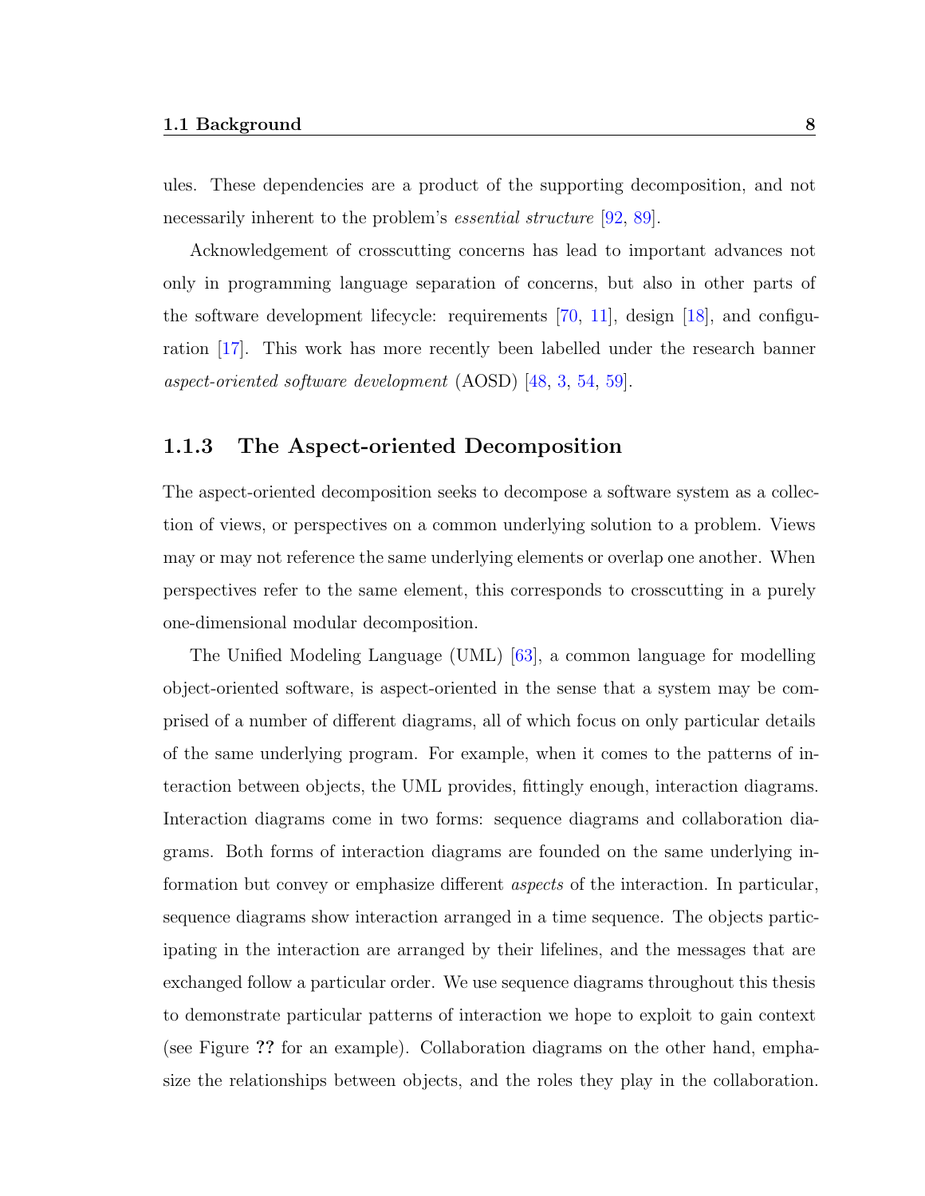ules. These dependencies are a product of the supporting decomposition, and not necessarily inherent to the problem's *essential structure* [92, 89].

Acknowledgement of crosscutting concerns has lead to important advances not only in programming language separation of concerns, but also in other parts of the software development lifecycle: requirements [70, 11], design [18], and configuration [17]. This work has more recently been labelled under the research banner *aspect-oriented software development* (AOSD) [48, 3, 54, 59].

### 1.1.3 The Aspect-oriented Decomposition

The aspect-oriented decomposition seeks to decompose a software system as a collection of views, or perspectives on a common underlying solution to a problem. Views may or may not reference the same underlying elements or overlap one another. When perspectives refer to the same element, this corresponds to crosscutting in a purely one-dimensional modular decomposition.

The Unified Modeling Language (UML) [63], a common language for modelling object-oriented software, is aspect-oriented in the sense that a system may be comprised of a number of different diagrams, all of which focus on only particular details of the same underlying program. For example, when it comes to the patterns of interaction between objects, the UML provides, fittingly enough, interaction diagrams. Interaction diagrams come in two forms: sequence diagrams and collaboration diagrams. Both forms of interaction diagrams are founded on the same underlying information but convey or emphasize different *aspects* of the interaction. In particular, sequence diagrams show interaction arranged in a time sequence. The objects participating in the interaction are arranged by their lifelines, and the messages that are exchanged follow a particular order. We use sequence diagrams throughout this thesis to demonstrate particular patterns of interaction we hope to exploit to gain context (see Figure **??** for an example). Collaboration diagrams on the other hand, emphasize the relationships between objects, and the roles they play in the collaboration.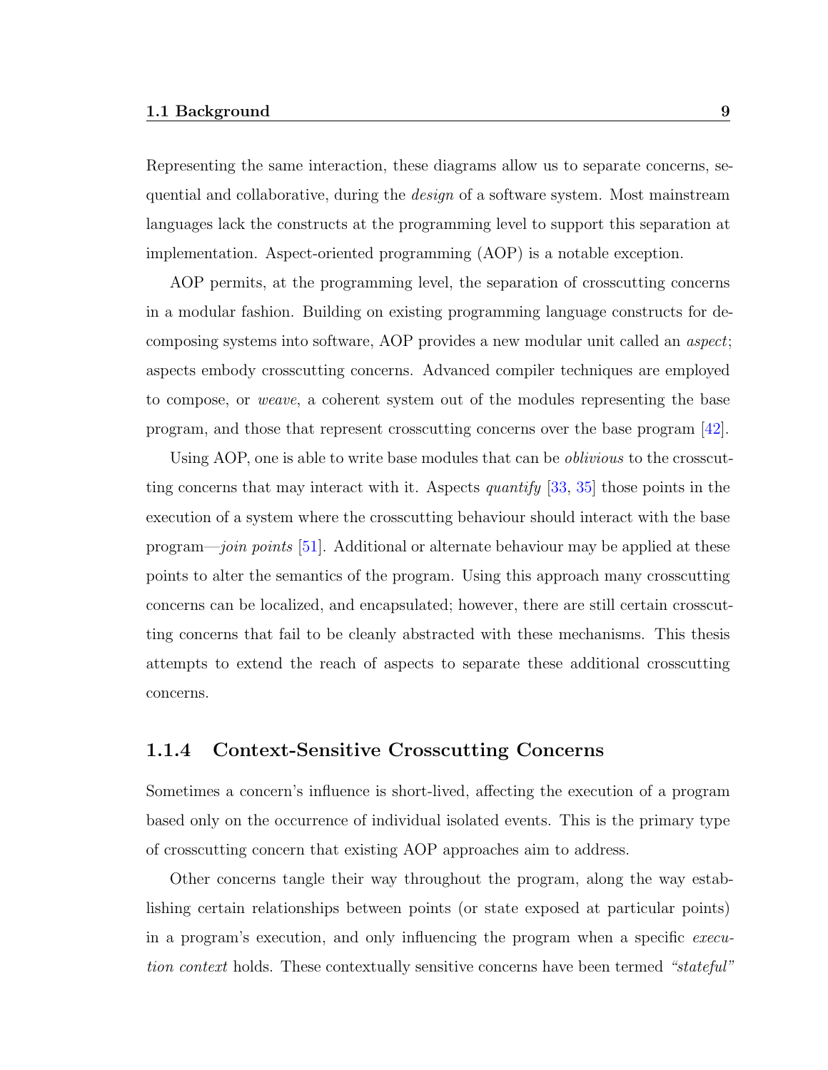Representing the same interaction, these diagrams allow us to separate concerns, sequential and collaborative, during the *design* of a software system. Most mainstream languages lack the constructs at the programming level to support this separation at implementation. Aspect-oriented programming (AOP) is a notable exception.

AOP permits, at the programming level, the separation of crosscutting concerns in a modular fashion. Building on existing programming language constructs for decomposing systems into software, AOP provides a new modular unit called an *aspect*; aspects embody crosscutting concerns. Advanced compiler techniques are employed to compose, or *weave*, a coherent system out of the modules representing the base program, and those that represent crosscutting concerns over the base program [42].

Using AOP, one is able to write base modules that can be *oblivious* to the crosscutting concerns that may interact with it. Aspects *quantify* [33, 35] those points in the execution of a system where the crosscutting behaviour should interact with the base program—*join points* [51]. Additional or alternate behaviour may be applied at these points to alter the semantics of the program. Using this approach many crosscutting concerns can be localized, and encapsulated; however, there are still certain crosscutting concerns that fail to be cleanly abstracted with these mechanisms. This thesis attempts to extend the reach of aspects to separate these additional crosscutting concerns.

### 1.1.4 Context-Sensitive Crosscutting Concerns

Sometimes a concern's influence is short-lived, affecting the execution of a program based only on the occurrence of individual isolated events. This is the primary type of crosscutting concern that existing AOP approaches aim to address.

Other concerns tangle their way throughout the program, along the way establishing certain relationships between points (or state exposed at particular points) in a program's execution, and only influencing the program when a specific *execution context* holds. These contextually sensitive concerns have been termed *"stateful"*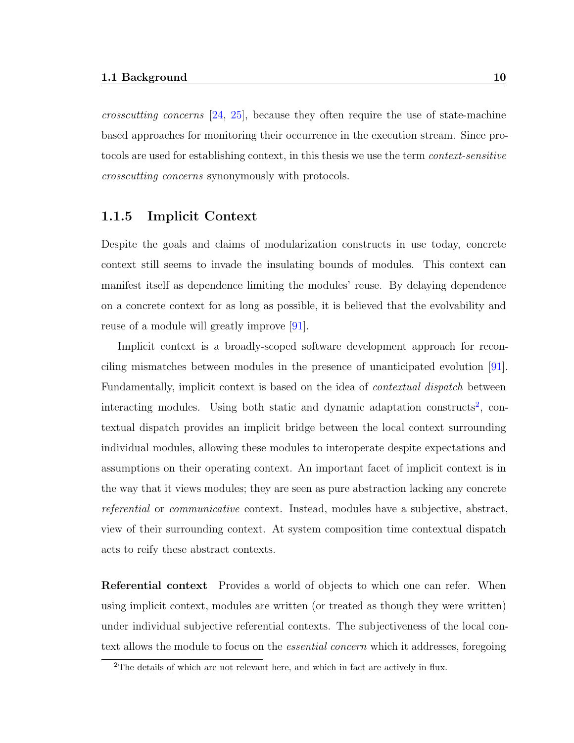*crosscutting concerns* [24, 25], because they often require the use of state-machine based approaches for monitoring their occurrence in the execution stream. Since protocols are used for establishing context, in this thesis we use the term *context-sensitive crosscutting concerns* synonymously with protocols.

### 1.1.5 Implicit Context

Despite the goals and claims of modularization constructs in use today, concrete context still seems to invade the insulating bounds of modules. This context can manifest itself as dependence limiting the modules' reuse. By delaying dependence on a concrete context for as long as possible, it is believed that the evolvability and reuse of a module will greatly improve [91].

Implicit context is a broadly-scoped software development approach for reconciling mismatches between modules in the presence of unanticipated evolution [91]. Fundamentally, implicit context is based on the idea of *contextual dispatch* between interacting modules. Using both static and dynamic adaptation constructs[2], contextual dispatch provides an implicit bridge between the local context surrounding individual modules, allowing these modules to interoperate despite expectations and assumptions on their operating context. An important facet of implicit context is in the way that it views modules; they are seen as pure abstraction lacking any concrete *referential* or *communicative* context. Instead, modules have a subjective, abstract, view of their surrounding context. At system composition time contextual dispatch acts to reify these abstract contexts.

**Referential context** Provides a world of objects to which one can refer. When using implicit context, modules are written (or treated as though they were written) under individual subjective referential contexts. The subjectiveness of the local context allows the module to focus on the *essential concern* which it addresses, foregoing

[2] The details of which are not relevant here, and which in fact are actively in flux.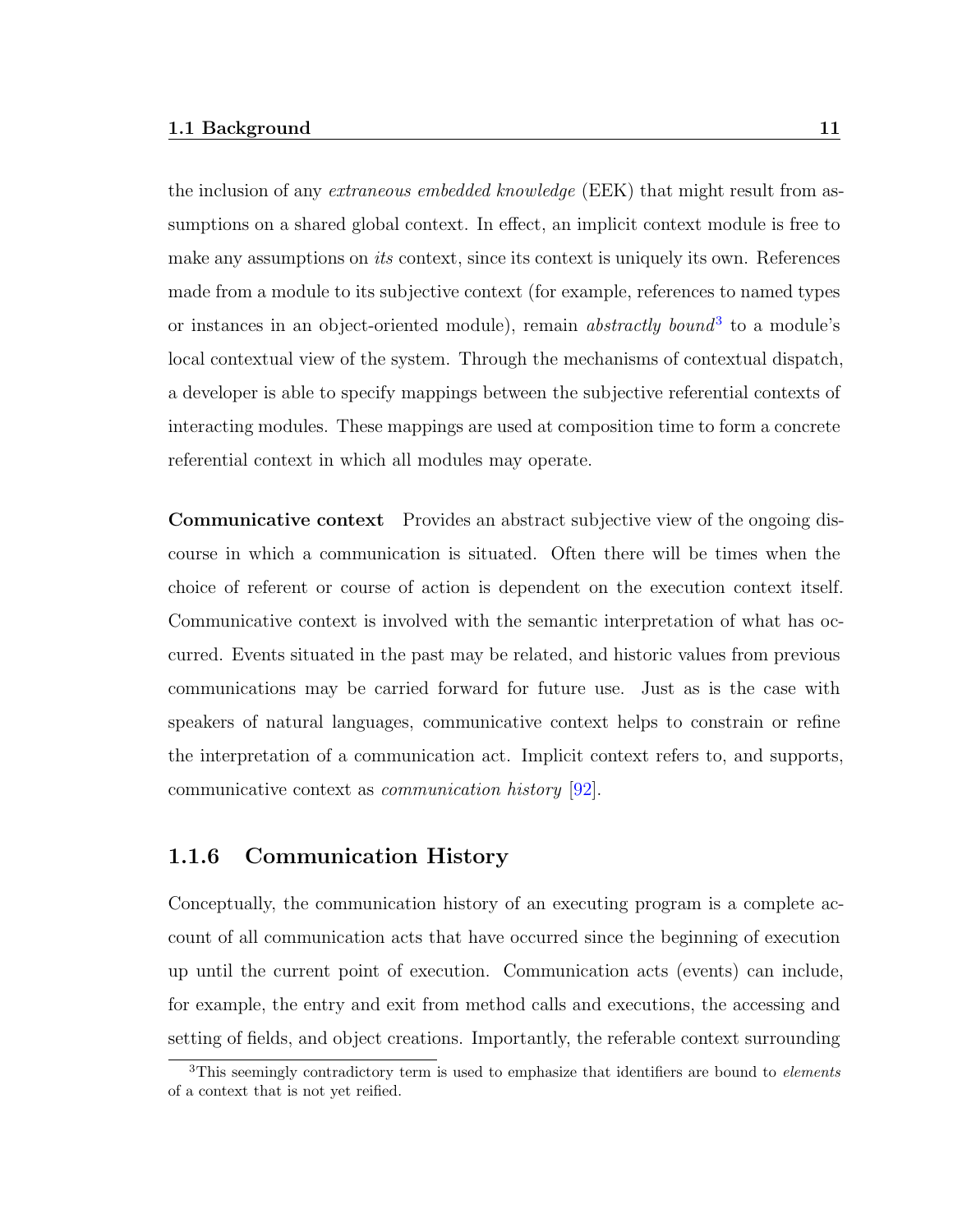the inclusion of any *extraneous embedded knowledge* (EEK) that might result from assumptions on a shared global context. In effect, an implicit context module is free to make any assumptions on *its* context, since its context is uniquely its own. References made from a module to its subjective context (for example, references to named types or instances in an object-oriented module), remain *abstractly bound*[3] to a module's local contextual view of the system. Through the mechanisms of contextual dispatch, a developer is able to specify mappings between the subjective referential contexts of interacting modules. These mappings are used at composition time to form a concrete referential context in which all modules may operate.

**Communicative context** Provides an abstract subjective view of the ongoing discourse in which a communication is situated. Often there will be times when the choice of referent or course of action is dependent on the execution context itself. Communicative context is involved with the semantic interpretation of what has occurred. Events situated in the past may be related, and historic values from previous communications may be carried forward for future use. Just as is the case with speakers of natural languages, communicative context helps to constrain or refine the interpretation of a communication act. Implicit context refers to, and supports, communicative context as *communication history* [92].

### 1.1.6 Communication History

Conceptually, the communication history of an executing program is a complete account of all communication acts that have occurred since the beginning of execution up until the current point of execution. Communication acts (events) can include, for example, the entry and exit from method calls and executions, the accessing and setting of fields, and object creations. Importantly, the referable context surrounding

[3] This seemingly contradictory term is used to emphasize that identifiers are bound to *elements* of a context that is not yet reified.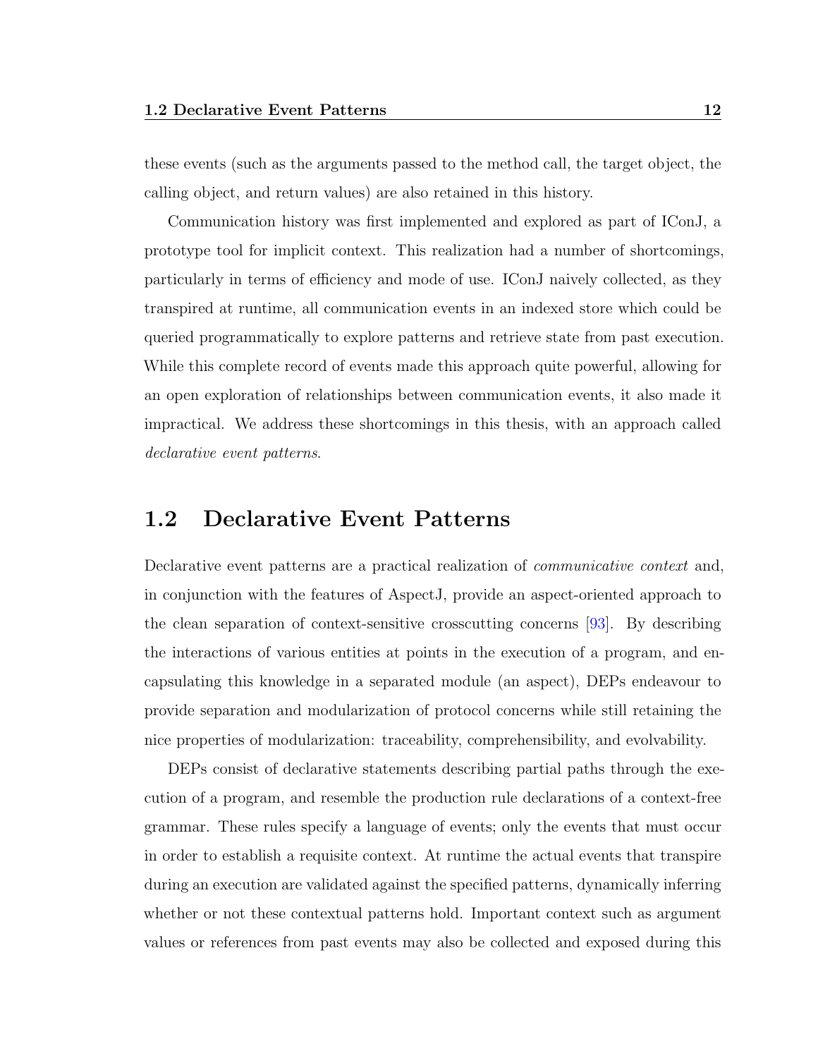these events (such as the arguments passed to the method call, the target object, the calling object, and return values) are also retained in this history.

Communication history was first implemented and explored as part of IConJ, a prototype tool for implicit context. This realization had a number of shortcomings, particularly in terms of efficiency and mode of use. IConJ naively collected, as they transpired at runtime, all communication events in an indexed store which could be queried programmatically to explore patterns and retrieve state from past execution. While this complete record of events made this approach quite powerful, allowing for an open exploration of relationships between communication events, it also made it impractical. We address these shortcomings in this thesis, with an approach called *declarative event patterns*.

## 1.2 Declarative Event Patterns

Declarative event patterns are a practical realization of *communicative context* and, in conjunction with the features of AspectJ, provide an aspect-oriented approach to the clean separation of context-sensitive crosscutting concerns [93]. By describing the interactions of various entities at points in the execution of a program, and encapsulating this knowledge in a separated module (an aspect), DEPs endeavour to provide separation and modularization of protocol concerns while still retaining the nice properties of modularization: traceability, comprehensibility, and evolvability.

DEPs consist of declarative statements describing partial paths through the execution of a program, and resemble the production rule declarations of a context-free grammar. These rules specify a language of events; only the events that must occur in order to establish a requisite context. At runtime the actual events that transpire during an execution are validated against the specified patterns, dynamically inferring whether or not these contextual patterns hold. Important context such as argument values or references from past events may also be collected and exposed during this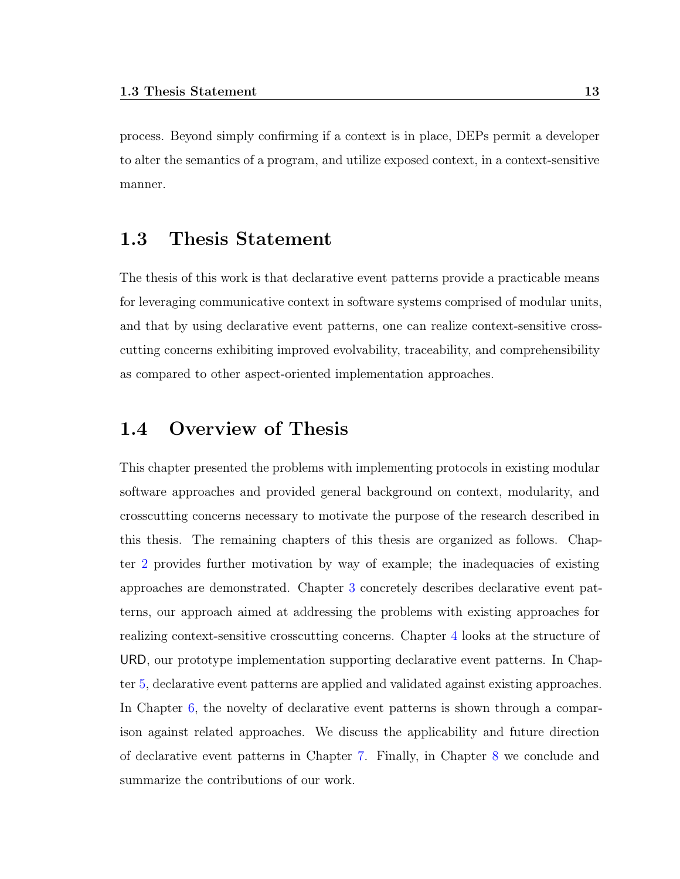process. Beyond simply confirming if a context is in place, DEPs permit a developer to alter the semantics of a program, and utilize exposed context, in a context-sensitive manner.

## 1.3 Thesis Statement

The thesis of this work is that declarative event patterns provide a practicable means for leveraging communicative context in software systems comprised of modular units, and that by using declarative event patterns, one can realize context-sensitive crosscutting concerns exhibiting improved evolvability, traceability, and comprehensibility as compared to other aspect-oriented implementation approaches.

## 1.4 Overview of Thesis

This chapter presented the problems with implementing protocols in existing modular software approaches and provided general background on context, modularity, and crosscutting concerns necessary to motivate the purpose of the research described in this thesis. The remaining chapters of this thesis are organized as follows. Chapter 2 provides further motivation by way of example; the inadequacies of existing approaches are demonstrated. Chapter 3 concretely describes declarative event patterns, our approach aimed at addressing the problems with existing approaches for realizing context-sensitive crosscutting concerns. Chapter 4 looks at the structure of URD, our prototype implementation supporting declarative event patterns. In Chapter 5, declarative event patterns are applied and validated against existing approaches. In Chapter 6, the novelty of declarative event patterns is shown through a comparison against related approaches. We discuss the applicability and future direction of declarative event patterns in Chapter 7. Finally, in Chapter 8 we conclude and summarize the contributions of our work.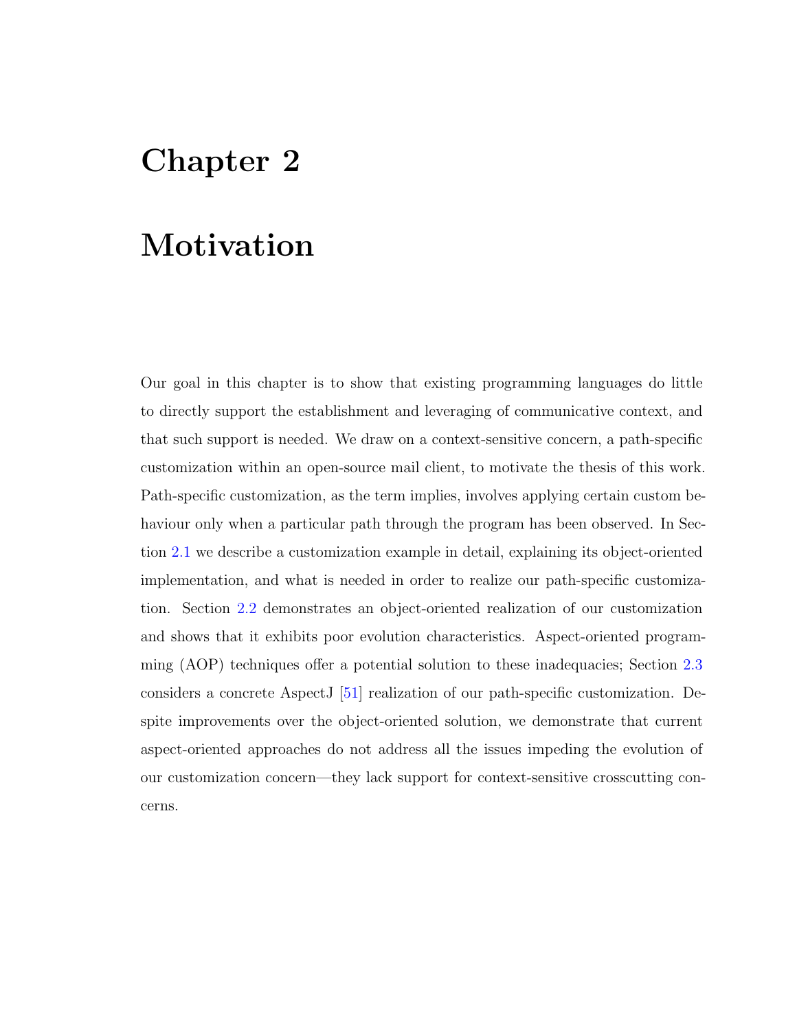# Chapter 2

# Motivation

Our goal in this chapter is to show that existing programming languages do little to directly support the establishment and leveraging of communicative context, and that such support is needed. We draw on a context-sensitive concern, a path-specific customization within an open-source mail client, to motivate the thesis of this work. Path-specific customization, as the term implies, involves applying certain custom behaviour only when a particular path through the program has been observed. In Section 2.1 we describe a customization example in detail, explaining its object-oriented implementation, and what is needed in order to realize our path-specific customization. Section 2.2 demonstrates an object-oriented realization of our customization and shows that it exhibits poor evolution characteristics. Aspect-oriented programming (AOP) techniques offer a potential solution to these inadequacies; Section 2.3 considers a concrete AspectJ [51] realization of our path-specific customization. Despite improvements over the object-oriented solution, we demonstrate that current aspect-oriented approaches do not address all the issues impeding the evolution of our customization concern—they lack support for context-sensitive crosscutting concerns.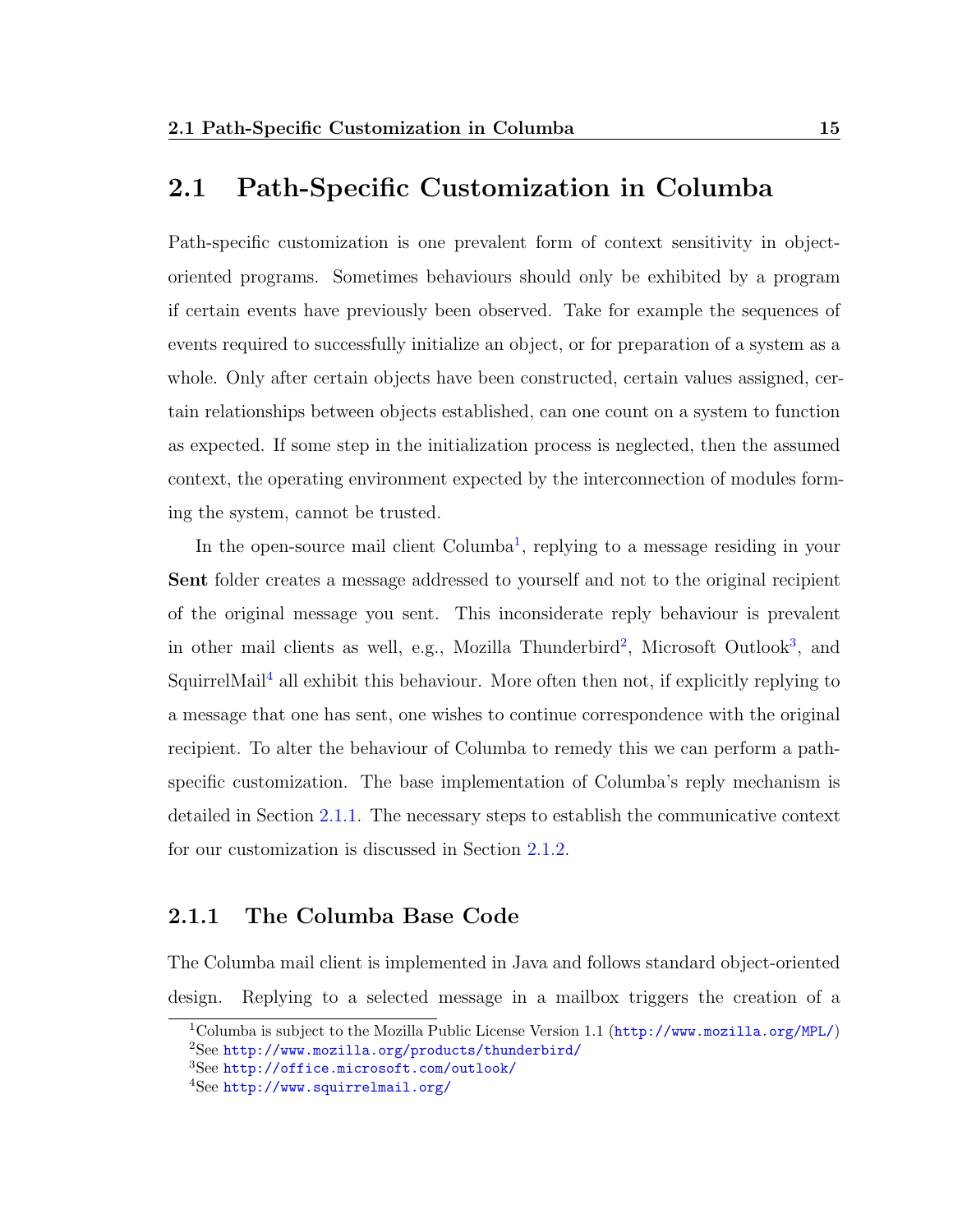## 2.1 Path-Specific Customization in Columba

Path-specific customization is one prevalent form of context sensitivity in object-oriented programs. Sometimes behaviours should only be exhibited by a program if certain events have previously been observed. Take for example the sequences of events required to successfully initialize an object, or for preparation of a system as a whole. Only after certain objects have been constructed, certain values assigned, certain relationships between objects established, can one count on a system to function as expected. If some step in the initialization process is neglected, then the assumed context, the operating environment expected by the interconnection of modules forming the system, cannot be trusted.

In the open-source mail client Columba[1], replying to a message residing in your **Sent** folder creates a message addressed to yourself and not to the original recipient of the original message you sent. This inconsiderate reply behaviour is prevalent in other mail clients as well, e.g., Mozilla Thunderbird[2], Microsoft Outlook[3], and SquirrelMail[4] all exhibit this behaviour. More often then not, if explicitly replying to a message that one has sent, one wishes to continue correspondence with the original recipient. To alter the behaviour of Columba to remedy this we can perform a path-specific customization. The base implementation of Columba's reply mechanism is detailed in Section 2.1.1. The necessary steps to establish the communicative context for our customization is discussed in Section 2.1.2.

### 2.1.1 The Columba Base Code

The Columba mail client is implemented in Java and follows standard object-oriented design. Replying to a selected message in a mailbox triggers the creation of a

[1] Columba is subject to the Mozilla Public License Version 1.1 (http://www.mozilla.org/MPL/)

[2] See http://www.mozilla.org/products/thunderbird/

[3] See http://office.microsoft.com/outlook/

[4] See http://www.squirrelmail.org/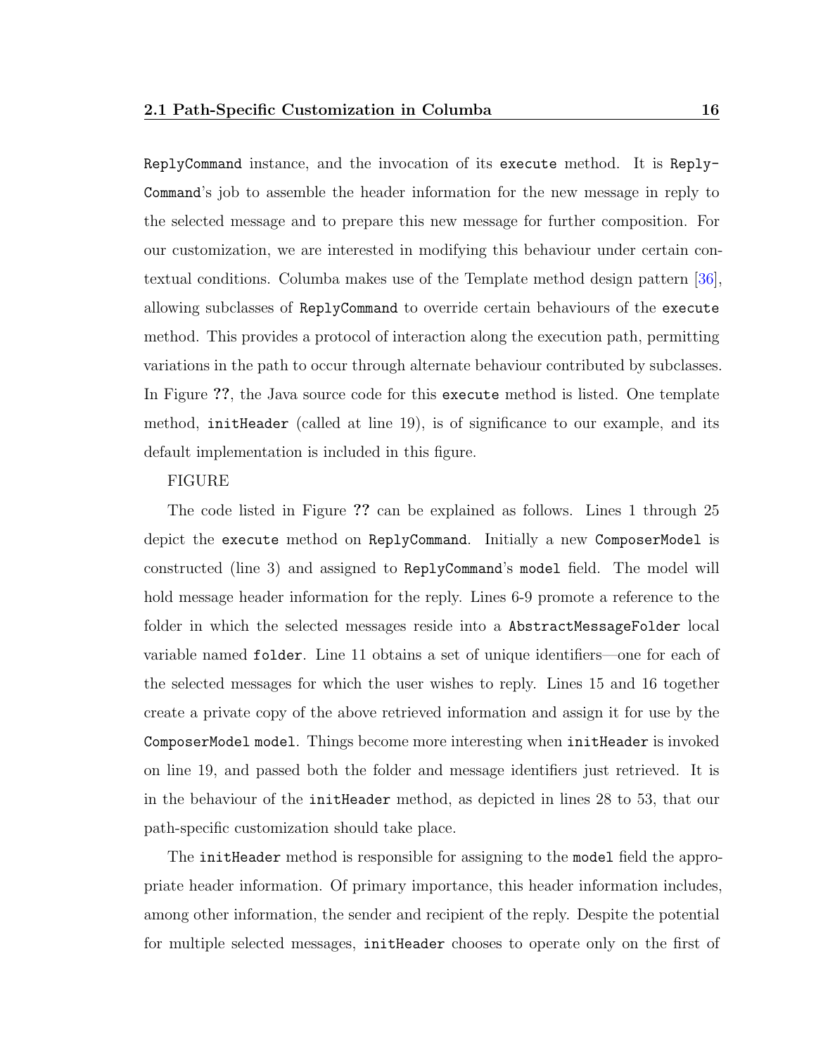ReplyCommand instance, and the invocation of its execute method. It is ReplyCommand's job to assemble the header information for the new message in reply to the selected message and to prepare this new message for further composition. For our customization, we are interested in modifying this behaviour under certain contextual conditions. Columba makes use of the Template method design pattern [36], allowing subclasses of ReplyCommand to override certain behaviours of the execute method. This provides a protocol of interaction along the execution path, permitting variations in the path to occur through alternate behaviour contributed by subclasses. In Figure ??, the Java source code for this execute method is listed. One template method, initHeader (called at line 19), is of significance to our example, and its default implementation is included in this figure.

FIGURE

The code listed in Figure ?? can be explained as follows. Lines 1 through 25 depict the execute method on ReplyCommand. Initially a new ComposerModel is constructed (line 3) and assigned to ReplyCommand's model field. The model will hold message header information for the reply. Lines 6-9 promote a reference to the folder in which the selected messages reside into a AbstractMessageFolder local variable named folder. Line 11 obtains a set of unique identifiers—one for each of the selected messages for which the user wishes to reply. Lines 15 and 16 together create a private copy of the above retrieved information and assign it for use by the ComposerModel model. Things become more interesting when initHeader is invoked on line 19, and passed both the folder and message identifiers just retrieved. It is in the behaviour of the initHeader method, as depicted in lines 28 to 53, that our path-specific customization should take place.

The initHeader method is responsible for assigning to the model field the appropriate header information. Of primary importance, this header information includes, among other information, the sender and recipient of the reply. Despite the potential for multiple selected messages, initHeader chooses to operate only on the first of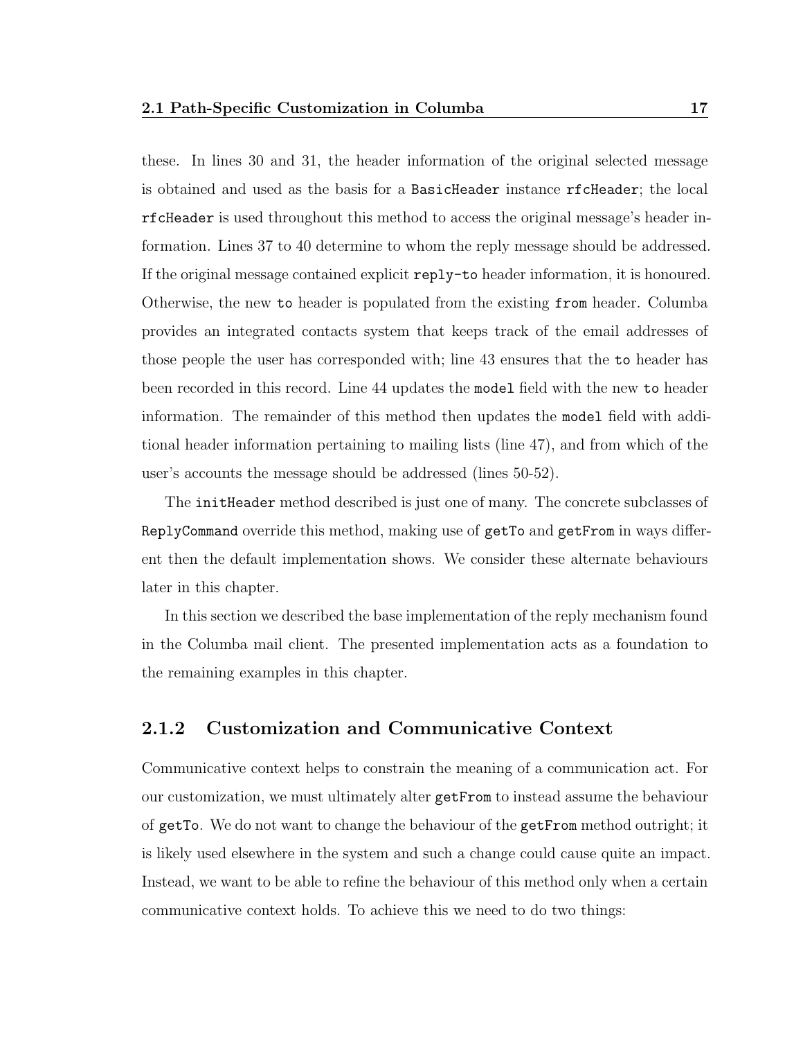these. In lines 30 and 31, the header information of the original selected message is obtained and used as the basis for a `BasicHeader` instance `rfcHeader`; the local `rfcHeader` is used throughout this method to access the original message's header information. Lines 37 to 40 determine to whom the reply message should be addressed. If the original message contained explicit `reply-to` header information, it is honoured. Otherwise, the new `to` header is populated from the existing `from` header. Columba provides an integrated contacts system that keeps track of the email addresses of those people the user has corresponded with; line 43 ensures that the `to` header has been recorded in this record. Line 44 updates the `model` field with the new `to` header information. The remainder of this method then updates the `model` field with additional header information pertaining to mailing lists (line 47), and from which of the user's accounts the message should be addressed (lines 50-52).

The `initHeader` method described is just one of many. The concrete subclasses of `ReplyCommand` override this method, making use of `getTo` and `getFrom` in ways different then the default implementation shows. We consider these alternate behaviours later in this chapter.

In this section we described the base implementation of the reply mechanism found in the Columba mail client. The presented implementation acts as a foundation to the remaining examples in this chapter.

### 2.1.2 Customization and Communicative Context

Communicative context helps to constrain the meaning of a communication act. For our customization, we must ultimately alter `getFrom` to instead assume the behaviour of `getTo`. We do not want to change the behaviour of the `getFrom` method outright; it is likely used elsewhere in the system and such a change could cause quite an impact. Instead, we want to be able to refine the behaviour of this method only when a certain communicative context holds. To achieve this we need to do two things: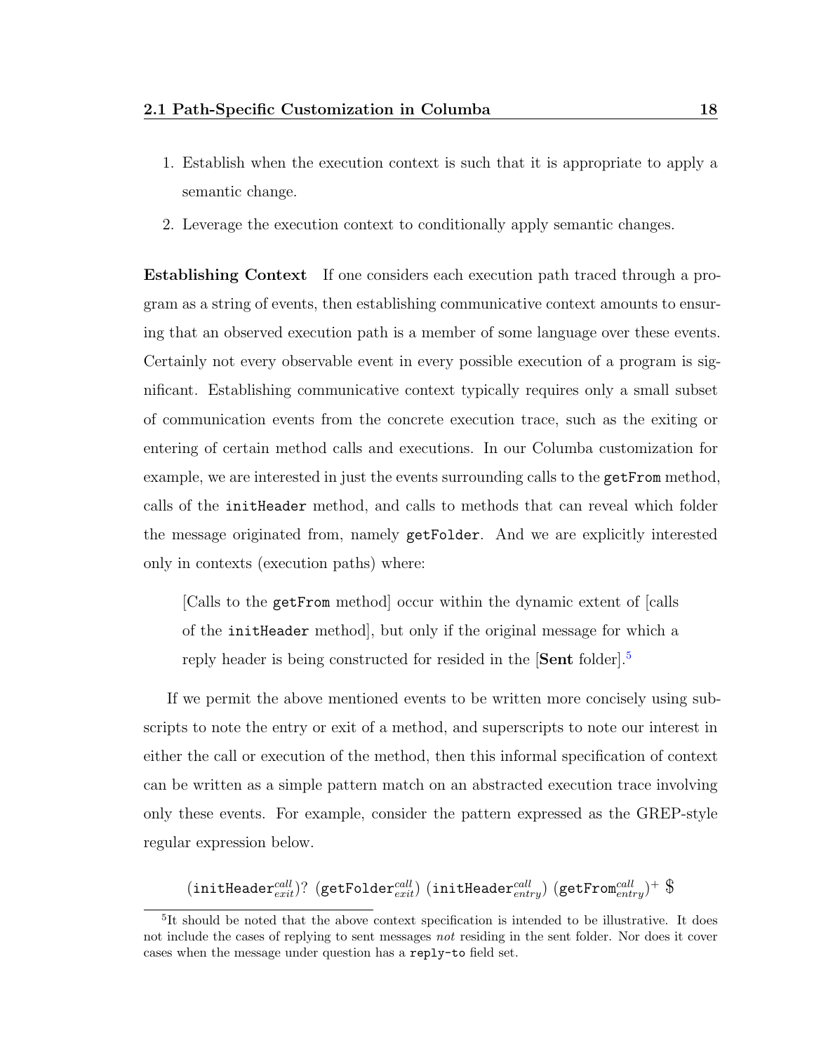1. Establish when the execution context is such that it is appropriate to apply a semantic change.
2. Leverage the execution context to conditionally apply semantic changes.

**Establishing Context** If one considers each execution path traced through a program as a string of events, then establishing communicative context amounts to ensuring that an observed execution path is a member of some language over these events. Certainly not every observable event in every possible execution of a program is significant. Establishing communicative context typically requires only a small subset of communication events from the concrete execution trace, such as the exiting or entering of certain method calls and executions. In our Columba customization for example, we are interested in just the events surrounding calls to the `getFrom` method, calls of the `initHeader` method, and calls to methods that can reveal which folder the message originated from, namely `getFolder`. And we are explicitly interested only in contexts (execution paths) where:

> [Calls to the `getFrom` method] occur within the dynamic extent of [calls of the `initHeader` method], but only if the original message for which a reply header is being constructed for resided in the [**Sent** folder].[5]

If we permit the above mentioned events to be written more concisely using subscripts to note the entry or exit of a method, and superscripts to note our interest in either the call or execution of the method, then this informal specification of context can be written as a simple pattern match on an abstracted execution trace involving only these events. For example, consider the pattern expressed as the GREP-style regular expression below.

$$(\texttt{initHeader}^{call}_{exit})?\ (\texttt{getFolder}^{call}_{exit})\ (\texttt{initHeader}^{call}_{entry})\ (\texttt{getFrom}^{call}_{entry})^{+}\ \$$$

[5]It should be noted that the above context specification is intended to be illustrative. It does not include the cases of replying to sent messages *not* residing in the sent folder. Nor does it cover cases when the message under question has a `reply-to` field set.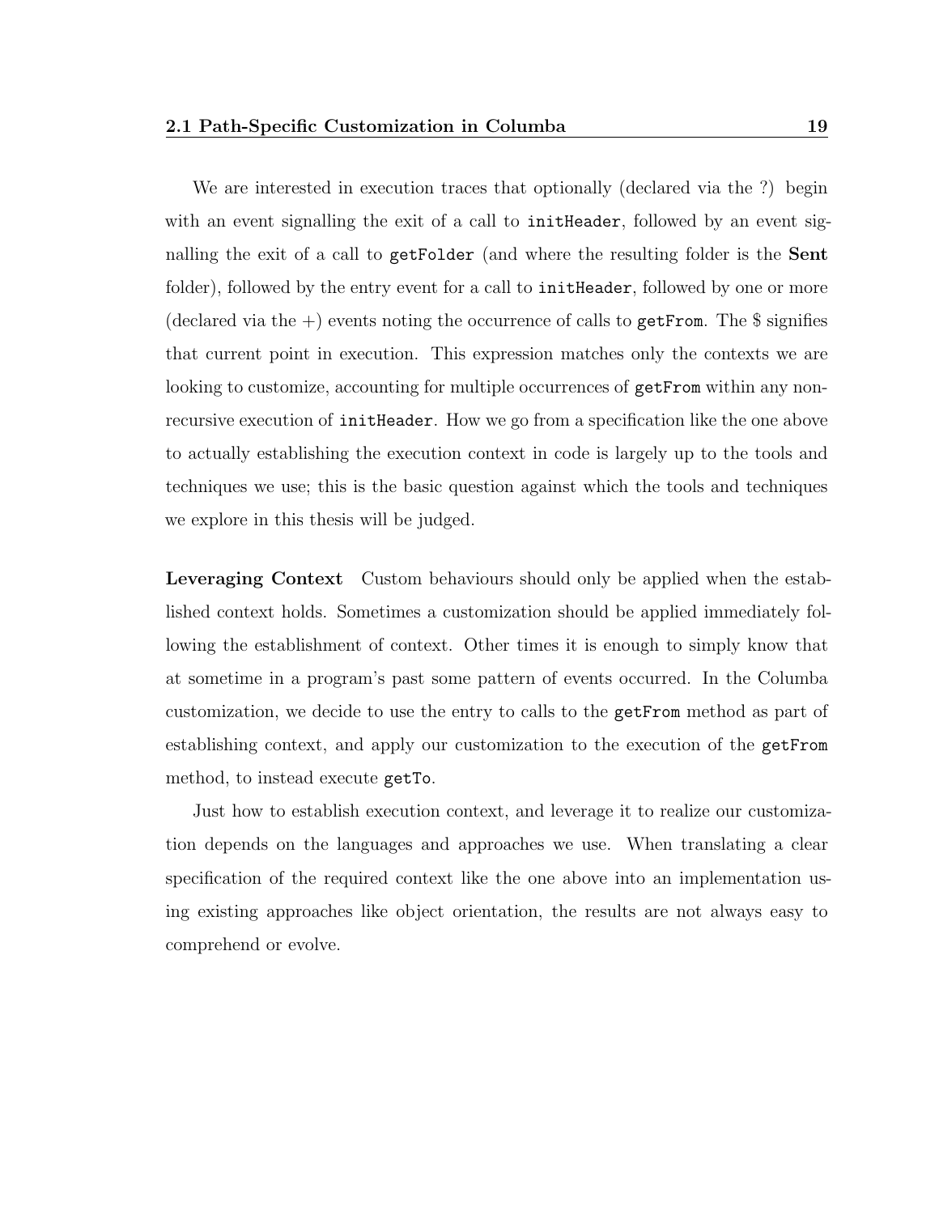We are interested in execution traces that optionally (declared via the ?) begin with an event signalling the exit of a call to `initHeader`, followed by an event signalling the exit of a call to `getFolder` (and where the resulting folder is the **Sent** folder), followed by the entry event for a call to `initHeader`, followed by one or more (declared via the +) events noting the occurrence of calls to `getFrom`. The $ signifies that current point in execution. This expression matches only the contexts we are looking to customize, accounting for multiple occurrences of `getFrom` within any non-recursive execution of `initHeader`. How we go from a specification like the one above to actually establishing the execution context in code is largely up to the tools and techniques we use; this is the basic question against which the tools and techniques we explore in this thesis will be judged.

**Leveraging Context** Custom behaviours should only be applied when the established context holds. Sometimes a customization should be applied immediately following the establishment of context. Other times it is enough to simply know that at sometime in a program's past some pattern of events occurred. In the Columba customization, we decide to use the entry to calls to the `getFrom` method as part of establishing context, and apply our customization to the execution of the `getFrom` method, to instead execute `getTo`.

Just how to establish execution context, and leverage it to realize our customization depends on the languages and approaches we use. When translating a clear specification of the required context like the one above into an implementation using existing approaches like object orientation, the results are not always easy to comprehend or evolve.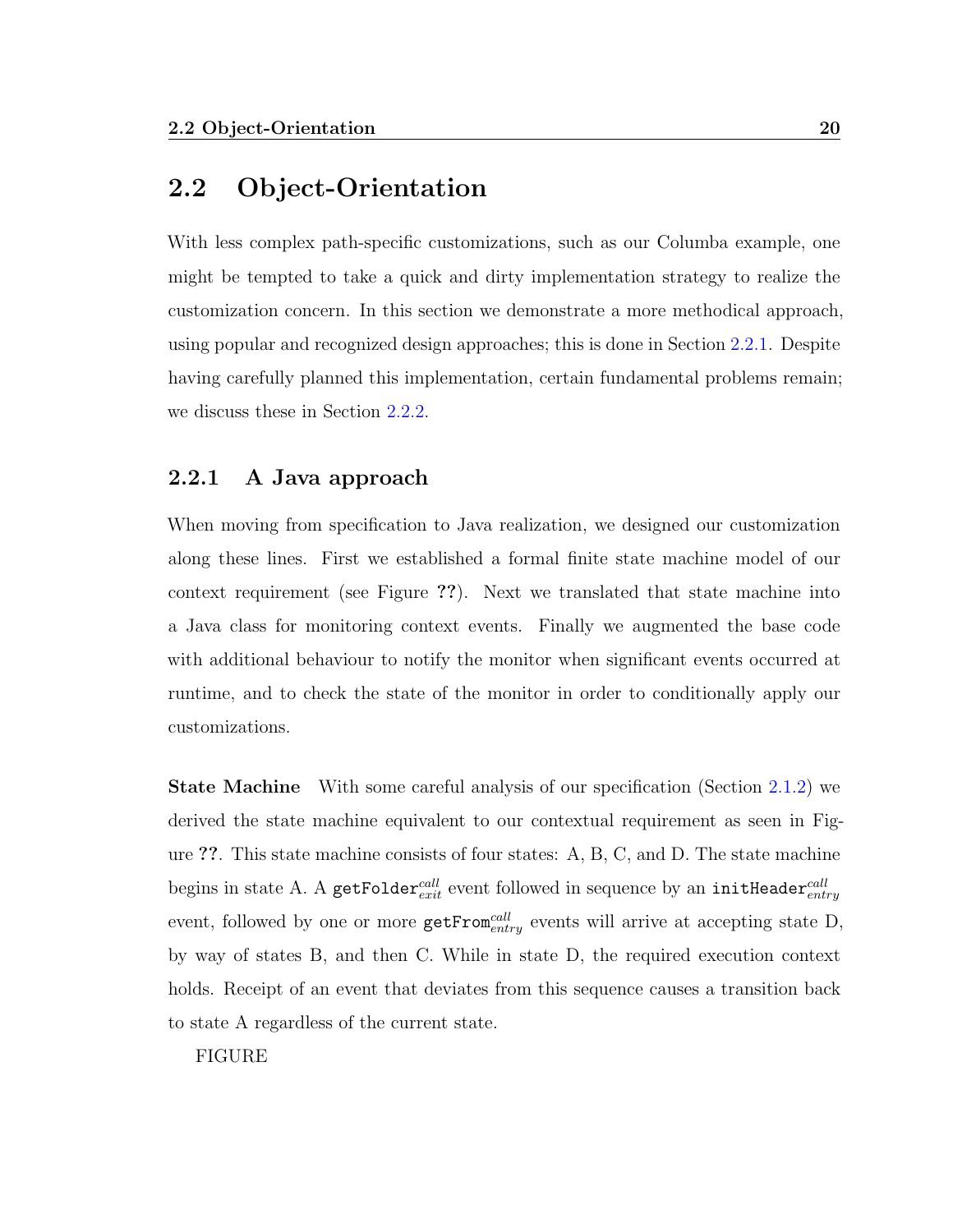## 2.2 Object-Orientation

With less complex path-specific customizations, such as our Columba example, one might be tempted to take a quick and dirty implementation strategy to realize the customization concern. In this section we demonstrate a more methodical approach, using popular and recognized design approaches; this is done in Section 2.2.1. Despite having carefully planned this implementation, certain fundamental problems remain; we discuss these in Section 2.2.2.

### 2.2.1 A Java approach

When moving from specification to Java realization, we designed our customization along these lines. First we established a formal finite state machine model of our context requirement (see Figure **??**). Next we translated that state machine into a Java class for monitoring context events. Finally we augmented the base code with additional behaviour to notify the monitor when significant events occurred at runtime, and to check the state of the monitor in order to conditionally apply our customizations.

**State Machine** With some careful analysis of our specification (Section 2.1.2) we derived the state machine equivalent to our contextual requirement as seen in Figure **??**. This state machine consists of four states: A, B, C, and D. The state machine begins in state A. A $\texttt{getFolder}^{call}_{exit}$ event followed in sequence by an $\texttt{initHeader}^{call}_{entry}$ event, followed by one or more $\texttt{getFrom}^{call}_{entry}$ events will arrive at accepting state D, by way of states B, and then C. While in state D, the required execution context holds. Receipt of an event that deviates from this sequence causes a transition back to state A regardless of the current state.

FIGURE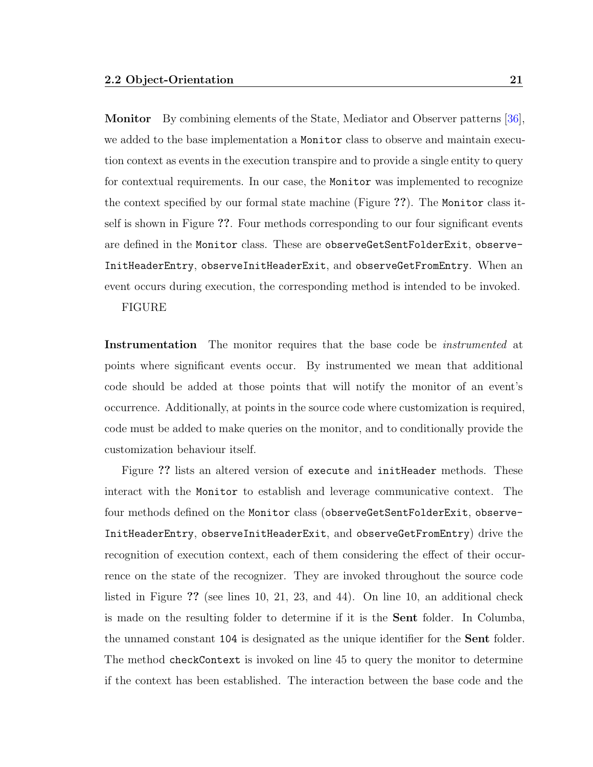**Monitor** By combining elements of the State, Mediator and Observer patterns [36], we added to the base implementation a `Monitor` class to observe and maintain execution context as events in the execution transpire and to provide a single entity to query for contextual requirements. In our case, the `Monitor` was implemented to recognize the context specified by our formal state machine (Figure **??**). The `Monitor` class itself is shown in Figure **??**. Four methods corresponding to our four significant events are defined in the `Monitor` class. These are `observeGetSentFolderExit`, `observeInitHeaderEntry`, `observeInitHeaderExit`, and `observeGetFromEntry`. When an event occurs during execution, the corresponding method is intended to be invoked.

FIGURE

**Instrumentation** The monitor requires that the base code be *instrumented* at points where significant events occur. By instrumented we mean that additional code should be added at those points that will notify the monitor of an event's occurrence. Additionally, at points in the source code where customization is required, code must be added to make queries on the monitor, and to conditionally provide the customization behaviour itself.

Figure **??** lists an altered version of `execute` and `initHeader` methods. These interact with the `Monitor` to establish and leverage communicative context. The four methods defined on the `Monitor` class (`observeGetSentFolderExit`, `observeInitHeaderEntry`, `observeInitHeaderExit`, and `observeGetFromEntry`) drive the recognition of execution context, each of them considering the effect of their occurrence on the state of the recognizer. They are invoked throughout the source code listed in Figure **??** (see lines 10, 21, 23, and 44). On line 10, an additional check is made on the resulting folder to determine if it is the **Sent** folder. In Columba, the unnamed constant `104` is designated as the unique identifier for the **Sent** folder. The method `checkContext` is invoked on line 45 to query the monitor to determine if the context has been established. The interaction between the base code and the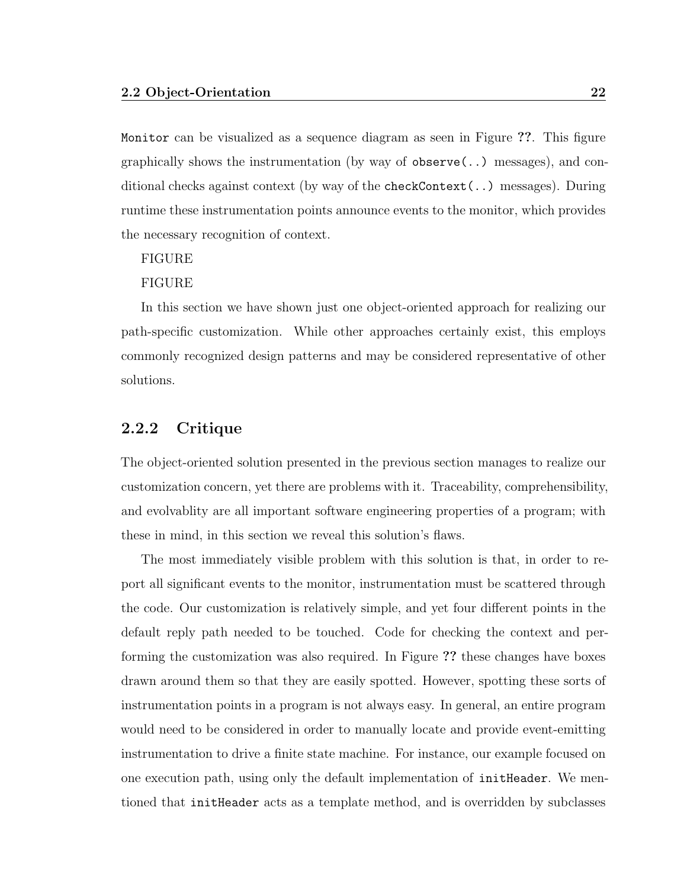`Monitor` can be visualized as a sequence diagram as seen in Figure **??**. This figure graphically shows the instrumentation (by way of `observe(..)` messages), and conditional checks against context (by way of the `checkContext(..)` messages). During runtime these instrumentation points announce events to the monitor, which provides the necessary recognition of context.

FIGURE

FIGURE

In this section we have shown just one object-oriented approach for realizing our path-specific customization. While other approaches certainly exist, this employs commonly recognized design patterns and may be considered representative of other solutions.

### 2.2.2 Critique

The object-oriented solution presented in the previous section manages to realize our customization concern, yet there are problems with it. Traceability, comprehensibility, and evolvablity are all important software engineering properties of a program; with these in mind, in this section we reveal this solution's flaws.

The most immediately visible problem with this solution is that, in order to report all significant events to the monitor, instrumentation must be scattered through the code. Our customization is relatively simple, and yet four different points in the default reply path needed to be touched. Code for checking the context and performing the customization was also required. In Figure **??** these changes have boxes drawn around them so that they are easily spotted. However, spotting these sorts of instrumentation points in a program is not always easy. In general, an entire program would need to be considered in order to manually locate and provide event-emitting instrumentation to drive a finite state machine. For instance, our example focused on one execution path, using only the default implementation of `initHeader`. We mentioned that `initHeader` acts as a template method, and is overridden by subclasses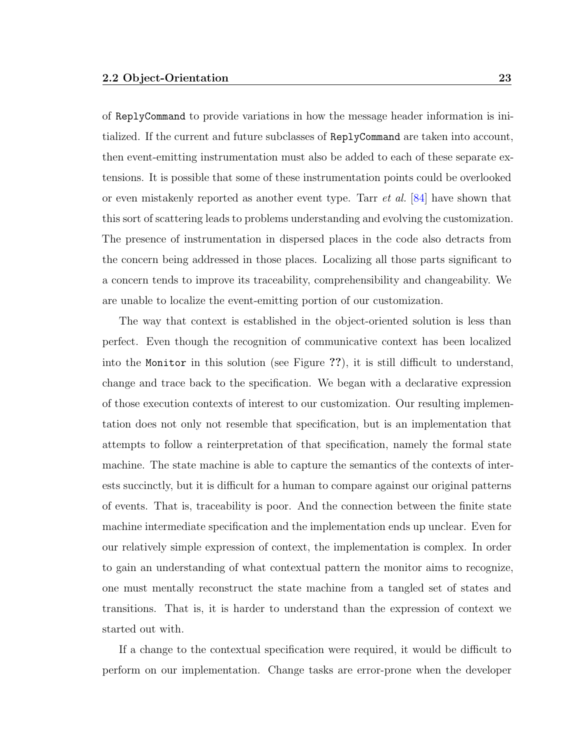of `ReplyCommand` to provide variations in how the message header information is initialized. If the current and future subclasses of `ReplyCommand` are taken into account, then event-emitting instrumentation must also be added to each of these separate extensions. It is possible that some of these instrumentation points could be overlooked or even mistakenly reported as another event type. Tarr *et al.* [84] have shown that this sort of scattering leads to problems understanding and evolving the customization. The presence of instrumentation in dispersed places in the code also detracts from the concern being addressed in those places. Localizing all those parts significant to a concern tends to improve its traceability, comprehensibility and changeability. We are unable to localize the event-emitting portion of our customization.

The way that context is established in the object-oriented solution is less than perfect. Even though the recognition of communicative context has been localized into the `Monitor` in this solution (see Figure **??**), it is still difficult to understand, change and trace back to the specification. We began with a declarative expression of those execution contexts of interest to our customization. Our resulting implementation does not only not resemble that specification, but is an implementation that attempts to follow a reinterpretation of that specification, namely the formal state machine. The state machine is able to capture the semantics of the contexts of interests succinctly, but it is difficult for a human to compare against our original patterns of events. That is, traceability is poor. And the connection between the finite state machine intermediate specification and the implementation ends up unclear. Even for our relatively simple expression of context, the implementation is complex. In order to gain an understanding of what contextual pattern the monitor aims to recognize, one must mentally reconstruct the state machine from a tangled set of states and transitions. That is, it is harder to understand than the expression of context we started out with.

If a change to the contextual specification were required, it would be difficult to perform on our implementation. Change tasks are error-prone when the developer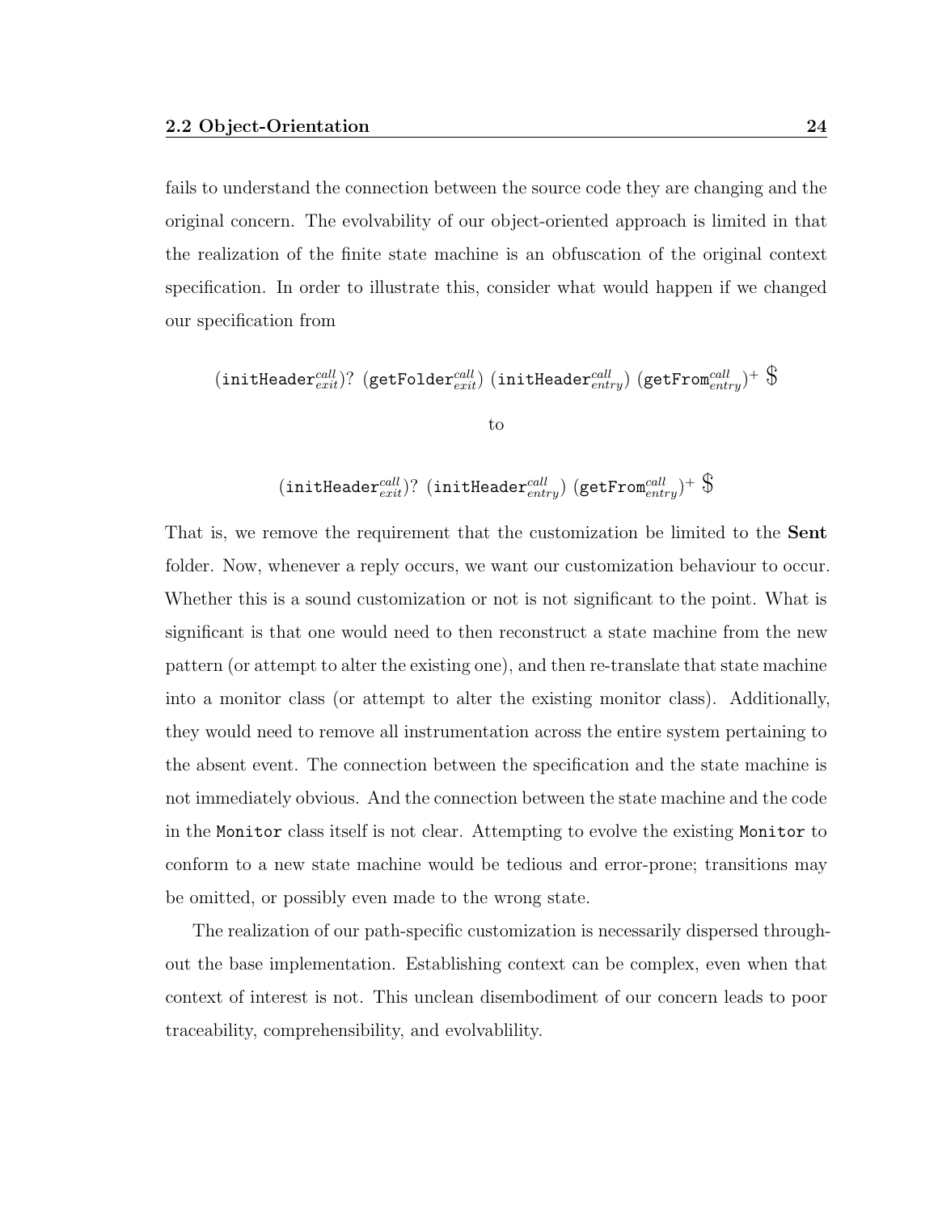fails to understand the connection between the source code they are changing and the original concern. The evolvability of our object-oriented approach is limited in that the realization of the finite state machine is an obfuscation of the original context specification. In order to illustrate this, consider what would happen if we changed our specification from

$$(\texttt{initHeader}^{call}_{exit})?\ (\texttt{getFolder}^{call}_{exit})\ (\texttt{initHeader}^{call}_{entry})\ (\texttt{getFrom}^{call}_{entry})^{+}\ \$$$

to

$$(\texttt{initHeader}^{call}_{exit})?\ (\texttt{initHeader}^{call}_{entry})\ (\texttt{getFrom}^{call}_{entry})^{+}\ \$$$

That is, we remove the requirement that the customization be limited to the **Sent** folder. Now, whenever a reply occurs, we want our customization behaviour to occur. Whether this is a sound customization or not is not significant to the point. What is significant is that one would need to then reconstruct a state machine from the new pattern (or attempt to alter the existing one), and then re-translate that state machine into a monitor class (or attempt to alter the existing monitor class). Additionally, they would need to remove all instrumentation across the entire system pertaining to the absent event. The connection between the specification and the state machine is not immediately obvious. And the connection between the state machine and the code in the `Monitor` class itself is not clear. Attempting to evolve the existing `Monitor` to conform to a new state machine would be tedious and error-prone; transitions may be omitted, or possibly even made to the wrong state.

The realization of our path-specific customization is necessarily dispersed throughout the base implementation. Establishing context can be complex, even when that context of interest is not. This unclean disembodiment of our concern leads to poor traceability, comprehensibility, and evolvablility.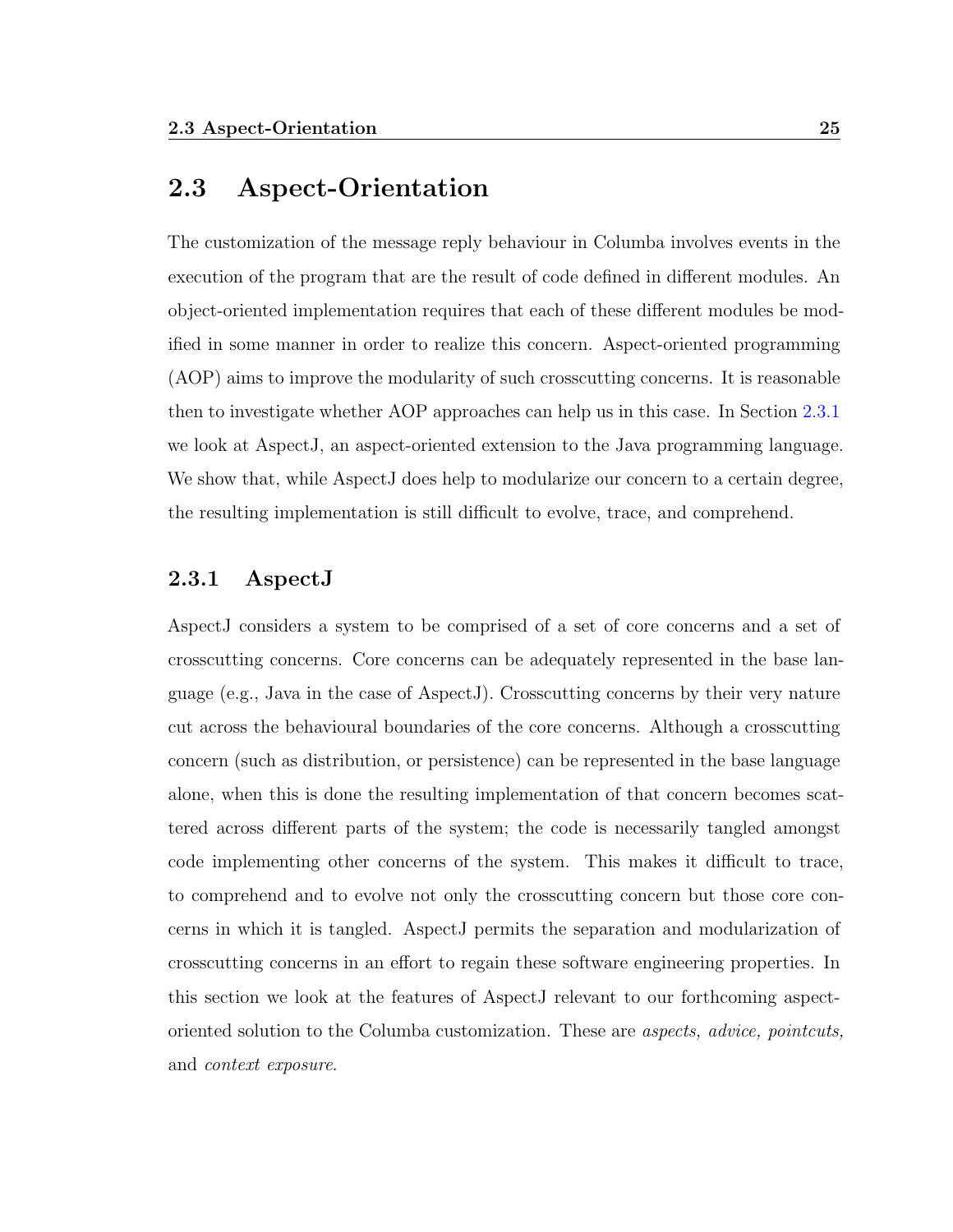## 2.3 Aspect-Orientation

The customization of the message reply behaviour in Columba involves events in the execution of the program that are the result of code defined in different modules. An object-oriented implementation requires that each of these different modules be modified in some manner in order to realize this concern. Aspect-oriented programming (AOP) aims to improve the modularity of such crosscutting concerns. It is reasonable then to investigate whether AOP approaches can help us in this case. In Section 2.3.1 we look at AspectJ, an aspect-oriented extension to the Java programming language. We show that, while AspectJ does help to modularize our concern to a certain degree, the resulting implementation is still difficult to evolve, trace, and comprehend.

### 2.3.1 AspectJ

AspectJ considers a system to be comprised of a set of core concerns and a set of crosscutting concerns. Core concerns can be adequately represented in the base language (e.g., Java in the case of AspectJ). Crosscutting concerns by their very nature cut across the behavioural boundaries of the core concerns. Although a crosscutting concern (such as distribution, or persistence) can be represented in the base language alone, when this is done the resulting implementation of that concern becomes scattered across different parts of the system; the code is necessarily tangled amongst code implementing other concerns of the system. This makes it difficult to trace, to comprehend and to evolve not only the crosscutting concern but those core concerns in which it is tangled. AspectJ permits the separation and modularization of crosscutting concerns in an effort to regain these software engineering properties. In this section we look at the features of AspectJ relevant to our forthcoming aspect-oriented solution to the Columba customization. These are *aspects, advice, pointcuts,* and *context exposure*.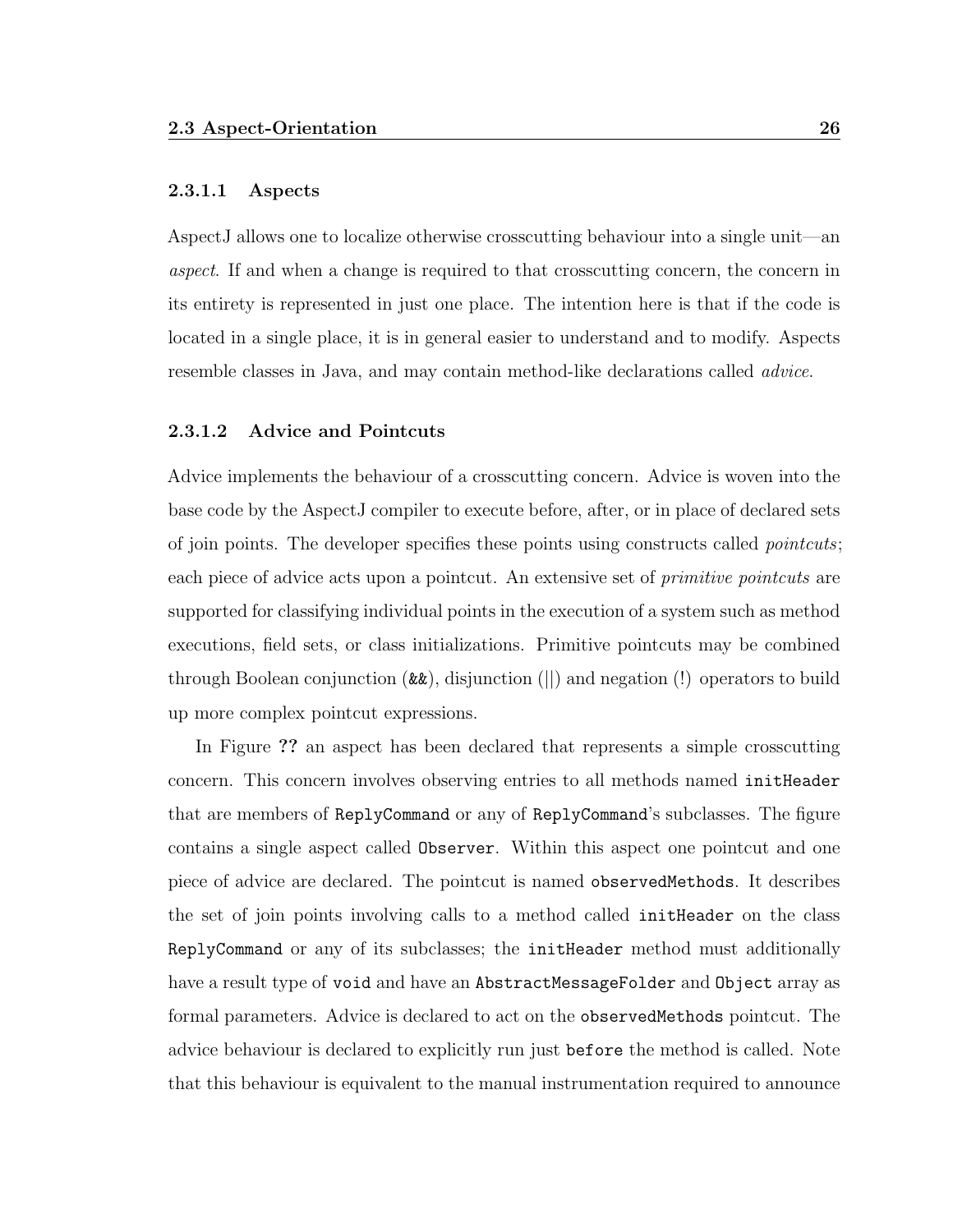#### 2.3.1.1 Aspects

AspectJ allows one to localize otherwise crosscutting behaviour into a single unit—an *aspect*. If and when a change is required to that crosscutting concern, the concern in its entirety is represented in just one place. The intention here is that if the code is located in a single place, it is in general easier to understand and to modify. Aspects resemble classes in Java, and may contain method-like declarations called *advice*.

#### 2.3.1.2 Advice and Pointcuts

Advice implements the behaviour of a crosscutting concern. Advice is woven into the base code by the AspectJ compiler to execute before, after, or in place of declared sets of join points. The developer specifies these points using constructs called *pointcuts*; each piece of advice acts upon a pointcut. An extensive set of *primitive pointcuts* are supported for classifying individual points in the execution of a system such as method executions, field sets, or class initializations. Primitive pointcuts may be combined through Boolean conjunction (`&&`), disjunction (||) and negation (!) operators to build up more complex pointcut expressions.

In Figure **??** an aspect has been declared that represents a simple crosscutting concern. This concern involves observing entries to all methods named `initHeader` that are members of `ReplyCommand` or any of `ReplyCommand`'s subclasses. The figure contains a single aspect called `Observer`. Within this aspect one pointcut and one piece of advice are declared. The pointcut is named `observedMethods`. It describes the set of join points involving calls to a method called `initHeader` on the class `ReplyCommand` or any of its subclasses; the `initHeader` method must additionally have a result type of `void` and have an `AbstractMessageFolder` and `Object` array as formal parameters. Advice is declared to act on the `observedMethods` pointcut. The advice behaviour is declared to explicitly run just `before` the method is called. Note that this behaviour is equivalent to the manual instrumentation required to announce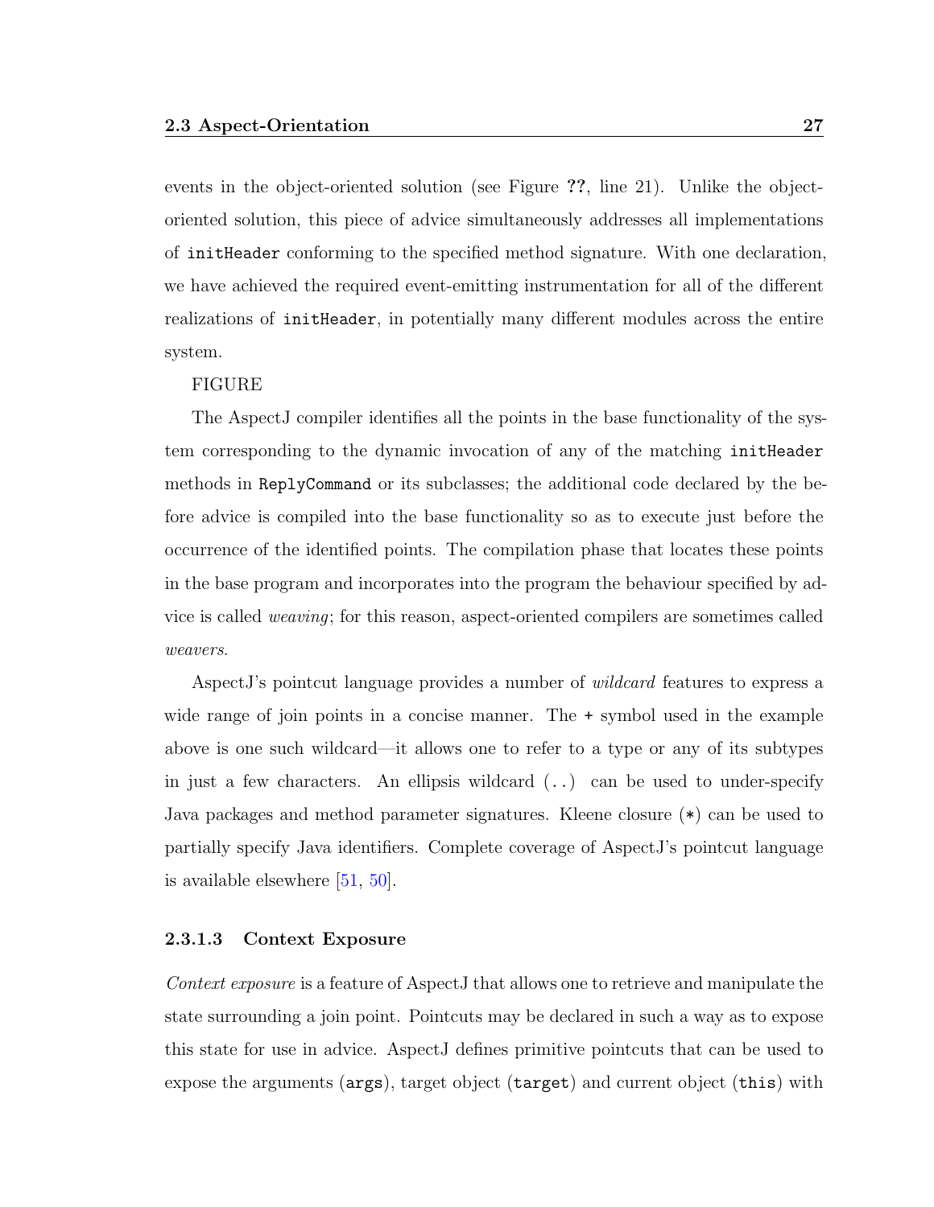events in the object-oriented solution (see Figure ??, line 21). Unlike the object-oriented solution, this piece of advice simultaneously addresses all implementations of `initHeader` conforming to the specified method signature. With one declaration, we have achieved the required event-emitting instrumentation for all of the different realizations of `initHeader`, in potentially many different modules across the entire system.

FIGURE

The AspectJ compiler identifies all the points in the base functionality of the system corresponding to the dynamic invocation of any of the matching `initHeader` methods in `ReplyCommand` or its subclasses; the additional code declared by the before advice is compiled into the base functionality so as to execute just before the occurrence of the identified points. The compilation phase that locates these points in the base program and incorporates into the program the behaviour specified by advice is called *weaving*; for this reason, aspect-oriented compilers are sometimes called *weavers*.

AspectJ's pointcut language provides a number of *wildcard* features to express a wide range of join points in a concise manner. The `+` symbol used in the example above is one such wildcard—it allows one to refer to a type or any of its subtypes in just a few characters. An ellipsis wildcard (`..`) can be used to under-specify Java packages and method parameter signatures. Kleene closure (`*`) can be used to partially specify Java identifiers. Complete coverage of AspectJ's pointcut language is available elsewhere [51, 50].

#### 2.3.1.3 Context Exposure

*Context exposure* is a feature of AspectJ that allows one to retrieve and manipulate the state surrounding a join point. Pointcuts may be declared in such a way as to expose this state for use in advice. AspectJ defines primitive pointcuts that can be used to expose the arguments (`args`), target object (`target`) and current object (`this`) with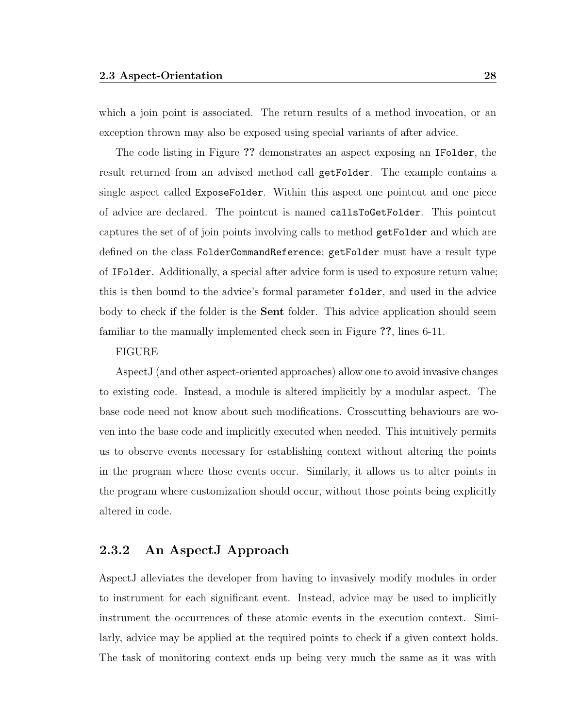which a join point is associated. The return results of a method invocation, or an exception thrown may also be exposed using special variants of after advice.

The code listing in Figure **??** demonstrates an aspect exposing an `IFolder`, the result returned from an advised method call `getFolder`. The example contains a single aspect called `ExposeFolder`. Within this aspect one pointcut and one piece of advice are declared. The pointcut is named `callsToGetFolder`. This pointcut captures the set of of join points involving calls to method `getFolder` and which are defined on the class `FolderCommandReference`; `getFolder` must have a result type of `IFolder`. Additionally, a special after advice form is used to exposure return value; this is then bound to the advice's formal parameter `folder`, and used in the advice body to check if the folder is the **Sent** folder. This advice application should seem familiar to the manually implemented check seen in Figure **??**, lines 6-11.

FIGURE

AspectJ (and other aspect-oriented approaches) allow one to avoid invasive changes to existing code. Instead, a module is altered implicitly by a modular aspect. The base code need not know about such modifications. Crosscutting behaviours are woven into the base code and implicitly executed when needed. This intuitively permits us to observe events necessary for establishing context without altering the points in the program where those events occur. Similarly, it allows us to alter points in the program where customization should occur, without those points being explicitly altered in code.

### 2.3.2 An AspectJ Approach

AspectJ alleviates the developer from having to invasively modify modules in order to instrument for each significant event. Instead, advice may be used to implicitly instrument the occurrences of these atomic events in the execution context. Similarly, advice may be applied at the required points to check if a given context holds. The task of monitoring context ends up being very much the same as it was with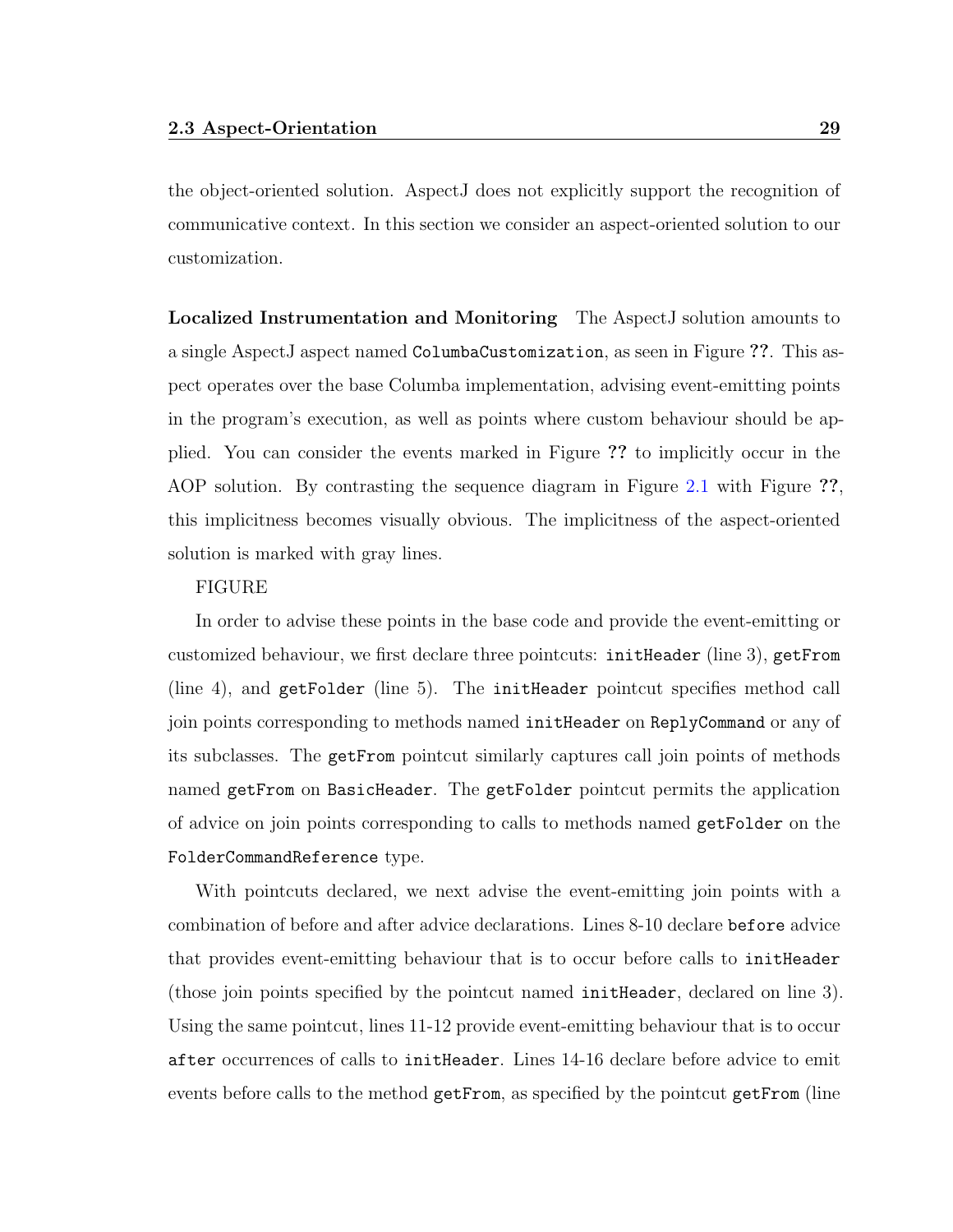the object-oriented solution. AspectJ does not explicitly support the recognition of communicative context. In this section we consider an aspect-oriented solution to our customization.

**Localized Instrumentation and Monitoring** The AspectJ solution amounts to a single AspectJ aspect named `ColumbaCustomization`, as seen in Figure **??**. This aspect operates over the base Columba implementation, advising event-emitting points in the program's execution, as well as points where custom behaviour should be applied. You can consider the events marked in Figure **??** to implicitly occur in the AOP solution. By contrasting the sequence diagram in Figure 2.1 with Figure **??**, this implicitness becomes visually obvious. The implicitness of the aspect-oriented solution is marked with gray lines.

FIGURE

In order to advise these points in the base code and provide the event-emitting or customized behaviour, we first declare three pointcuts: `initHeader` (line 3), `getFrom` (line 4), and `getFolder` (line 5). The `initHeader` pointcut specifies method call join points corresponding to methods named `initHeader` on `ReplyCommand` or any of its subclasses. The `getFrom` pointcut similarly captures call join points of methods named `getFrom` on `BasicHeader`. The `getFolder` pointcut permits the application of advice on join points corresponding to calls to methods named `getFolder` on the `FolderCommandReference` type.

With pointcuts declared, we next advise the event-emitting join points with a combination of before and after advice declarations. Lines 8-10 declare `before` advice that provides event-emitting behaviour that is to occur before calls to `initHeader` (those join points specified by the pointcut named `initHeader`, declared on line 3). Using the same pointcut, lines 11-12 provide event-emitting behaviour that is to occur `after` occurrences of calls to `initHeader`. Lines 14-16 declare before advice to emit events before calls to the method `getFrom`, as specified by the pointcut `getFrom` (line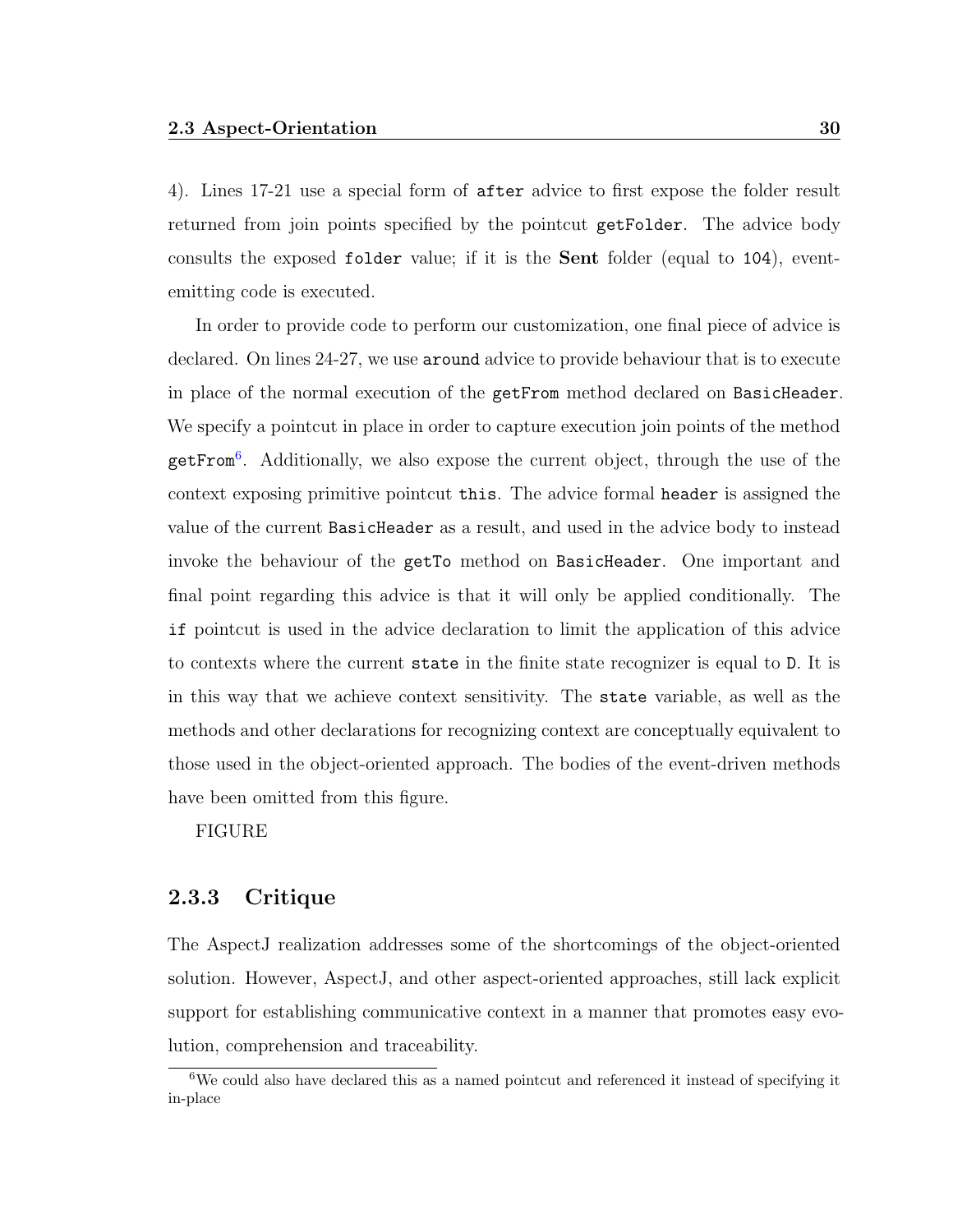4). Lines 17-21 use a special form of `after` advice to first expose the folder result returned from join points specified by the pointcut `getFolder`. The advice body consults the exposed `folder` value; if it is the **Sent** folder (equal to `104`), event-emitting code is executed.

In order to provide code to perform our customization, one final piece of advice is declared. On lines 24-27, we use `around` advice to provide behaviour that is to execute in place of the normal execution of the `getFrom` method declared on `BasicHeader`. We specify a pointcut in place in order to capture execution join points of the method `getFrom`[6]. Additionally, we also expose the current object, through the use of the context exposing primitive pointcut `this`. The advice formal `header` is assigned the value of the current `BasicHeader` as a result, and used in the advice body to instead invoke the behaviour of the `getTo` method on `BasicHeader`. One important and final point regarding this advice is that it will only be applied conditionally. The `if` pointcut is used in the advice declaration to limit the application of this advice to contexts where the current `state` in the finite state recognizer is equal to `D`. It is in this way that we achieve context sensitivity. The `state` variable, as well as the methods and other declarations for recognizing context are conceptually equivalent to those used in the object-oriented approach. The bodies of the event-driven methods have been omitted from this figure.

FIGURE

### 2.3.3 Critique

The AspectJ realization addresses some of the shortcomings of the object-oriented solution. However, AspectJ, and other aspect-oriented approaches, still lack explicit support for establishing communicative context in a manner that promotes easy evolution, comprehension and traceability.

[6]We could also have declared this as a named pointcut and referenced it instead of specifying it in-place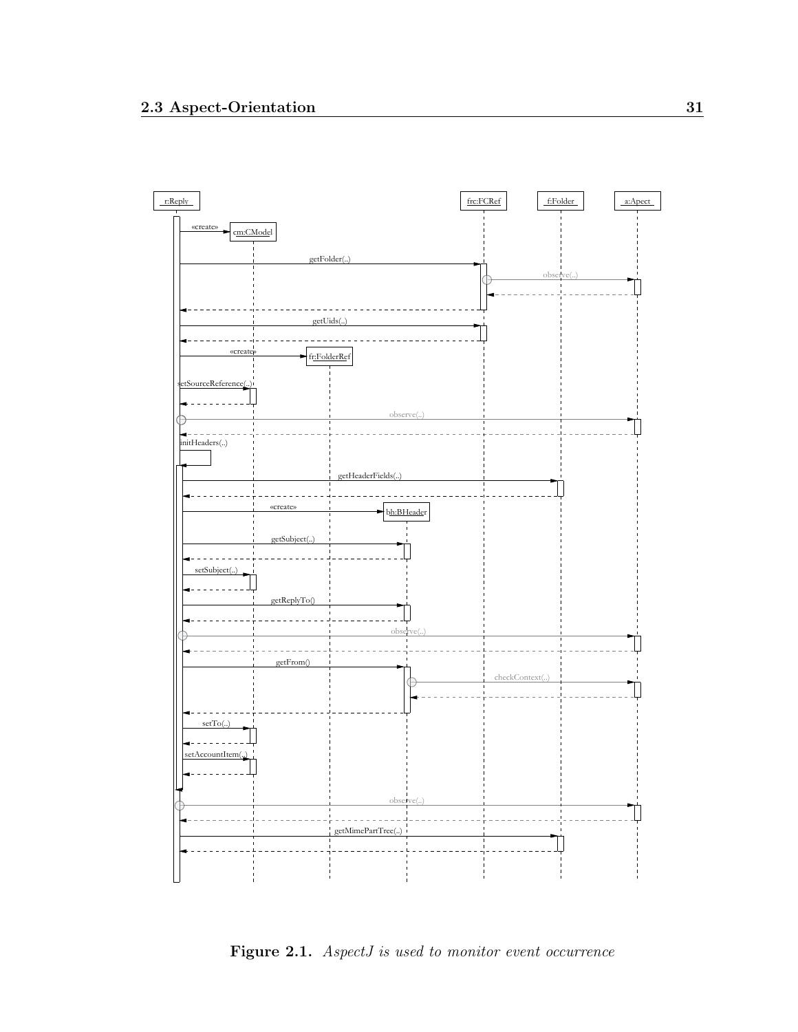r:Reply cm:CModel fr:FolderRef bh:BHeader frc:FCRef f:Folder a:Apect

«create» getFolder(..) observe(..) getUids(..) «create» setSourceReference(..) observe(..) initHeaders(..) getHeaderFields(..) «create» getSubject(..) setSubject(..) getReplyTo() observe(..) getFrom() checkContext(..) setTo(..) setAccountItem(..) observe(..) getMimePartTree(..)

**Figure 2.1.** *AspectJ is used to monitor event occurrence*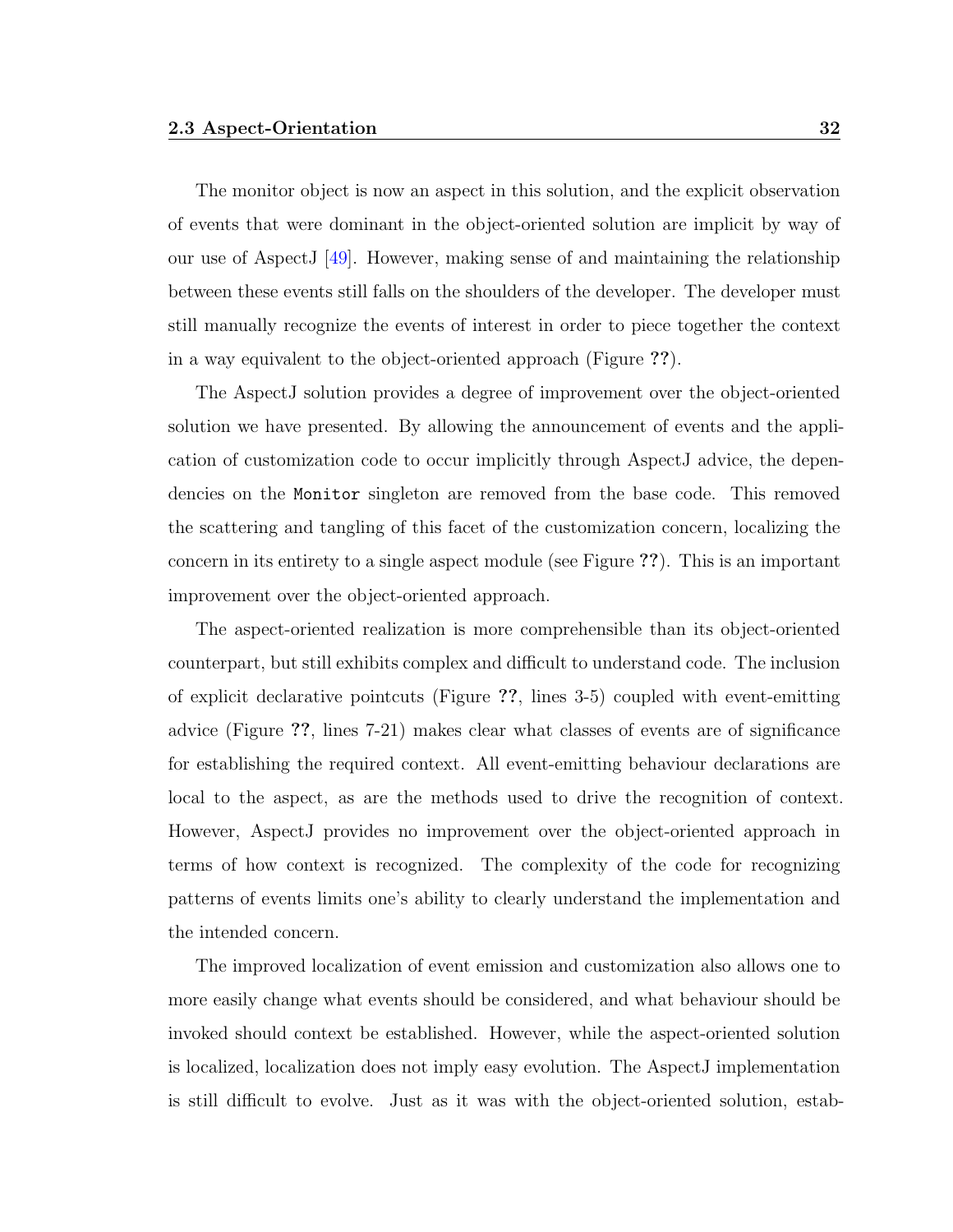The monitor object is now an aspect in this solution, and the explicit observation of events that were dominant in the object-oriented solution are implicit by way of our use of AspectJ [49]. However, making sense of and maintaining the relationship between these events still falls on the shoulders of the developer. The developer must still manually recognize the events of interest in order to piece together the context in a way equivalent to the object-oriented approach (Figure **??**).

The AspectJ solution provides a degree of improvement over the object-oriented solution we have presented. By allowing the announcement of events and the application of customization code to occur implicitly through AspectJ advice, the dependencies on the `Monitor` singleton are removed from the base code. This removed the scattering and tangling of this facet of the customization concern, localizing the concern in its entirety to a single aspect module (see Figure **??**). This is an important improvement over the object-oriented approach.

The aspect-oriented realization is more comprehensible than its object-oriented counterpart, but still exhibits complex and difficult to understand code. The inclusion of explicit declarative pointcuts (Figure **??**, lines 3-5) coupled with event-emitting advice (Figure **??**, lines 7-21) makes clear what classes of events are of significance for establishing the required context. All event-emitting behaviour declarations are local to the aspect, as are the methods used to drive the recognition of context. However, AspectJ provides no improvement over the object-oriented approach in terms of how context is recognized. The complexity of the code for recognizing patterns of events limits one's ability to clearly understand the implementation and the intended concern.

The improved localization of event emission and customization also allows one to more easily change what events should be considered, and what behaviour should be invoked should context be established. However, while the aspect-oriented solution is localized, localization does not imply easy evolution. The AspectJ implementation is still difficult to evolve. Just as it was with the object-oriented solution, estab-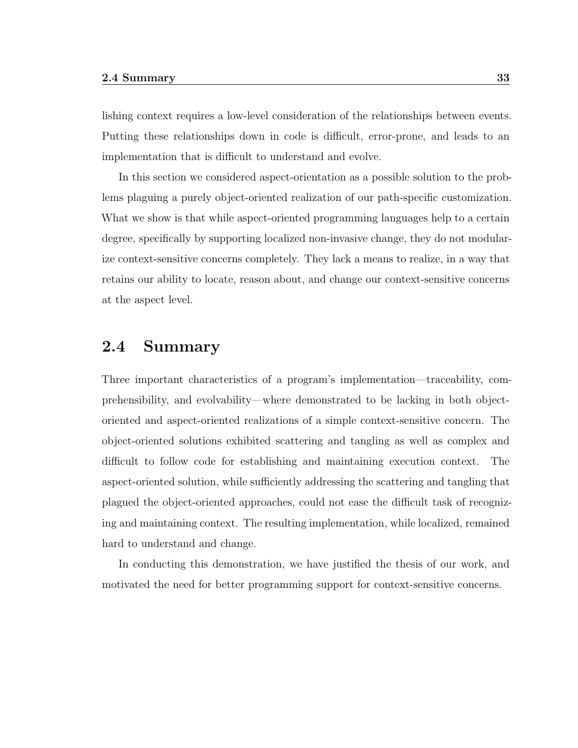lishing context requires a low-level consideration of the relationships between events. Putting these relationships down in code is difficult, error-prone, and leads to an implementation that is difficult to understand and evolve.

In this section we considered aspect-orientation as a possible solution to the problems plaguing a purely object-oriented realization of our path-specific customization. What we show is that while aspect-oriented programming languages help to a certain degree, specifically by supporting localized non-invasive change, they do not modularize context-sensitive concerns completely. They lack a means to realize, in a way that retains our ability to locate, reason about, and change our context-sensitive concerns at the aspect level.

## 2.4 Summary

Three important characteristics of a program's implementation—traceability, comprehensibility, and evolvability—where demonstrated to be lacking in both object-oriented and aspect-oriented realizations of a simple context-sensitive concern. The object-oriented solutions exhibited scattering and tangling as well as complex and difficult to follow code for establishing and maintaining execution context. The aspect-oriented solution, while sufficiently addressing the scattering and tangling that plagued the object-oriented approaches, could not ease the difficult task of recognizing and maintaining context. The resulting implementation, while localized, remained hard to understand and change.

In conducting this demonstration, we have justified the thesis of our work, and motivated the need for better programming support for context-sensitive concerns.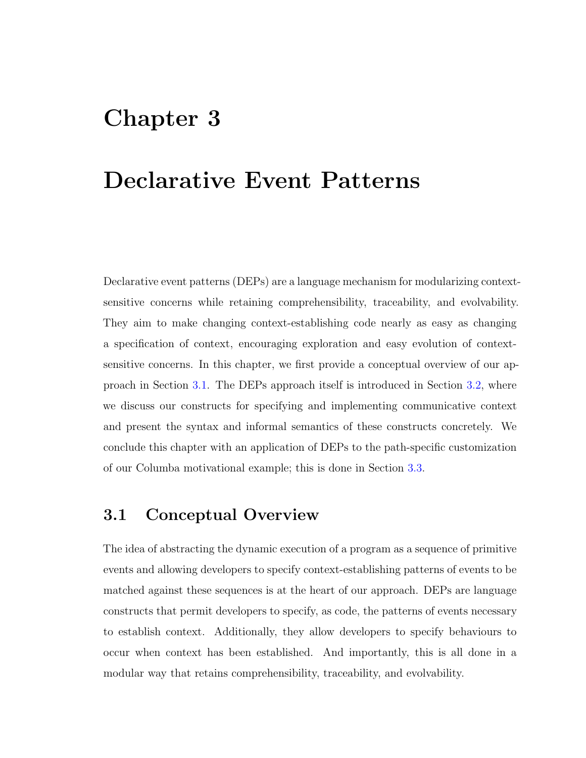# Chapter 3

# Declarative Event Patterns

Declarative event patterns (DEPs) are a language mechanism for modularizing context-sensitive concerns while retaining comprehensibility, traceability, and evolvability. They aim to make changing context-establishing code nearly as easy as changing a specification of context, encouraging exploration and easy evolution of context-sensitive concerns. In this chapter, we first provide a conceptual overview of our approach in Section 3.1. The DEPs approach itself is introduced in Section 3.2, where we discuss our constructs for specifying and implementing communicative context and present the syntax and informal semantics of these constructs concretely. We conclude this chapter with an application of DEPs to the path-specific customization of our Columba motivational example; this is done in Section 3.3.

## 3.1 Conceptual Overview

The idea of abstracting the dynamic execution of a program as a sequence of primitive events and allowing developers to specify context-establishing patterns of events to be matched against these sequences is at the heart of our approach. DEPs are language constructs that permit developers to specify, as code, the patterns of events necessary to establish context. Additionally, they allow developers to specify behaviours to occur when context has been established. And importantly, this is all done in a modular way that retains comprehensibility, traceability, and evolvability.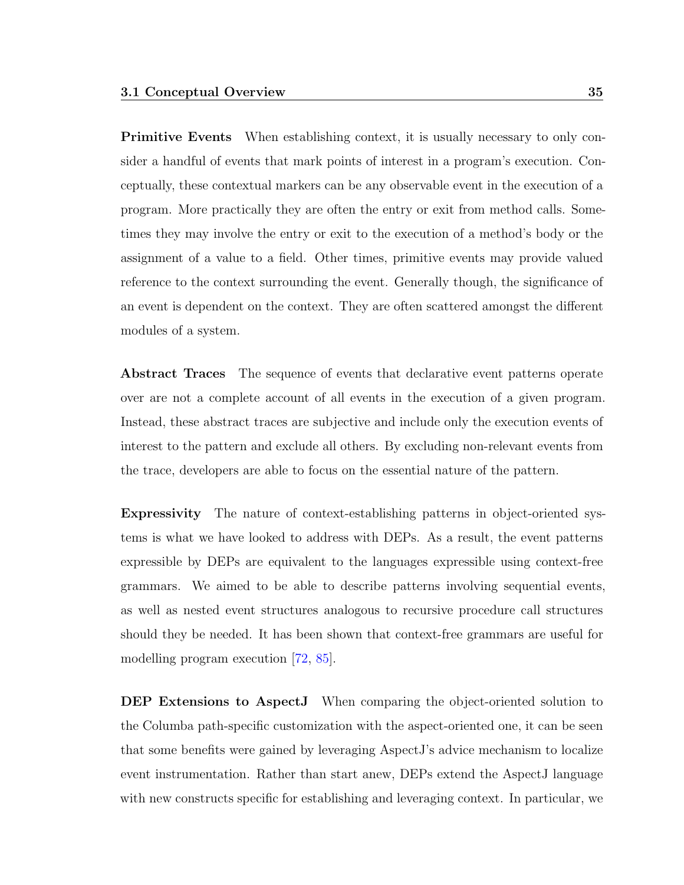**Primitive Events** When establishing context, it is usually necessary to only consider a handful of events that mark points of interest in a program's execution. Conceptually, these contextual markers can be any observable event in the execution of a program. More practically they are often the entry or exit from method calls. Sometimes they may involve the entry or exit to the execution of a method's body or the assignment of a value to a field. Other times, primitive events may provide valued reference to the context surrounding the event. Generally though, the significance of an event is dependent on the context. They are often scattered amongst the different modules of a system.

**Abstract Traces** The sequence of events that declarative event patterns operate over are not a complete account of all events in the execution of a given program. Instead, these abstract traces are subjective and include only the execution events of interest to the pattern and exclude all others. By excluding non-relevant events from the trace, developers are able to focus on the essential nature of the pattern.

**Expressivity** The nature of context-establishing patterns in object-oriented systems is what we have looked to address with DEPs. As a result, the event patterns expressible by DEPs are equivalent to the languages expressible using context-free grammars. We aimed to be able to describe patterns involving sequential events, as well as nested event structures analogous to recursive procedure call structures should they be needed. It has been shown that context-free grammars are useful for modelling program execution [72, 85].

**DEP Extensions to AspectJ** When comparing the object-oriented solution to the Columba path-specific customization with the aspect-oriented one, it can be seen that some benefits were gained by leveraging AspectJ's advice mechanism to localize event instrumentation. Rather than start anew, DEPs extend the AspectJ language with new constructs specific for establishing and leveraging context. In particular, we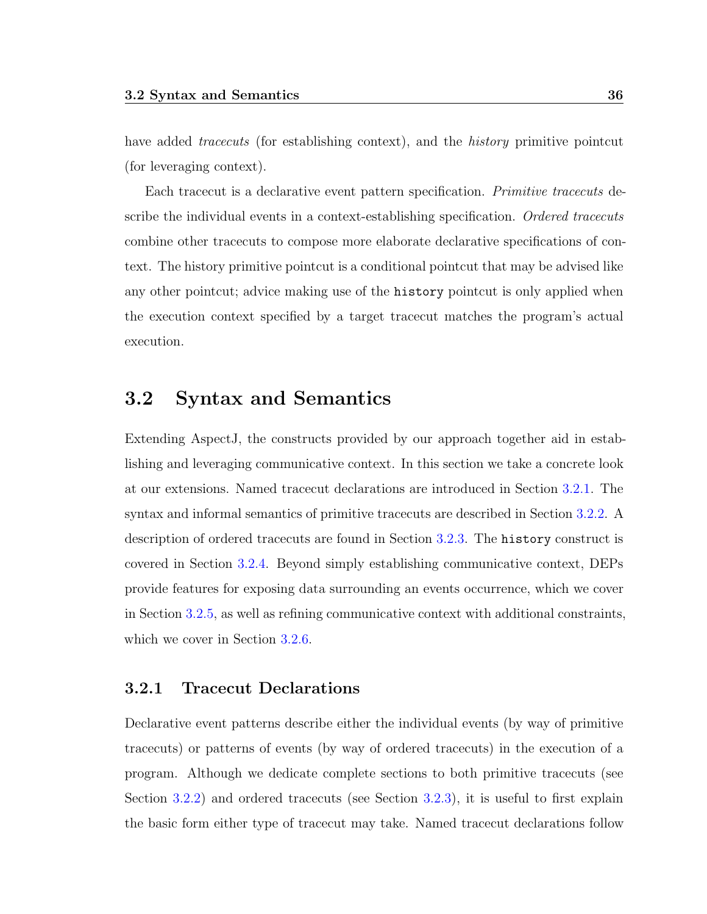have added *tracecuts* (for establishing context), and the *history* primitive pointcut (for leveraging context).

Each tracecut is a declarative event pattern specification. *Primitive tracecuts* describe the individual events in a context-establishing specification. *Ordered tracecuts* combine other tracecuts to compose more elaborate declarative specifications of context. The history primitive pointcut is a conditional pointcut that may be advised like any other pointcut; advice making use of the `history` pointcut is only applied when the execution context specified by a target tracecut matches the program's actual execution.

## 3.2 Syntax and Semantics

Extending AspectJ, the constructs provided by our approach together aid in establishing and leveraging communicative context. In this section we take a concrete look at our extensions. Named tracecut declarations are introduced in Section 3.2.1. The syntax and informal semantics of primitive tracecuts are described in Section 3.2.2. A description of ordered tracecuts are found in Section 3.2.3. The `history` construct is covered in Section 3.2.4. Beyond simply establishing communicative context, DEPs provide features for exposing data surrounding an events occurrence, which we cover in Section 3.2.5, as well as refining communicative context with additional constraints, which we cover in Section 3.2.6.

### 3.2.1 Tracecut Declarations

Declarative event patterns describe either the individual events (by way of primitive tracecuts) or patterns of events (by way of ordered tracecuts) in the execution of a program. Although we dedicate complete sections to both primitive tracecuts (see Section 3.2.2) and ordered tracecuts (see Section 3.2.3), it is useful to first explain the basic form either type of tracecut may take. Named tracecut declarations follow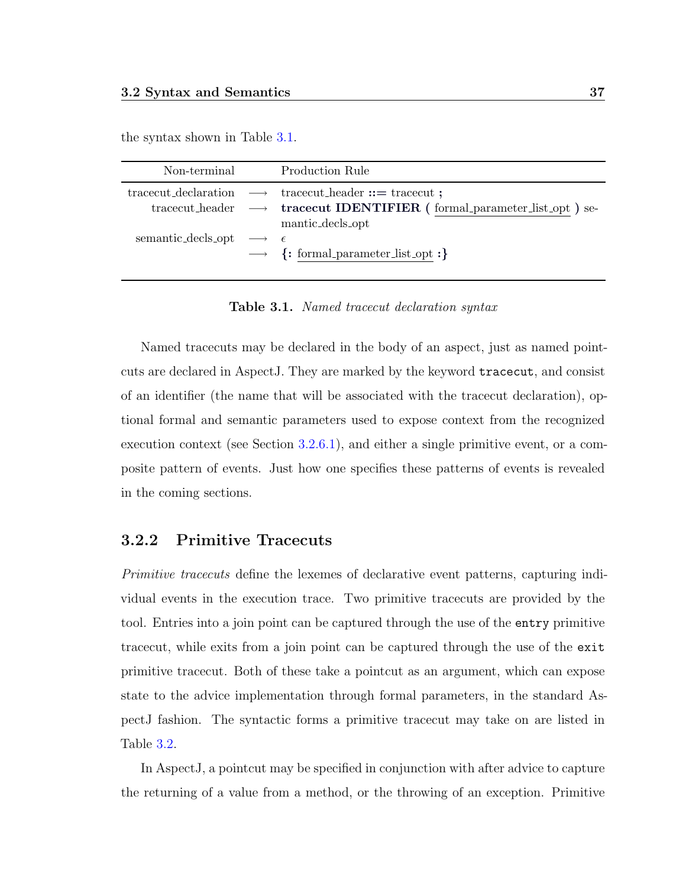the syntax shown in Table 3.1.

| Non-terminal | | Production Rule |
|---|---|---|
| tracecut_declaration | $\longrightarrow$ | tracecut_header **::=** tracecut **;** |
| tracecut_header | $\longrightarrow$ | **tracecut IDENTIFIER (** formal_parameter_list_opt **)** semantic_decls_opt |
| semantic_decls_opt | $\longrightarrow$ | $\epsilon$ |
| | $\longrightarrow$ | **{:** formal_parameter_list_opt **:}** |

**Table 3.1.** *Named tracecut declaration syntax*

Named tracecuts may be declared in the body of an aspect, just as named pointcuts are declared in AspectJ. They are marked by the keyword `tracecut`, and consist of an identifier (the name that will be associated with the tracecut declaration), optional formal and semantic parameters used to expose context from the recognized execution context (see Section 3.2.6.1), and either a single primitive event, or a composite pattern of events. Just how one specifies these patterns of events is revealed in the coming sections.

### 3.2.2 Primitive Tracecuts

*Primitive tracecuts* define the lexemes of declarative event patterns, capturing individual events in the execution trace. Two primitive tracecuts are provided by the tool. Entries into a join point can be captured through the use of the `entry` primitive tracecut, while exits from a join point can be captured through the use of the `exit` primitive tracecut. Both of these take a pointcut as an argument, which can expose state to the advice implementation through formal parameters, in the standard AspectJ fashion. The syntactic forms a primitive tracecut may take on are listed in Table 3.2.

In AspectJ, a pointcut may be specified in conjunction with after advice to capture the returning of a value from a method, or the throwing of an exception. Primitive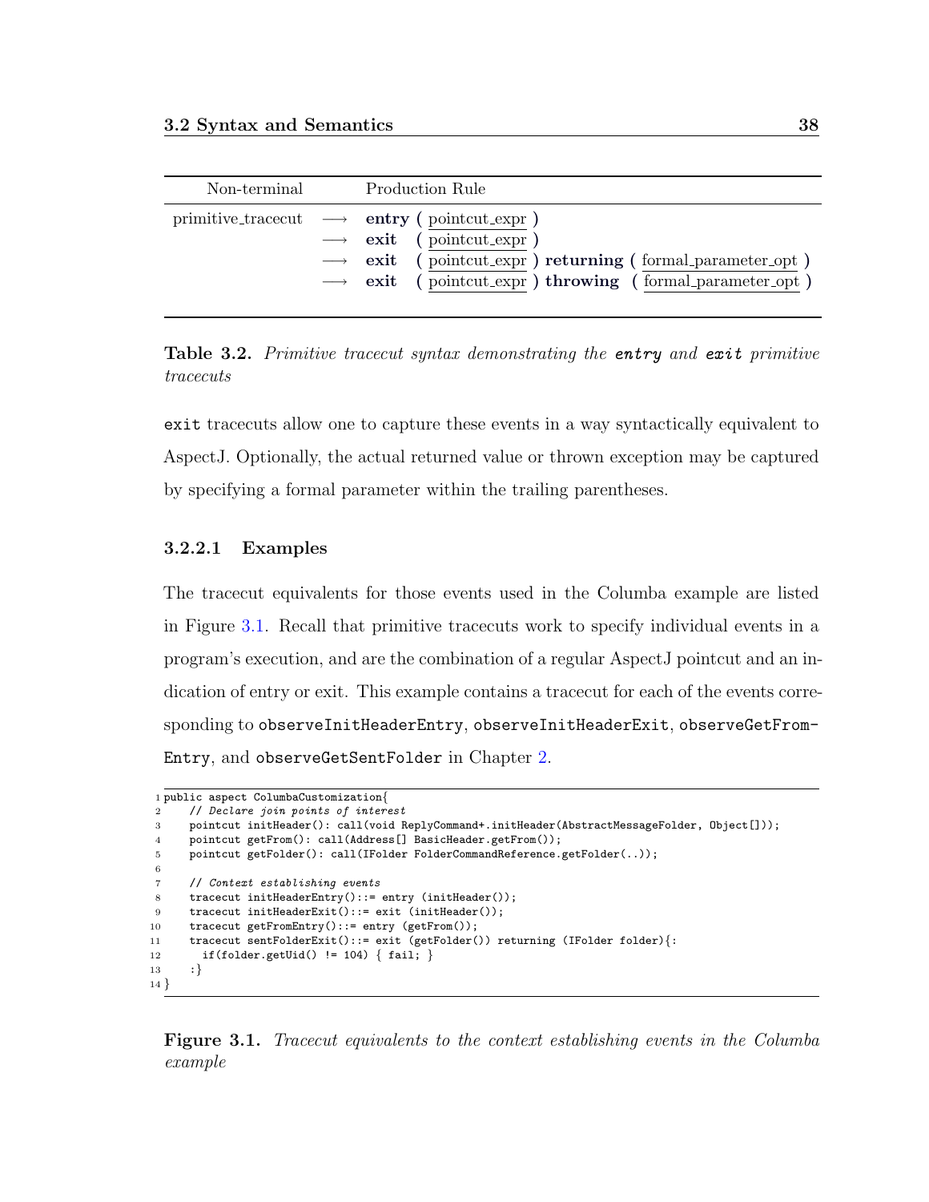| Non-terminal | | Production Rule |
|---|---|---|
| primitive_tracecut | ⟶ | **entry** ( pointcut_expr ) |
| | ⟶ | **exit** ( pointcut_expr ) |
| | ⟶ | **exit** ( pointcut_expr ) **returning** ( formal_parameter_opt ) |
| | ⟶ | **exit** ( pointcut_expr ) **throwing** ( formal_parameter_opt ) |

**Table 3.2.** *Primitive tracecut syntax demonstrating the **entry** and **exit** primitive tracecuts*

`exit` tracecuts allow one to capture these events in a way syntactically equivalent to AspectJ. Optionally, the actual returned value or thrown exception may be captured by specifying a formal parameter within the trailing parentheses.

#### 3.2.2.1 Examples

The tracecut equivalents for those events used in the Columba example are listed in Figure 3.1. Recall that primitive tracecuts work to specify individual events in a program's execution, and are the combination of a regular AspectJ pointcut and an indication of entry or exit. This example contains a tracecut for each of the events corresponding to `observeInitHeaderEntry`, `observeInitHeaderExit`, `observeGetFromEntry`, and `observeGetSentFolder` in Chapter 2.

```
1  public aspect ColumbaCustomization{
2      // Declare join points of interest
3      pointcut initHeader(): call(void ReplyCommand+.initHeader(AbstractMessageFolder, Object[]));
4      pointcut getFrom(): call(Address[] BasicHeader.getFrom());
5      pointcut getFolder(): call(IFolder FolderCommandReference.getFolder(..));
6
7      // Context establishing events
8      tracecut initHeaderEntry()::= entry (initHeader());
9      tracecut initHeaderExit()::= exit (initHeader());
10     tracecut getFromEntry()::= entry (getFrom());
11     tracecut sentFolderExit()::= exit (getFolder()) returning (IFolder folder){:
12       if(folder.getUid() != 104) { fail; }
13     :}
14 }
```

**Figure 3.1.** *Tracecut equivalents to the context establishing events in the Columba example*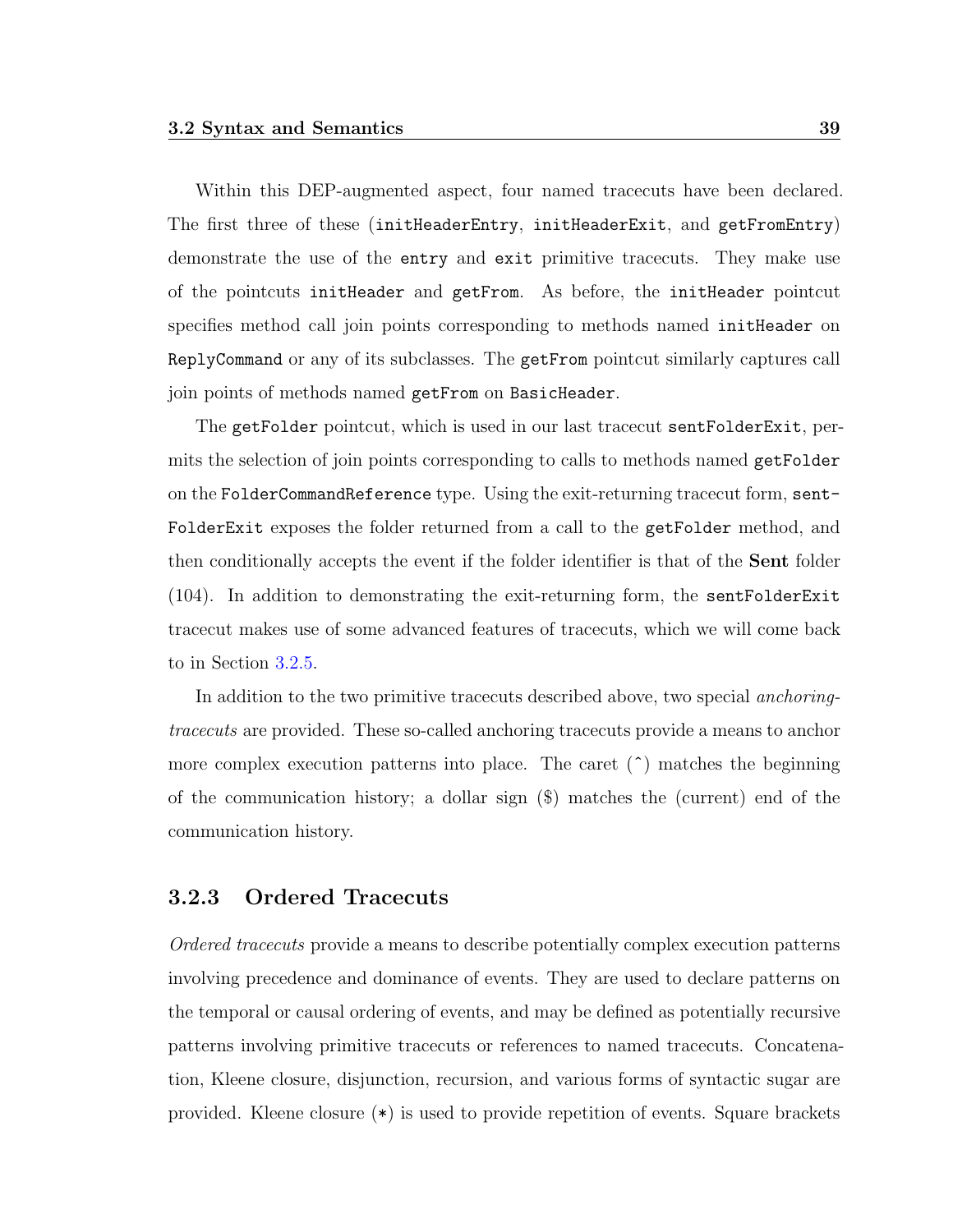Within this DEP-augmented aspect, four named tracecuts have been declared. The first three of these (`initHeaderEntry`, `initHeaderExit`, and `getFromEntry`) demonstrate the use of the `entry` and `exit` primitive tracecuts. They make use of the pointcuts `initHeader` and `getFrom`. As before, the `initHeader` pointcut specifies method call join points corresponding to methods named `initHeader` on `ReplyCommand` or any of its subclasses. The `getFrom` pointcut similarly captures call join points of methods named `getFrom` on `BasicHeader`.

The `getFolder` pointcut, which is used in our last tracecut `sentFolderExit`, permits the selection of join points corresponding to calls to methods named `getFolder` on the `FolderCommandReference` type. Using the exit-returning tracecut form, `sentFolderExit` exposes the folder returned from a call to the `getFolder` method, and then conditionally accepts the event if the folder identifier is that of the **Sent** folder (104). In addition to demonstrating the exit-returning form, the `sentFolderExit` tracecut makes use of some advanced features of tracecuts, which we will come back to in Section 3.2.5.

In addition to the two primitive tracecuts described above, two special *anchoring-tracecuts* are provided. These so-called anchoring tracecuts provide a means to anchor more complex execution patterns into place. The caret (ˆ) matches the beginning of the communication history; a dollar sign ($) matches the (current) end of the communication history.

### 3.2.3 Ordered Tracecuts

*Ordered tracecuts* provide a means to describe potentially complex execution patterns involving precedence and dominance of events. They are used to declare patterns on the temporal or causal ordering of events, and may be defined as potentially recursive patterns involving primitive tracecuts or references to named tracecuts. Concatenation, Kleene closure, disjunction, recursion, and various forms of syntactic sugar are provided. Kleene closure (*) is used to provide repetition of events. Square brackets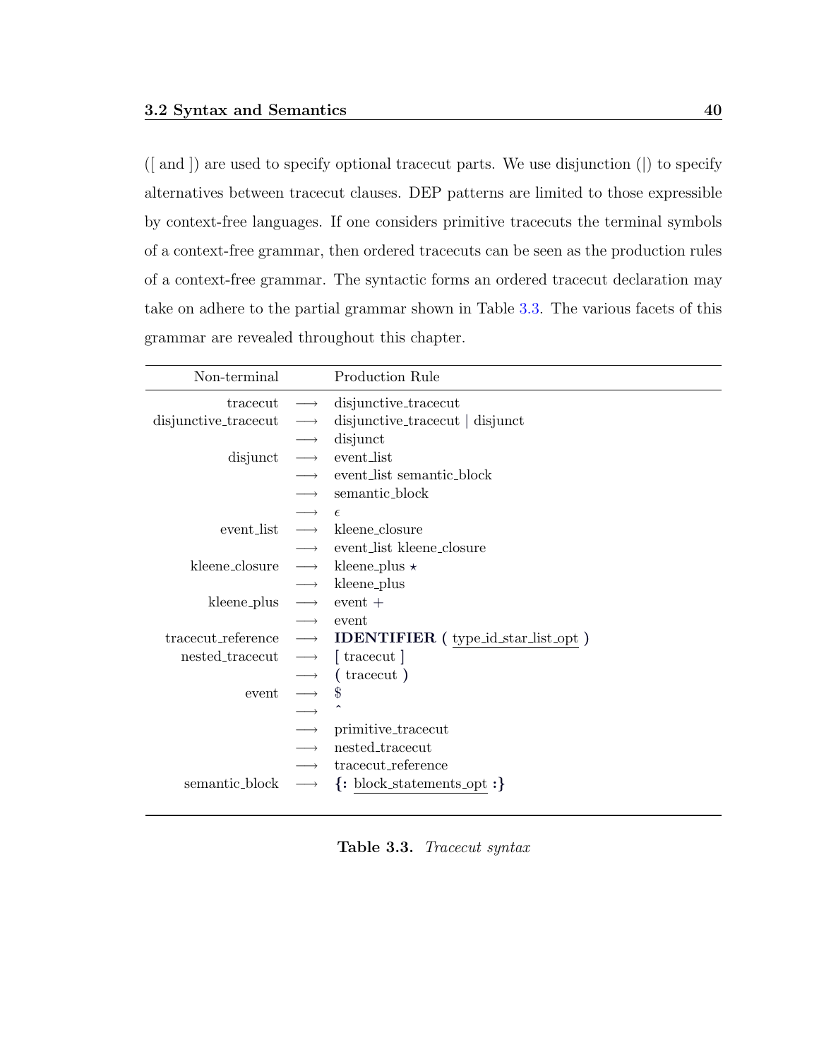([ and ]) are used to specify optional tracecut parts. We use disjunction (|) to specify alternatives between tracecut clauses. DEP patterns are limited to those expressible by context-free languages. If one considers primitive tracecuts the terminal symbols of a context-free grammar, then ordered tracecuts can be seen as the production rules of a context-free grammar. The syntactic forms an ordered tracecut declaration may take on adhere to the partial grammar shown in Table 3.3. The various facets of this grammar are revealed throughout this chapter.

| Non-terminal | | Production Rule |
|---:|---|---|
| tracecut | ⟶ | disjunctive_tracecut |
| disjunctive_tracecut | ⟶ | disjunctive_tracecut \| disjunct |
| | ⟶ | disjunct |
| disjunct | ⟶ | event_list |
| | ⟶ | event_list semantic_block |
| | ⟶ | semantic_block |
| | ⟶ | $\epsilon$ |
| event_list | ⟶ | kleene_closure |
| | ⟶ | event_list kleene_closure |
| kleene_closure | ⟶ | kleene_plus $\star$ |
| | ⟶ | kleene_plus |
| kleene_plus | ⟶ | event + |
| | ⟶ | event |
| tracecut_reference | ⟶ | **IDENTIFIER** ( type_id_star_list_opt ) |
| nested_tracecut | ⟶ | [ tracecut ] |
| | ⟶ | ( tracecut ) |
| event | ⟶ | $ |
| | ⟶ | ^ |
| | ⟶ | primitive_tracecut |
| | ⟶ | nested_tracecut |
| | ⟶ | tracecut_reference |
| semantic_block | ⟶ | **{:** block_statements_opt **:}** |

**Table 3.3.** *Tracecut syntax*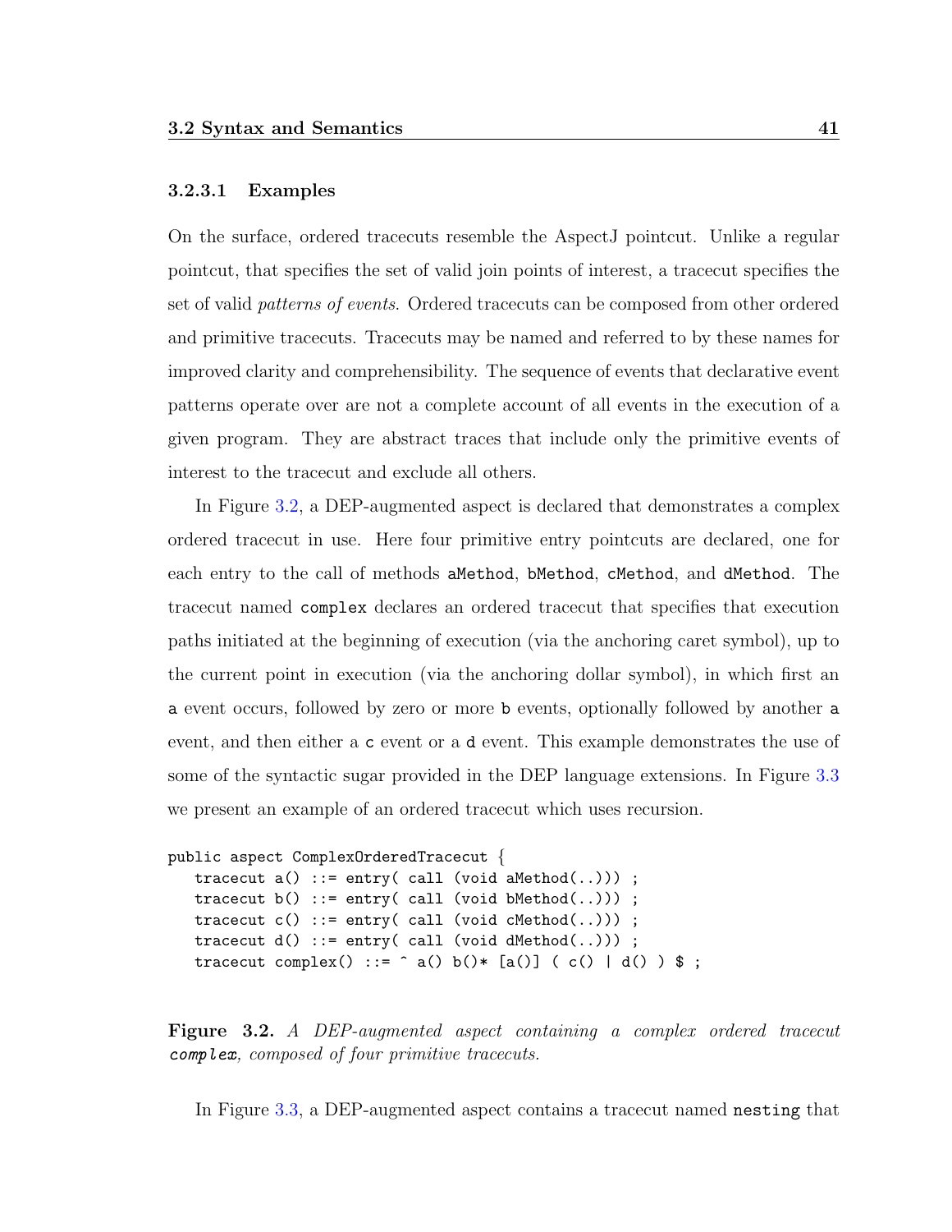#### 3.2.3.1 Examples

On the surface, ordered tracecuts resemble the AspectJ pointcut. Unlike a regular pointcut, that specifies the set of valid join points of interest, a tracecut specifies the set of valid *patterns of events*. Ordered tracecuts can be composed from other ordered and primitive tracecuts. Tracecuts may be named and referred to by these names for improved clarity and comprehensibility. The sequence of events that declarative event patterns operate over are not a complete account of all events in the execution of a given program. They are abstract traces that include only the primitive events of interest to the tracecut and exclude all others.

In Figure 3.2, a DEP-augmented aspect is declared that demonstrates a complex ordered tracecut in use. Here four primitive entry pointcuts are declared, one for each entry to the call of methods `aMethod`, `bMethod`, `cMethod`, and `dMethod`. The tracecut named `complex` declares an ordered tracecut that specifies that execution paths initiated at the beginning of execution (via the anchoring caret symbol), up to the current point in execution (via the anchoring dollar symbol), in which first an `a` event occurs, followed by zero or more `b` events, optionally followed by another `a` event, and then either a `c` event or a `d` event. This example demonstrates the use of some of the syntactic sugar provided in the DEP language extensions. In Figure 3.3 we present an example of an ordered tracecut which uses recursion.

```
public aspect ComplexOrderedTracecut {
   tracecut a() ::= entry( call (void aMethod(..))) ;
   tracecut b() ::= entry( call (void bMethod(..))) ;
   tracecut c() ::= entry( call (void cMethod(..))) ;
   tracecut d() ::= entry( call (void dMethod(..))) ;
   tracecut complex() ::= ^ a() b()* [a()] ( c() | d() ) $ ;
```

**Figure 3.2.** *A DEP-augmented aspect containing a complex ordered tracecut* ***complex****, composed of four primitive tracecuts.*

In Figure 3.3, a DEP-augmented aspect contains a tracecut named `nesting` that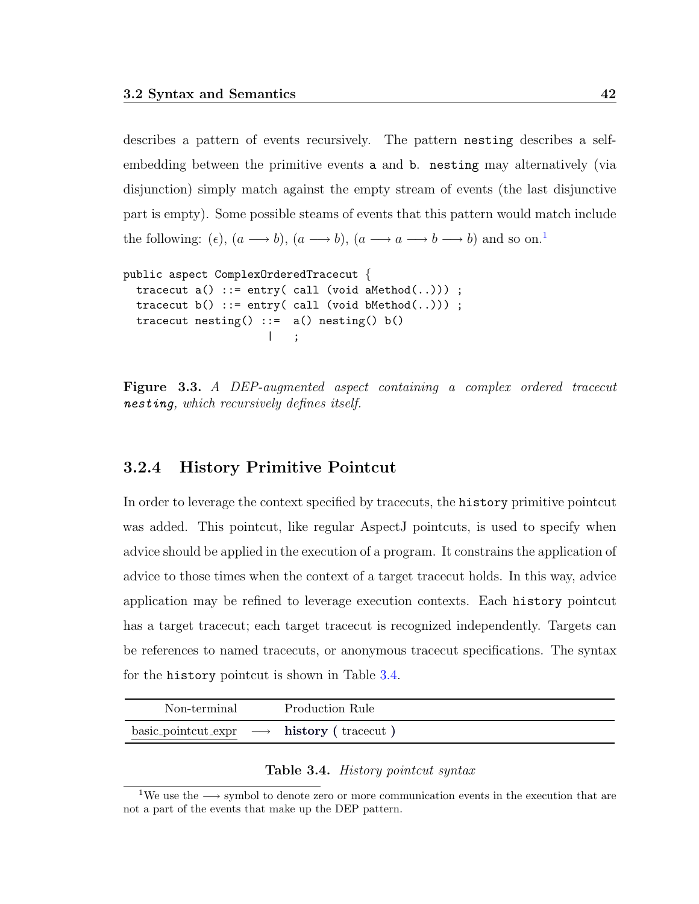describes a pattern of events recursively. The pattern `nesting` describes a self-embedding between the primitive events `a` and `b`. `nesting` may alternatively (via disjunction) simply match against the empty stream of events (the last disjunctive part is empty). Some possible steams of events that this pattern would match include the following: $(\epsilon)$, $(a \longrightarrow b)$, $(a \longrightarrow b)$, $(a \longrightarrow a \longrightarrow b \longrightarrow b)$ and so on.[1]

```
public aspect ComplexOrderedTracecut {
  tracecut a() ::= entry( call (void aMethod(..))) ;
  tracecut b() ::= entry( call (void bMethod(..))) ;
  tracecut nesting() ::=  a() nesting() b()
                       |   ;
```

**Figure 3.3.** *A DEP-augmented aspect containing a complex ordered tracecut **nesting**, which recursively defines itself.*

### 3.2.4 History Primitive Pointcut

In order to leverage the context specified by tracecuts, the `history` primitive pointcut was added. This pointcut, like regular AspectJ pointcuts, is used to specify when advice should be applied in the execution of a program. It constrains the application of advice to those times when the context of a target tracecut holds. In this way, advice application may be refined to leverage execution contexts. Each `history` pointcut has a target tracecut; each target tracecut is recognized independently. Targets can be references to named tracecuts, or anonymous tracecut specifications. The syntax for the `history` pointcut is shown in Table 3.4.

| Non-terminal | | Production Rule |
|---|---|---|
| basic_pointcut_expr | $\longrightarrow$ | **history (** tracecut **)** |

**Table 3.4.** *History pointcut syntax*

[1] We use the $\longrightarrow$ symbol to denote zero or more communication events in the execution that are not a part of the events that make up the DEP pattern.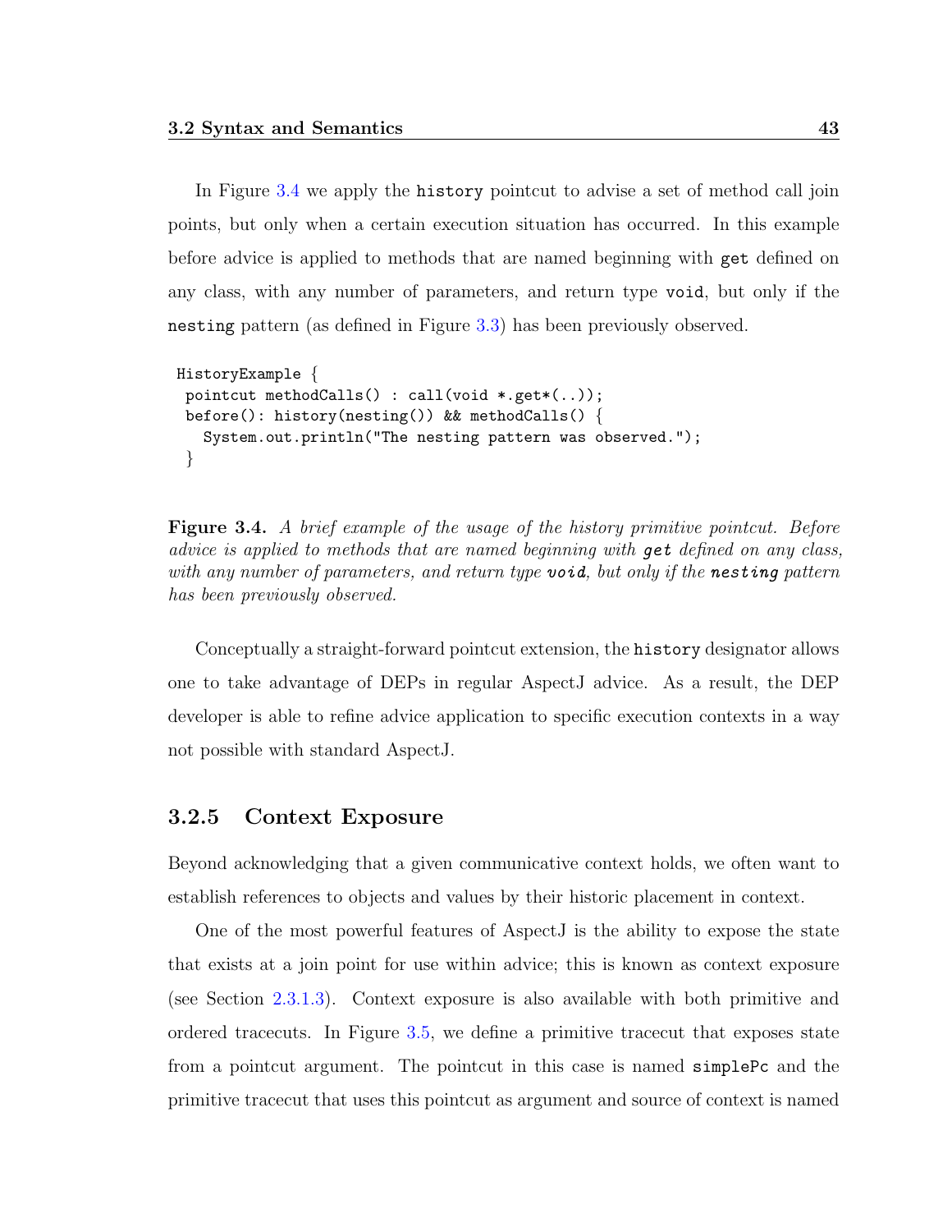In Figure 3.4 we apply the history pointcut to advise a set of method call join points, but only when a certain execution situation has occurred. In this example before advice is applied to methods that are named beginning with get defined on any class, with any number of parameters, and return type void, but only if the nesting pattern (as defined in Figure 3.3) has been previously observed.

```
HistoryExample {
 pointcut methodCalls() : call(void *.get*(..));
 before(): history(nesting()) && methodCalls() {
   System.out.println("The nesting pattern was observed.");
 }
```

**Figure 3.4.** *A brief example of the usage of the history primitive pointcut. Before advice is applied to methods that are named beginning with* ***get*** *defined on any class, with any number of parameters, and return type* ***void****, but only if the* ***nesting*** *pattern has been previously observed.*

Conceptually a straight-forward pointcut extension, the history designator allows one to take advantage of DEPs in regular AspectJ advice. As a result, the DEP developer is able to refine advice application to specific execution contexts in a way not possible with standard AspectJ.

### 3.2.5 Context Exposure

Beyond acknowledging that a given communicative context holds, we often want to establish references to objects and values by their historic placement in context.

One of the most powerful features of AspectJ is the ability to expose the state that exists at a join point for use within advice; this is known as context exposure (see Section 2.3.1.3). Context exposure is also available with both primitive and ordered tracecuts. In Figure 3.5, we define a primitive tracecut that exposes state from a pointcut argument. The pointcut in this case is named simplePc and the primitive tracecut that uses this pointcut as argument and source of context is named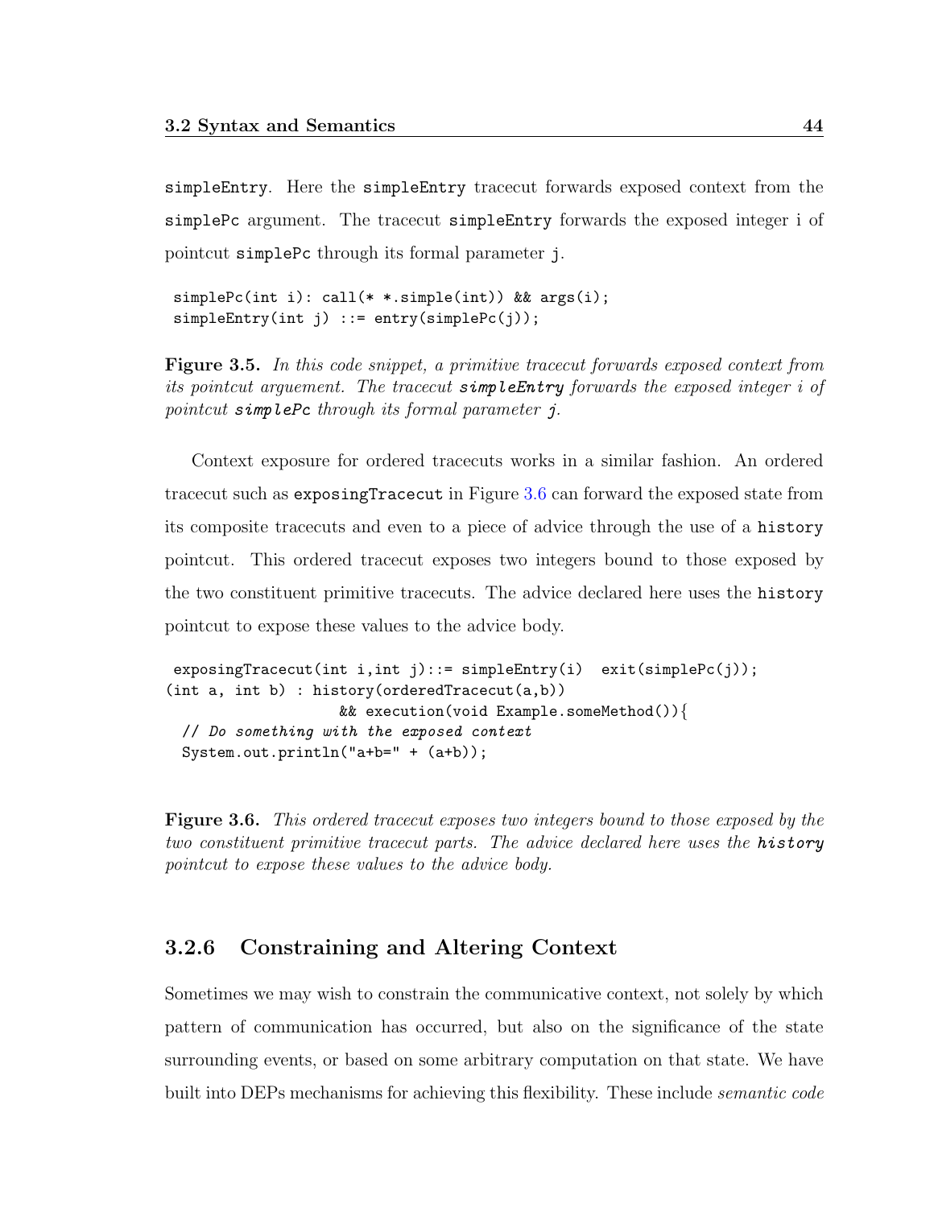simpleEntry. Here the simpleEntry tracecut forwards exposed context from the simplePc argument. The tracecut simpleEntry forwards the exposed integer i of pointcut simplePc through its formal parameter j.

```
simplePc(int i): call(* *.simple(int)) && args(i);
simpleEntry(int j) ::= entry(simplePc(j));
```

**Figure 3.5.** *In this code snippet, a primitive tracecut forwards exposed context from its pointcut arguement. The tracecut* ***simpleEntry*** *forwards the exposed integer i of pointcut* ***simplePc*** *through its formal parameter* ***j****.*

Context exposure for ordered tracecuts works in a similar fashion. An ordered tracecut such as exposingTracecut in Figure 3.6 can forward the exposed state from its composite tracecuts and even to a piece of advice through the use of a history pointcut. This ordered tracecut exposes two integers bound to those exposed by the two constituent primitive tracecuts. The advice declared here uses the history pointcut to expose these values to the advice body.

```
 exposingTracecut(int i,int j)::= simpleEntry(i)  exit(simplePc(j));
(int a, int b) : history(orderedTracecut(a,b))
                    && execution(void Example.someMethod()){
  // Do something with the exposed context
  System.out.println("a+b=" + (a+b));
```

**Figure 3.6.** *This ordered tracecut exposes two integers bound to those exposed by the two constituent primitive tracecut parts. The advice declared here uses the* ***history*** *pointcut to expose these values to the advice body.*

### 3.2.6 Constraining and Altering Context

Sometimes we may wish to constrain the communicative context, not solely by which pattern of communication has occurred, but also on the significance of the state surrounding events, or based on some arbitrary computation on that state. We have built into DEPs mechanisms for achieving this flexibility. These include *semantic code*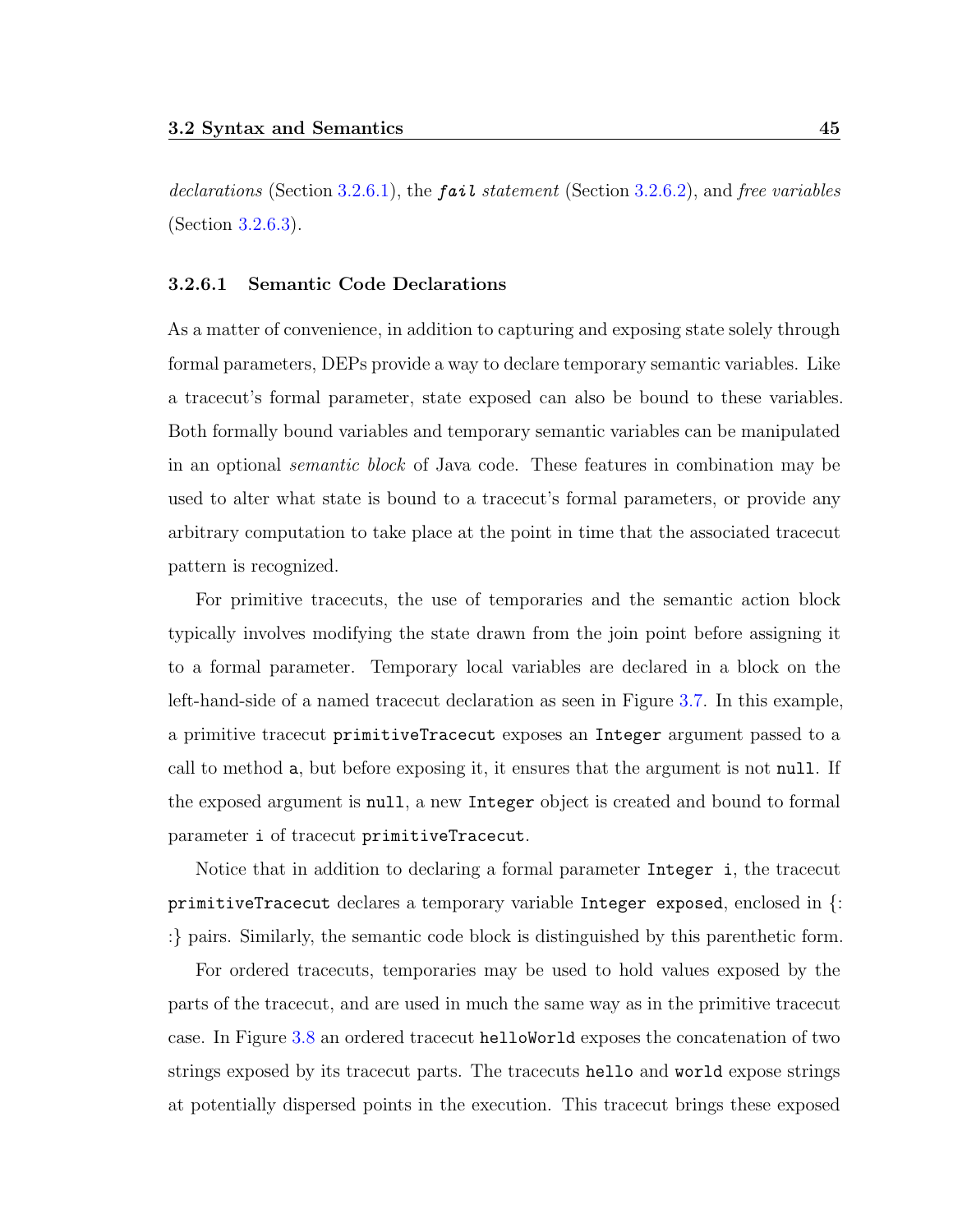*declarations* (Section 3.2.6.1), the ***fail*** *statement* (Section 3.2.6.2), and *free variables* (Section 3.2.6.3).

#### 3.2.6.1 Semantic Code Declarations

As a matter of convenience, in addition to capturing and exposing state solely through formal parameters, DEPs provide a way to declare temporary semantic variables. Like a tracecut's formal parameter, state exposed can also be bound to these variables. Both formally bound variables and temporary semantic variables can be manipulated in an optional *semantic block* of Java code. These features in combination may be used to alter what state is bound to a tracecut's formal parameters, or provide any arbitrary computation to take place at the point in time that the associated tracecut pattern is recognized.

For primitive tracecuts, the use of temporaries and the semantic action block typically involves modifying the state drawn from the join point before assigning it to a formal parameter. Temporary local variables are declared in a block on the left-hand-side of a named tracecut declaration as seen in Figure 3.7. In this example, a primitive tracecut `primitiveTracecut` exposes an `Integer` argument passed to a call to method `a`, but before exposing it, it ensures that the argument is not `null`. If the exposed argument is `null`, a new `Integer` object is created and bound to formal parameter `i` of tracecut `primitiveTracecut`.

Notice that in addition to declaring a formal parameter `Integer i`, the tracecut `primitiveTracecut` declares a temporary variable `Integer exposed`, enclosed in {: :} pairs. Similarly, the semantic code block is distinguished by this parenthetic form.

For ordered tracecuts, temporaries may be used to hold values exposed by the parts of the tracecut, and are used in much the same way as in the primitive tracecut case. In Figure 3.8 an ordered tracecut `helloWorld` exposes the concatenation of two strings exposed by its tracecut parts. The tracecuts `hello` and `world` expose strings at potentially dispersed points in the execution. This tracecut brings these exposed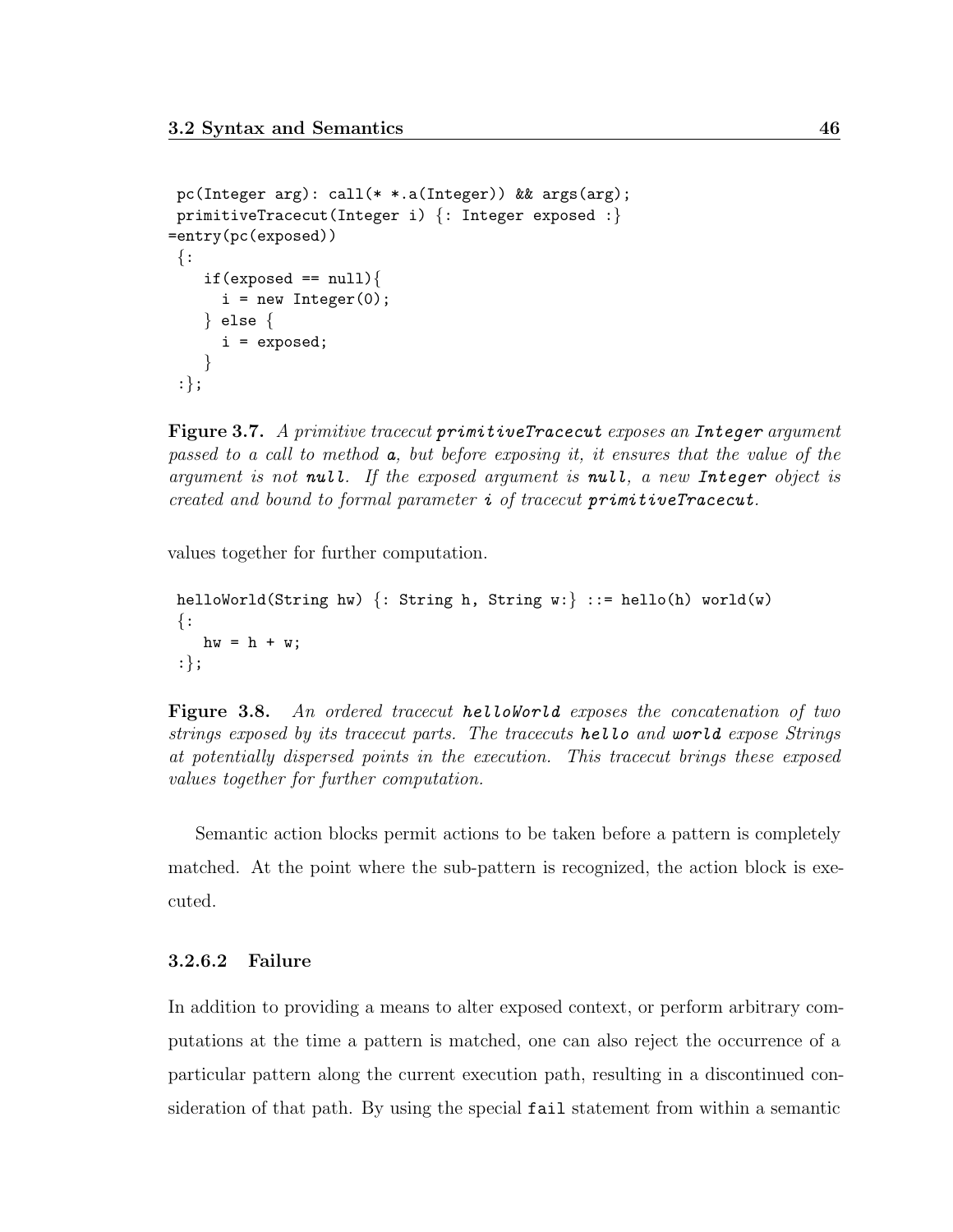```
pc(Integer arg): call(* *.a(Integer)) && args(arg);
primitiveTracecut(Integer i) {: Integer exposed :}
=entry(pc(exposed))
{:
   if(exposed == null){
     i = new Integer(0);
   } else {
     i = exposed;
   }
:};
```

**Figure 3.7.** *A primitive tracecut* ***primitiveTracecut*** *exposes an* ***Integer*** *argument passed to a call to method* ***a****, but before exposing it, it ensures that the value of the argument is not* ***null****. If the exposed argument is* ***null****, a new* ***Integer*** *object is created and bound to formal parameter* ***i*** *of tracecut* ***primitiveTracecut****.*

values together for further computation.

```
helloWorld(String hw) {: String h, String w:} ::= hello(h) world(w)
{:
   hw = h + w;
:};
```

**Figure 3.8.** *An ordered tracecut* ***helloWorld*** *exposes the concatenation of two strings exposed by its tracecut parts. The tracecuts* ***hello*** *and* ***world*** *expose Strings at potentially dispersed points in the execution. This tracecut brings these exposed values together for further computation.*

Semantic action blocks permit actions to be taken before a pattern is completely matched. At the point where the sub-pattern is recognized, the action block is executed.

#### 3.2.6.2 Failure

In addition to providing a means to alter exposed context, or perform arbitrary computations at the time a pattern is matched, one can also reject the occurrence of a particular pattern along the current execution path, resulting in a discontinued consideration of that path. By using the special `fail` statement from within a semantic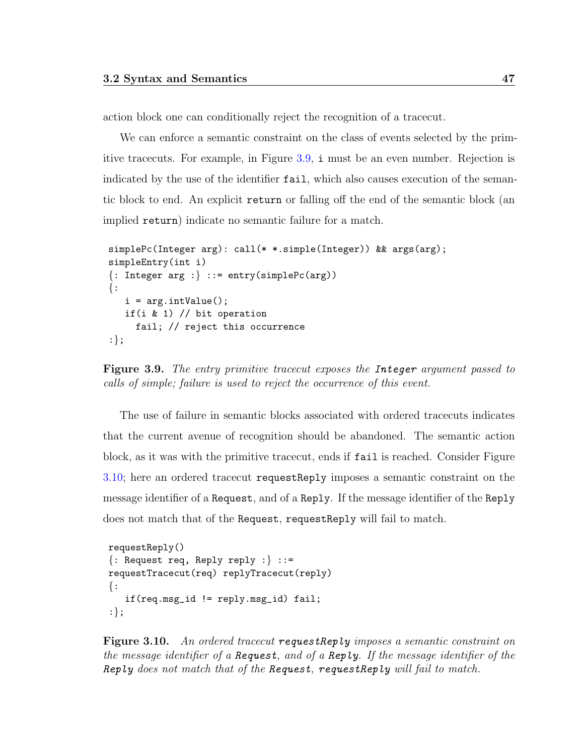action block one can conditionally reject the recognition of a tracecut.

We can enforce a semantic constraint on the class of events selected by the primitive tracecuts. For example, in Figure 3.9, `i` must be an even number. Rejection is indicated by the use of the identifier `fail`, which also causes execution of the semantic block to end. An explicit `return` or falling off the end of the semantic block (an implied `return`) indicate no semantic failure for a match.

```
simplePc(Integer arg): call(* *.simple(Integer)) && args(arg);
simpleEntry(int i)
{: Integer arg :} ::= entry(simplePc(arg))
{:
   i = arg.intValue();
   if(i & 1) // bit operation
     fail; // reject this occurrence
:};
```

**Figure 3.9.** *The entry primitive tracecut exposes the* ***Integer*** *argument passed to calls of simple; failure is used to reject the occurrence of this event.*

The use of failure in semantic blocks associated with ordered tracecuts indicates that the current avenue of recognition should be abandoned. The semantic action block, as it was with the primitive tracecut, ends if `fail` is reached. Consider Figure 3.10; here an ordered tracecut `requestReply` imposes a semantic constraint on the message identifier of a `Request`, and of a `Reply`. If the message identifier of the `Reply` does not match that of the `Request`, `requestReply` will fail to match.

```
requestReply()
{: Request req, Reply reply :} ::=
requestTracecut(req) replyTracecut(reply)
{:
   if(req.msg_id != reply.msg_id) fail;
:};
```

**Figure 3.10.** *An ordered tracecut* ***requestReply*** *imposes a semantic constraint on the message identifier of a* ***Request****, and of a* ***Reply****. If the message identifier of the* ***Reply*** *does not match that of the* ***Request****,* ***requestReply*** *will fail to match.*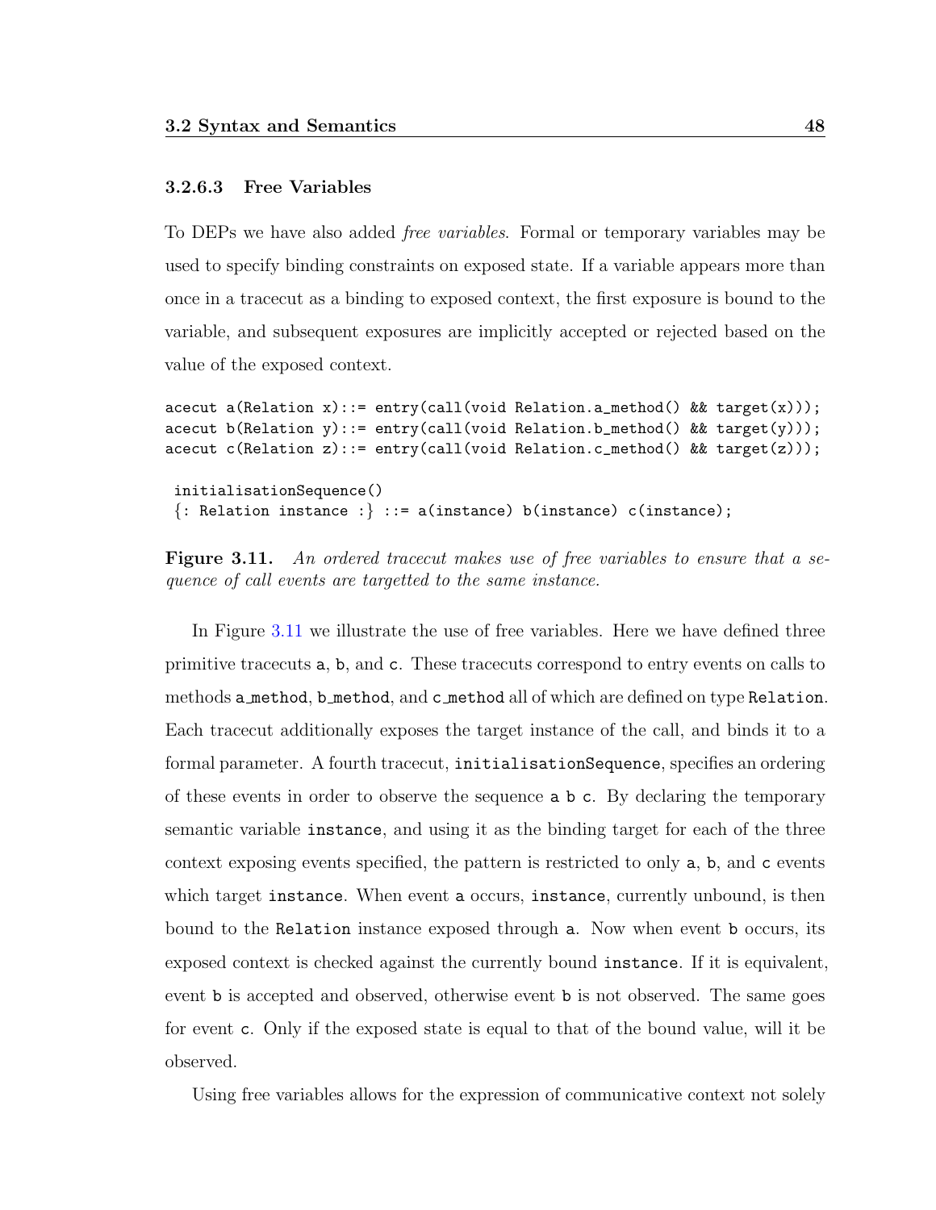#### 3.2.6.3 Free Variables

To DEPs we have also added *free variables*. Formal or temporary variables may be used to specify binding constraints on exposed state. If a variable appears more than once in a tracecut as a binding to exposed context, the first exposure is bound to the variable, and subsequent exposures are implicitly accepted or rejected based on the value of the exposed context.

```
acecut a(Relation x)::= entry(call(void Relation.a_method() && target(x)));
acecut b(Relation y)::= entry(call(void Relation.b_method() && target(y)));
acecut c(Relation z)::= entry(call(void Relation.c_method() && target(z)));

 initialisationSequence()
 {: Relation instance :} ::= a(instance) b(instance) c(instance);
```

**Figure 3.11.** *An ordered tracecut makes use of free variables to ensure that a sequence of call events are targetted to the same instance.*

In Figure 3.11 we illustrate the use of free variables. Here we have defined three primitive tracecuts `a`, `b`, and `c`. These tracecuts correspond to entry events on calls to methods `a_method`, `b_method`, and `c_method` all of which are defined on type `Relation`. Each tracecut additionally exposes the target instance of the call, and binds it to a formal parameter. A fourth tracecut, `initialisationSequence`, specifies an ordering of these events in order to observe the sequence `a b c`. By declaring the temporary semantic variable `instance`, and using it as the binding target for each of the three context exposing events specified, the pattern is restricted to only `a`, `b`, and `c` events which target `instance`. When event `a` occurs, `instance`, currently unbound, is then bound to the `Relation` instance exposed through `a`. Now when event `b` occurs, its exposed context is checked against the currently bound `instance`. If it is equivalent, event `b` is accepted and observed, otherwise event `b` is not observed. The same goes for event `c`. Only if the exposed state is equal to that of the bound value, will it be observed.

Using free variables allows for the expression of communicative context not solely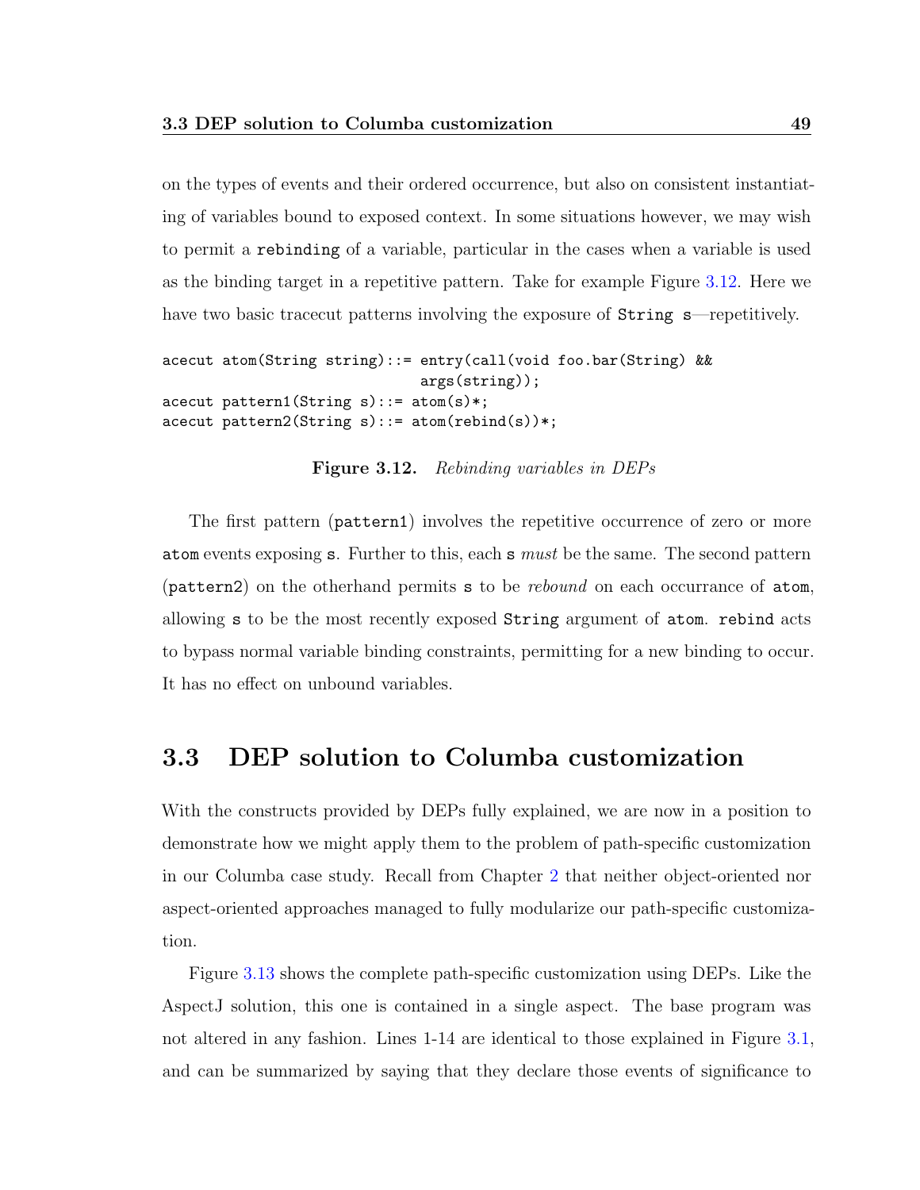on the types of events and their ordered occurrence, but also on consistent instantiating of variables bound to exposed context. In some situations however, we may wish to permit a `rebinding` of a variable, particular in the cases when a variable is used as the binding target in a repetitive pattern. Take for example Figure 3.12. Here we have two basic tracecut patterns involving the exposure of `String s`—repetitively.

```
acecut atom(String string)::= entry(call(void foo.bar(String) &&
                              args(string));
acecut pattern1(String s)::= atom(s)*;
acecut pattern2(String s)::= atom(rebind(s))*;
```

**Figure 3.12.** *Rebinding variables in DEPs*

The first pattern (`pattern1`) involves the repetitive occurrence of zero or more `atom` events exposing `s`. Further to this, each `s` *must* be the same. The second pattern (`pattern2`) on the otherhand permits `s` to be *rebound* on each occurrance of `atom`, allowing `s` to be the most recently exposed `String` argument of `atom`. `rebind` acts to bypass normal variable binding constraints, permitting for a new binding to occur. It has no effect on unbound variables.

## 3.3 DEP solution to Columba customization

With the constructs provided by DEPs fully explained, we are now in a position to demonstrate how we might apply them to the problem of path-specific customization in our Columba case study. Recall from Chapter 2 that neither object-oriented nor aspect-oriented approaches managed to fully modularize our path-specific customization.

Figure 3.13 shows the complete path-specific customization using DEPs. Like the AspectJ solution, this one is contained in a single aspect. The base program was not altered in any fashion. Lines 1-14 are identical to those explained in Figure 3.1, and can be summarized by saying that they declare those events of significance to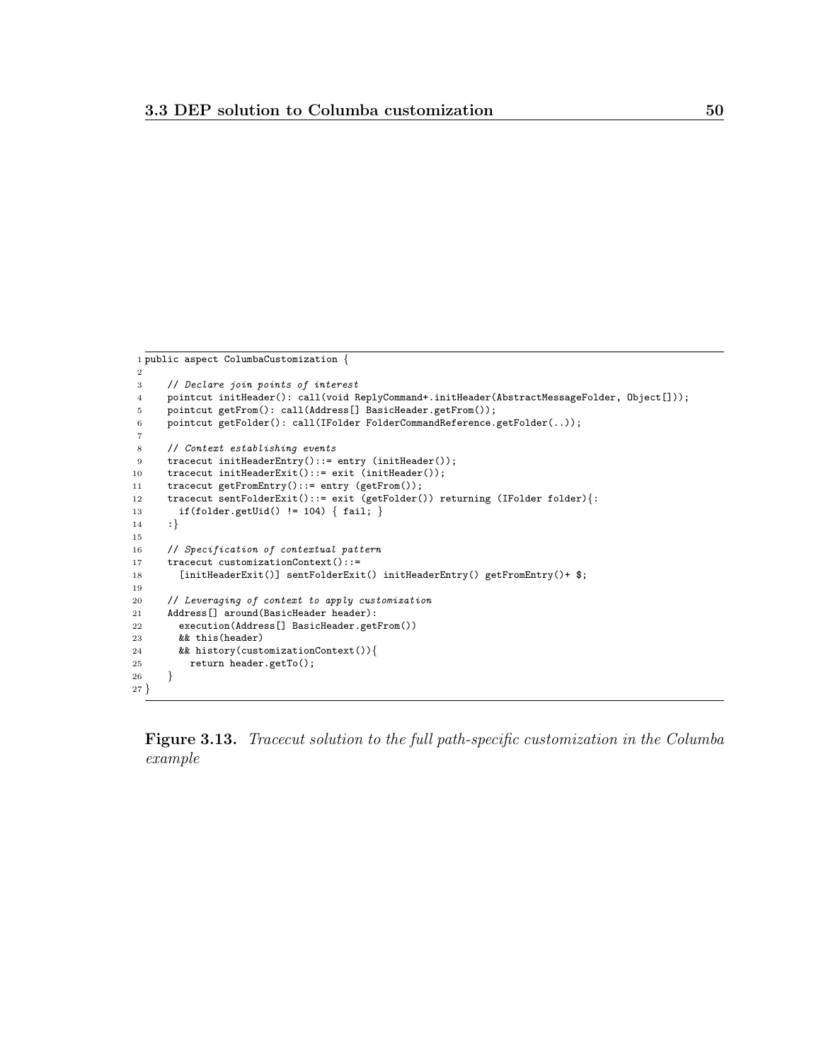```
1 public aspect ColumbaCustomization {
2
3     // Declare join points of interest
4     pointcut initHeader(): call(void ReplyCommand+.initHeader(AbstractMessageFolder, Object[]));
5     pointcut getFrom(): call(Address[] BasicHeader.getFrom());
6     pointcut getFolder(): call(IFolder FolderCommandReference.getFolder(..));
7
8     // Context establishing events
9     tracecut initHeaderEntry()::= entry (initHeader());
10    tracecut initHeaderExit()::= exit (initHeader());
11    tracecut getFromEntry()::= entry (getFrom());
12    tracecut sentFolderExit()::= exit (getFolder()) returning (IFolder folder){:
13      if(folder.getUid() != 104) { fail; }
14    :}
15
16    // Specification of contextual pattern
17    tracecut customizationContext()::=
18      [initHeaderExit()] sentFolderExit() initHeaderEntry() getFromEntry()+ $;
19
20    // Leveraging of context to apply customization
21    Address[] around(BasicHeader header):
22      execution(Address[] BasicHeader.getFrom())
23      && this(header)
24      && history(customizationContext()){
25        return header.getTo();
26    }
27 }
```

**Figure 3.13.** *Tracecut solution to the full path-specific customization in the Columba example*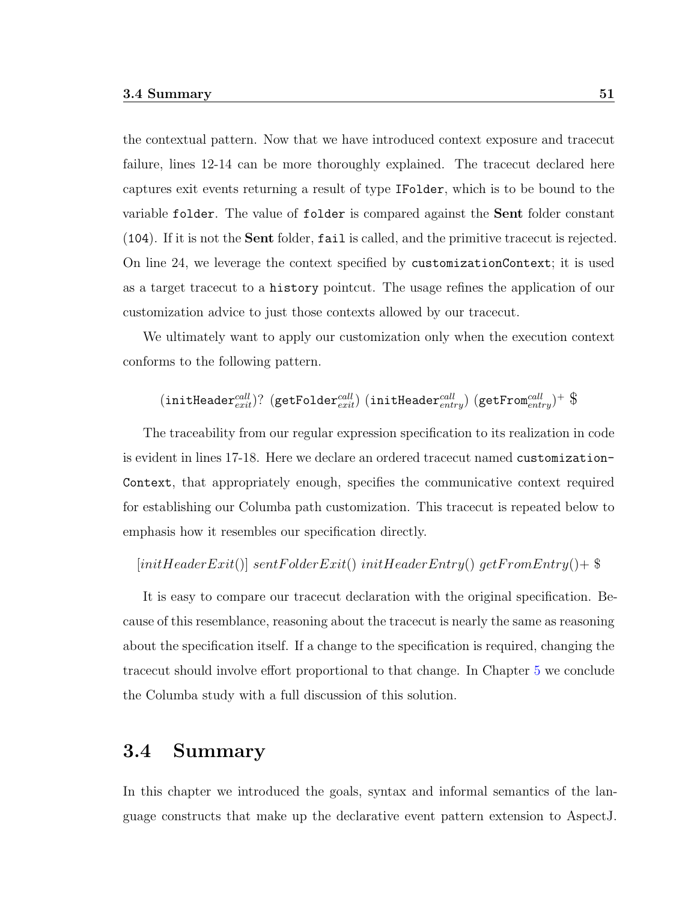the contextual pattern. Now that we have introduced context exposure and tracecut failure, lines 12-14 can be more thoroughly explained. The tracecut declared here captures exit events returning a result of type `IFolder`, which is to be bound to the variable `folder`. The value of `folder` is compared against the **Sent** folder constant (`104`). If it is not the **Sent** folder, `fail` is called, and the primitive tracecut is rejected. On line 24, we leverage the context specified by `customizationContext`; it is used as a target tracecut to a `history` pointcut. The usage refines the application of our customization advice to just those contexts allowed by our tracecut.

We ultimately want to apply our customization only when the execution context conforms to the following pattern.

$$(\texttt{initHeader}^{call}_{exit})?\ (\texttt{getFolder}^{call}_{exit})\ (\texttt{initHeader}^{call}_{entry})\ (\texttt{getFrom}^{call}_{entry})^{+}\ \$$$

The traceability from our regular expression specification to its realization in code is evident in lines 17-18. Here we declare an ordered tracecut named `customization-Context`, that appropriately enough, specifies the communicative context required for establishing our Columba path customization. This tracecut is repeated below to emphasis how it resembles our specification directly.

$$[initHeaderExit()]\ sentFolderExit()\ initHeaderEntry()\ getFromEntry()+\ \$$$

It is easy to compare our tracecut declaration with the original specification. Because of this resemblance, reasoning about the tracecut is nearly the same as reasoning about the specification itself. If a change to the specification is required, changing the tracecut should involve effort proportional to that change. In Chapter 5 we conclude the Columba study with a full discussion of this solution.

## 3.4 Summary

In this chapter we introduced the goals, syntax and informal semantics of the language constructs that make up the declarative event pattern extension to AspectJ.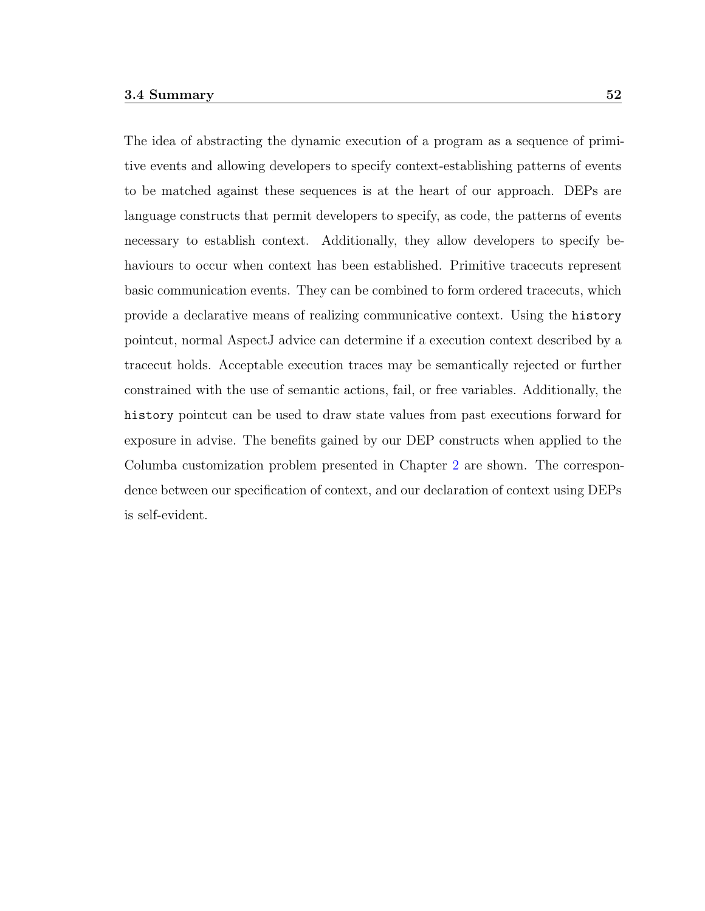The idea of abstracting the dynamic execution of a program as a sequence of primitive events and allowing developers to specify context-establishing patterns of events to be matched against these sequences is at the heart of our approach. DEPs are language constructs that permit developers to specify, as code, the patterns of events necessary to establish context. Additionally, they allow developers to specify behaviours to occur when context has been established. Primitive tracecuts represent basic communication events. They can be combined to form ordered tracecuts, which provide a declarative means of realizing communicative context. Using the `history` pointcut, normal AspectJ advice can determine if a execution context described by a tracecut holds. Acceptable execution traces may be semantically rejected or further constrained with the use of semantic actions, fail, or free variables. Additionally, the `history` pointcut can be used to draw state values from past executions forward for exposure in advise. The benefits gained by our DEP constructs when applied to the Columba customization problem presented in Chapter 2 are shown. The correspondence between our specification of context, and our declaration of context using DEPs is self-evident.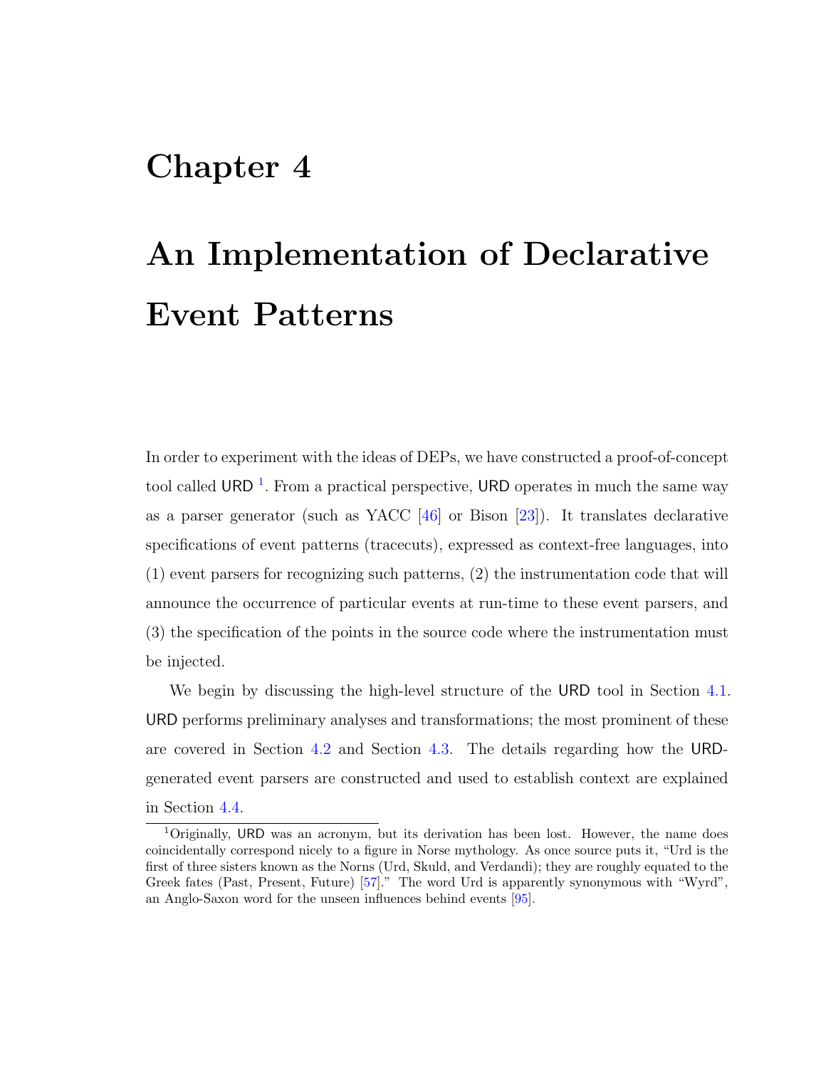# Chapter 4

# An Implementation of Declarative Event Patterns

In order to experiment with the ideas of DEPs, we have constructed a proof-of-concept tool called URD [1]. From a practical perspective, URD operates in much the same way as a parser generator (such as YACC [46] or Bison [23]). It translates declarative specifications of event patterns (tracecuts), expressed as context-free languages, into (1) event parsers for recognizing such patterns, (2) the instrumentation code that will announce the occurrence of particular events at run-time to these event parsers, and (3) the specification of the points in the source code where the instrumentation must be injected.

We begin by discussing the high-level structure of the URD tool in Section 4.1. URD performs preliminary analyses and transformations; the most prominent of these are covered in Section 4.2 and Section 4.3. The details regarding how the URD-generated event parsers are constructed and used to establish context are explained in Section 4.4.

[1] Originally, URD was an acronym, but its derivation has been lost. However, the name does coincidentally correspond nicely to a figure in Norse mythology. As once source puts it, "Urd is the first of three sisters known as the Norns (Urd, Skuld, and Verdandi); they are roughly equated to the Greek fates (Past, Present, Future) [57]." The word Urd is apparently synonymous with "Wyrd", an Anglo-Saxon word for the unseen influences behind events [95].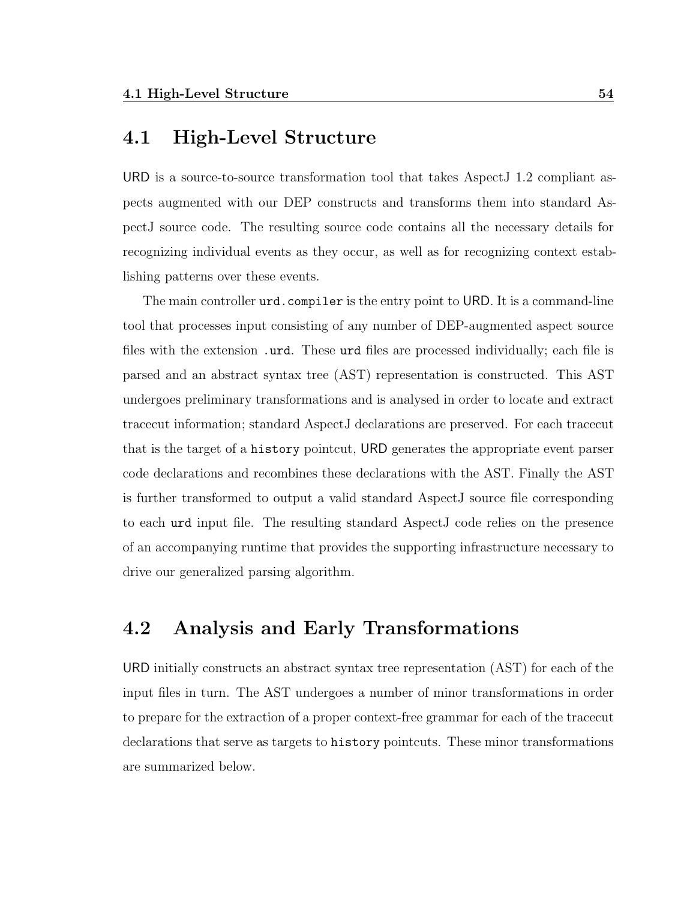## 4.1 High-Level Structure

URD is a source-to-source transformation tool that takes AspectJ 1.2 compliant aspects augmented with our DEP constructs and transforms them into standard AspectJ source code. The resulting source code contains all the necessary details for recognizing individual events as they occur, as well as for recognizing context establishing patterns over these events.

The main controller `urd.compiler` is the entry point to URD. It is a command-line tool that processes input consisting of any number of DEP-augmented aspect source files with the extension `.urd`. These `urd` files are processed individually; each file is parsed and an abstract syntax tree (AST) representation is constructed. This AST undergoes preliminary transformations and is analysed in order to locate and extract tracecut information; standard AspectJ declarations are preserved. For each tracecut that is the target of a `history` pointcut, URD generates the appropriate event parser code declarations and recombines these declarations with the AST. Finally the AST is further transformed to output a valid standard AspectJ source file corresponding to each `urd` input file. The resulting standard AspectJ code relies on the presence of an accompanying runtime that provides the supporting infrastructure necessary to drive our generalized parsing algorithm.

## 4.2 Analysis and Early Transformations

URD initially constructs an abstract syntax tree representation (AST) for each of the input files in turn. The AST undergoes a number of minor transformations in order to prepare for the extraction of a proper context-free grammar for each of the tracecut declarations that serve as targets to `history` pointcuts. These minor transformations are summarized below.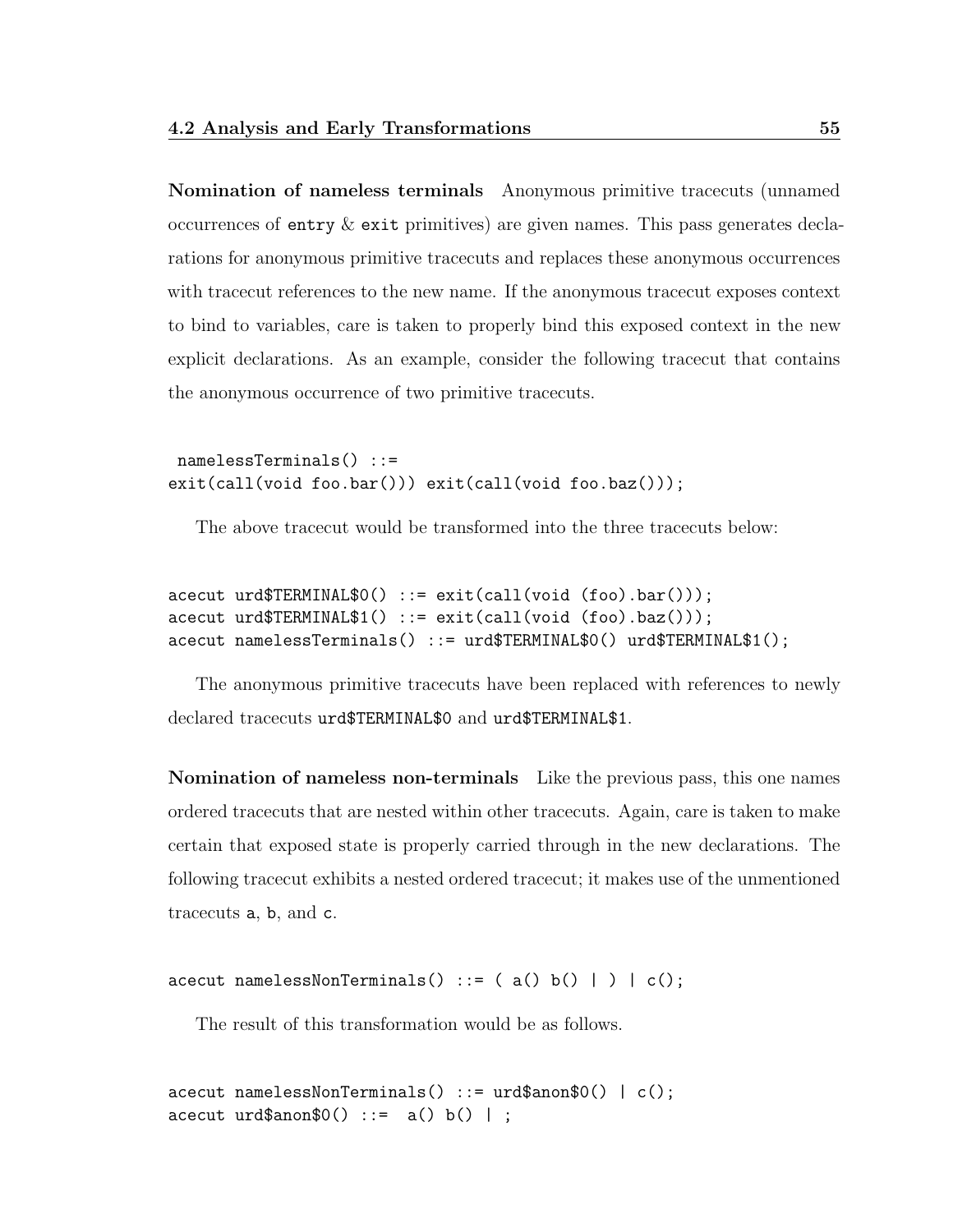**Nomination of nameless terminals** Anonymous primitive tracecuts (unnamed occurrences of `entry` & `exit` primitives) are given names. This pass generates declarations for anonymous primitive tracecuts and replaces these anonymous occurrences with tracecut references to the new name. If the anonymous tracecut exposes context to bind to variables, care is taken to properly bind this exposed context in the new explicit declarations. As an example, consider the following tracecut that contains the anonymous occurrence of two primitive tracecuts.

```
 namelessTerminals() ::=
exit(call(void foo.bar())) exit(call(void foo.baz()));
```

The above tracecut would be transformed into the three tracecuts below:

```
acecut urd$TERMINAL$0() ::= exit(call(void (foo).bar()));
acecut urd$TERMINAL$1() ::= exit(call(void (foo).baz()));
acecut namelessTerminals() ::= urd$TERMINAL$0() urd$TERMINAL$1();
```

The anonymous primitive tracecuts have been replaced with references to newly declared tracecuts `urd$TERMINAL$0` and `urd$TERMINAL$1`.

**Nomination of nameless non-terminals** Like the previous pass, this one names ordered tracecuts that are nested within other tracecuts. Again, care is taken to make certain that exposed state is properly carried through in the new declarations. The following tracecut exhibits a nested ordered tracecut; it makes use of the unmentioned tracecuts `a`, `b`, and `c`.

```
acecut namelessNonTerminals() ::= ( a() b() | ) | c();
```

The result of this transformation would be as follows.

```
acecut namelessNonTerminals() ::= urd$anon$0() | c();
acecut urd$anon$0() ::=  a() b() | ;
```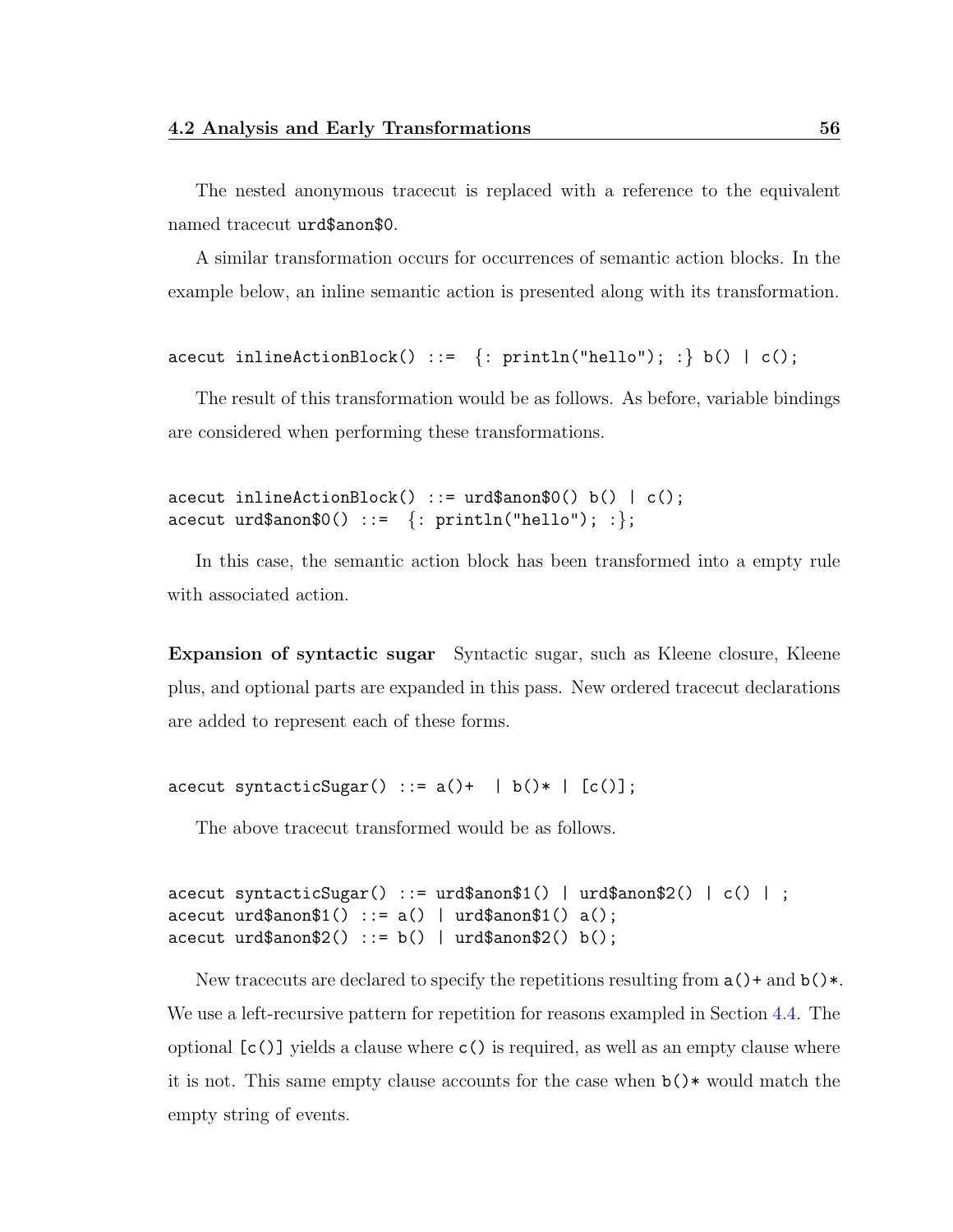The nested anonymous tracecut is replaced with a reference to the equivalent named tracecut `urd$anon$0`.

A similar transformation occurs for occurrences of semantic action blocks. In the example below, an inline semantic action is presented along with its transformation.

```
acecut inlineActionBlock() ::=  {: println("hello"); :} b() | c();
```

The result of this transformation would be as follows. As before, variable bindings are considered when performing these transformations.

```
acecut inlineActionBlock() ::= urd$anon$0() b() | c();
acecut urd$anon$0() ::=  {: println("hello"); :};
```

In this case, the semantic action block has been transformed into a empty rule with associated action.

**Expansion of syntactic sugar** Syntactic sugar, such as Kleene closure, Kleene plus, and optional parts are expanded in this pass. New ordered tracecut declarations are added to represent each of these forms.

```
acecut syntacticSugar() ::= a()+  | b()* | [c()];
```

The above tracecut transformed would be as follows.

```
acecut syntacticSugar() ::= urd$anon$1() | urd$anon$2() | c() | ;
acecut urd$anon$1() ::= a() | urd$anon$1() a();
acecut urd$anon$2() ::= b() | urd$anon$2() b();
```

New tracecuts are declared to specify the repetitions resulting from `a()+` and `b()*`. We use a left-recursive pattern for repetition for reasons exampled in Section 4.4. The optional `[c()]` yields a clause where `c()` is required, as well as an empty clause where it is not. This same empty clause accounts for the case when `b()*` would match the empty string of events.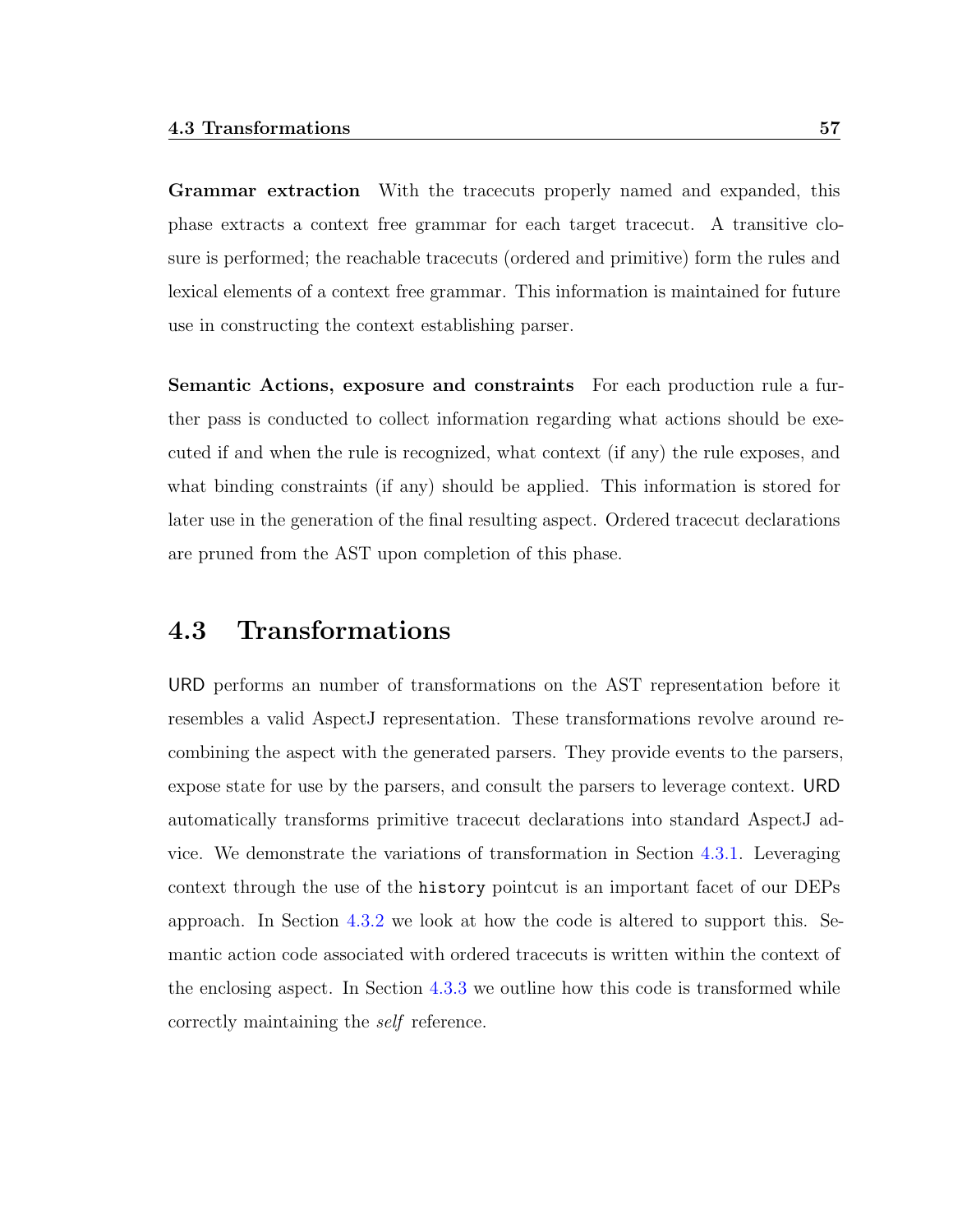**Grammar extraction** With the tracecuts properly named and expanded, this phase extracts a context free grammar for each target tracecut. A transitive closure is performed; the reachable tracecuts (ordered and primitive) form the rules and lexical elements of a context free grammar. This information is maintained for future use in constructing the context establishing parser.

**Semantic Actions, exposure and constraints** For each production rule a further pass is conducted to collect information regarding what actions should be executed if and when the rule is recognized, what context (if any) the rule exposes, and what binding constraints (if any) should be applied. This information is stored for later use in the generation of the final resulting aspect. Ordered tracecut declarations are pruned from the AST upon completion of this phase.

## 4.3 Transformations

URD performs an number of transformations on the AST representation before it resembles a valid AspectJ representation. These transformations revolve around recombining the aspect with the generated parsers. They provide events to the parsers, expose state for use by the parsers, and consult the parsers to leverage context. URD automatically transforms primitive tracecut declarations into standard AspectJ advice. We demonstrate the variations of transformation in Section 4.3.1. Leveraging context through the use of the `history` pointcut is an important facet of our DEPs approach. In Section 4.3.2 we look at how the code is altered to support this. Semantic action code associated with ordered tracecuts is written within the context of the enclosing aspect. In Section 4.3.3 we outline how this code is transformed while correctly maintaining the *self* reference.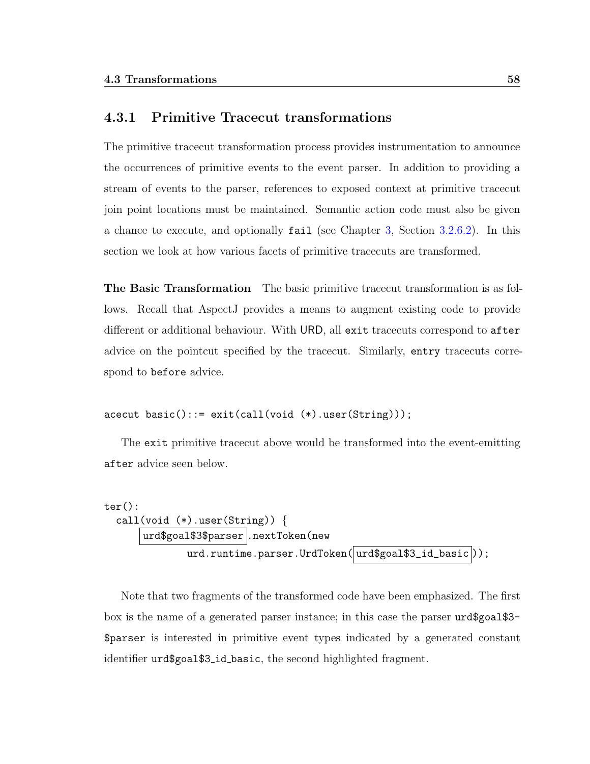### 4.3.1 Primitive Tracecut transformations

The primitive tracecut transformation process provides instrumentation to announce the occurrences of primitive events to the event parser. In addition to providing a stream of events to the parser, references to exposed context at primitive tracecut join point locations must be maintained. Semantic action code must also be given a chance to execute, and optionally `fail` (see Chapter 3, Section 3.2.6.2). In this section we look at how various facets of primitive tracecuts are transformed.

**The Basic Transformation** The basic primitive tracecut transformation is as follows. Recall that AspectJ provides a means to augment existing code to provide different or additional behaviour. With URD, all `exit` tracecuts correspond to `after` advice on the pointcut specified by the tracecut. Similarly, `entry` tracecuts correspond to `before` advice.

```
acecut basic()::= exit(call(void (*).user(String)));
```

The `exit` primitive tracecut above would be transformed into the event-emitting `after` advice seen below.

```
ter():
  call(void (*).user(String)) {
      urd$goal$3$parser .nextToken(new
              urd.runtime.parser.UrdToken( urd$goal$3_id_basic ));
```

Note that two fragments of the transformed code have been emphasized. The first box is the name of a generated parser instance; in this case the parser `urd$goal$3$parser` is interested in primitive event types indicated by a generated constant identifier `urd$goal$3_id_basic`, the second highlighted fragment.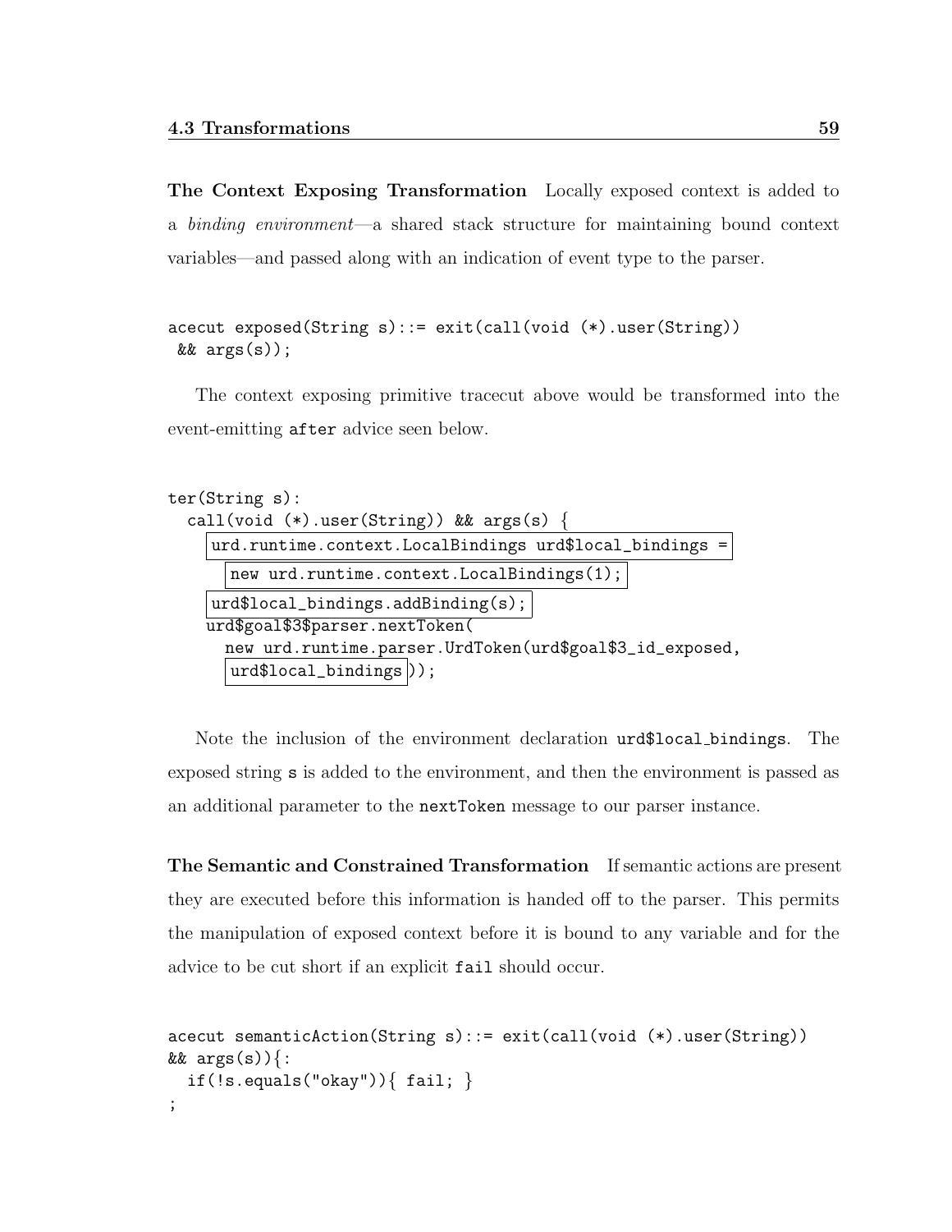**The Context Exposing Transformation** Locally exposed context is added to a *binding environment*—a shared stack structure for maintaining bound context variables—and passed along with an indication of event type to the parser.

```
acecut exposed(String s)::= exit(call(void (*).user(String))
 && args(s));
```

The context exposing primitive tracecut above would be transformed into the event-emitting after advice seen below.

```
ter(String s):
  call(void (*).user(String)) && args(s) {
    urd.runtime.context.LocalBindings urd$local_bindings =
      new urd.runtime.context.LocalBindings(1);
    urd$local_bindings.addBinding(s);
    urd$goal$3$parser.nextToken(
      new urd.runtime.parser.UrdToken(urd$goal$3_id_exposed,
      urd$local_bindings));
```

Note the inclusion of the environment declaration urd$local_bindings. The exposed string s is added to the environment, and then the environment is passed as an additional parameter to the nextToken message to our parser instance.

**The Semantic and Constrained Transformation** If semantic actions are present they are executed before this information is handed off to the parser. This permits the manipulation of exposed context before it is bound to any variable and for the advice to be cut short if an explicit fail should occur.

```
acecut semanticAction(String s)::= exit(call(void (*).user(String))
&& args(s)){:
  if(!s.equals("okay")){ fail; }
;
```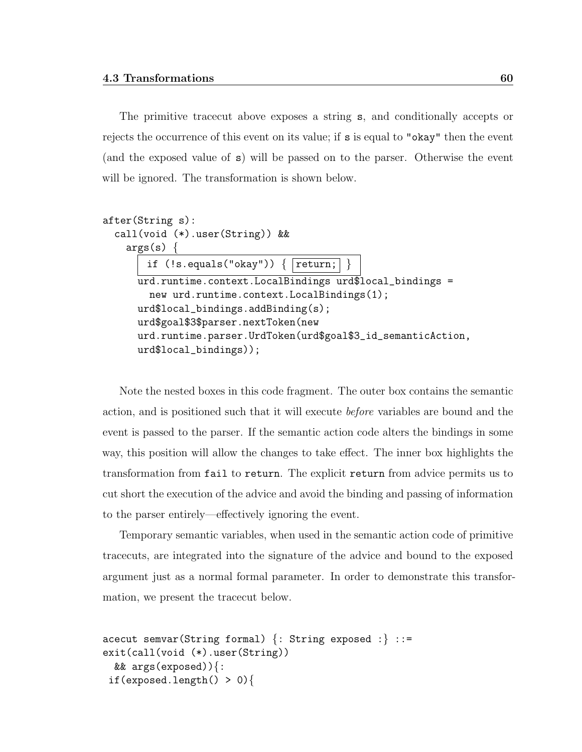The primitive tracecut above exposes a string `s`, and conditionally accepts or rejects the occurrence of this event on its value; if `s` is equal to `"okay"` then the event (and the exposed value of `s`) will be passed on to the parser. Otherwise the event will be ignored. The transformation is shown below.

```
after(String s):
  call(void (*).user(String)) &&
    args(s) {
      if (!s.equals("okay")) { return; }
      urd.runtime.context.LocalBindings urd$local_bindings =
        new urd.runtime.context.LocalBindings(1);
      urd$local_bindings.addBinding(s);
      urd$goal$3$parser.nextToken(new
      urd.runtime.parser.UrdToken(urd$goal$3_id_semanticAction,
      urd$local_bindings));
```

Note the nested boxes in this code fragment. The outer box contains the semantic action, and is positioned such that it will execute *before* variables are bound and the event is passed to the parser. If the semantic action code alters the bindings in some way, this position will allow the changes to take effect. The inner box highlights the transformation from `fail` to `return`. The explicit `return` from advice permits us to cut short the execution of the advice and avoid the binding and passing of information to the parser entirely—effectively ignoring the event.

Temporary semantic variables, when used in the semantic action code of primitive tracecuts, are integrated into the signature of the advice and bound to the exposed argument just as a normal formal parameter. In order to demonstrate this transformation, we present the tracecut below.

```
acecut semvar(String formal) {: String exposed :} ::=
exit(call(void (*).user(String))
  && args(exposed)){:
 if(exposed.length() > 0){
```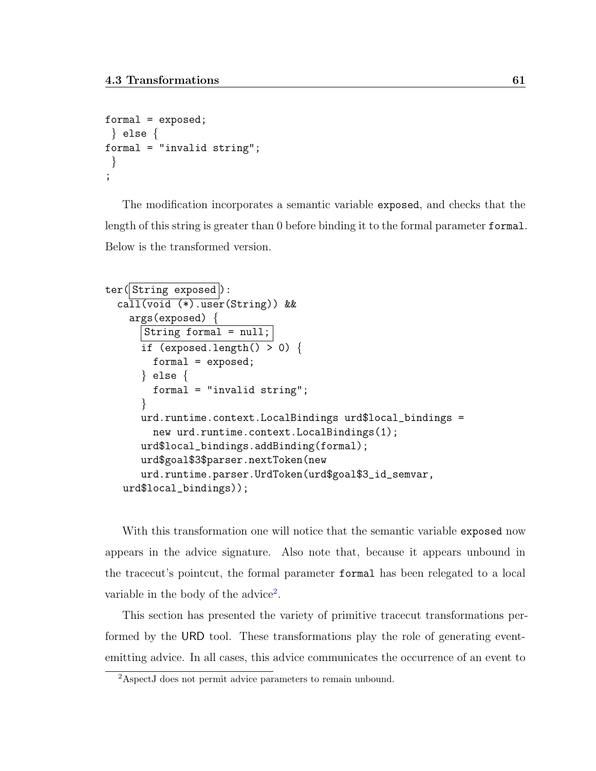```
formal = exposed;
 } else {
formal = "invalid string";
 }
;
```

The modification incorporates a semantic variable `exposed`, and checks that the length of this string is greater than 0 before binding it to the formal parameter `formal`. Below is the transformed version.

```
ter( String exposed ):
  call(void (*).user(String)) &&
    args(exposed) {
      String formal = null;
      if (exposed.length() > 0) {
        formal = exposed;
      } else {
        formal = "invalid string";
      }
      urd.runtime.context.LocalBindings urd$local_bindings =
        new urd.runtime.context.LocalBindings(1);
      urd$local_bindings.addBinding(formal);
      urd$goal$3$parser.nextToken(new
      urd.runtime.parser.UrdToken(urd$goal$3_id_semvar,
   urd$local_bindings));
```

With this transformation one will notice that the semantic variable `exposed` now appears in the advice signature. Also note that, because it appears unbound in the tracecut's pointcut, the formal parameter `formal` has been relegated to a local variable in the body of the advice[2].

This section has presented the variety of primitive tracecut transformations performed by the URD tool. These transformations play the role of generating event-emitting advice. In all cases, this advice communicates the occurrence of an event to

[2] AspectJ does not permit advice parameters to remain unbound.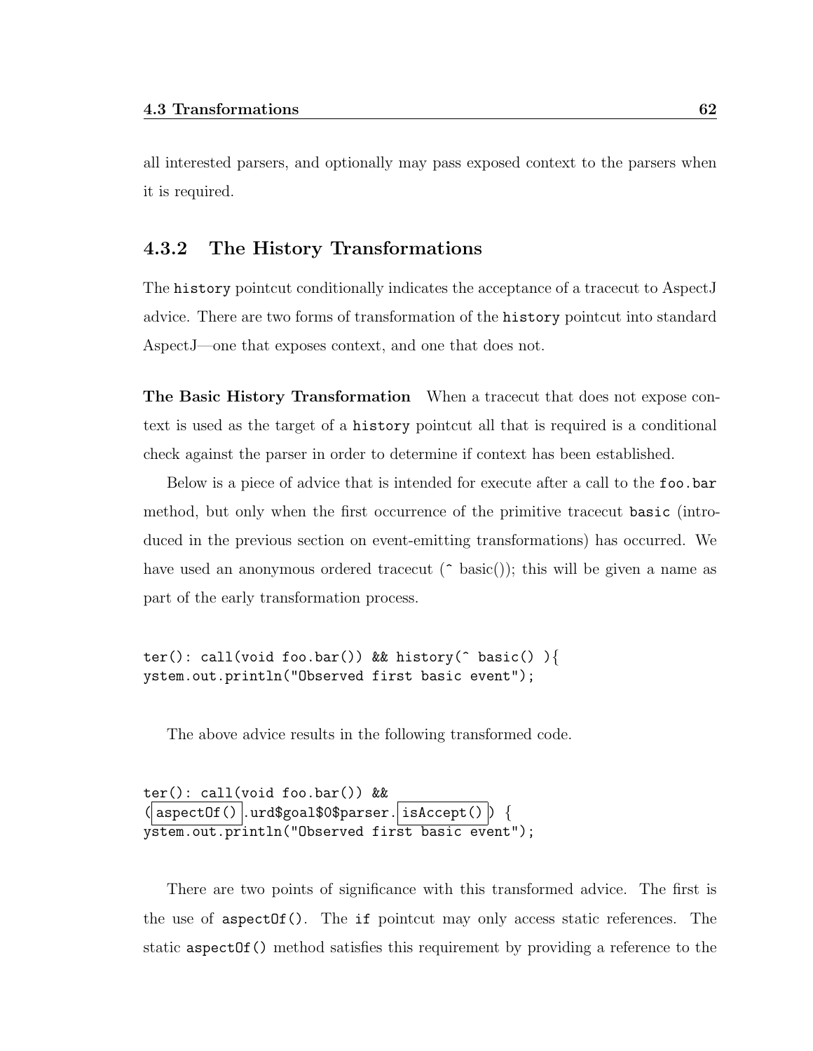all interested parsers, and optionally may pass exposed context to the parsers when it is required.

### 4.3.2 The History Transformations

The history pointcut conditionally indicates the acceptance of a tracecut to AspectJ advice. There are two forms of transformation of the history pointcut into standard AspectJ—one that exposes context, and one that does not.

**The Basic History Transformation** When a tracecut that does not expose context is used as the target of a history pointcut all that is required is a conditional check against the parser in order to determine if context has been established.

Below is a piece of advice that is intended for execute after a call to the foo.bar method, but only when the first occurrence of the primitive tracecut basic (introduced in the previous section on event-emitting transformations) has occurred. We have used an anonymous ordered tracecut (^ basic()); this will be given a name as part of the early transformation process.

```
ter(): call(void foo.bar()) && history(^ basic() ){
ystem.out.println("Observed first basic event");
```

The above advice results in the following transformed code.

```
ter(): call(void foo.bar()) &&
(aspectOf().urd$goal$0$parser.isAccept()) {
ystem.out.println("Observed first basic event");
```

There are two points of significance with this transformed advice. The first is the use of aspectOf(). The if pointcut may only access static references. The static aspectOf() method satisfies this requirement by providing a reference to the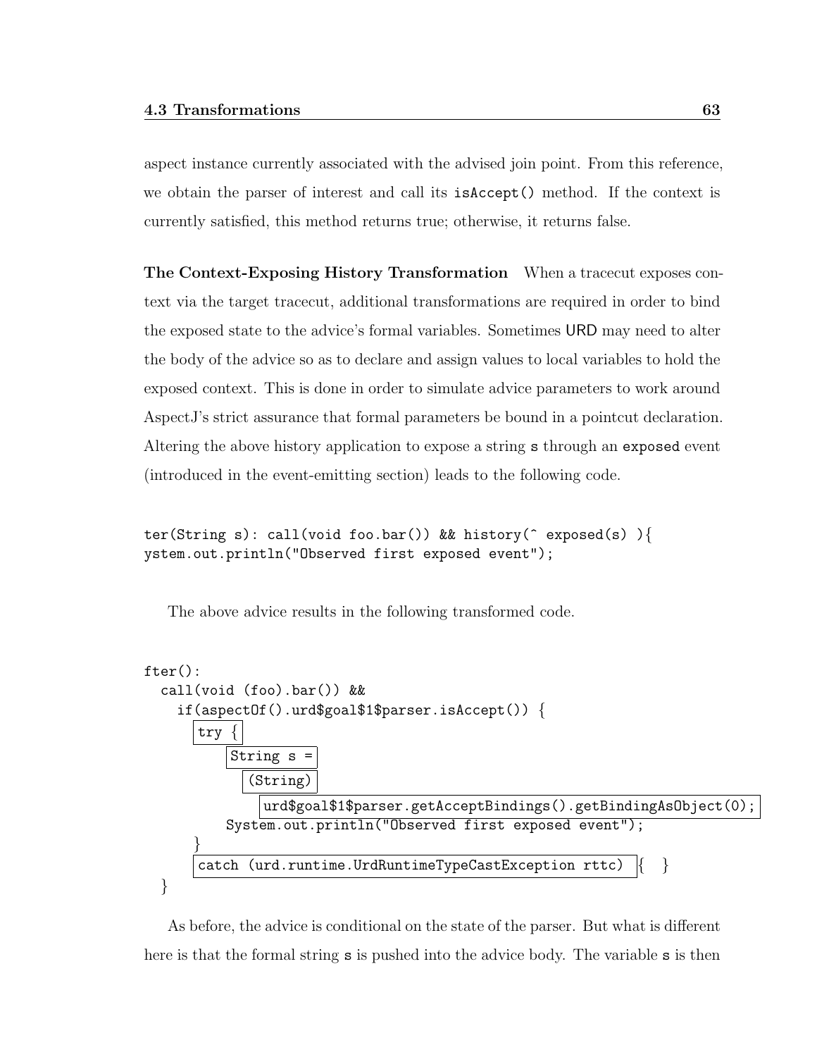aspect instance currently associated with the advised join point. From this reference, we obtain the parser of interest and call its `isAccept()` method. If the context is currently satisfied, this method returns true; otherwise, it returns false.

**The Context-Exposing History Transformation** When a tracecut exposes context via the target tracecut, additional transformations are required in order to bind the exposed state to the advice's formal variables. Sometimes URD may need to alter the body of the advice so as to declare and assign values to local variables to hold the exposed context. This is done in order to simulate advice parameters to work around AspectJ's strict assurance that formal parameters be bound in a pointcut declaration. Altering the above history application to expose a string `s` through an `exposed` event (introduced in the event-emitting section) leads to the following code.

```
ter(String s): call(void foo.bar()) && history(^ exposed(s) ){
ystem.out.println("Observed first exposed event");
```

The above advice results in the following transformed code.

```
fter():
  call(void (foo).bar()) &&
    if(aspectOf().urd$goal$1$parser.isAccept()) {
      try {
          String s =
            (String)
              urd$goal$1$parser.getAcceptBindings().getBindingAsObject(0);
          System.out.println("Observed first exposed event");
      }
      catch (urd.runtime.UrdRuntimeTypeCastException rttc) {  }
  }
```

As before, the advice is conditional on the state of the parser. But what is different here is that the formal string `s` is pushed into the advice body. The variable `s` is then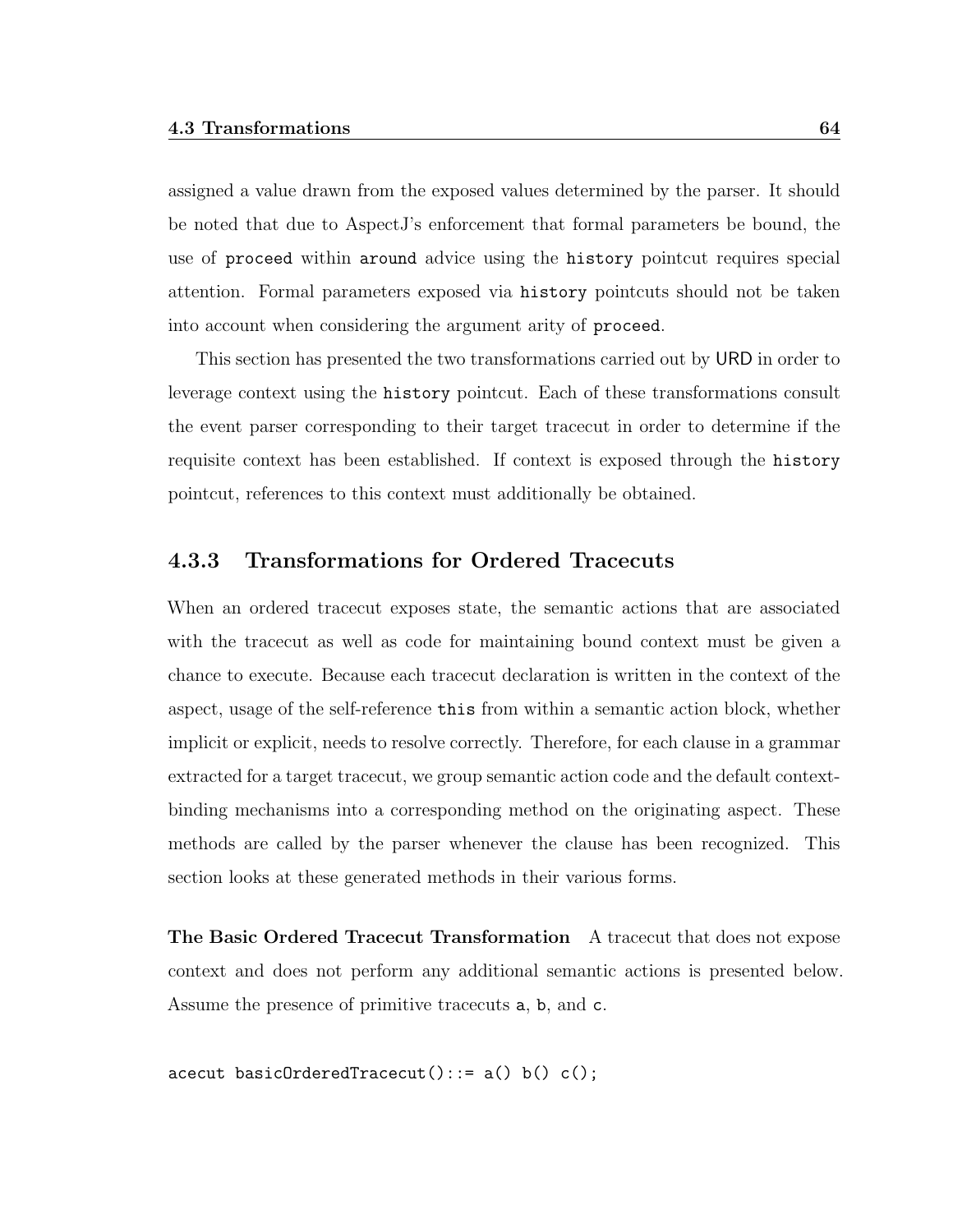assigned a value drawn from the exposed values determined by the parser. It should be noted that due to AspectJ's enforcement that formal parameters be bound, the use of `proceed` within `around` advice using the `history` pointcut requires special attention. Formal parameters exposed via `history` pointcuts should not be taken into account when considering the argument arity of `proceed`.

This section has presented the two transformations carried out by URD in order to leverage context using the `history` pointcut. Each of these transformations consult the event parser corresponding to their target tracecut in order to determine if the requisite context has been established. If context is exposed through the `history` pointcut, references to this context must additionally be obtained.

### 4.3.3 Transformations for Ordered Tracecuts

When an ordered tracecut exposes state, the semantic actions that are associated with the tracecut as well as code for maintaining bound context must be given a chance to execute. Because each tracecut declaration is written in the context of the aspect, usage of the self-reference `this` from within a semantic action block, whether implicit or explicit, needs to resolve correctly. Therefore, for each clause in a grammar extracted for a target tracecut, we group semantic action code and the default context-binding mechanisms into a corresponding method on the originating aspect. These methods are called by the parser whenever the clause has been recognized. This section looks at these generated methods in their various forms.

**The Basic Ordered Tracecut Transformation** A tracecut that does not expose context and does not perform any additional semantic actions is presented below. Assume the presence of primitive tracecuts `a`, `b`, and `c`.

```
acecut basicOrderedTracecut()::= a() b() c();
```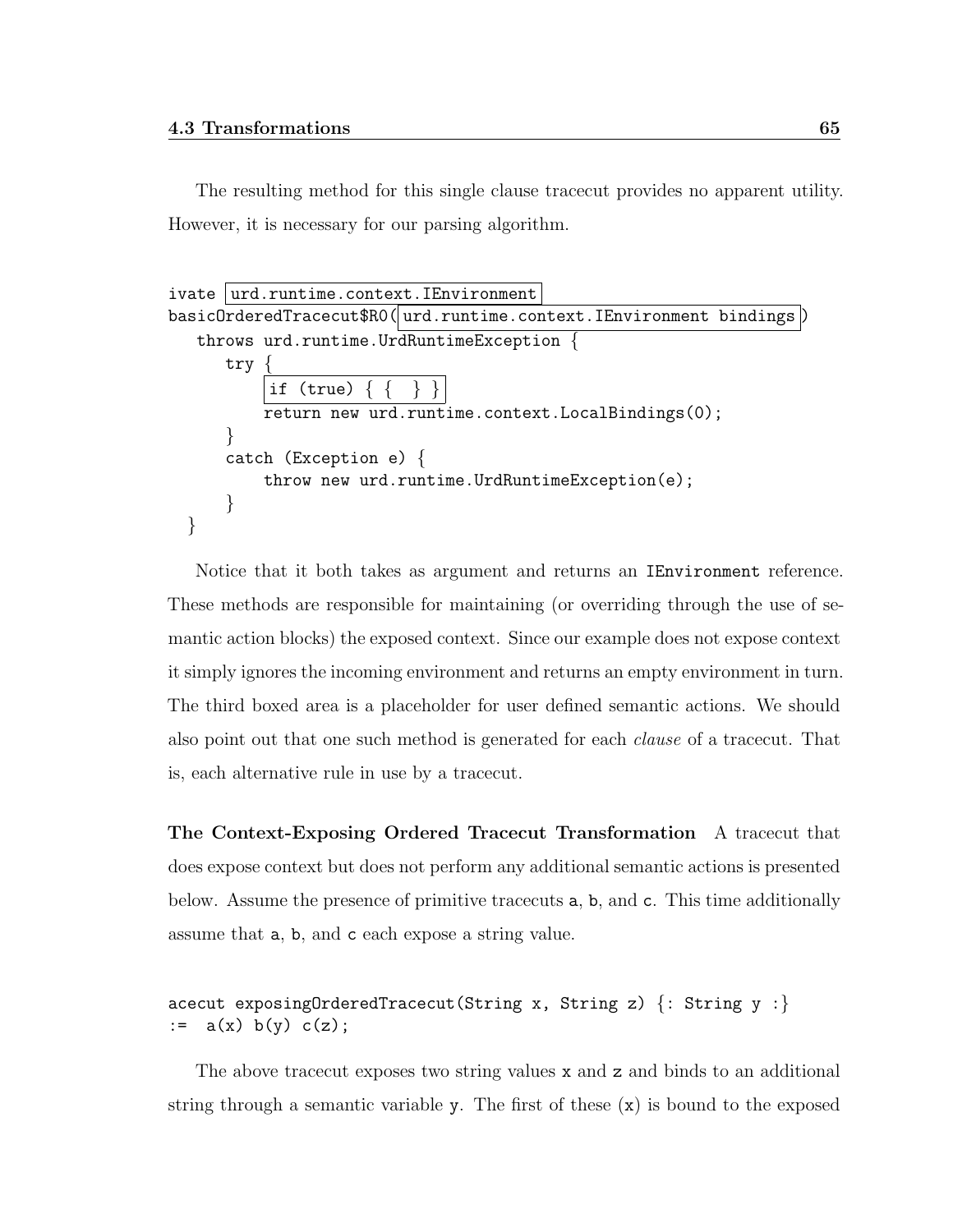The resulting method for this single clause tracecut provides no apparent utility. However, it is necessary for our parsing algorithm.

```
ivate urd.runtime.context.IEnvironment
basicOrderedTracecut$R0( urd.runtime.context.IEnvironment bindings )
   throws urd.runtime.UrdRuntimeException {
      try {
          if (true) { {  } }
          return new urd.runtime.context.LocalBindings(0);
      }
      catch (Exception e) {
          throw new urd.runtime.UrdRuntimeException(e);
      }
  }
```

Notice that it both takes as argument and returns an `IEnvironment` reference. These methods are responsible for maintaining (or overriding through the use of semantic action blocks) the exposed context. Since our example does not expose context it simply ignores the incoming environment and returns an empty environment in turn. The third boxed area is a placeholder for user defined semantic actions. We should also point out that one such method is generated for each *clause* of a tracecut. That is, each alternative rule in use by a tracecut.

**The Context-Exposing Ordered Tracecut Transformation** A tracecut that does expose context but does not perform any additional semantic actions is presented below. Assume the presence of primitive tracecuts `a`, `b`, and `c`. This time additionally assume that `a`, `b`, and `c` each expose a string value.

```
acecut exposingOrderedTracecut(String x, String z) {: String y :}
:=  a(x) b(y) c(z);
```

The above tracecut exposes two string values `x` and `z` and binds to an additional string through a semantic variable `y`. The first of these (`x`) is bound to the exposed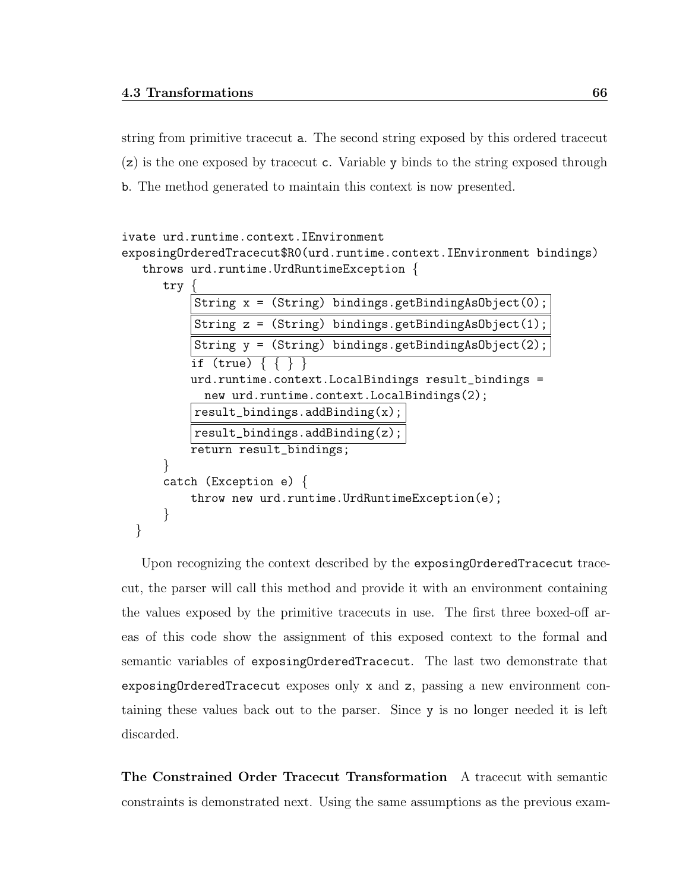string from primitive tracecut a. The second string exposed by this ordered tracecut (z) is the one exposed by tracecut c. Variable y binds to the string exposed through b. The method generated to maintain this context is now presented.

```
ivate urd.runtime.context.IEnvironment
exposingOrderedTracecut$R0(urd.runtime.context.IEnvironment bindings)
   throws urd.runtime.UrdRuntimeException {
      try {
          String x = (String) bindings.getBindingAsObject(0);
          String z = (String) bindings.getBindingAsObject(1);
          String y = (String) bindings.getBindingAsObject(2);
          if (true) { { } }
          urd.runtime.context.LocalBindings result_bindings =
            new urd.runtime.context.LocalBindings(2);
          result_bindings.addBinding(x);
          result_bindings.addBinding(z);
          return result_bindings;
      }
      catch (Exception e) {
          throw new urd.runtime.UrdRuntimeException(e);
      }
  }
```

Upon recognizing the context described by the exposingOrderedTracecut tracecut, the parser will call this method and provide it with an environment containing the values exposed by the primitive tracecuts in use. The first three boxed-off areas of this code show the assignment of this exposed context to the formal and semantic variables of exposingOrderedTracecut. The last two demonstrate that exposingOrderedTracecut exposes only x and z, passing a new environment containing these values back out to the parser. Since y is no longer needed it is left discarded.

**The Constrained Order Tracecut Transformation** A tracecut with semantic constraints is demonstrated next. Using the same assumptions as the previous exam-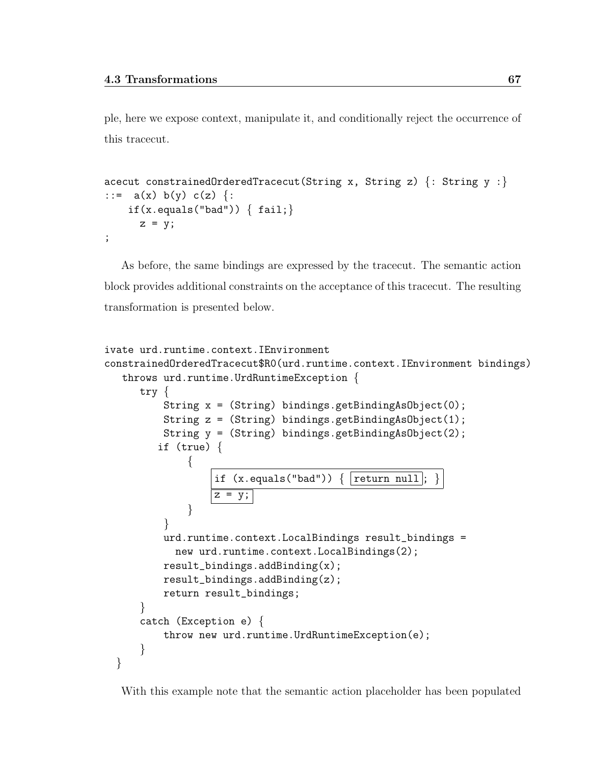ple, here we expose context, manipulate it, and conditionally reject the occurrence of this tracecut.

```
acecut constrainedOrderedTracecut(String x, String z) {: String y :}
::=  a(x) b(y) c(z) {:
    if(x.equals("bad")) { fail;}
      z = y;
;
```

As before, the same bindings are expressed by the tracecut. The semantic action block provides additional constraints on the acceptance of this tracecut. The resulting transformation is presented below.

```
ivate urd.runtime.context.IEnvironment
constrainedOrderedTracecut$R0(urd.runtime.context.IEnvironment bindings)
   throws urd.runtime.UrdRuntimeException {
      try {
          String x = (String) bindings.getBindingAsObject(0);
          String z = (String) bindings.getBindingAsObject(1);
          String y = (String) bindings.getBindingAsObject(2);
         if (true) {
              {
                  if (x.equals("bad")) { return null; }
                  z = y;
              }
          }
          urd.runtime.context.LocalBindings result_bindings =
            new urd.runtime.context.LocalBindings(2);
          result_bindings.addBinding(x);
          result_bindings.addBinding(z);
          return result_bindings;
      }
      catch (Exception e) {
          throw new urd.runtime.UrdRuntimeException(e);
      }
  }
```

With this example note that the semantic action placeholder has been populated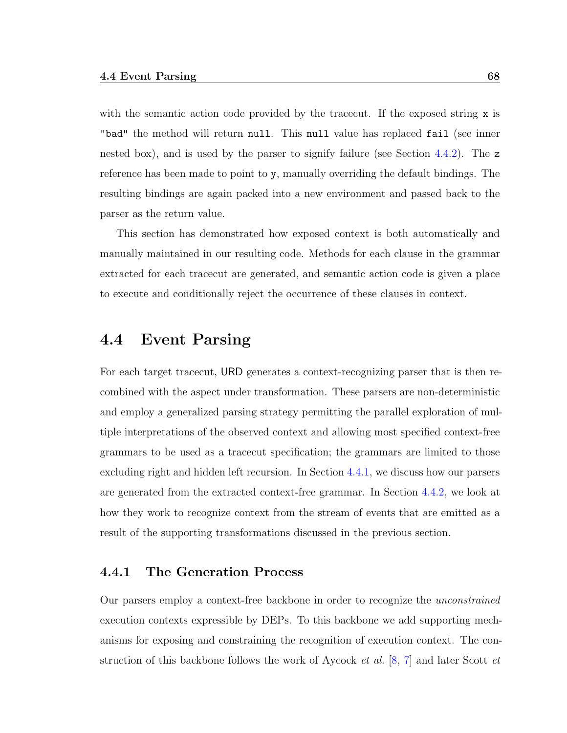with the semantic action code provided by the tracecut. If the exposed string `x` is `"bad"` the method will return `null`. This `null` value has replaced `fail` (see inner nested box), and is used by the parser to signify failure (see Section 4.4.2). The `z` reference has been made to point to `y`, manually overriding the default bindings. The resulting bindings are again packed into a new environment and passed back to the parser as the return value.

This section has demonstrated how exposed context is both automatically and manually maintained in our resulting code. Methods for each clause in the grammar extracted for each tracecut are generated, and semantic action code is given a place to execute and conditionally reject the occurrence of these clauses in context.

## 4.4 Event Parsing

For each target tracecut, URD generates a context-recognizing parser that is then recombined with the aspect under transformation. These parsers are non-deterministic and employ a generalized parsing strategy permitting the parallel exploration of multiple interpretations of the observed context and allowing most specified context-free grammars to be used as a tracecut specification; the grammars are limited to those excluding right and hidden left recursion. In Section 4.4.1, we discuss how our parsers are generated from the extracted context-free grammar. In Section 4.4.2, we look at how they work to recognize context from the stream of events that are emitted as a result of the supporting transformations discussed in the previous section.

### 4.4.1 The Generation Process

Our parsers employ a context-free backbone in order to recognize the *unconstrained* execution contexts expressible by DEPs. To this backbone we add supporting mechanisms for exposing and constraining the recognition of execution context. The construction of this backbone follows the work of Aycock *et al.* [8, 7] and later Scott *et*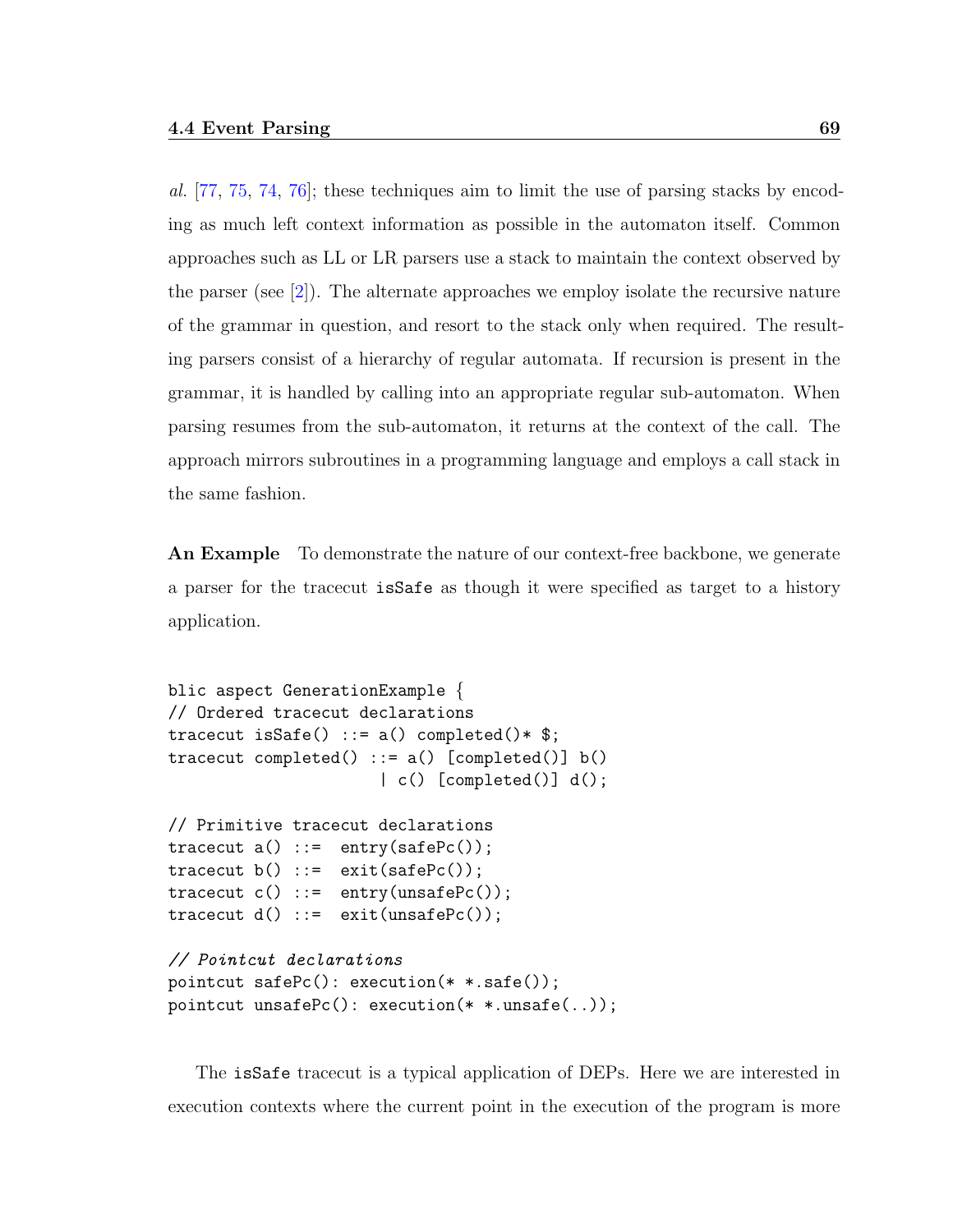*al.* [77, 75, 74, 76]; these techniques aim to limit the use of parsing stacks by encoding as much left context information as possible in the automaton itself. Common approaches such as LL or LR parsers use a stack to maintain the context observed by the parser (see [2]). The alternate approaches we employ isolate the recursive nature of the grammar in question, and resort to the stack only when required. The resulting parsers consist of a hierarchy of regular automata. If recursion is present in the grammar, it is handled by calling into an appropriate regular sub-automaton. When parsing resumes from the sub-automaton, it returns at the context of the call. The approach mirrors subroutines in a programming language and employs a call stack in the same fashion.

**An Example** To demonstrate the nature of our context-free backbone, we generate a parser for the tracecut `isSafe` as though it were specified as target to a history application.

```
blic aspect GenerationExample {
// Ordered tracecut declarations
tracecut isSafe() ::= a() completed()* $;
tracecut completed() ::= a() [completed()] b()
                       | c() [completed()] d();

// Primitive tracecut declarations
tracecut a() ::=  entry(safePc());
tracecut b() ::=  exit(safePc());
tracecut c() ::=  entry(unsafePc());
tracecut d() ::=  exit(unsafePc());

// Pointcut declarations
pointcut safePc(): execution(* *.safe());
pointcut unsafePc(): execution(* *.unsafe(..));
```

The `isSafe` tracecut is a typical application of DEPs. Here we are interested in execution contexts where the current point in the execution of the program is more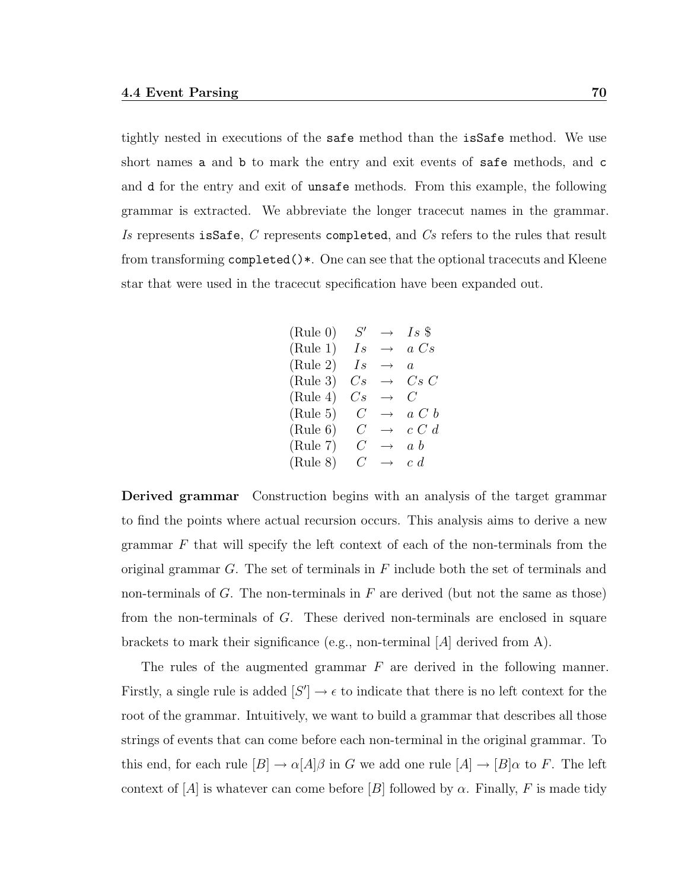tightly nested in executions of the `safe` method than the `isSafe` method. We use short names `a` and `b` to mark the entry and exit events of `safe` methods, and `c` and `d` for the entry and exit of `unsafe` methods. From this example, the following grammar is extracted. We abbreviate the longer tracecut names in the grammar. *Is* represents `isSafe`, *C* represents `completed`, and *Cs* refers to the rules that result from transforming `completed()*`. One can see that the optional tracecuts and Kleene star that were used in the tracecut specification have been expanded out.

$$
\begin{array}{lrcl}
\text{(Rule 0)} & S' & \rightarrow & Is\ \$ \\
\text{(Rule 1)} & Is & \rightarrow & a\ Cs \\
\text{(Rule 2)} & Is & \rightarrow & a \\
\text{(Rule 3)} & Cs & \rightarrow & Cs\ C \\
\text{(Rule 4)} & Cs & \rightarrow & C \\
\text{(Rule 5)} & C & \rightarrow & a\ C\ b \\
\text{(Rule 6)} & C & \rightarrow & c\ C\ d \\
\text{(Rule 7)} & C & \rightarrow & a\ b \\
\text{(Rule 8)} & C & \rightarrow & c\ d
\end{array}
$$

**Derived grammar** Construction begins with an analysis of the target grammar to find the points where actual recursion occurs. This analysis aims to derive a new grammar $F$ that will specify the left context of each of the non-terminals from the original grammar $G$. The set of terminals in $F$ include both the set of terminals and non-terminals of $G$. The non-terminals in $F$ are derived (but not the same as those) from the non-terminals of $G$. These derived non-terminals are enclosed in square brackets to mark their significance (e.g., non-terminal $[A]$ derived from A).

The rules of the augmented grammar $F$ are derived in the following manner. Firstly, a single rule is added $[S'] \rightarrow \epsilon$ to indicate that there is no left context for the root of the grammar. Intuitively, we want to build a grammar that describes all those strings of events that can come before each non-terminal in the original grammar. To this end, for each rule $[B] \rightarrow \alpha[A]\beta$ in $G$ we add one rule $[A] \rightarrow [B]\alpha$ to $F$. The left context of $[A]$ is whatever can come before $[B]$ followed by $\alpha$. Finally, $F$ is made tidy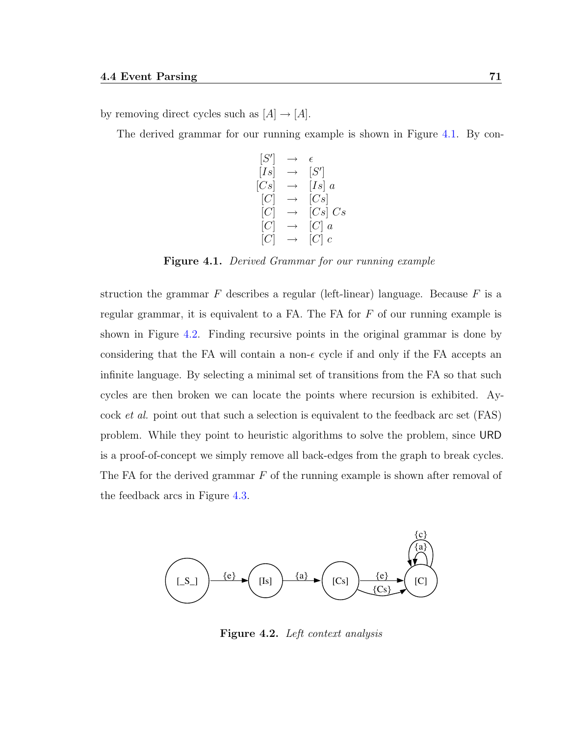by removing direct cycles such as $[A] \rightarrow [A]$.

The derived grammar for our running example is shown in Figure 4.1. By construction the grammar $F$ describes a regular (left-linear) language. Because $F$ is a regular grammar, it is equivalent to a FA. The FA for $F$ of our running example is shown in Figure 4.2. Finding recursive points in the original grammar is done by considering that the FA will contain a non-$\epsilon$ cycle if and only if the FA accepts an infinite language. By selecting a minimal set of transitions from the FA so that such cycles are then broken we can locate the points where recursion is exhibited. Aycock *et al.* point out that such a selection is equivalent to the feedback arc set (FAS) problem. While they point to heuristic algorithms to solve the problem, since URD is a proof-of-concept we simply remove all back-edges from the graph to break cycles. The FA for the derived grammar $F$ of the running example is shown after removal of the feedback arcs in Figure 4.3.

$$
\begin{array}{rcl}
[S'] & \rightarrow & \epsilon \\
[Is] & \rightarrow & [S'] \\
[Cs] & \rightarrow & [Is]\ a \\
[C] & \rightarrow & [Cs] \\
[C] & \rightarrow & [Cs]\ Cs \\
[C] & \rightarrow & [C]\ a \\
[C] & \rightarrow & [C]\ c
\end{array}
$$

**Figure 4.1.** *Derived Grammar for our running example*

**Figure 4.2.** *Left context analysis*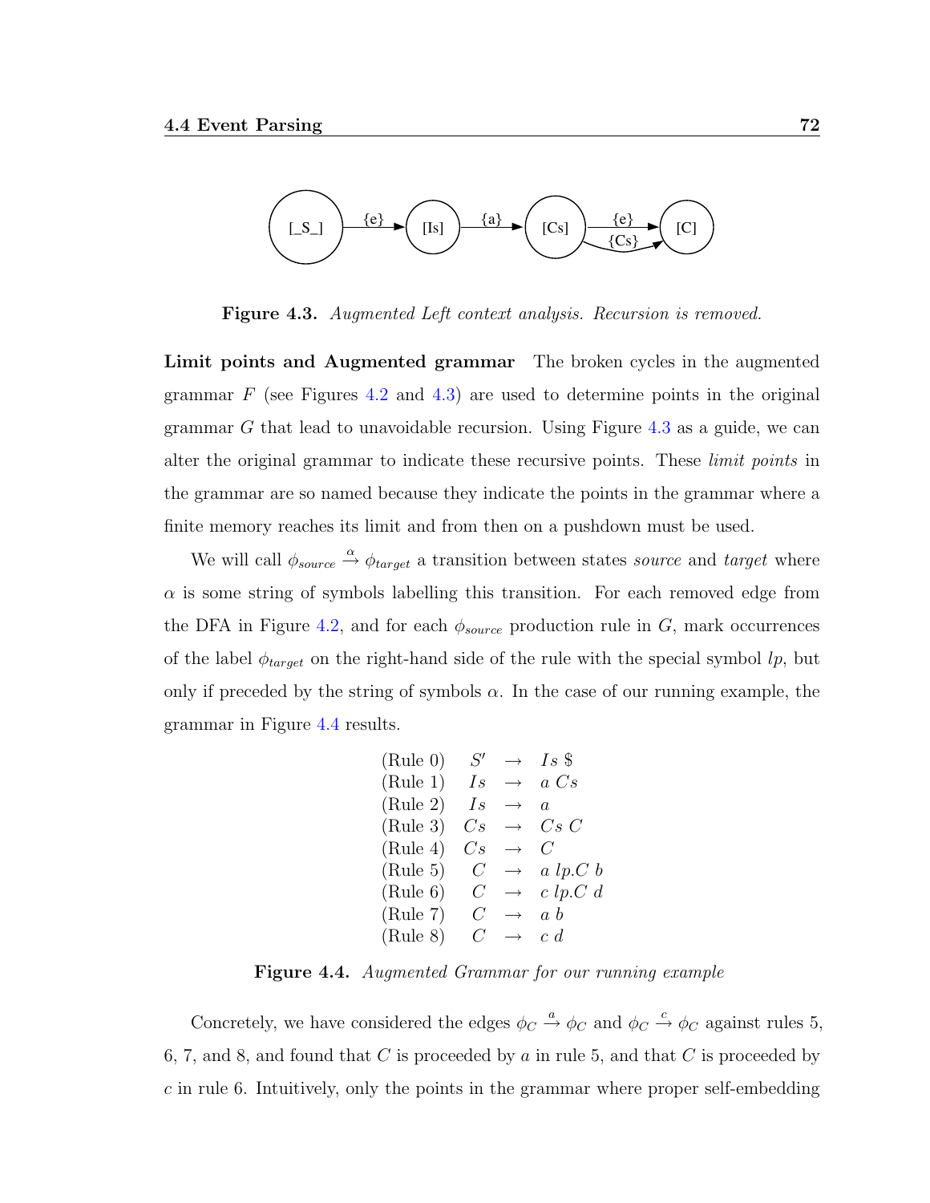**Figure 4.3.** *Augmented Left context analysis. Recursion is removed.*

**Limit points and Augmented grammar** The broken cycles in the augmented grammar $F$ (see Figures 4.2 and 4.3) are used to determine points in the original grammar $G$ that lead to unavoidable recursion. Using Figure 4.3 as a guide, we can alter the original grammar to indicate these recursive points. These *limit points* in the grammar are so named because they indicate the points in the grammar where a finite memory reaches its limit and from then on a pushdown must be used.

We will call $\phi_{source} \xrightarrow{\alpha} \phi_{target}$ a transition between states *source* and *target* where $\alpha$ is some string of symbols labelling this transition. For each removed edge from the DFA in Figure 4.2, and for each $\phi_{source}$ production rule in $G$, mark occurrences of the label $\phi_{target}$ on the right-hand side of the rule with the special symbol $lp$, but only if preceded by the string of symbols $\alpha$. In the case of our running example, the grammar in Figure 4.4 results.

$$
\begin{array}{lrcl}
\text{(Rule 0)} & S' & \rightarrow & Is\ \$ \\
\text{(Rule 1)} & Is & \rightarrow & a\ Cs \\
\text{(Rule 2)} & Is & \rightarrow & a \\
\text{(Rule 3)} & Cs & \rightarrow & Cs\ C \\
\text{(Rule 4)} & Cs & \rightarrow & C \\
\text{(Rule 5)} & C & \rightarrow & a\ lp.C\ b \\
\text{(Rule 6)} & C & \rightarrow & c\ lp.C\ d \\
\text{(Rule 7)} & C & \rightarrow & a\ b \\
\text{(Rule 8)} & C & \rightarrow & c\ d
\end{array}
$$

**Figure 4.4.** *Augmented Grammar for our running example*

Concretely, we have considered the edges $\phi_C \xrightarrow{a} \phi_C$ and $\phi_C \xrightarrow{c} \phi_C$ against rules 5, 6, 7, and 8, and found that $C$ is proceeded by $a$ in rule 5, and that $C$ is proceeded by $c$ in rule 6. Intuitively, only the points in the grammar where proper self-embedding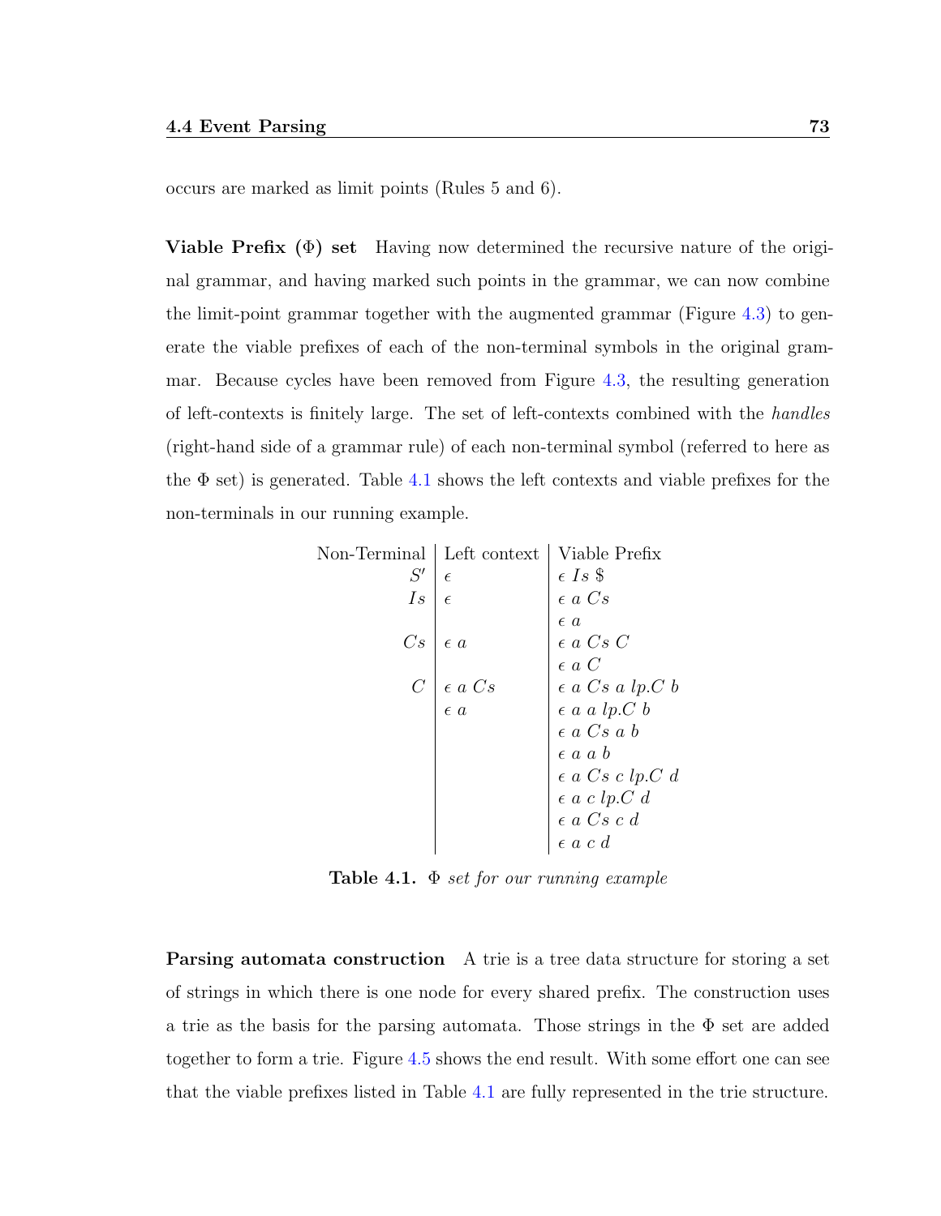occurs are marked as limit points (Rules 5 and 6).

**Viable Prefix (Φ) set** Having now determined the recursive nature of the original grammar, and having marked such points in the grammar, we can now combine the limit-point grammar together with the augmented grammar (Figure 4.3) to generate the viable prefixes of each of the non-terminal symbols in the original grammar. Because cycles have been removed from Figure 4.3, the resulting generation of left-contexts is finitely large. The set of left-contexts combined with the *handles* (right-hand side of a grammar rule) of each non-terminal symbol (referred to here as the Φ set) is generated. Table 4.1 shows the left contexts and viable prefixes for the non-terminals in our running example.

| Non-Terminal | Left context | Viable Prefix |
|---|---|---|
| $S'$ | $\epsilon$ | $\epsilon\ Is\ \$$ |
| $Is$ | $\epsilon$ | $\epsilon\ a\ Cs$ |
| | | $\epsilon\ a$ |
| $Cs$ | $\epsilon\ a$ | $\epsilon\ a\ Cs\ C$ |
| | | $\epsilon\ a\ C$ |
| $C$ | $\epsilon\ a\ Cs$ | $\epsilon\ a\ Cs\ a\ lp.C\ b$ |
| | $\epsilon\ a$ | $\epsilon\ a\ a\ lp.C\ b$ |
| | | $\epsilon\ a\ Cs\ a\ b$ |
| | | $\epsilon\ a\ a\ b$ |
| | | $\epsilon\ a\ Cs\ c\ lp.C\ d$ |
| | | $\epsilon\ a\ c\ lp.C\ d$ |
| | | $\epsilon\ a\ Cs\ c\ d$ |
| | | $\epsilon\ a\ c\ d$ |

**Table 4.1.** *Φ set for our running example*

**Parsing automata construction** A trie is a tree data structure for storing a set of strings in which there is one node for every shared prefix. The construction uses a trie as the basis for the parsing automata. Those strings in the Φ set are added together to form a trie. Figure 4.5 shows the end result. With some effort one can see that the viable prefixes listed in Table 4.1 are fully represented in the trie structure.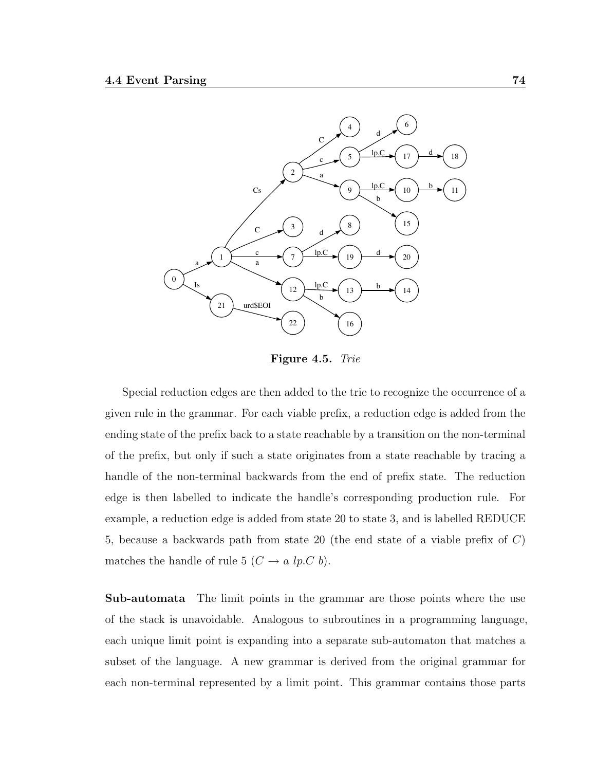**Figure 4.5.** *Trie*

Special reduction edges are then added to the trie to recognize the occurrence of a given rule in the grammar. For each viable prefix, a reduction edge is added from the ending state of the prefix back to a state reachable by a transition on the non-terminal of the prefix, but only if such a state originates from a state reachable by tracing a handle of the non-terminal backwards from the end of prefix state. The reduction edge is then labelled to indicate the handle's corresponding production rule. For example, a reduction edge is added from state 20 to state 3, and is labelled REDUCE 5, because a backwards path from state 20 (the end state of a viable prefix of $C$) matches the handle of rule 5 ($C \rightarrow a\ lp.C\ b$).

**Sub-automata** The limit points in the grammar are those points where the use of the stack is unavoidable. Analogous to subroutines in a programming language, each unique limit point is expanding into a separate sub-automaton that matches a subset of the language. A new grammar is derived from the original grammar for each non-terminal represented by a limit point. This grammar contains those parts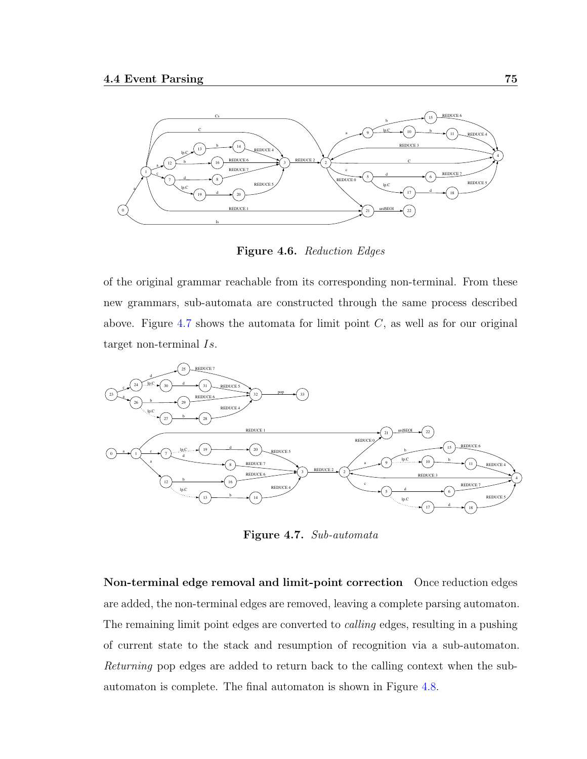**Figure 4.6.** *Reduction Edges*

of the original grammar reachable from its corresponding non-terminal. From these new grammars, sub-automata are constructed through the same process described above. Figure 4.7 shows the automata for limit point $C$, as well as for our original target non-terminal $Is$.

**Figure 4.7.** *Sub-automata*

**Non-terminal edge removal and limit-point correction** Once reduction edges are added, the non-terminal edges are removed, leaving a complete parsing automaton. The remaining limit point edges are converted to *calling* edges, resulting in a pushing of current state to the stack and resumption of recognition via a sub-automaton. *Returning* pop edges are added to return back to the calling context when the sub-automaton is complete. The final automaton is shown in Figure 4.8.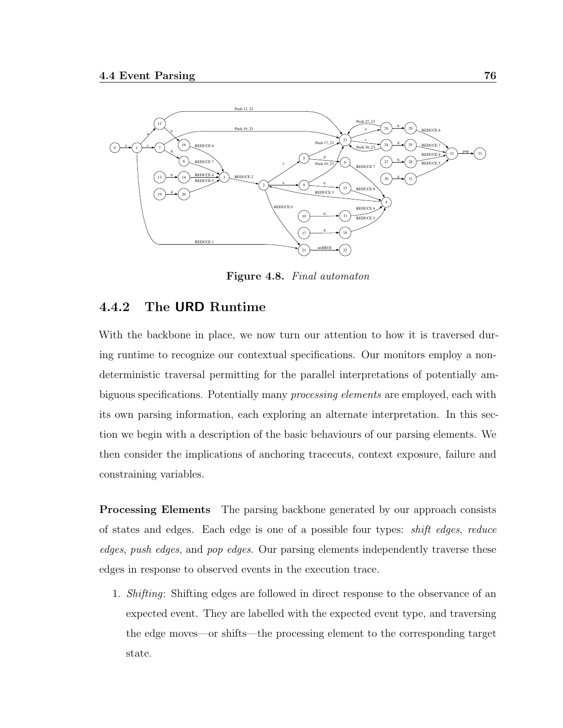**Figure 4.8.** *Final automaton*

### 4.4.2 The URD Runtime

With the backbone in place, we now turn our attention to how it is traversed during runtime to recognize our contextual specifications. Our monitors employ a nondeterministic traversal permitting for the parallel interpretations of potentially ambiguous specifications. Potentially many *processing elements* are employed, each with its own parsing information, each exploring an alternate interpretation. In this section we begin with a description of the basic behaviours of our parsing elements. We then consider the implications of anchoring tracecuts, context exposure, failure and constraining variables.

**Processing Elements** The parsing backbone generated by our approach consists of states and edges. Each edge is one of a possible four types: *shift edges*, *reduce edges*, *push edges*, and *pop edges*. Our parsing elements independently traverse these edges in response to observed events in the execution trace.

1. *Shifting*: Shifting edges are followed in direct response to the observance of an expected event. They are labelled with the expected event type, and traversing the edge moves—or shifts—the processing element to the corresponding target state.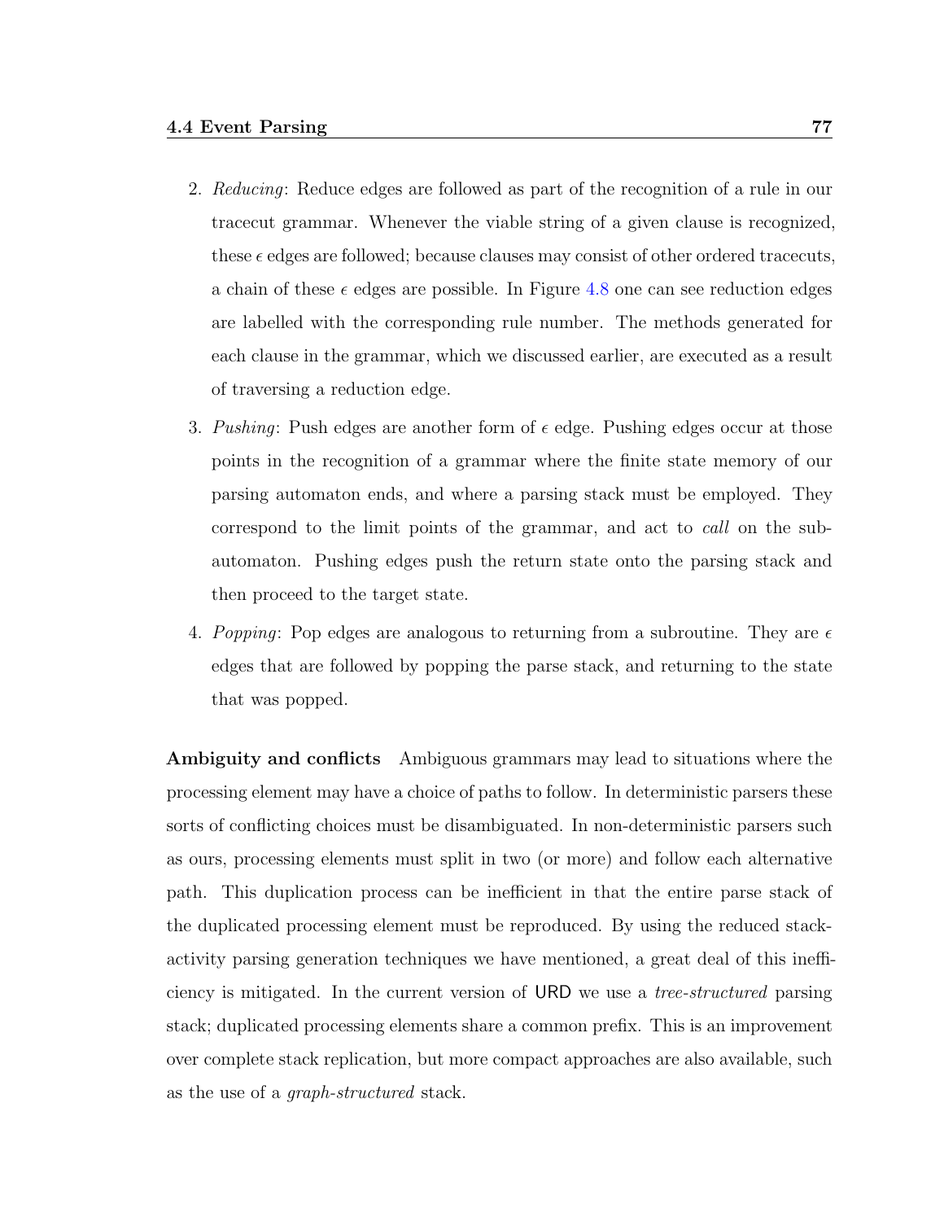2. *Reducing*: Reduce edges are followed as part of the recognition of a rule in our tracecut grammar. Whenever the viable string of a given clause is recognized, these $\epsilon$ edges are followed; because clauses may consist of other ordered tracecuts, a chain of these $\epsilon$ edges are possible. In Figure 4.8 one can see reduction edges are labelled with the corresponding rule number. The methods generated for each clause in the grammar, which we discussed earlier, are executed as a result of traversing a reduction edge.

3. *Pushing*: Push edges are another form of $\epsilon$ edge. Pushing edges occur at those points in the recognition of a grammar where the finite state memory of our parsing automaton ends, and where a parsing stack must be employed. They correspond to the limit points of the grammar, and act to *call* on the sub-automaton. Pushing edges push the return state onto the parsing stack and then proceed to the target state.

4. *Popping*: Pop edges are analogous to returning from a subroutine. They are $\epsilon$ edges that are followed by popping the parse stack, and returning to the state that was popped.

**Ambiguity and conflicts** Ambiguous grammars may lead to situations where the processing element may have a choice of paths to follow. In deterministic parsers these sorts of conflicting choices must be disambiguated. In non-deterministic parsers such as ours, processing elements must split in two (or more) and follow each alternative path. This duplication process can be inefficient in that the entire parse stack of the duplicated processing element must be reproduced. By using the reduced stack-activity parsing generation techniques we have mentioned, a great deal of this inefficiency is mitigated. In the current version of URD we use a *tree-structured* parsing stack; duplicated processing elements share a common prefix. This is an improvement over complete stack replication, but more compact approaches are also available, such as the use of a *graph-structured* stack.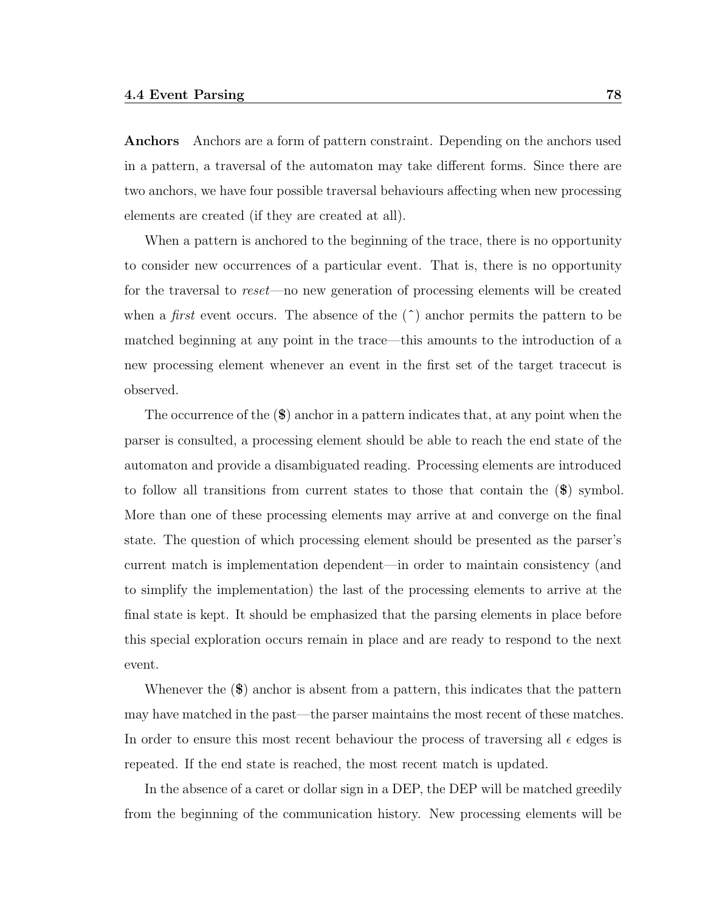**Anchors** Anchors are a form of pattern constraint. Depending on the anchors used in a pattern, a traversal of the automaton may take different forms. Since there are two anchors, we have four possible traversal behaviours affecting when new processing elements are created (if they are created at all).

When a pattern is anchored to the beginning of the trace, there is no opportunity to consider new occurrences of a particular event. That is, there is no opportunity for the traversal to *reset*—no new generation of processing elements will be created when a *first* event occurs. The absence of the (ˆ) anchor permits the pattern to be matched beginning at any point in the trace—this amounts to the introduction of a new processing element whenever an event in the first set of the target tracecut is observed.

The occurrence of the (**$**) anchor in a pattern indicates that, at any point when the parser is consulted, a processing element should be able to reach the end state of the automaton and provide a disambiguated reading. Processing elements are introduced to follow all transitions from current states to those that contain the (**$**) symbol. More than one of these processing elements may arrive at and converge on the final state. The question of which processing element should be presented as the parser's current match is implementation dependent—in order to maintain consistency (and to simplify the implementation) the last of the processing elements to arrive at the final state is kept. It should be emphasized that the parsing elements in place before this special exploration occurs remain in place and are ready to respond to the next event.

Whenever the (**$**) anchor is absent from a pattern, this indicates that the pattern may have matched in the past—the parser maintains the most recent of these matches. In order to ensure this most recent behaviour the process of traversing all $\epsilon$ edges is repeated. If the end state is reached, the most recent match is updated.

In the absence of a caret or dollar sign in a DEP, the DEP will be matched greedily from the beginning of the communication history. New processing elements will be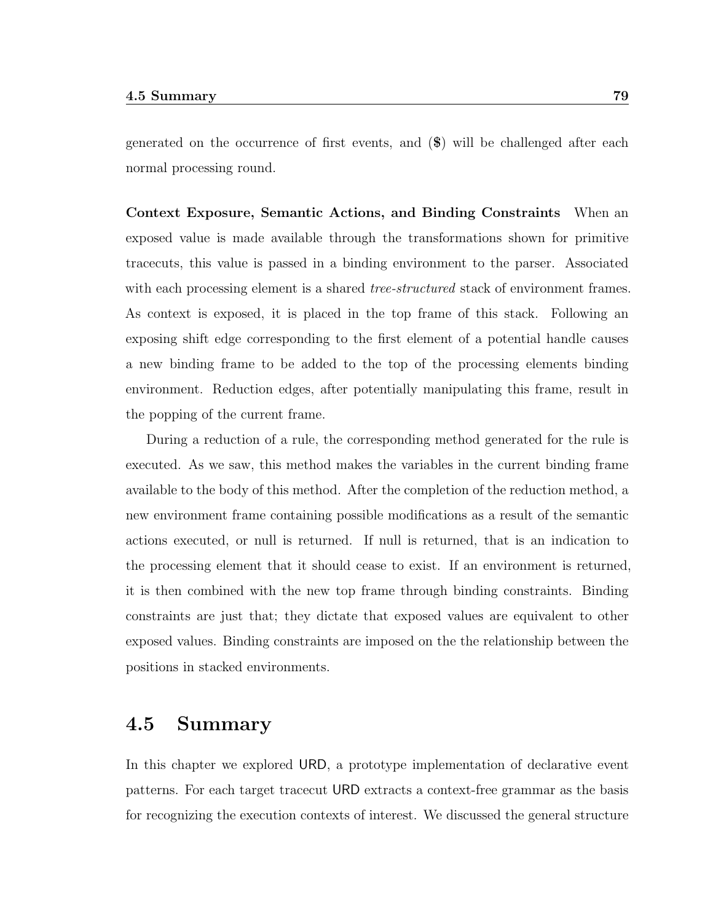generated on the occurrence of first events, and (**$**) will be challenged after each normal processing round.

**Context Exposure, Semantic Actions, and Binding Constraints** When an exposed value is made available through the transformations shown for primitive tracecuts, this value is passed in a binding environment to the parser. Associated with each processing element is a shared *tree-structured* stack of environment frames. As context is exposed, it is placed in the top frame of this stack. Following an exposing shift edge corresponding to the first element of a potential handle causes a new binding frame to be added to the top of the processing elements binding environment. Reduction edges, after potentially manipulating this frame, result in the popping of the current frame.

During a reduction of a rule, the corresponding method generated for the rule is executed. As we saw, this method makes the variables in the current binding frame available to the body of this method. After the completion of the reduction method, a new environment frame containing possible modifications as a result of the semantic actions executed, or null is returned. If null is returned, that is an indication to the processing element that it should cease to exist. If an environment is returned, it is then combined with the new top frame through binding constraints. Binding constraints are just that; they dictate that exposed values are equivalent to other exposed values. Binding constraints are imposed on the the relationship between the positions in stacked environments.

## 4.5 Summary

In this chapter we explored URD, a prototype implementation of declarative event patterns. For each target tracecut URD extracts a context-free grammar as the basis for recognizing the execution contexts of interest. We discussed the general structure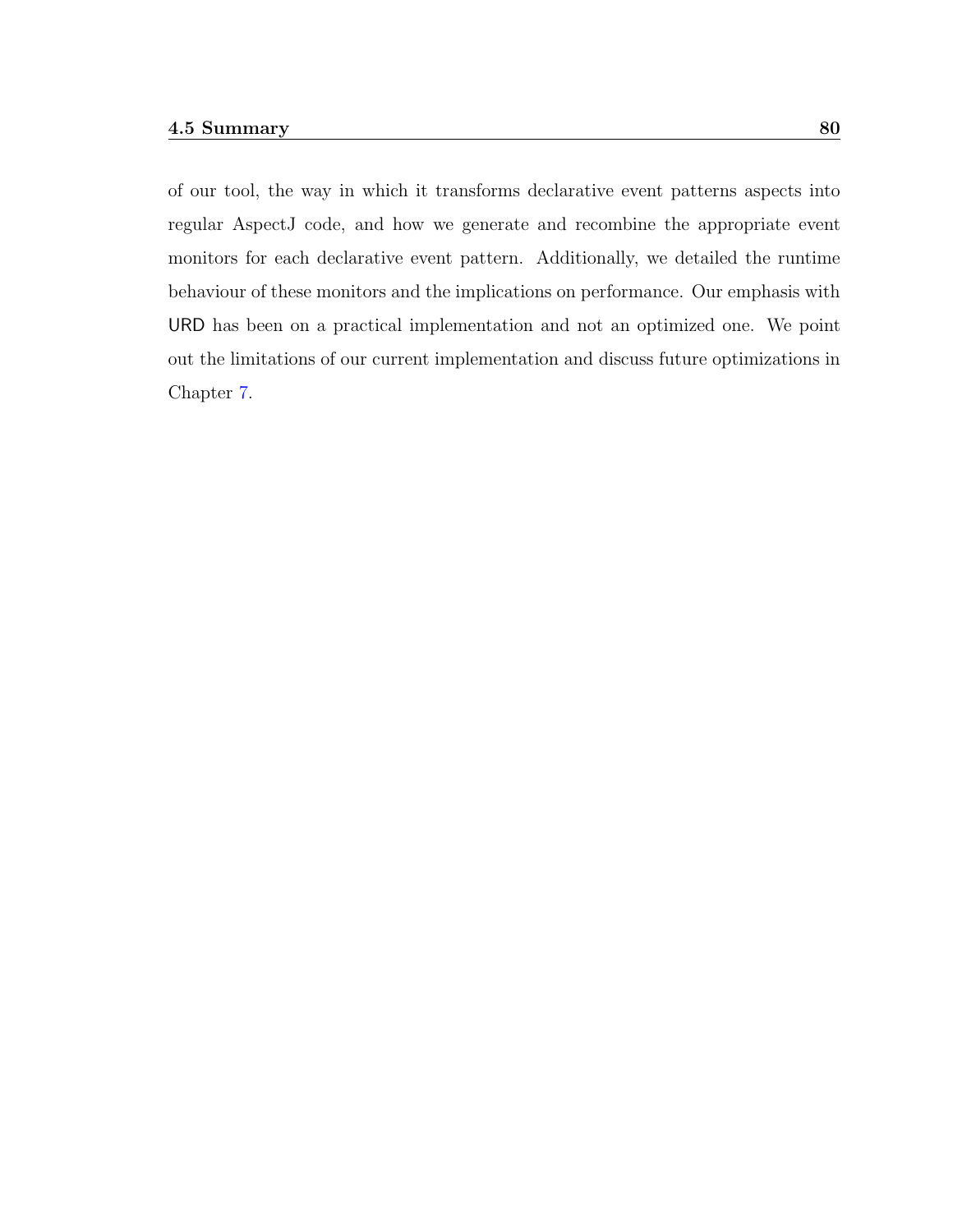of our tool, the way in which it transforms declarative event patterns aspects into regular AspectJ code, and how we generate and recombine the appropriate event monitors for each declarative event pattern. Additionally, we detailed the runtime behaviour of these monitors and the implications on performance. Our emphasis with URD has been on a practical implementation and not an optimized one. We point out the limitations of our current implementation and discuss future optimizations in Chapter 7.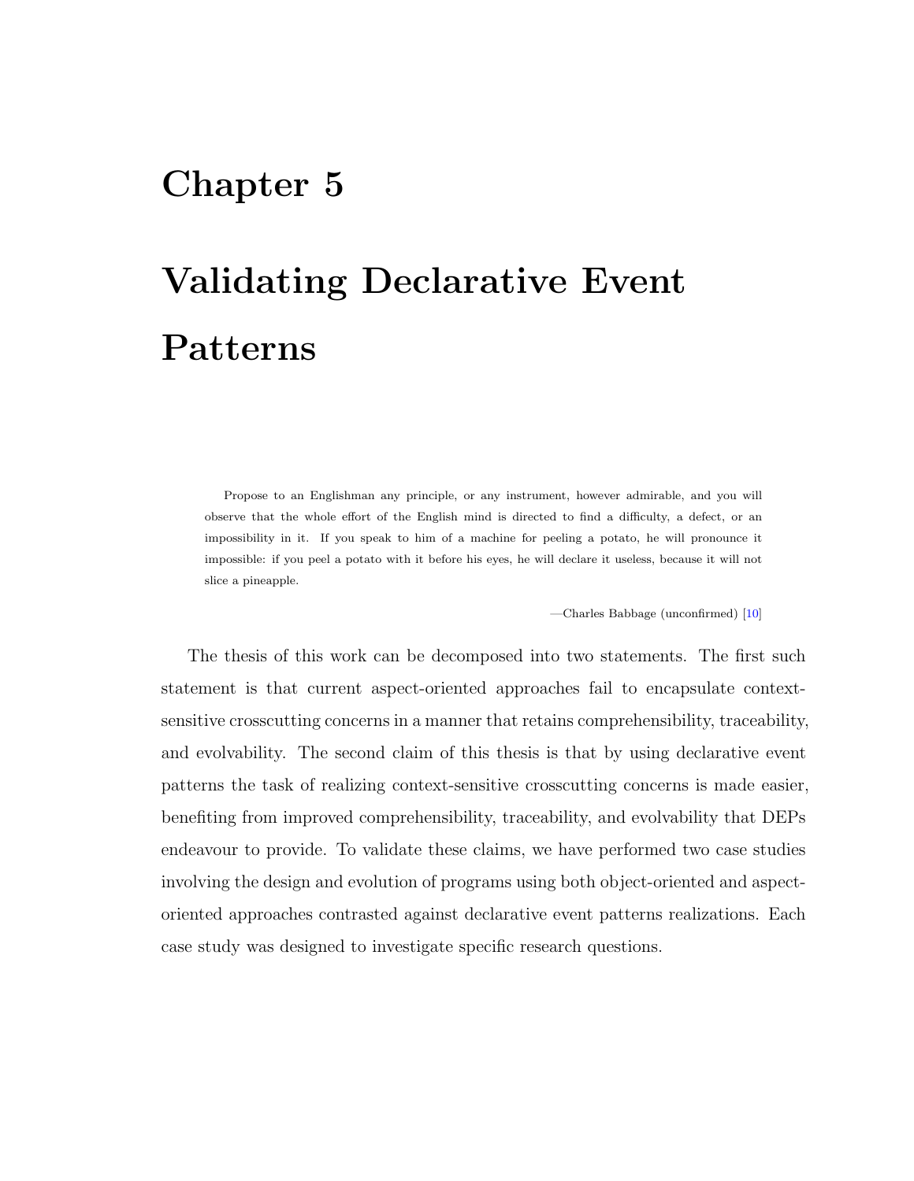# Chapter 5

# Validating Declarative Event Patterns

> Propose to an Englishman any principle, or any instrument, however admirable, and you will observe that the whole effort of the English mind is directed to find a difficulty, a defect, or an impossibility in it. If you speak to him of a machine for peeling a potato, he will pronounce it impossible: if you peel a potato with it before his eyes, he will declare it useless, because it will not slice a pineapple.
>
> —Charles Babbage (unconfirmed) [10]

The thesis of this work can be decomposed into two statements. The first such statement is that current aspect-oriented approaches fail to encapsulate context-sensitive crosscutting concerns in a manner that retains comprehensibility, traceability, and evolvability. The second claim of this thesis is that by using declarative event patterns the task of realizing context-sensitive crosscutting concerns is made easier, benefiting from improved comprehensibility, traceability, and evolvability that DEPs endeavour to provide. To validate these claims, we have performed two case studies involving the design and evolution of programs using both object-oriented and aspect-oriented approaches contrasted against declarative event patterns realizations. Each case study was designed to investigate specific research questions.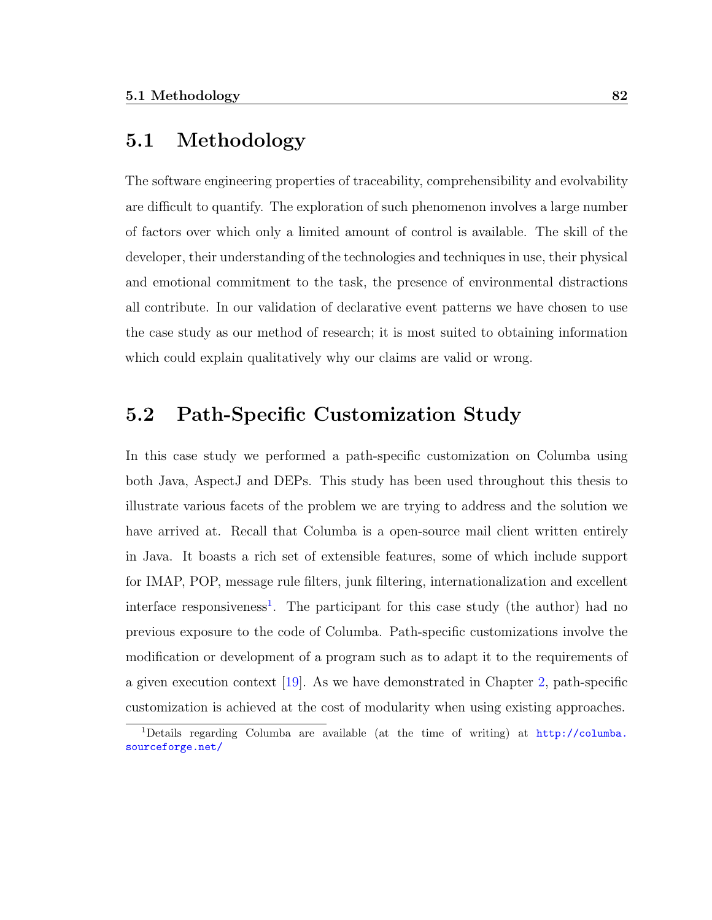## 5.1 Methodology

The software engineering properties of traceability, comprehensibility and evolvability are difficult to quantify. The exploration of such phenomenon involves a large number of factors over which only a limited amount of control is available. The skill of the developer, their understanding of the technologies and techniques in use, their physical and emotional commitment to the task, the presence of environmental distractions all contribute. In our validation of declarative event patterns we have chosen to use the case study as our method of research; it is most suited to obtaining information which could explain qualitatively why our claims are valid or wrong.

## 5.2 Path-Specific Customization Study

In this case study we performed a path-specific customization on Columba using both Java, AspectJ and DEPs. This study has been used throughout this thesis to illustrate various facets of the problem we are trying to address and the solution we have arrived at. Recall that Columba is a open-source mail client written entirely in Java. It boasts a rich set of extensible features, some of which include support for IMAP, POP, message rule filters, junk filtering, internationalization and excellent interface responsiveness[1]. The participant for this case study (the author) had no previous exposure to the code of Columba. Path-specific customizations involve the modification or development of a program such as to adapt it to the requirements of a given execution context [19]. As we have demonstrated in Chapter 2, path-specific customization is achieved at the cost of modularity when using existing approaches.

[1]Details regarding Columba are available (at the time of writing) at http://columba.sourceforge.net/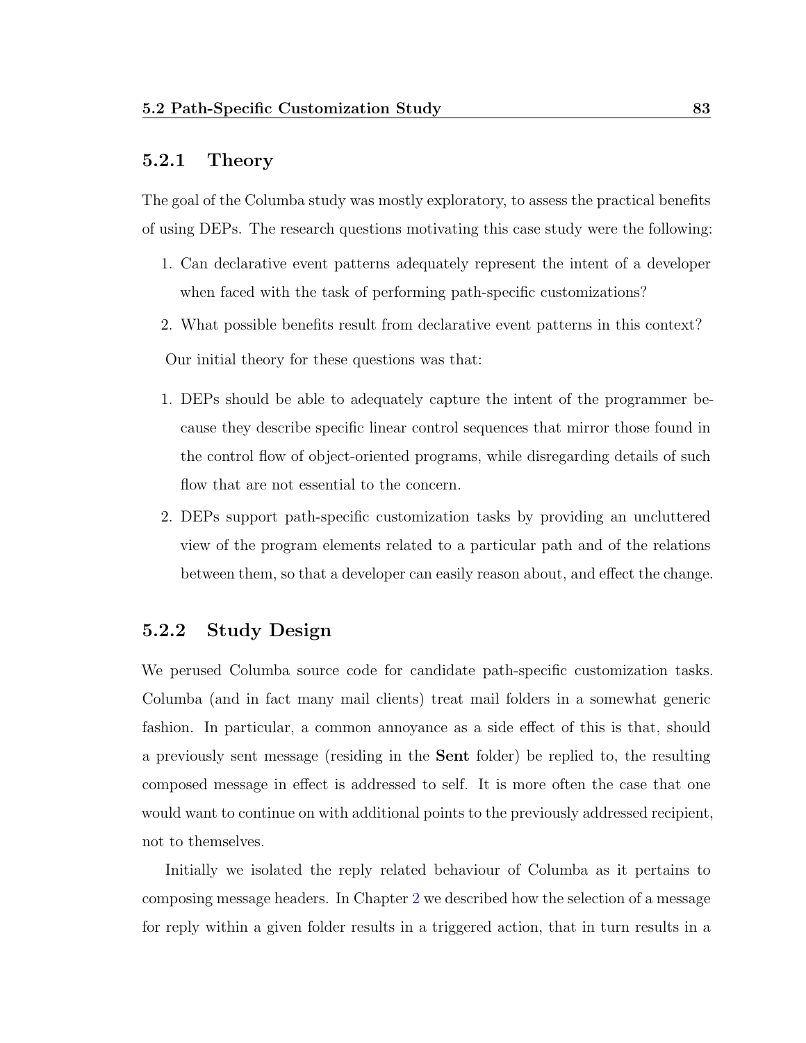### 5.2.1 Theory

The goal of the Columba study was mostly exploratory, to assess the practical benefits of using DEPs. The research questions motivating this case study were the following:

1. Can declarative event patterns adequately represent the intent of a developer when faced with the task of performing path-specific customizations?
2. What possible benefits result from declarative event patterns in this context?

Our initial theory for these questions was that:

1. DEPs should be able to adequately capture the intent of the programmer because they describe specific linear control sequences that mirror those found in the control flow of object-oriented programs, while disregarding details of such flow that are not essential to the concern.
2. DEPs support path-specific customization tasks by providing an uncluttered view of the program elements related to a particular path and of the relations between them, so that a developer can easily reason about, and effect the change.

### 5.2.2 Study Design

We perused Columba source code for candidate path-specific customization tasks. Columba (and in fact many mail clients) treat mail folders in a somewhat generic fashion. In particular, a common annoyance as a side effect of this is that, should a previously sent message (residing in the **Sent** folder) be replied to, the resulting composed message in effect is addressed to self. It is more often the case that one would want to continue on with additional points to the previously addressed recipient, not to themselves.

Initially we isolated the reply related behaviour of Columba as it pertains to composing message headers. In Chapter 2 we described how the selection of a message for reply within a given folder results in a triggered action, that in turn results in a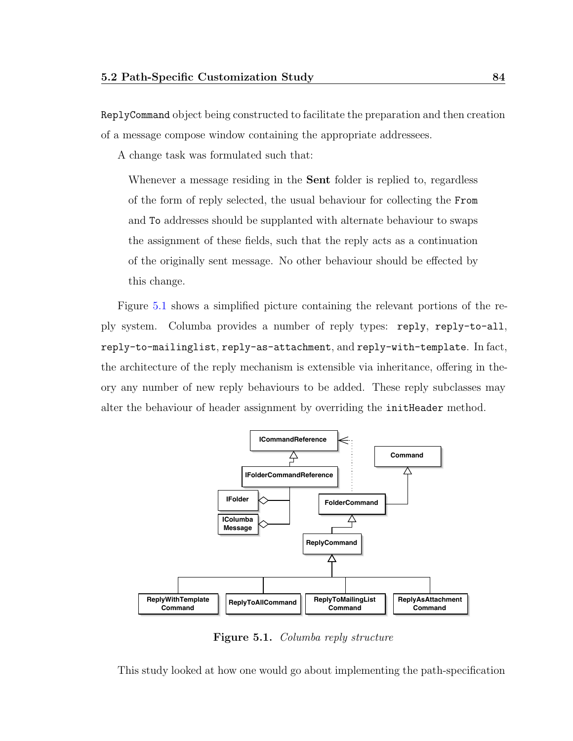ReplyCommand object being constructed to facilitate the preparation and then creation of a message compose window containing the appropriate addressees.

A change task was formulated such that:

> Whenever a message residing in the **Sent** folder is replied to, regardless of the form of reply selected, the usual behaviour for collecting the From and To addresses should be supplanted with alternate behaviour to swaps the assignment of these fields, such that the reply acts as a continuation of the originally sent message. No other behaviour should be effected by this change.

Figure 5.1 shows a simplified picture containing the relevant portions of the reply system. Columba provides a number of reply types: reply, reply-to-all, reply-to-mailinglist, reply-as-attachment, and reply-with-template. In fact, the architecture of the reply mechanism is extensible via inheritance, offering in theory any number of new reply behaviours to be added. These reply subclasses may alter the behaviour of header assignment by overriding the initHeader method.

**Figure 5.1.** *Columba reply structure*

This study looked at how one would go about implementing the path-specification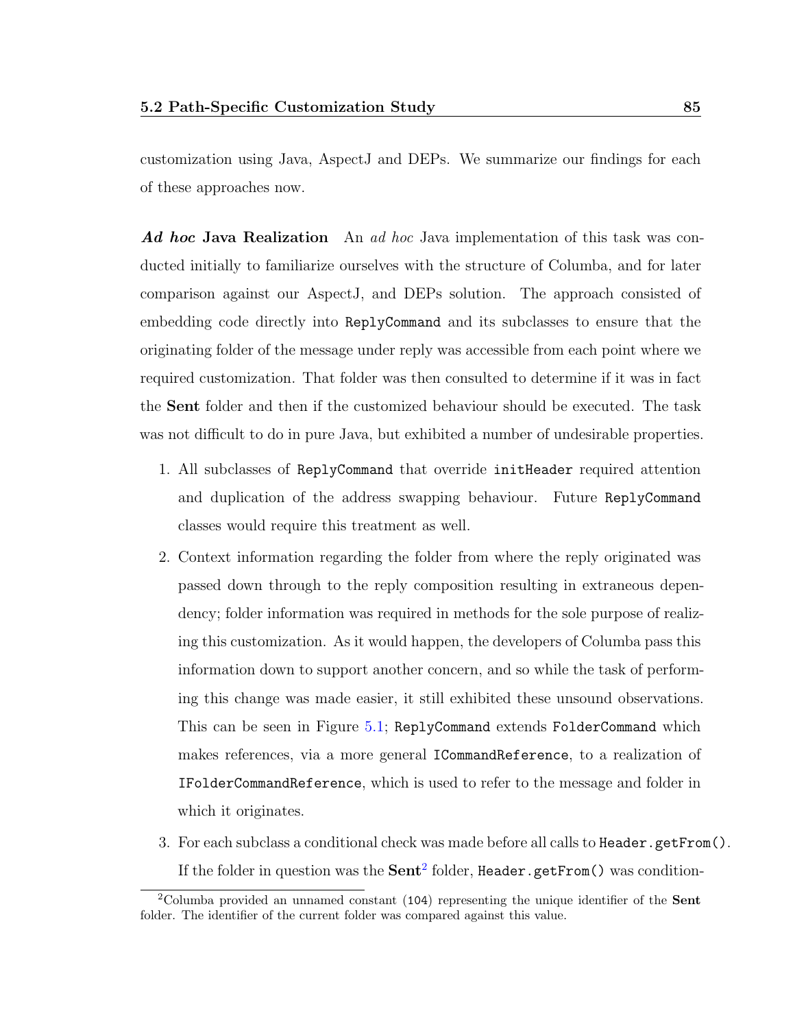customization using Java, AspectJ and DEPs. We summarize our findings for each of these approaches now.

***Ad hoc* Java Realization** An *ad hoc* Java implementation of this task was conducted initially to familiarize ourselves with the structure of Columba, and for later comparison against our AspectJ, and DEPs solution. The approach consisted of embedding code directly into `ReplyCommand` and its subclasses to ensure that the originating folder of the message under reply was accessible from each point where we required customization. That folder was then consulted to determine if it was in fact the **Sent** folder and then if the customized behaviour should be executed. The task was not difficult to do in pure Java, but exhibited a number of undesirable properties.

1. All subclasses of `ReplyCommand` that override `initHeader` required attention and duplication of the address swapping behaviour. Future `ReplyCommand` classes would require this treatment as well.
2. Context information regarding the folder from where the reply originated was passed down through to the reply composition resulting in extraneous dependency; folder information was required in methods for the sole purpose of realizing this customization. As it would happen, the developers of Columba pass this information down to support another concern, and so while the task of performing this change was made easier, it still exhibited these unsound observations. This can be seen in Figure 5.1; `ReplyCommand` extends `FolderCommand` which makes references, via a more general `ICommandReference`, to a realization of `IFolderCommandReference`, which is used to refer to the message and folder in which it originates.
3. For each subclass a conditional check was made before all calls to `Header.getFrom()`. If the folder in question was the **Sent**[2] folder, `Header.getFrom()` was condition-

[2] Columba provided an unnamed constant (104) representing the unique identifier of the **Sent** folder. The identifier of the current folder was compared against this value.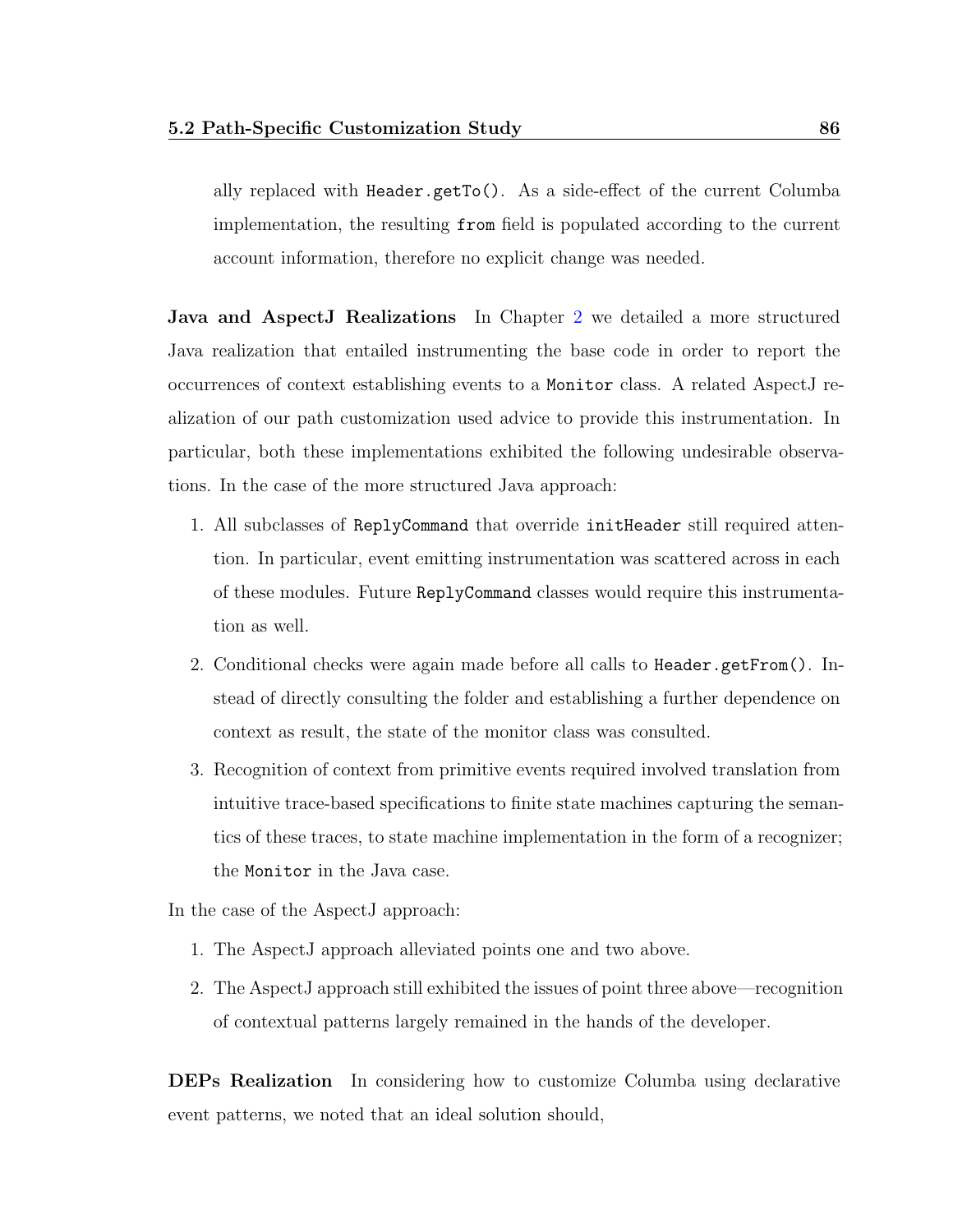ally replaced with `Header.getTo()`. As a side-effect of the current Columba implementation, the resulting `from` field is populated according to the current account information, therefore no explicit change was needed.

**Java and AspectJ Realizations** In Chapter 2 we detailed a more structured Java realization that entailed instrumenting the base code in order to report the occurrences of context establishing events to a `Monitor` class. A related AspectJ realization of our path customization used advice to provide this instrumentation. In particular, both these implementations exhibited the following undesirable observations. In the case of the more structured Java approach:

1. All subclasses of `ReplyCommand` that override `initHeader` still required attention. In particular, event emitting instrumentation was scattered across in each of these modules. Future `ReplyCommand` classes would require this instrumentation as well.
2. Conditional checks were again made before all calls to `Header.getFrom()`. Instead of directly consulting the folder and establishing a further dependence on context as result, the state of the monitor class was consulted.
3. Recognition of context from primitive events required involved translation from intuitive trace-based specifications to finite state machines capturing the semantics of these traces, to state machine implementation in the form of a recognizer; the `Monitor` in the Java case.

In the case of the AspectJ approach:

1. The AspectJ approach alleviated points one and two above.
2. The AspectJ approach still exhibited the issues of point three above—recognition of contextual patterns largely remained in the hands of the developer.

**DEPs Realization** In considering how to customize Columba using declarative event patterns, we noted that an ideal solution should,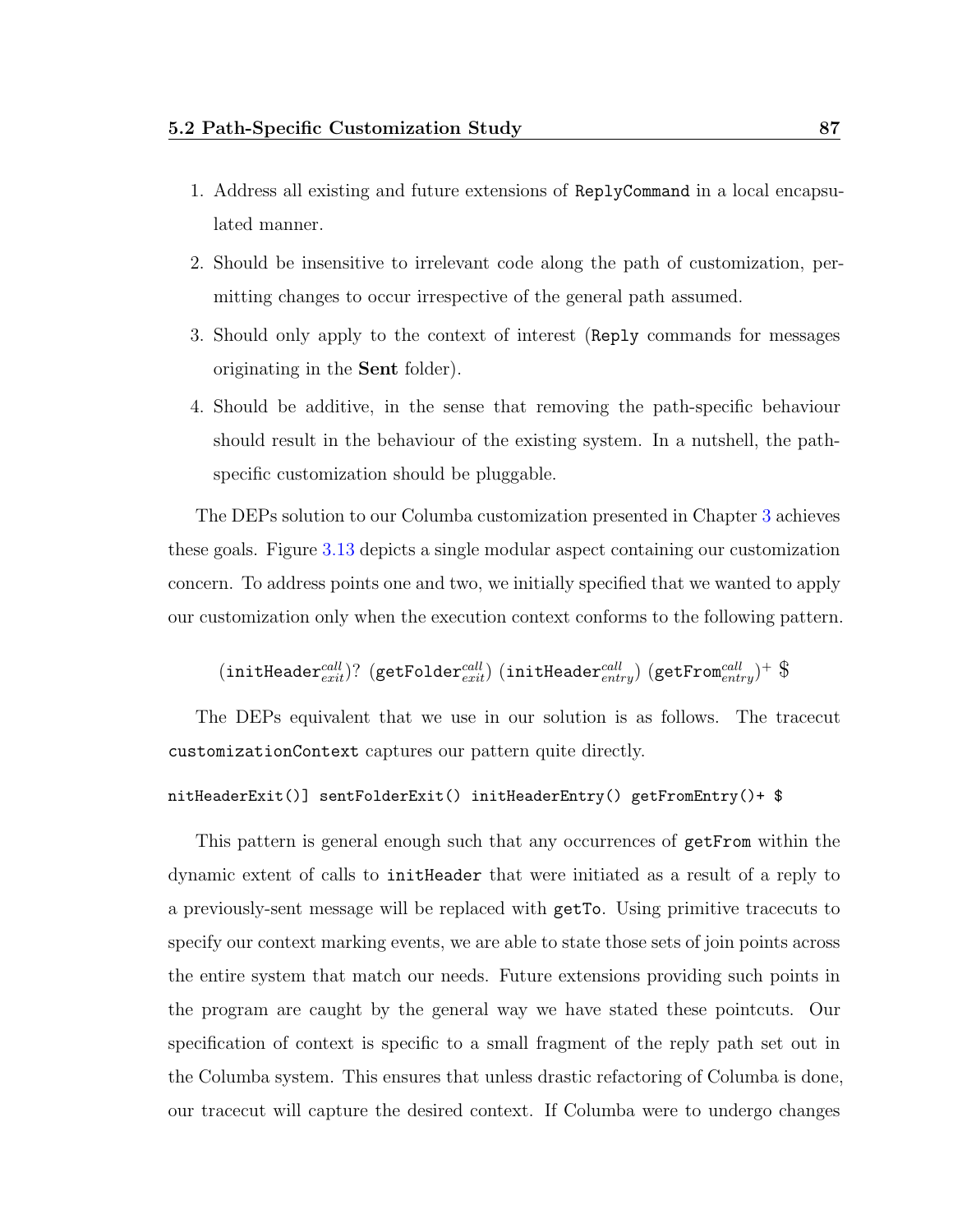1. Address all existing and future extensions of ReplyCommand in a local encapsulated manner.
2. Should be insensitive to irrelevant code along the path of customization, permitting changes to occur irrespective of the general path assumed.
3. Should only apply to the context of interest (Reply commands for messages originating in the **Sent** folder).
4. Should be additive, in the sense that removing the path-specific behaviour should result in the behaviour of the existing system. In a nutshell, the path-specific customization should be pluggable.

The DEPs solution to our Columba customization presented in Chapter 3 achieves these goals. Figure 3.13 depicts a single modular aspect containing our customization concern. To address points one and two, we initially specified that we wanted to apply our customization only when the execution context conforms to the following pattern.

$$(\texttt{initHeader}^{call}_{exit})?\ (\texttt{getFolder}^{call}_{exit})\ (\texttt{initHeader}^{call}_{entry})\ (\texttt{getFrom}^{call}_{entry})^{+}\ \$$$

The DEPs equivalent that we use in our solution is as follows. The tracecut customizationContext captures our pattern quite directly.

```
nitHeaderExit()] sentFolderExit() initHeaderEntry() getFromEntry()+ $
```

This pattern is general enough such that any occurrences of getFrom within the dynamic extent of calls to initHeader that were initiated as a result of a reply to a previously-sent message will be replaced with getTo. Using primitive tracecuts to specify our context marking events, we are able to state those sets of join points across the entire system that match our needs. Future extensions providing such points in the program are caught by the general way we have stated these pointcuts. Our specification of context is specific to a small fragment of the reply path set out in the Columba system. This ensures that unless drastic refactoring of Columba is done, our tracecut will capture the desired context. If Columba were to undergo changes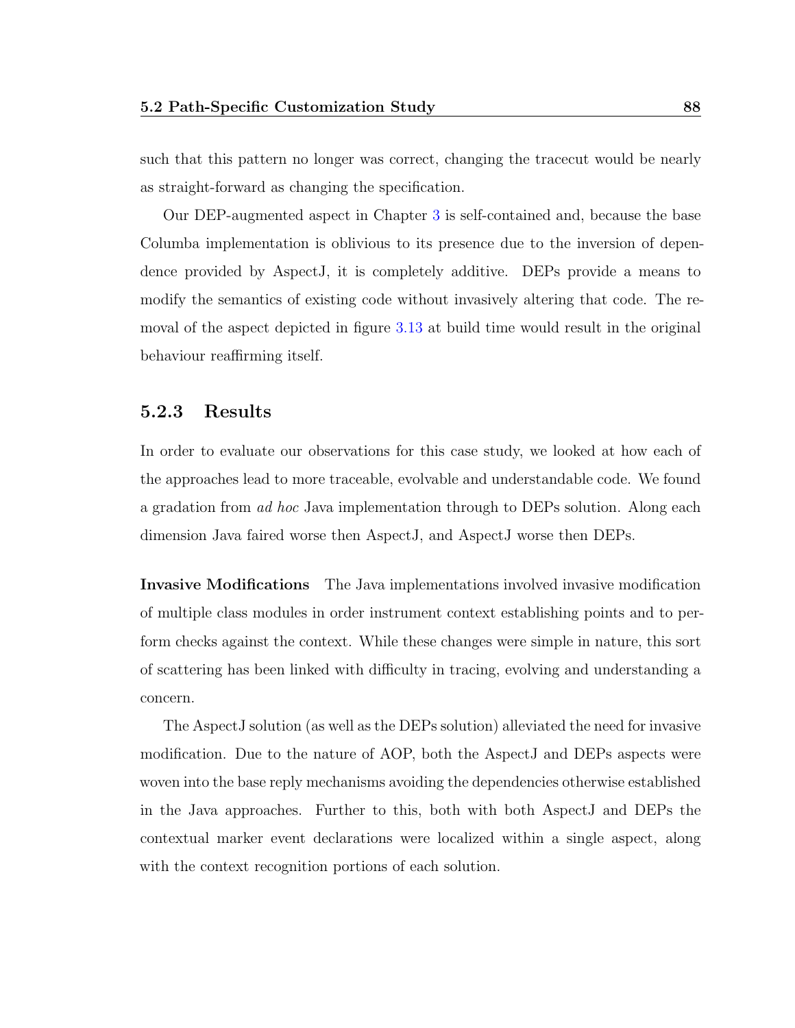such that this pattern no longer was correct, changing the tracecut would be nearly as straight-forward as changing the specification.

Our DEP-augmented aspect in Chapter 3 is self-contained and, because the base Columba implementation is oblivious to its presence due to the inversion of dependence provided by AspectJ, it is completely additive. DEPs provide a means to modify the semantics of existing code without invasively altering that code. The removal of the aspect depicted in figure 3.13 at build time would result in the original behaviour reaffirming itself.

### 5.2.3 Results

In order to evaluate our observations for this case study, we looked at how each of the approaches lead to more traceable, evolvable and understandable code. We found a gradation from *ad hoc* Java implementation through to DEPs solution. Along each dimension Java faired worse then AspectJ, and AspectJ worse then DEPs.

**Invasive Modifications** The Java implementations involved invasive modification of multiple class modules in order instrument context establishing points and to perform checks against the context. While these changes were simple in nature, this sort of scattering has been linked with difficulty in tracing, evolving and understanding a concern.

The AspectJ solution (as well as the DEPs solution) alleviated the need for invasive modification. Due to the nature of AOP, both the AspectJ and DEPs aspects were woven into the base reply mechanisms avoiding the dependencies otherwise established in the Java approaches. Further to this, both with both AspectJ and DEPs the contextual marker event declarations were localized within a single aspect, along with the context recognition portions of each solution.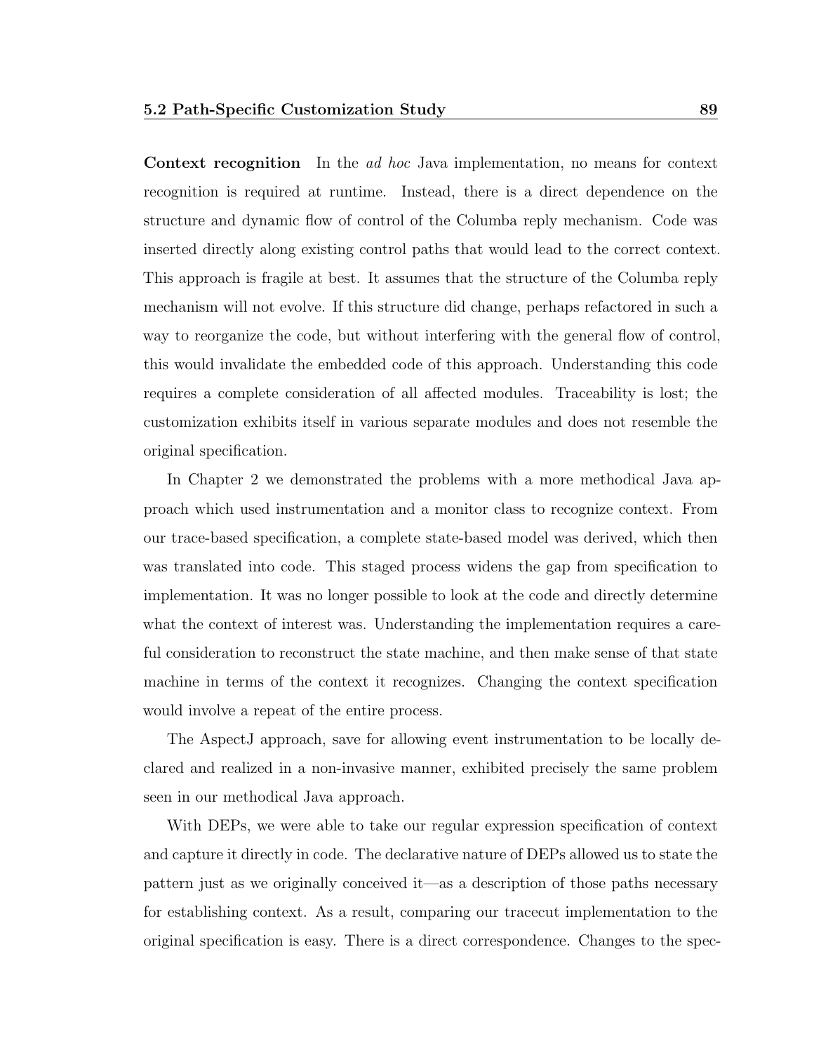**Context recognition** In the *ad hoc* Java implementation, no means for context recognition is required at runtime. Instead, there is a direct dependence on the structure and dynamic flow of control of the Columba reply mechanism. Code was inserted directly along existing control paths that would lead to the correct context. This approach is fragile at best. It assumes that the structure of the Columba reply mechanism will not evolve. If this structure did change, perhaps refactored in such a way to reorganize the code, but without interfering with the general flow of control, this would invalidate the embedded code of this approach. Understanding this code requires a complete consideration of all affected modules. Traceability is lost; the customization exhibits itself in various separate modules and does not resemble the original specification.

In Chapter 2 we demonstrated the problems with a more methodical Java approach which used instrumentation and a monitor class to recognize context. From our trace-based specification, a complete state-based model was derived, which then was translated into code. This staged process widens the gap from specification to implementation. It was no longer possible to look at the code and directly determine what the context of interest was. Understanding the implementation requires a careful consideration to reconstruct the state machine, and then make sense of that state machine in terms of the context it recognizes. Changing the context specification would involve a repeat of the entire process.

The AspectJ approach, save for allowing event instrumentation to be locally declared and realized in a non-invasive manner, exhibited precisely the same problem seen in our methodical Java approach.

With DEPs, we were able to take our regular expression specification of context and capture it directly in code. The declarative nature of DEPs allowed us to state the pattern just as we originally conceived it—as a description of those paths necessary for establishing context. As a result, comparing our tracecut implementation to the original specification is easy. There is a direct correspondence. Changes to the spec-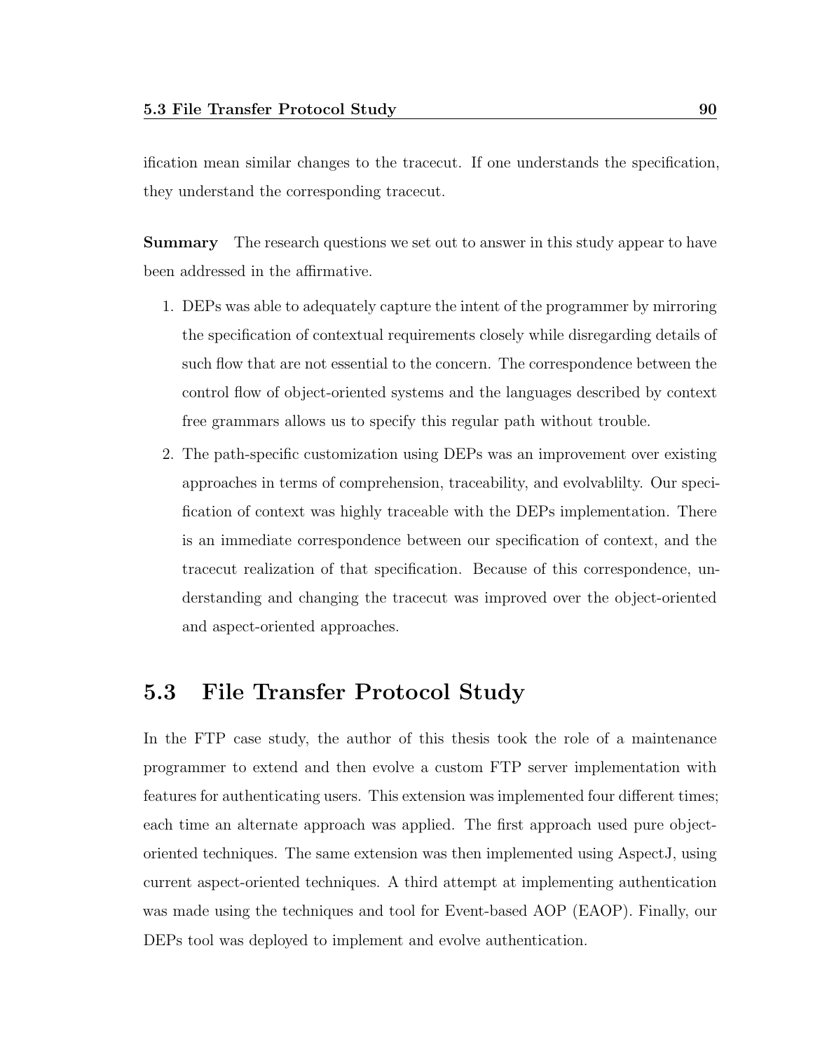ification mean similar changes to the tracecut. If one understands the specification, they understand the corresponding tracecut.

**Summary** The research questions we set out to answer in this study appear to have been addressed in the affirmative.

1. DEPs was able to adequately capture the intent of the programmer by mirroring the specification of contextual requirements closely while disregarding details of such flow that are not essential to the concern. The correspondence between the control flow of object-oriented systems and the languages described by context free grammars allows us to specify this regular path without trouble.
2. The path-specific customization using DEPs was an improvement over existing approaches in terms of comprehension, traceability, and evolvablilty. Our specification of context was highly traceable with the DEPs implementation. There is an immediate correspondence between our specification of context, and the tracecut realization of that specification. Because of this correspondence, understanding and changing the tracecut was improved over the object-oriented and aspect-oriented approaches.

## 5.3 File Transfer Protocol Study

In the FTP case study, the author of this thesis took the role of a maintenance programmer to extend and then evolve a custom FTP server implementation with features for authenticating users. This extension was implemented four different times; each time an alternate approach was applied. The first approach used pure object-oriented techniques. The same extension was then implemented using AspectJ, using current aspect-oriented techniques. A third attempt at implementing authentication was made using the techniques and tool for Event-based AOP (EAOP). Finally, our DEPs tool was deployed to implement and evolve authentication.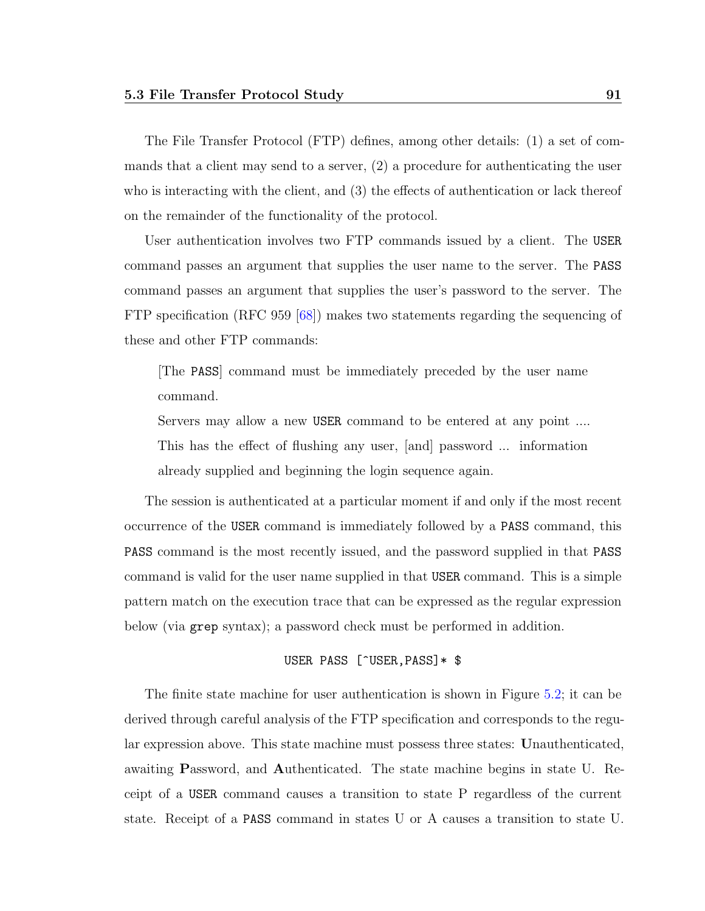The File Transfer Protocol (FTP) defines, among other details: (1) a set of commands that a client may send to a server, (2) a procedure for authenticating the user who is interacting with the client, and (3) the effects of authentication or lack thereof on the remainder of the functionality of the protocol.

User authentication involves two FTP commands issued by a client. The `USER` command passes an argument that supplies the user name to the server. The `PASS` command passes an argument that supplies the user's password to the server. The FTP specification (RFC 959 [68]) makes two statements regarding the sequencing of these and other FTP commands:

> [The `PASS`] command must be immediately preceded by the user name command.
>
> Servers may allow a new `USER` command to be entered at any point .... This has the effect of flushing any user, [and] password ... information already supplied and beginning the login sequence again.

The session is authenticated at a particular moment if and only if the most recent occurrence of the `USER` command is immediately followed by a `PASS` command, this `PASS` command is the most recently issued, and the password supplied in that `PASS` command is valid for the user name supplied in that `USER` command. This is a simple pattern match on the execution trace that can be expressed as the regular expression below (via `grep` syntax); a password check must be performed in addition.

```
USER PASS [^USER,PASS]* $
```

The finite state machine for user authentication is shown in Figure 5.2; it can be derived through careful analysis of the FTP specification and corresponds to the regular expression above. This state machine must possess three states: **U**nauthenticated, awaiting **P**assword, and **A**uthenticated. The state machine begins in state U. Receipt of a `USER` command causes a transition to state P regardless of the current state. Receipt of a `PASS` command in states U or A causes a transition to state U.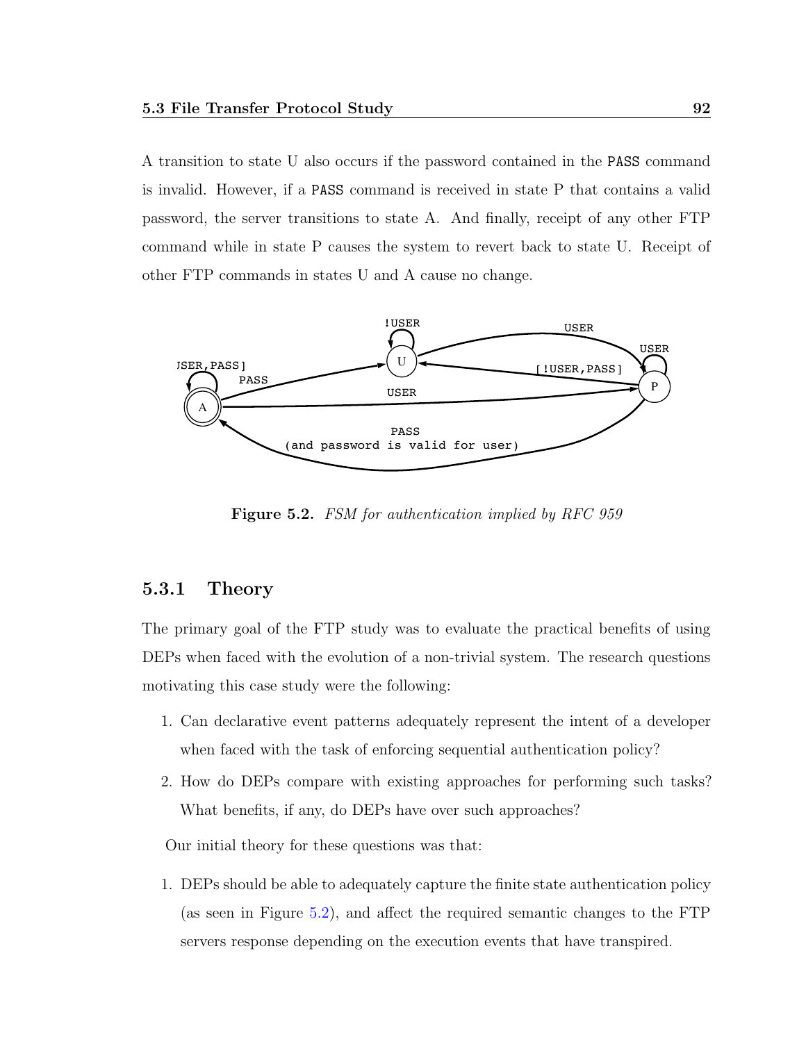A transition to state U also occurs if the password contained in the PASS command is invalid. However, if a PASS command is received in state P that contains a valid password, the server transitions to state A. And finally, receipt of any other FTP command while in state P causes the system to revert back to state U. Receipt of other FTP commands in states U and A cause no change.

**Figure 5.2.** *FSM for authentication implied by RFC 959*

### 5.3.1 Theory

The primary goal of the FTP study was to evaluate the practical benefits of using DEPs when faced with the evolution of a non-trivial system. The research questions motivating this case study were the following:

1. Can declarative event patterns adequately represent the intent of a developer when faced with the task of enforcing sequential authentication policy?
2. How do DEPs compare with existing approaches for performing such tasks? What benefits, if any, do DEPs have over such approaches?

Our initial theory for these questions was that:

1. DEPs should be able to adequately capture the finite state authentication policy (as seen in Figure 5.2), and affect the required semantic changes to the FTP servers response depending on the execution events that have transpired.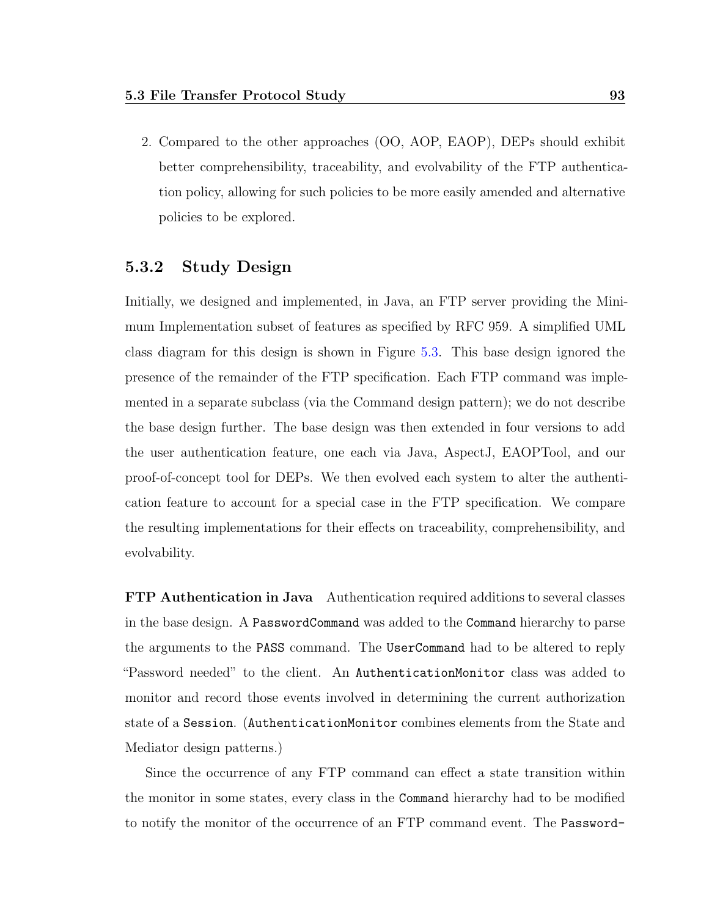2. Compared to the other approaches (OO, AOP, EAOP), DEPs should exhibit better comprehensibility, traceability, and evolvability of the FTP authentication policy, allowing for such policies to be more easily amended and alternative policies to be explored.

### 5.3.2 Study Design

Initially, we designed and implemented, in Java, an FTP server providing the Minimum Implementation subset of features as specified by RFC 959. A simplified UML class diagram for this design is shown in Figure 5.3. This base design ignored the presence of the remainder of the FTP specification. Each FTP command was implemented in a separate subclass (via the Command design pattern); we do not describe the base design further. The base design was then extended in four versions to add the user authentication feature, one each via Java, AspectJ, EAOPTool, and our proof-of-concept tool for DEPs. We then evolved each system to alter the authentication feature to account for a special case in the FTP specification. We compare the resulting implementations for their effects on traceability, comprehensibility, and evolvability.

**FTP Authentication in Java** Authentication required additions to several classes in the base design. A `PasswordCommand` was added to the `Command` hierarchy to parse the arguments to the `PASS` command. The `UserCommand` had to be altered to reply "Password needed" to the client. An `AuthenticationMonitor` class was added to monitor and record those events involved in determining the current authorization state of a `Session`. (`AuthenticationMonitor` combines elements from the State and Mediator design patterns.)

Since the occurrence of any FTP command can effect a state transition within the monitor in some states, every class in the `Command` hierarchy had to be modified to notify the monitor of the occurrence of an FTP command event. The `Password-`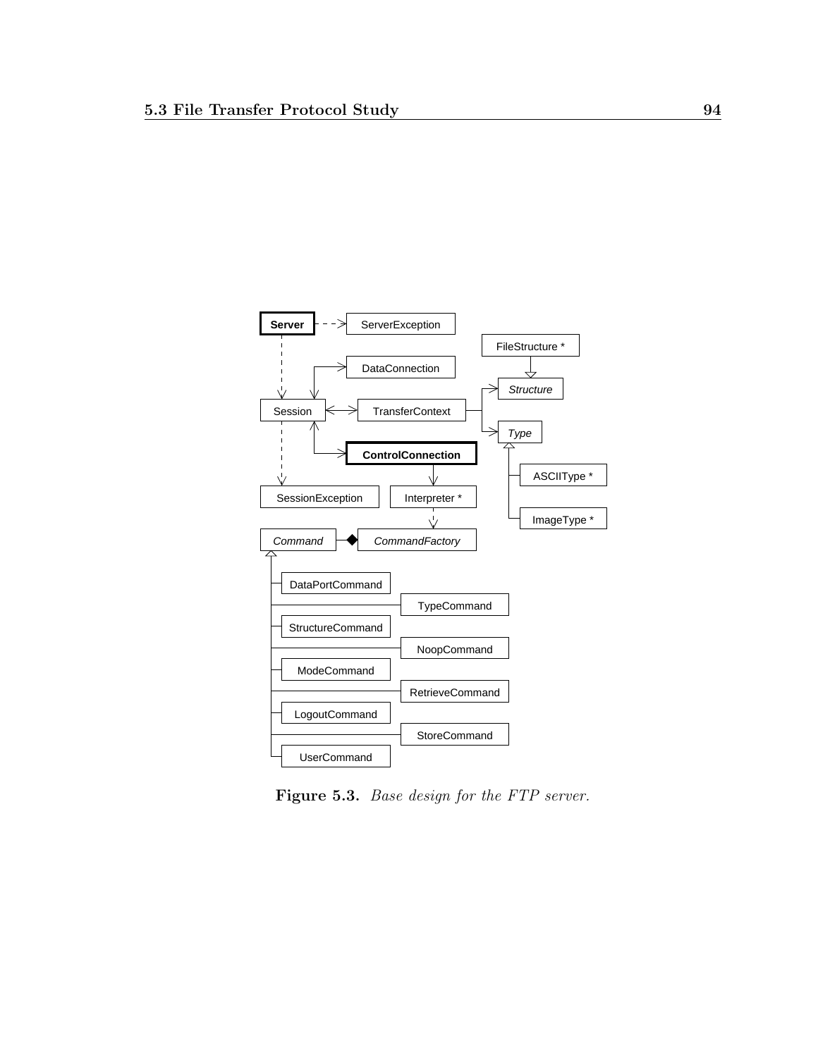Server

ServerException

FileStructure *

DataConnection

Structure

Session

TransferContext

Type

ControlConnection

ASCIIType *

SessionException

Interpreter *

ImageType *

Command

CommandFactory

DataPortCommand

TypeCommand

StructureCommand

NoopCommand

ModeCommand

RetrieveCommand

LogoutCommand

StoreCommand

UserCommand

**Figure 5.3.** *Base design for the FTP server.*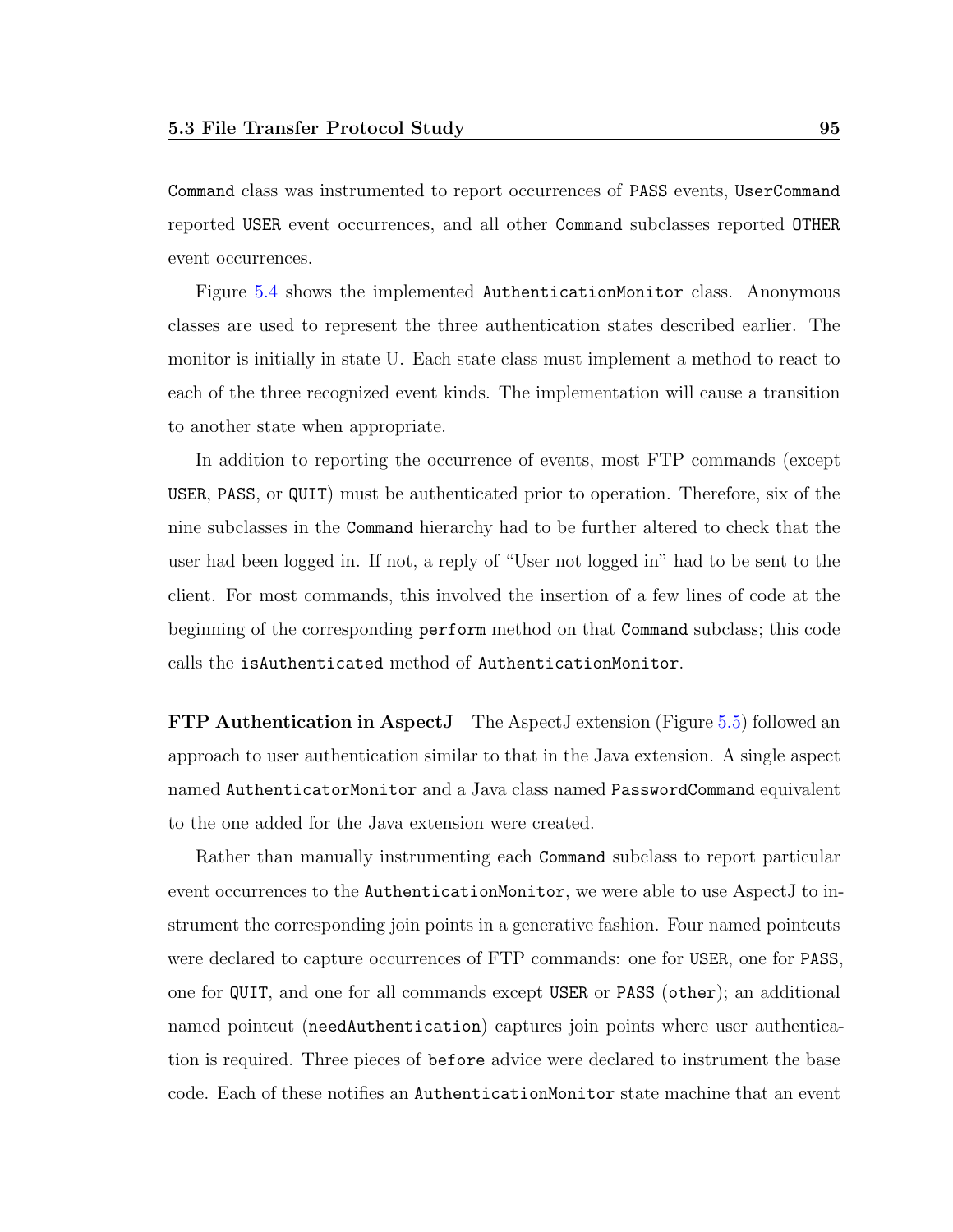`Command` class was instrumented to report occurrences of `PASS` events, `UserCommand` reported `USER` event occurrences, and all other `Command` subclasses reported `OTHER` event occurrences.

Figure 5.4 shows the implemented `AuthenticationMonitor` class. Anonymous classes are used to represent the three authentication states described earlier. The monitor is initially in state U. Each state class must implement a method to react to each of the three recognized event kinds. The implementation will cause a transition to another state when appropriate.

In addition to reporting the occurrence of events, most FTP commands (except `USER`, `PASS`, or `QUIT`) must be authenticated prior to operation. Therefore, six of the nine subclasses in the `Command` hierarchy had to be further altered to check that the user had been logged in. If not, a reply of "User not logged in" had to be sent to the client. For most commands, this involved the insertion of a few lines of code at the beginning of the corresponding `perform` method on that `Command` subclass; this code calls the `isAuthenticated` method of `AuthenticationMonitor`.

**FTP Authentication in AspectJ** The AspectJ extension (Figure 5.5) followed an approach to user authentication similar to that in the Java extension. A single aspect named `AuthenticatorMonitor` and a Java class named `PasswordCommand` equivalent to the one added for the Java extension were created.

Rather than manually instrumenting each `Command` subclass to report particular event occurrences to the `AuthenticationMonitor`, we were able to use AspectJ to instrument the corresponding join points in a generative fashion. Four named pointcuts were declared to capture occurrences of FTP commands: one for `USER`, one for `PASS`, one for `QUIT`, and one for all commands except `USER` or `PASS` (`other`); an additional named pointcut (`needAuthentication`) captures join points where user authentication is required. Three pieces of `before` advice were declared to instrument the base code. Each of these notifies an `AuthenticationMonitor` state machine that an event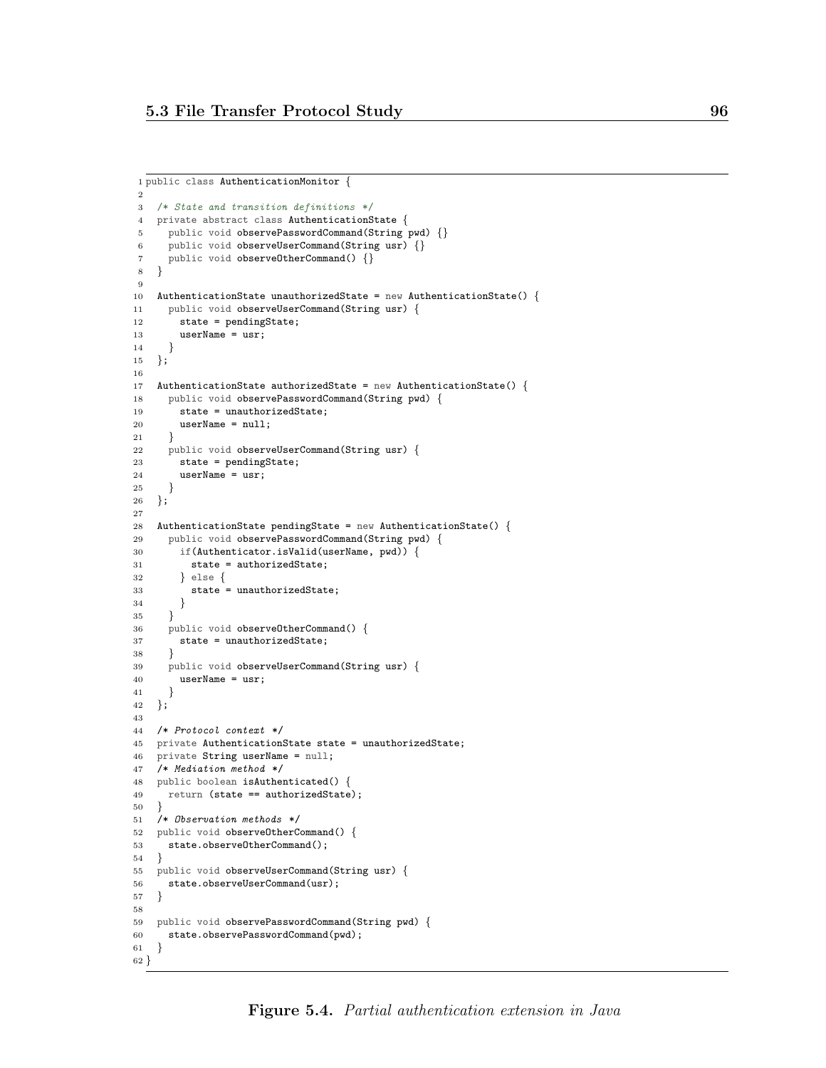```java
public class AuthenticationMonitor {

  /* State and transition definitions */
  private abstract class AuthenticationState {
    public void observePasswordCommand(String pwd) {}
    public void observeUserCommand(String usr) {}
    public void observeOtherCommand() {}
  }

  AuthenticationState unauthorizedState = new AuthenticationState() {
    public void observeUserCommand(String usr) {
      state = pendingState;
      userName = usr;
    }
  };

  AuthenticationState authorizedState = new AuthenticationState() {
    public void observePasswordCommand(String pwd) {
      state = unauthorizedState;
      userName = null;
    }
    public void observeUserCommand(String usr) {
      state = pendingState;
      userName = usr;
    }
  };

  AuthenticationState pendingState = new AuthenticationState() {
    public void observePasswordCommand(String pwd) {
      if(Authenticator.isValid(userName, pwd)) {
        state = authorizedState;
      } else {
        state = unauthorizedState;
      }
    }
    public void observeOtherCommand() {
      state = unauthorizedState;
    }
    public void observeUserCommand(String usr) {
      userName = usr;
    }
  };

  /* Protocol context */
  private AuthenticationState state = unauthorizedState;
  private String userName = null;
  /* Mediation method */
  public boolean isAuthenticated() {
    return (state == authorizedState);
  }
  /* Observation methods */
  public void observeOtherCommand() {
    state.observeOtherCommand();
  }
  public void observeUserCommand(String usr) {
    state.observeUserCommand(usr);
  }

  public void observePasswordCommand(String pwd) {
    state.observePasswordCommand(pwd);
  }
}
```

**Figure 5.4.** *Partial authentication extension in Java*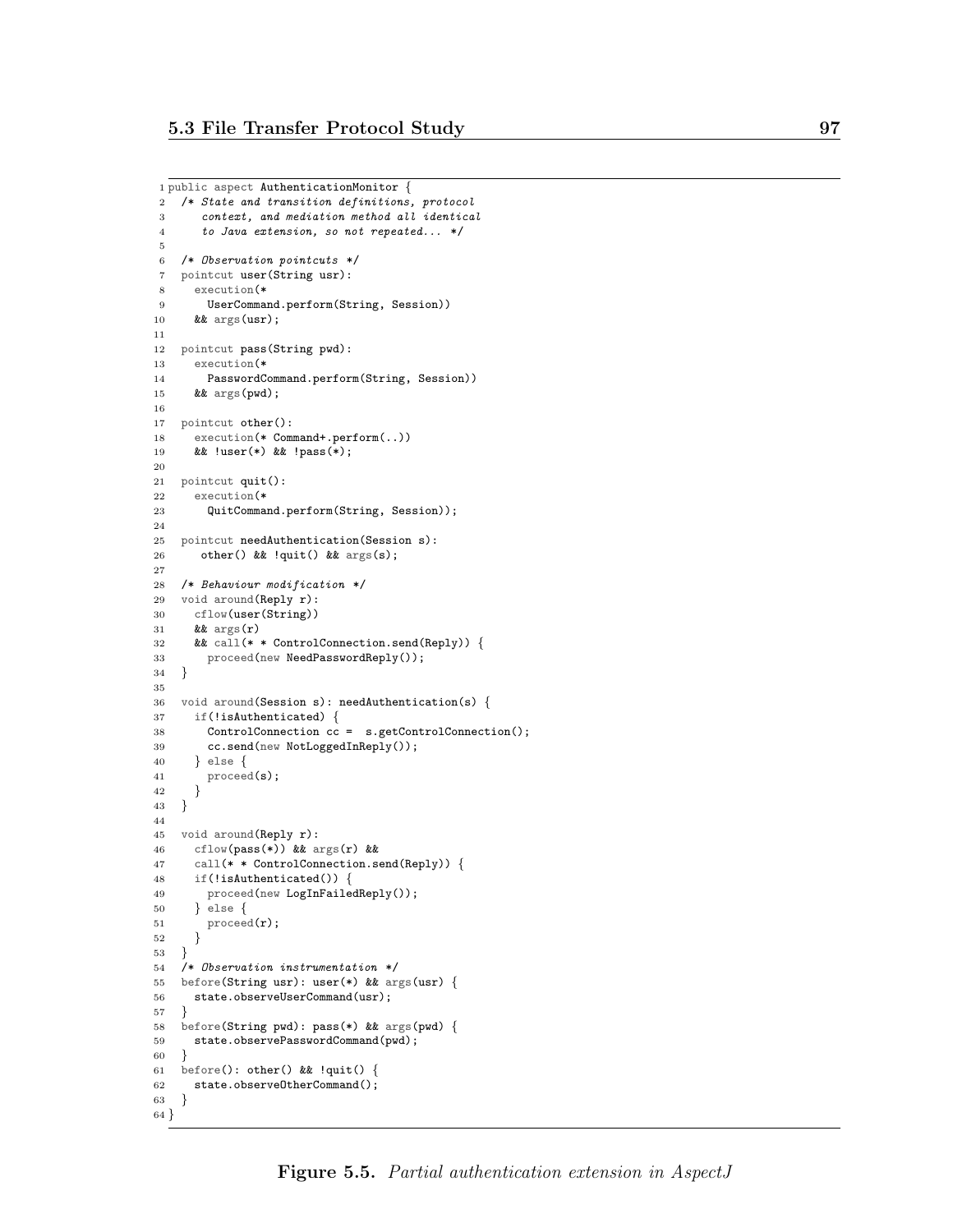```
public aspect AuthenticationMonitor {
  /* State and transition definitions, protocol
     context, and mediation method all identical
     to Java extension, so not repeated... */

  /* Observation pointcuts */
  pointcut user(String usr):
    execution(*
      UserCommand.perform(String, Session))
    && args(usr);

  pointcut pass(String pwd):
    execution(*
      PasswordCommand.perform(String, Session))
    && args(pwd);

  pointcut other():
    execution(* Command+.perform(..))
    && !user(*) && !pass(*);

  pointcut quit():
    execution(*
      QuitCommand.perform(String, Session));

  pointcut needAuthentication(Session s):
     other() && !quit() && args(s);

  /* Behaviour modification */
  void around(Reply r):
    cflow(user(String))
    && args(r)
    && call(* * ControlConnection.send(Reply)) {
      proceed(new NeedPasswordReply());
  }

  void around(Session s): needAuthentication(s) {
    if(!isAuthenticated) {
      ControlConnection cc =  s.getControlConnection();
      cc.send(new NotLoggedInReply());
    } else {
      proceed(s);
    }
  }

  void around(Reply r):
    cflow(pass(*)) && args(r) &&
    call(* * ControlConnection.send(Reply)) {
    if(!isAuthenticated()) {
      proceed(new LogInFailedReply());
    } else {
      proceed(r);
    }
  }
  /* Observation instrumentation */
  before(String usr): user(*) && args(usr) {
    state.observeUserCommand(usr);
  }
  before(String pwd): pass(*) && args(pwd) {
    state.observePasswordCommand(pwd);
  }
  before(): other() && !quit() {
    state.observeOtherCommand();
  }
}
```

**Figure 5.5.** *Partial authentication extension in AspectJ*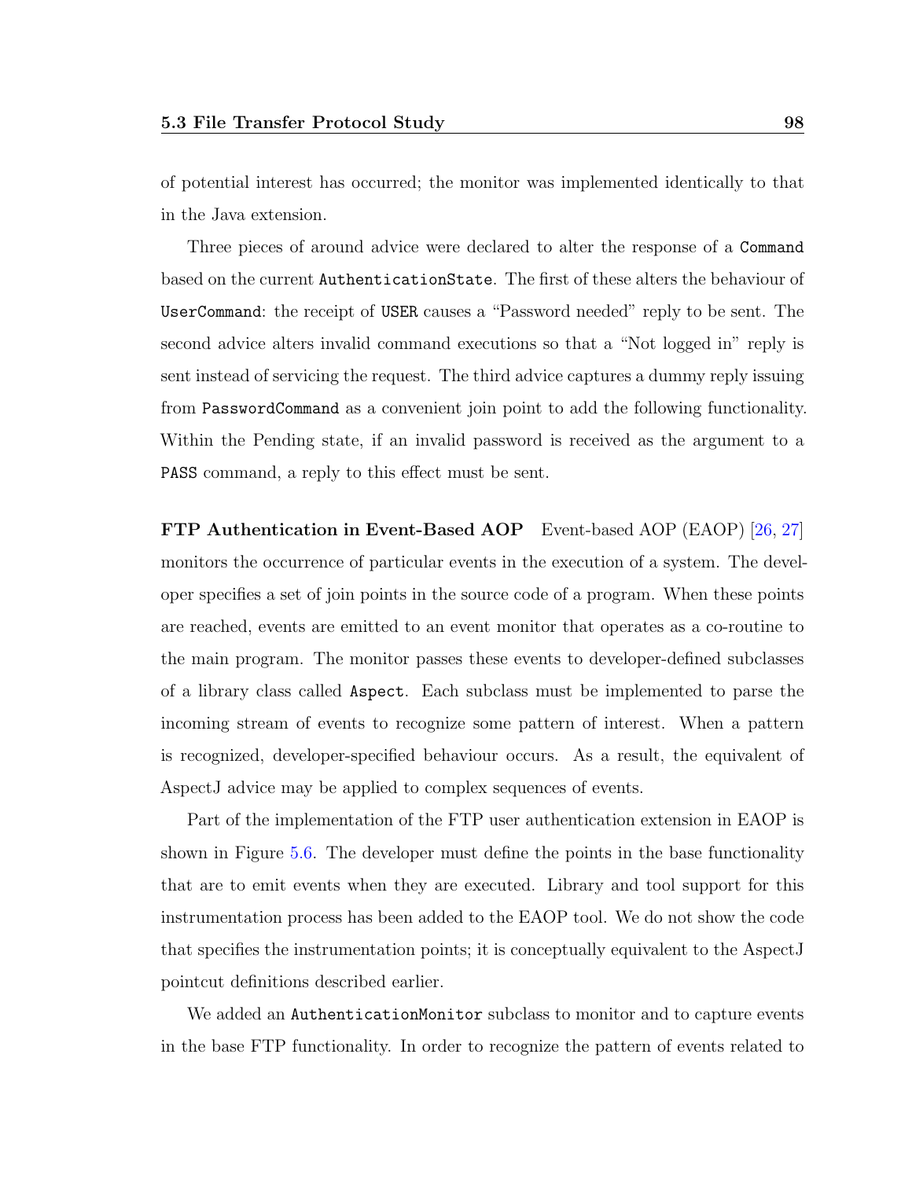of potential interest has occurred; the monitor was implemented identically to that in the Java extension.

Three pieces of around advice were declared to alter the response of a `Command` based on the current `AuthenticationState`. The first of these alters the behaviour of `UserCommand`: the receipt of `USER` causes a “Password needed” reply to be sent. The second advice alters invalid command executions so that a “Not logged in” reply is sent instead of servicing the request. The third advice captures a dummy reply issuing from `PasswordCommand` as a convenient join point to add the following functionality. Within the Pending state, if an invalid password is received as the argument to a `PASS` command, a reply to this effect must be sent.

**FTP Authentication in Event-Based AOP** Event-based AOP (EAOP) [26, 27] monitors the occurrence of particular events in the execution of a system. The developer specifies a set of join points in the source code of a program. When these points are reached, events are emitted to an event monitor that operates as a co-routine to the main program. The monitor passes these events to developer-defined subclasses of a library class called `Aspect`. Each subclass must be implemented to parse the incoming stream of events to recognize some pattern of interest. When a pattern is recognized, developer-specified behaviour occurs. As a result, the equivalent of AspectJ advice may be applied to complex sequences of events.

Part of the implementation of the FTP user authentication extension in EAOP is shown in Figure 5.6. The developer must define the points in the base functionality that are to emit events when they are executed. Library and tool support for this instrumentation process has been added to the EAOP tool. We do not show the code that specifies the instrumentation points; it is conceptually equivalent to the AspectJ pointcut definitions described earlier.

We added an `AuthenticationMonitor` subclass to monitor and to capture events in the base FTP functionality. In order to recognize the pattern of events related to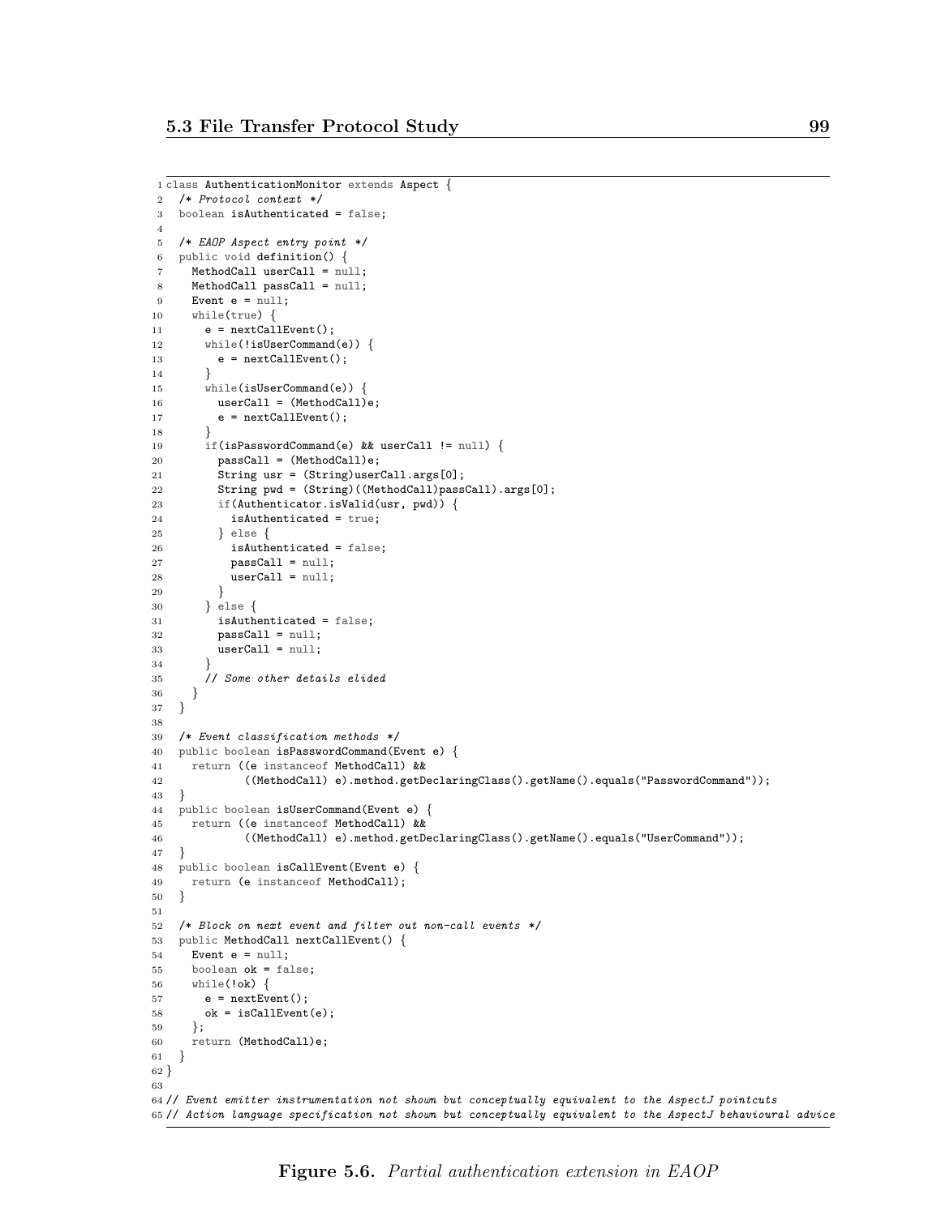```java
class AuthenticationMonitor extends Aspect {
  /* Protocol context */
  boolean isAuthenticated = false;

  /* EAOP Aspect entry point */
  public void definition() {
    MethodCall userCall = null;
    MethodCall passCall = null;
    Event e = null;
    while(true) {
      e = nextCallEvent();
      while(!isUserCommand(e)) {
        e = nextCallEvent();
      }
      while(isUserCommand(e)) {
        userCall = (MethodCall)e;
        e = nextCallEvent();
      }
      if(isPasswordCommand(e) && userCall != null) {
        passCall = (MethodCall)e;
        String usr = (String)userCall.args[0];
        String pwd = (String)((MethodCall)passCall).args[0];
        if(Authenticator.isValid(usr, pwd)) {
          isAuthenticated = true;
        } else {
          isAuthenticated = false;
          passCall = null;
          userCall = null;
        }
      } else {
        isAuthenticated = false;
        passCall = null;
        userCall = null;
      }
      // Some other details elided
    }
  }

  /* Event classification methods */
  public boolean isPasswordCommand(Event e) {
    return ((e instanceof MethodCall) &&
            ((MethodCall) e).method.getDeclaringClass().getName().equals("PasswordCommand"));
  }
  public boolean isUserCommand(Event e) {
    return ((e instanceof MethodCall) &&
            ((MethodCall) e).method.getDeclaringClass().getName().equals("UserCommand"));
  }
  public boolean isCallEvent(Event e) {
    return (e instanceof MethodCall);
  }

  /* Block on next event and filter out non-call events */
  public MethodCall nextCallEvent() {
    Event e = null;
    boolean ok = false;
    while(!ok) {
      e = nextEvent();
      ok = isCallEvent(e);
    };
    return (MethodCall)e;
  }
}

// Event emitter instrumentation not shown but conceptually equivalent to the AspectJ pointcuts
// Action language specification not shown but conceptually equivalent to the AspectJ behavioural advice
```

**Figure 5.6.** *Partial authentication extension in EAOP*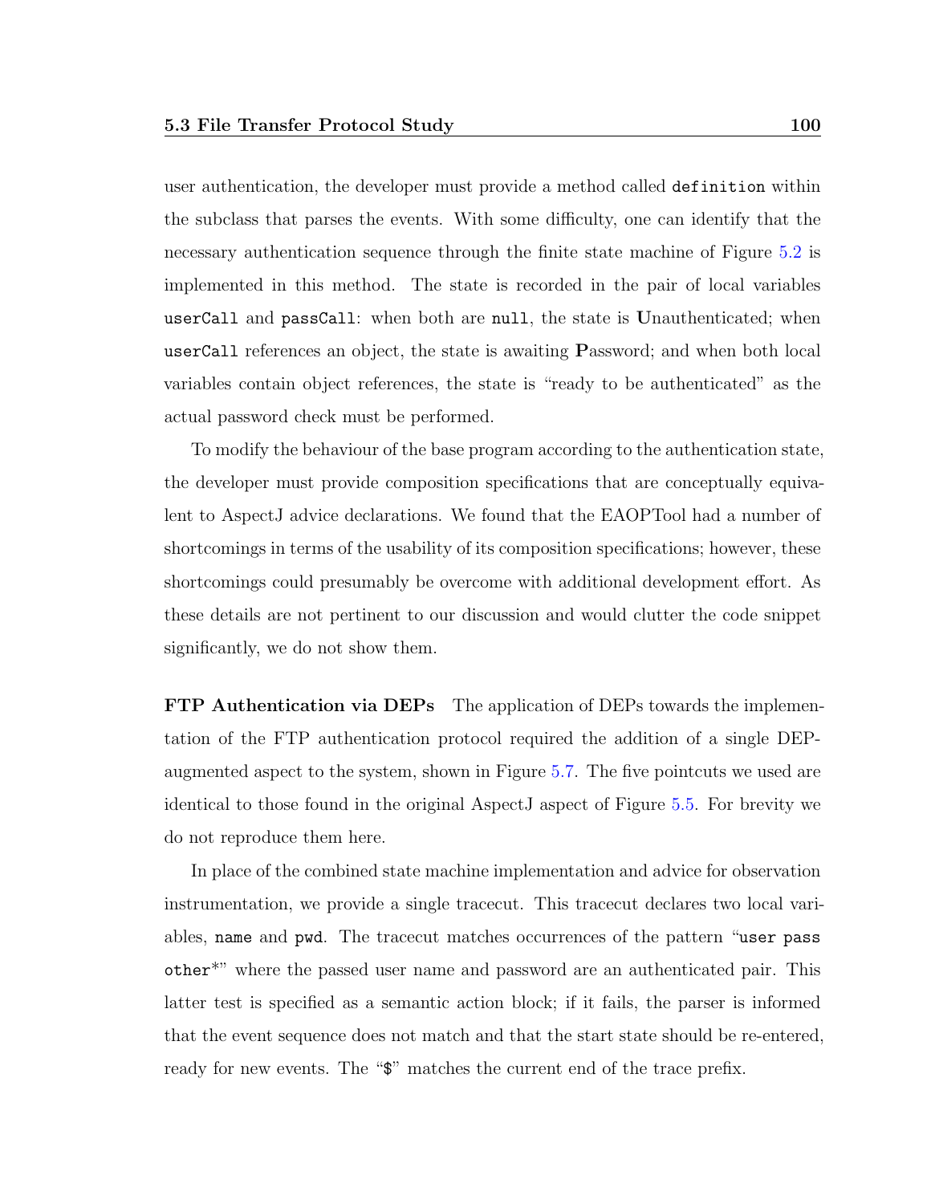user authentication, the developer must provide a method called `definition` within the subclass that parses the events. With some difficulty, one can identify that the necessary authentication sequence through the finite state machine of Figure 5.2 is implemented in this method. The state is recorded in the pair of local variables `userCall` and `passCall`: when both are `null`, the state is **U**nauthenticated; when `userCall` references an object, the state is awaiting **P**assword; and when both local variables contain object references, the state is "ready to be authenticated" as the actual password check must be performed.

To modify the behaviour of the base program according to the authentication state, the developer must provide composition specifications that are conceptually equivalent to AspectJ advice declarations. We found that the EAOPTool had a number of shortcomings in terms of the usability of its composition specifications; however, these shortcomings could presumably be overcome with additional development effort. As these details are not pertinent to our discussion and would clutter the code snippet significantly, we do not show them.

**FTP Authentication via DEPs** The application of DEPs towards the implementation of the FTP authentication protocol required the addition of a single DEP-augmented aspect to the system, shown in Figure 5.7. The five pointcuts we used are identical to those found in the original AspectJ aspect of Figure 5.5. For brevity we do not reproduce them here.

In place of the combined state machine implementation and advice for observation instrumentation, we provide a single tracecut. This tracecut declares two local variables, `name` and `pwd`. The tracecut matches occurrences of the pattern "`user pass other*`" where the passed user name and password are an authenticated pair. This latter test is specified as a semantic action block; if it fails, the parser is informed that the event sequence does not match and that the start state should be re-entered, ready for new events. The "`$`" matches the current end of the trace prefix.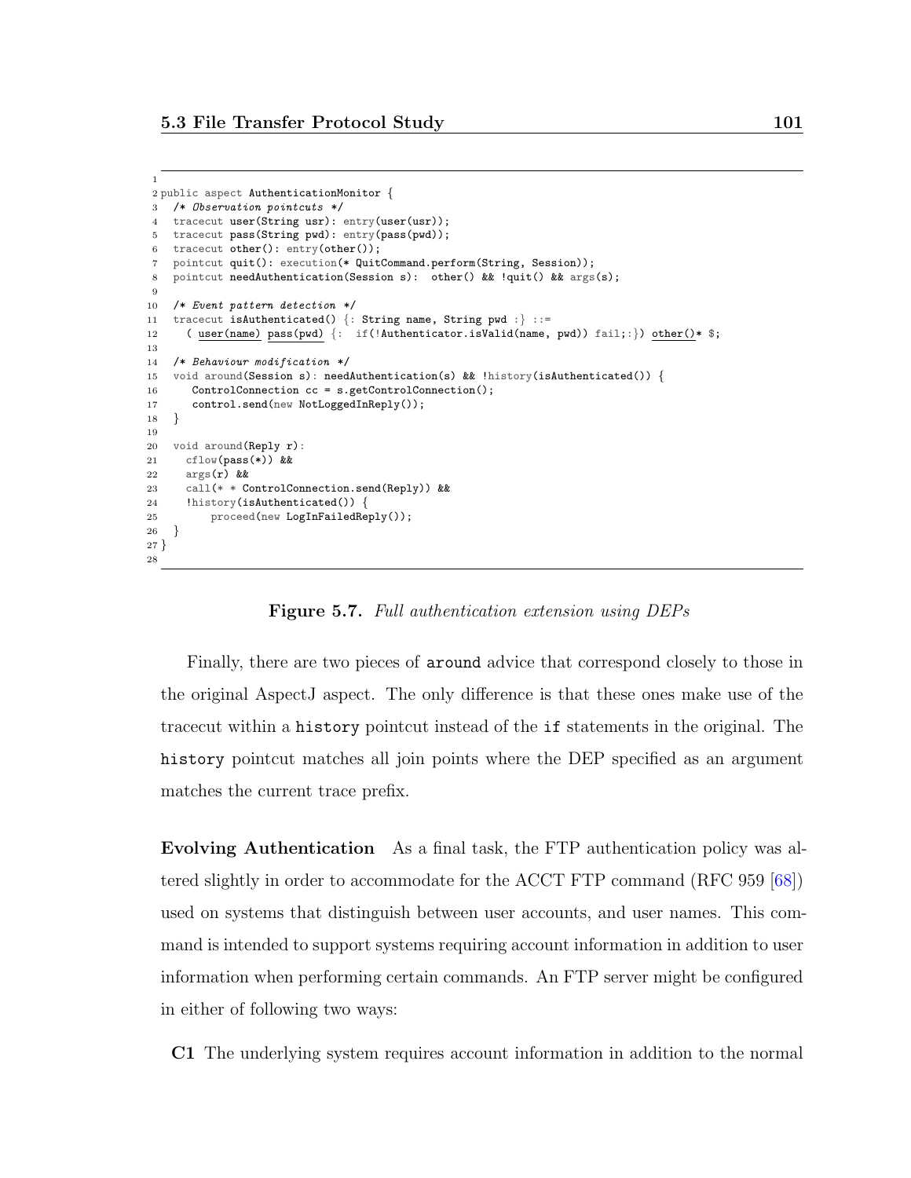```
1
2 public aspect AuthenticationMonitor {
3   /* Observation pointcuts */
4   tracecut user(String usr): entry(user(usr));
5   tracecut pass(String pwd): entry(pass(pwd));
6   tracecut other(): entry(other());
7   pointcut quit(): execution(* QuitCommand.perform(String, Session));
8   pointcut needAuthentication(Session s):  other() && !quit() && args(s);
9
10  /* Event pattern detection */
11  tracecut isAuthenticated() {: String name, String pwd :} ::=
12    ( user(name) pass(pwd) {:  if(!Authenticator.isValid(name, pwd)) fail;:}) other()* $;
13
14  /* Behaviour modification */
15  void around(Session s): needAuthentication(s) && !history(isAuthenticated()) {
16     ControlConnection cc = s.getControlConnection();
17     control.send(new NotLoggedInReply());
18  }
19
20  void around(Reply r):
21    cflow(pass(*)) &&
22    args(r) &&
23    call(* * ControlConnection.send(Reply)) &&
24    !history(isAuthenticated()) {
25        proceed(new LogInFailedReply());
26  }
27 }
28
```

**Figure 5.7.** *Full authentication extension using DEPs*

Finally, there are two pieces of `around` advice that correspond closely to those in the original AspectJ aspect. The only difference is that these ones make use of the tracecut within a `history` pointcut instead of the `if` statements in the original. The `history` pointcut matches all join points where the DEP specified as an argument matches the current trace prefix.

**Evolving Authentication** As a final task, the FTP authentication policy was altered slightly in order to accommodate for the ACCT FTP command (RFC 959 [68]) used on systems that distinguish between user accounts, and user names. This command is intended to support systems requiring account information in addition to user information when performing certain commands. An FTP server might be configured in either of following two ways:

**C1** The underlying system requires account information in addition to the normal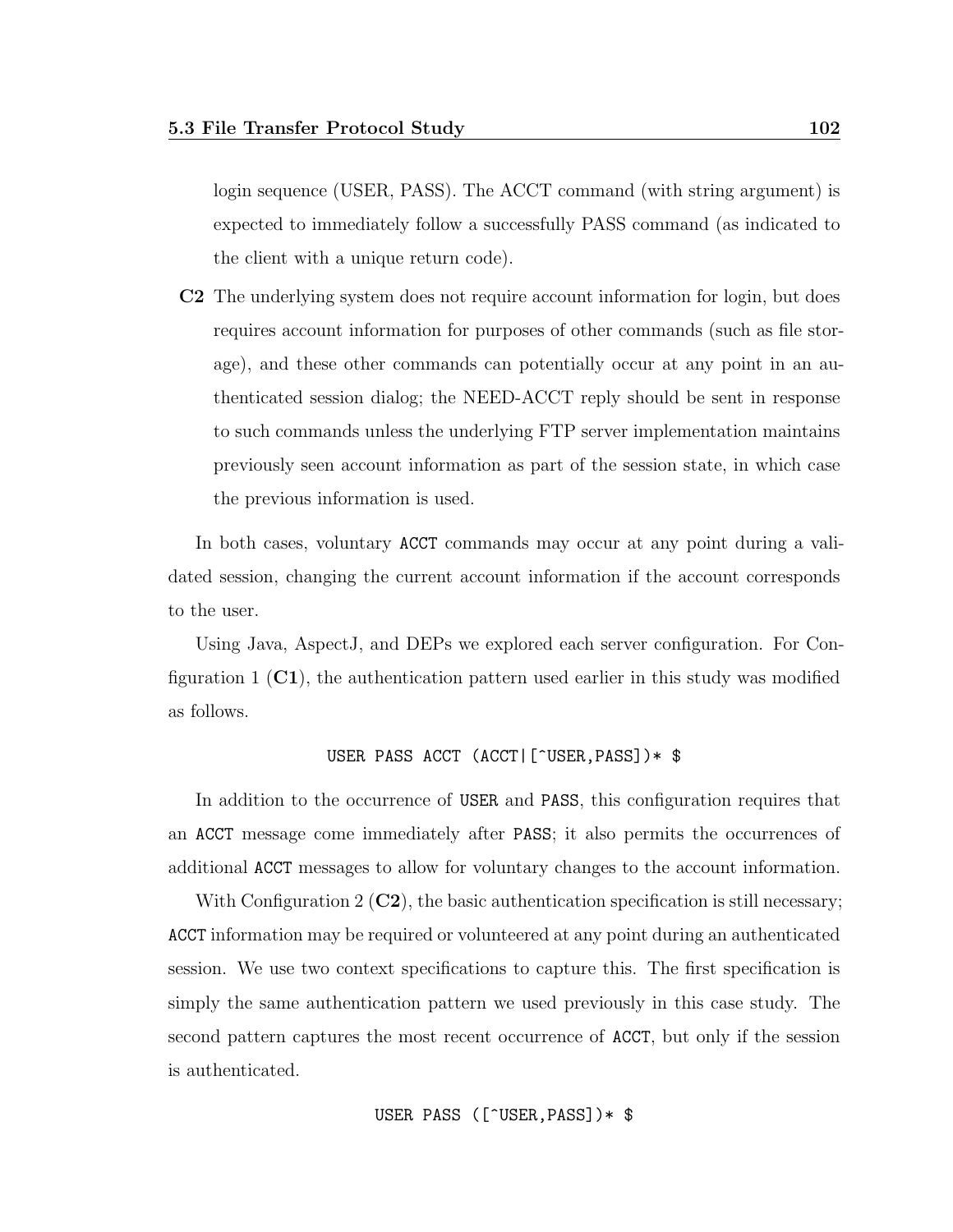login sequence (USER, PASS). The ACCT command (with string argument) is expected to immediately follow a successfully PASS command (as indicated to the client with a unique return code).

**C2** The underlying system does not require account information for login, but does requires account information for purposes of other commands (such as file storage), and these other commands can potentially occur at any point in an authenticated session dialog; the NEED-ACCT reply should be sent in response to such commands unless the underlying FTP server implementation maintains previously seen account information as part of the session state, in which case the previous information is used.

In both cases, voluntary `ACCT` commands may occur at any point during a validated session, changing the current account information if the account corresponds to the user.

Using Java, AspectJ, and DEPs we explored each server configuration. For Configuration 1 (**C1**), the authentication pattern used earlier in this study was modified as follows.

```
USER PASS ACCT (ACCT|[^USER,PASS])* $
```

In addition to the occurrence of `USER` and `PASS`, this configuration requires that an `ACCT` message come immediately after `PASS`; it also permits the occurrences of additional `ACCT` messages to allow for voluntary changes to the account information.

With Configuration 2 (**C2**), the basic authentication specification is still necessary; `ACCT` information may be required or volunteered at any point during an authenticated session. We use two context specifications to capture this. The first specification is simply the same authentication pattern we used previously in this case study. The second pattern captures the most recent occurrence of `ACCT`, but only if the session is authenticated.

```
USER PASS ([^USER,PASS])* $
```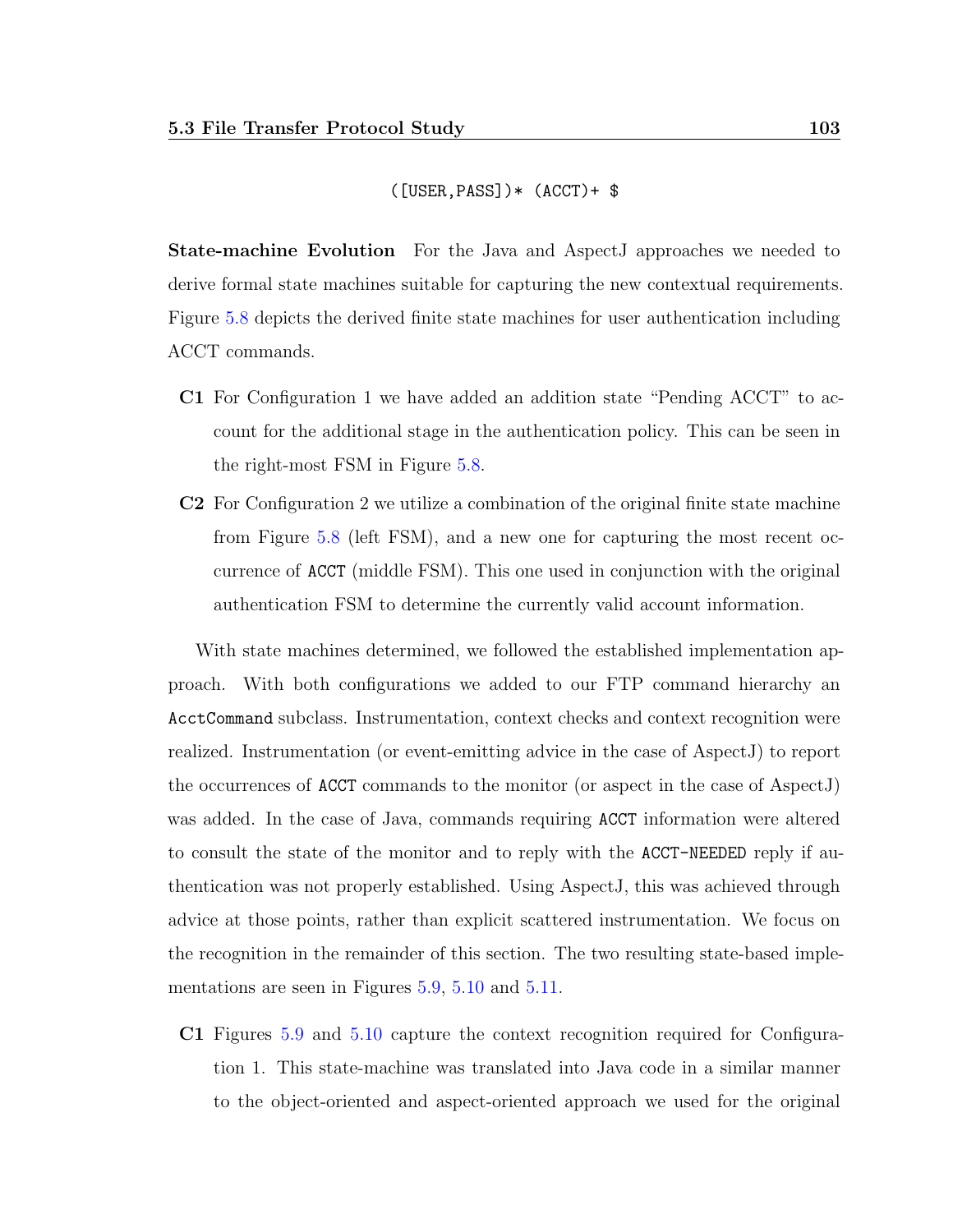```
([USER,PASS])* (ACCT)+ $
```

**State-machine Evolution** For the Java and AspectJ approaches we needed to derive formal state machines suitable for capturing the new contextual requirements. Figure 5.8 depicts the derived finite state machines for user authentication including ACCT commands.

**C1** For Configuration 1 we have added an addition state "Pending ACCT" to account for the additional stage in the authentication policy. This can be seen in the right-most FSM in Figure 5.8.

**C2** For Configuration 2 we utilize a combination of the original finite state machine from Figure 5.8 (left FSM), and a new one for capturing the most recent occurrence of `ACCT` (middle FSM). This one used in conjunction with the original authentication FSM to determine the currently valid account information.

With state machines determined, we followed the established implementation approach. With both configurations we added to our FTP command hierarchy an `AcctCommand` subclass. Instrumentation, context checks and context recognition were realized. Instrumentation (or event-emitting advice in the case of AspectJ) to report the occurrences of `ACCT` commands to the monitor (or aspect in the case of AspectJ) was added. In the case of Java, commands requiring `ACCT` information were altered to consult the state of the monitor and to reply with the `ACCT-NEEDED` reply if authentication was not properly established. Using AspectJ, this was achieved through advice at those points, rather than explicit scattered instrumentation. We focus on the recognition in the remainder of this section. The two resulting state-based implementations are seen in Figures 5.9, 5.10 and 5.11.

**C1** Figures 5.9 and 5.10 capture the context recognition required for Configuration 1. This state-machine was translated into Java code in a similar manner to the object-oriented and aspect-oriented approach we used for the original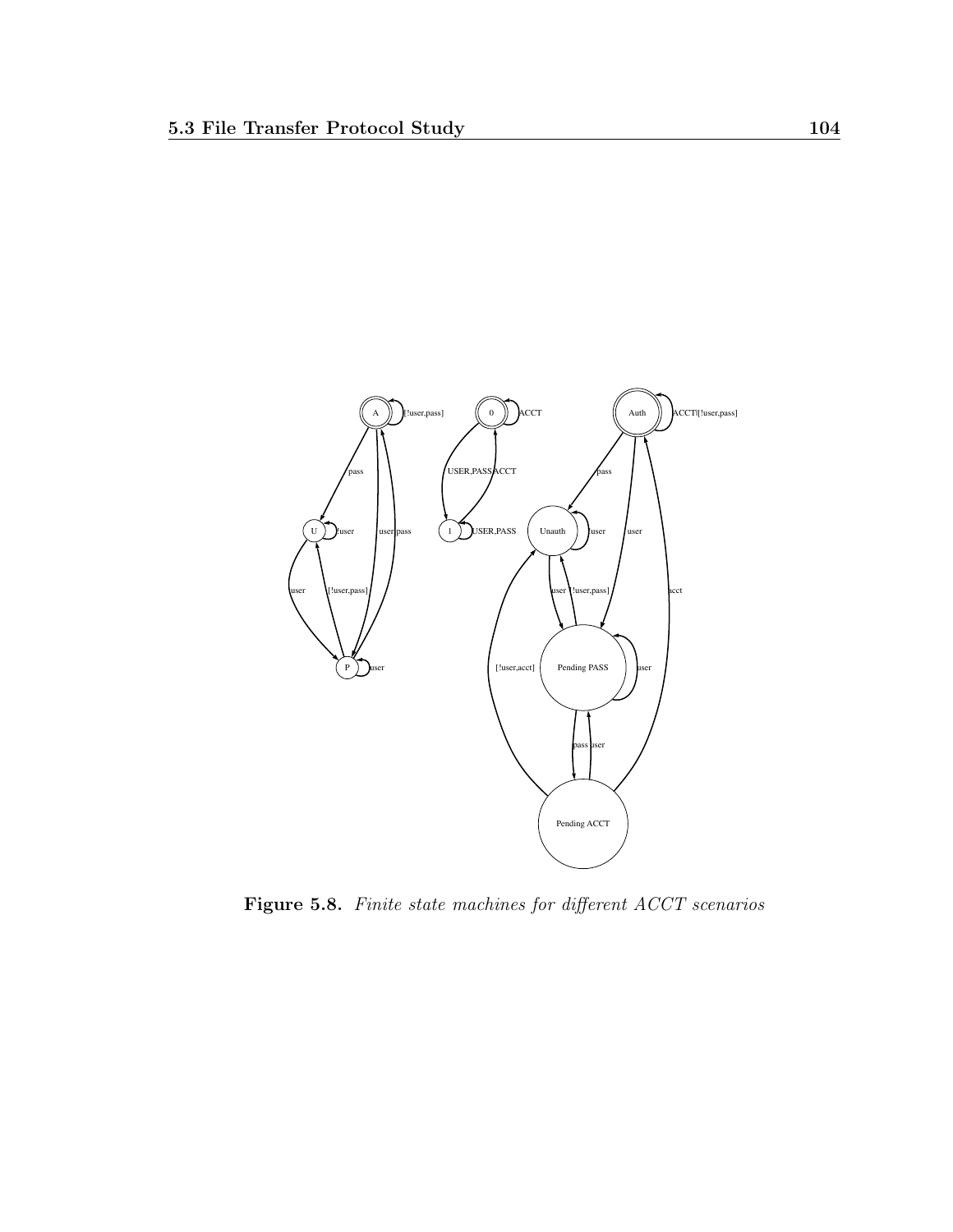**Figure 5.8.** *Finite state machines for different ACCT scenarios*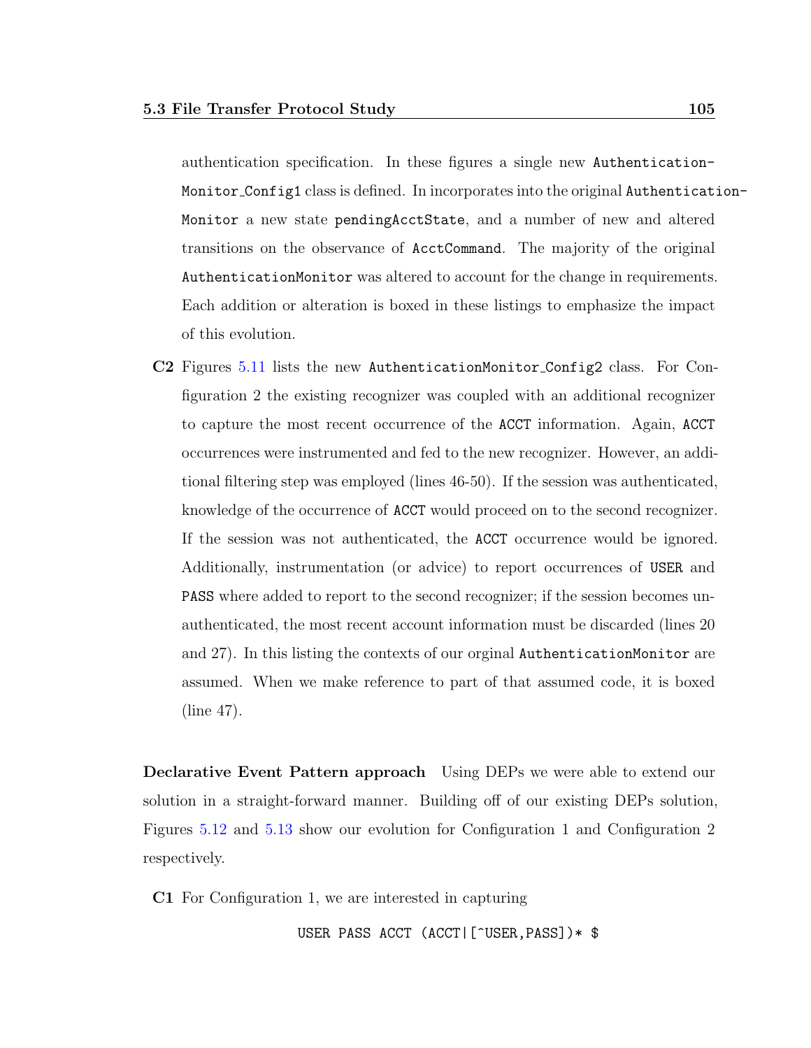authentication specification. In these figures a single new `AuthenticationMonitor_Config1` class is defined. In incorporates into the original `AuthenticationMonitor` a new state `pendingAcctState`, and a number of new and altered transitions on the observance of `AcctCommand`. The majority of the original `AuthenticationMonitor` was altered to account for the change in requirements. Each addition or alteration is boxed in these listings to emphasize the impact of this evolution.

**C2** Figures 5.11 lists the new `AuthenticationMonitor_Config2` class. For Configuration 2 the existing recognizer was coupled with an additional recognizer to capture the most recent occurrence of the `ACCT` information. Again, `ACCT` occurrences were instrumented and fed to the new recognizer. However, an additional filtering step was employed (lines 46-50). If the session was authenticated, knowledge of the occurrence of `ACCT` would proceed on to the second recognizer. If the session was not authenticated, the `ACCT` occurrence would be ignored. Additionally, instrumentation (or advice) to report occurrences of `USER` and `PASS` where added to report to the second recognizer; if the session becomes unauthenticated, the most recent account information must be discarded (lines 20 and 27). In this listing the contexts of our orginal `AuthenticationMonitor` are assumed. When we make reference to part of that assumed code, it is boxed (line 47).

**Declarative Event Pattern approach** Using DEPs we were able to extend our solution in a straight-forward manner. Building off of our existing DEPs solution, Figures 5.12 and 5.13 show our evolution for Configuration 1 and Configuration 2 respectively.

**C1** For Configuration 1, we are interested in capturing

```
USER PASS ACCT (ACCT|[^USER,PASS])* $
```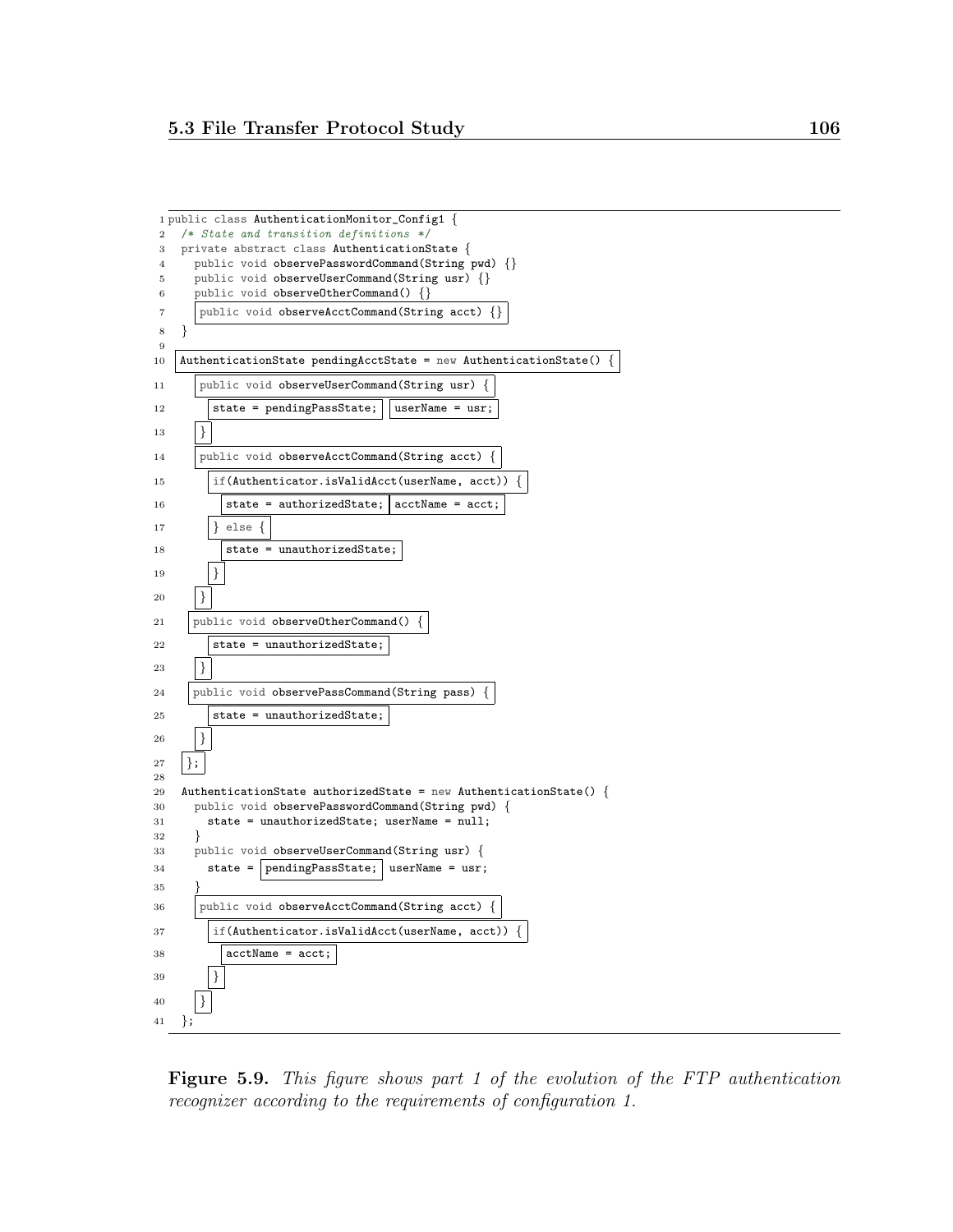```
1 public class AuthenticationMonitor_Config1 {
2   /* State and transition definitions */
3   private abstract class AuthenticationState {
4     public void observePasswordCommand(String pwd) {}
5     public void observeUserCommand(String usr) {}
6     public void observeOtherCommand() {}
7     public void observeAcctCommand(String acct) {}
8   }
9
10  AuthenticationState pendingAcctState = new AuthenticationState() {
11    public void observeUserCommand(String usr) {
12      state = pendingPassState; userName = usr;
13    }
14    public void observeAcctCommand(String acct) {
15      if(Authenticator.isValidAcct(userName, acct)) {
16        state = authorizedState; acctName = acct;
17      } else {
18        state = unauthorizedState;
19      }
20    }
21   public void observeOtherCommand() {
22      state = unauthorizedState;
23    }
24   public void observePassCommand(String pass) {
25      state = unauthorizedState;
26    }
27  };
28
29  AuthenticationState authorizedState = new AuthenticationState() {
30    public void observePasswordCommand(String pwd) {
31      state = unauthorizedState; userName = null;
32    }
33    public void observeUserCommand(String usr) {
34      state = pendingPassState; userName = usr;
35    }
36    public void observeAcctCommand(String acct) {
37      if(Authenticator.isValidAcct(userName, acct)) {
38        acctName = acct;
39      }
40    }
41  };
```

**Figure 5.9.** *This figure shows part 1 of the evolution of the FTP authentication recognizer according to the requirements of configuration 1.*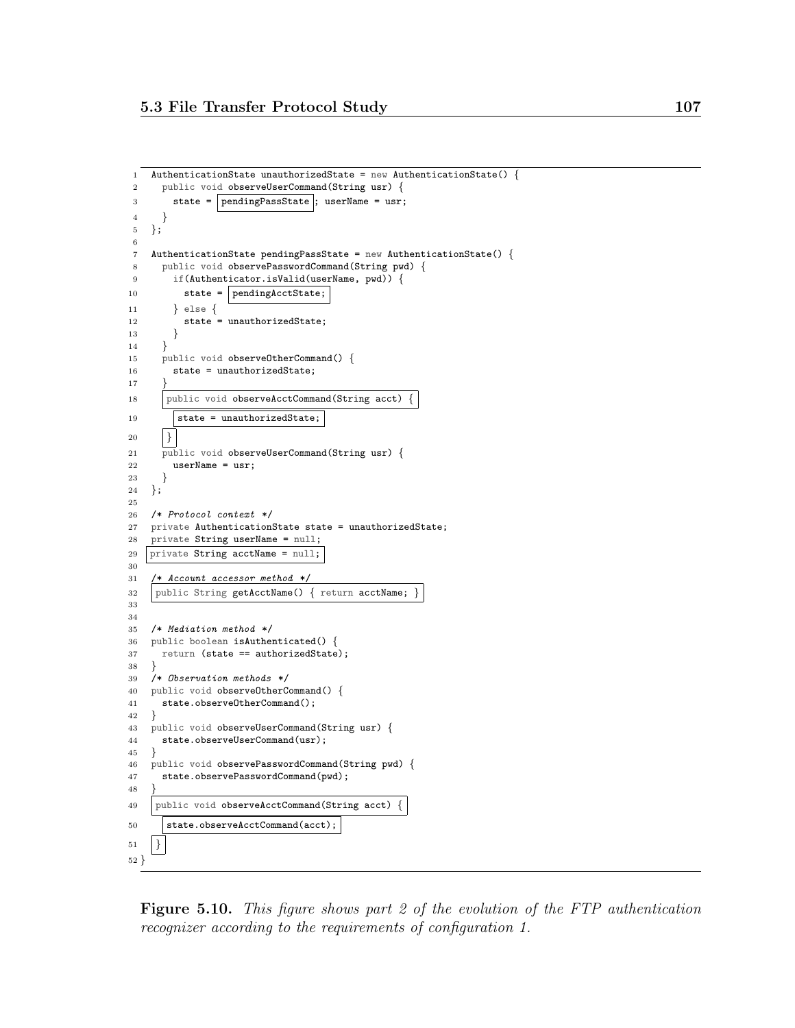```
1  AuthenticationState unauthorizedState = new AuthenticationState() {
2    public void observeUserCommand(String usr) {
3      state = pendingPassState; userName = usr;
4    }
5  };
6
7  AuthenticationState pendingPassState = new AuthenticationState() {
8    public void observePasswordCommand(String pwd) {
9      if(Authenticator.isValid(userName, pwd)) {
10       state = pendingAcctState;
11     } else {
12       state = unauthorizedState;
13     }
14   }
15   public void observeOtherCommand() {
16     state = unauthorizedState;
17   }
18   public void observeAcctCommand(String acct) {
19     state = unauthorizedState;
20   }
21   public void observeUserCommand(String usr) {
22     userName = usr;
23   }
24 };
25
26 /* Protocol context */
27 private AuthenticationState state = unauthorizedState;
28 private String userName = null;
29 private String acctName = null;
30
31 /* Account accessor method */
32 public String getAcctName() { return acctName; }
33
34
35 /* Mediation method */
36 public boolean isAuthenticated() {
37   return (state == authorizedState);
38 }
39 /* Observation methods */
40 public void observeOtherCommand() {
41   state.observeOtherCommand();
42 }
43 public void observeUserCommand(String usr) {
44   state.observeUserCommand(usr);
45 }
46 public void observePasswordCommand(String pwd) {
47   state.observePasswordCommand(pwd);
48 }
49 public void observeAcctCommand(String acct) {
50   state.observeAcctCommand(acct);
51 }
52 }
```

**Figure 5.10.** *This figure shows part 2 of the evolution of the FTP authentication recognizer according to the requirements of configuration 1.*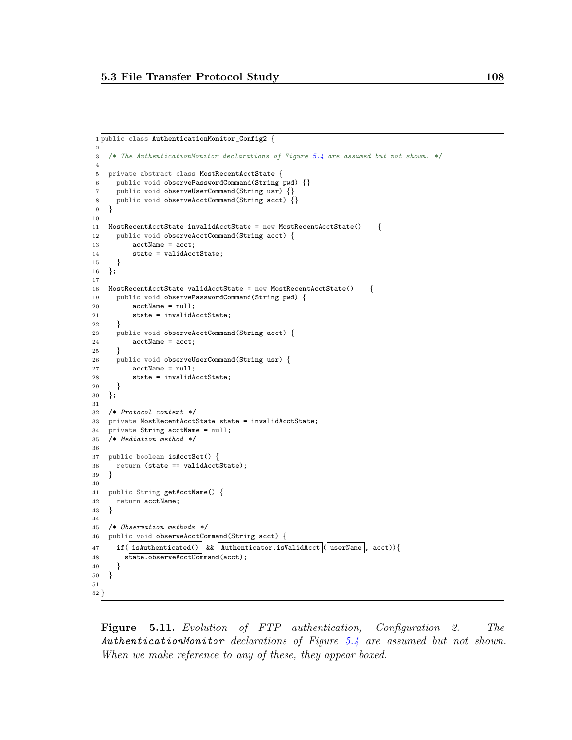```java
public class AuthenticationMonitor_Config2 {

  /* The AuthenticationMonitor declarations of Figure 5.4 are assumed but not shown. */

  private abstract class MostRecentAcctState {
    public void observePasswordCommand(String pwd) {}
    public void observeUserCommand(String usr) {}
    public void observeAcctCommand(String acct) {}
  }

  MostRecentAcctState invalidAcctState = new MostRecentAcctState()    {
    public void observeAcctCommand(String acct) {
        acctName = acct;
        state = validAcctState;
    }
  };

  MostRecentAcctState validAcctState = new MostRecentAcctState()    {
    public void observePasswordCommand(String pwd) {
        acctName = null;
        state = invalidAcctState;
    }
    public void observeAcctCommand(String acct) {
        acctName = acct;
    }
    public void observeUserCommand(String usr) {
        acctName = null;
        state = invalidAcctState;
    }
  };

  /* Protocol context */
  private MostRecentAcctState state = invalidAcctState;
  private String acctName = null;
  /* Mediation method */

  public boolean isAcctSet() {
    return (state == validAcctState);
  }

  public String getAcctName() {
    return acctName;
  }

  /* Observation methods */
  public void observeAcctCommand(String acct) {
    if( isAuthenticated()  &&  Authenticator.isValidAcct ( userName , acct)){
      state.observeAcctCommand(acct);
    }
  }

}
```

**Figure 5.11.** *Evolution of FTP authentication, Configuration 2. The* ***AuthenticationMonitor*** *declarations of Figure 5.4 are assumed but not shown. When we make reference to any of these, they appear boxed.*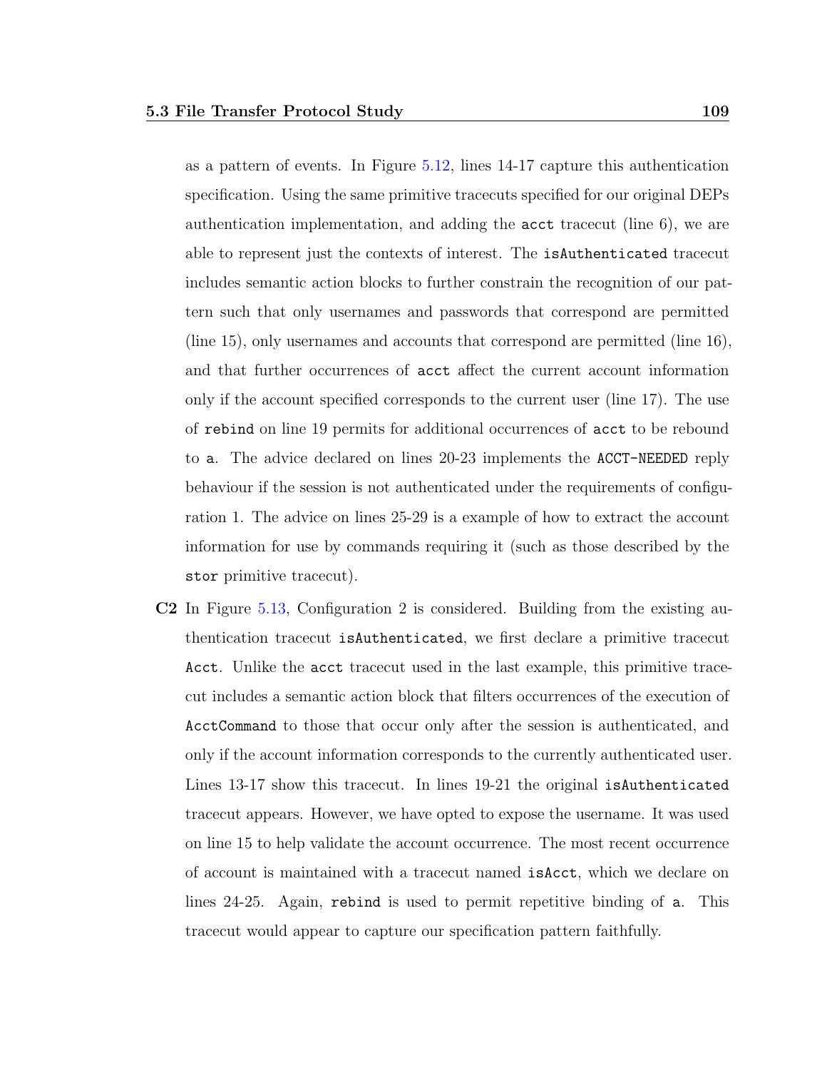as a pattern of events. In Figure 5.12, lines 14-17 capture this authentication specification. Using the same primitive tracecuts specified for our original DEPs authentication implementation, and adding the `acct` tracecut (line 6), we are able to represent just the contexts of interest. The `isAuthenticated` tracecut includes semantic action blocks to further constrain the recognition of our pattern such that only usernames and passwords that correspond are permitted (line 15), only usernames and accounts that correspond are permitted (line 16), and that further occurrences of `acct` affect the current account information only if the account specified corresponds to the current user (line 17). The use of `rebind` on line 19 permits for additional occurrences of `acct` to be rebound to `a`. The advice declared on lines 20-23 implements the `ACCT-NEEDED` reply behaviour if the session is not authenticated under the requirements of configuration 1. The advice on lines 25-29 is a example of how to extract the account information for use by commands requiring it (such as those described by the `stor` primitive tracecut).

**C2** In Figure 5.13, Configuration 2 is considered. Building from the existing authentication tracecut `isAuthenticated`, we first declare a primitive tracecut `Acct`. Unlike the `acct` tracecut used in the last example, this primitive tracecut includes a semantic action block that filters occurrences of the execution of `AcctCommand` to those that occur only after the session is authenticated, and only if the account information corresponds to the currently authenticated user. Lines 13-17 show this tracecut. In lines 19-21 the original `isAuthenticated` tracecut appears. However, we have opted to expose the username. It was used on line 15 to help validate the account occurrence. The most recent occurrence of account is maintained with a tracecut named `isAcct`, which we declare on lines 24-25. Again, `rebind` is used to permit repetitive binding of `a`. This tracecut would appear to capture our specification pattern faithfully.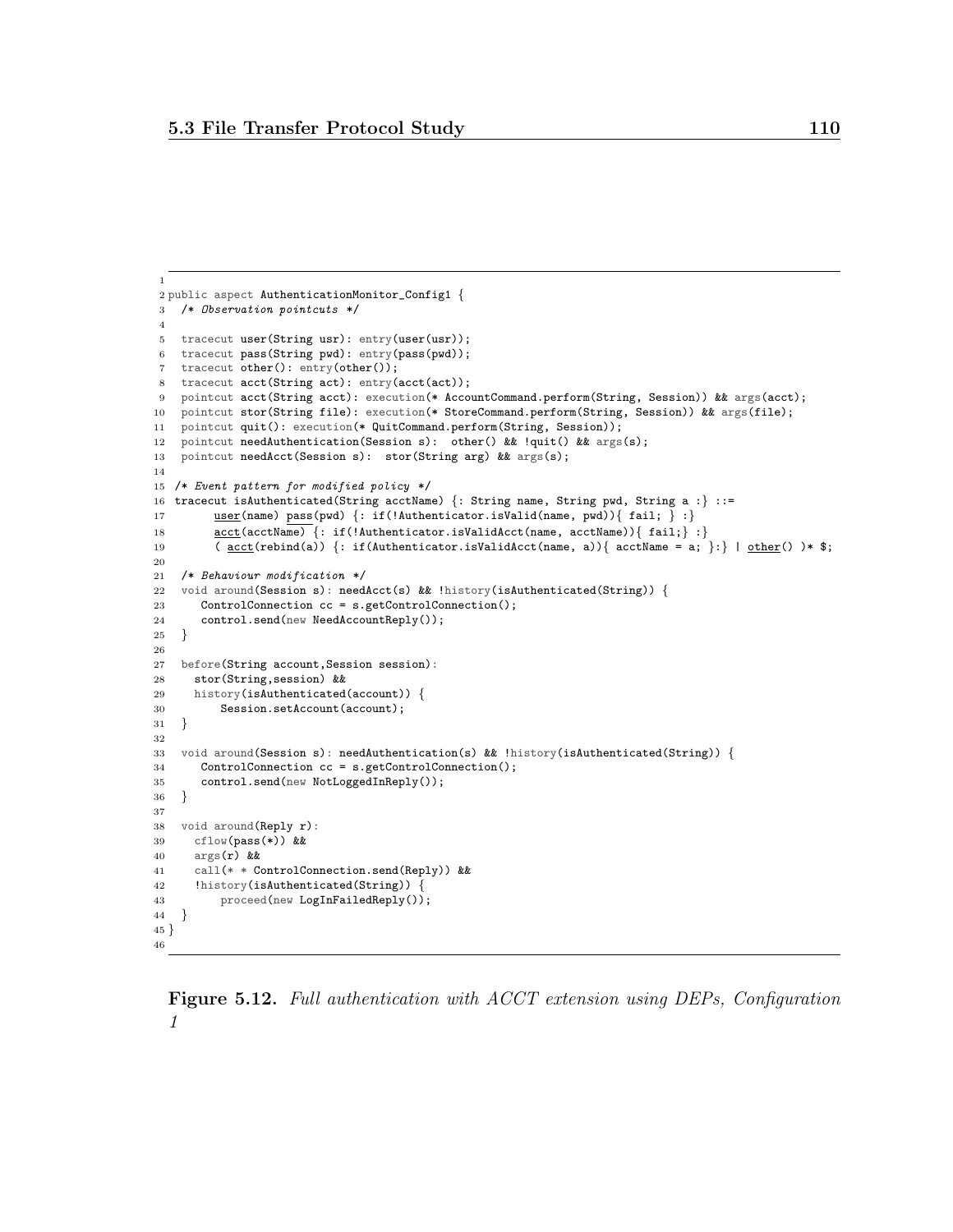```
public aspect AuthenticationMonitor_Config1 {
  /* Observation pointcuts */

  tracecut user(String usr): entry(user(usr));
  tracecut pass(String pwd): entry(pass(pwd));
  tracecut other(): entry(other());
  tracecut acct(String act): entry(acct(act));
  pointcut acct(String acct): execution(* AccountCommand.perform(String, Session)) && args(acct);
  pointcut stor(String file): execution(* StoreCommand.perform(String, Session)) && args(file);
  pointcut quit(): execution(* QuitCommand.perform(String, Session));
  pointcut needAuthentication(Session s):  other() && !quit() && args(s);
  pointcut needAcct(Session s):  stor(String arg) && args(s);

 /* Event pattern for modified policy */
 tracecut isAuthenticated(String acctName) {: String name, String pwd, String a :} ::=
       user(name) pass(pwd) {: if(!Authenticator.isValid(name, pwd)){ fail; } :}
       acct(acctName) {: if(!Authenticator.isValidAcct(name, acctName)){ fail;} :}
       ( acct(rebind(a)) {: if(Authenticator.isValidAcct(name, a)){ acctName = a; }:} | other() )* $;

  /* Behaviour modification */
  void around(Session s): needAcct(s) && !history(isAuthenticated(String)) {
     ControlConnection cc = s.getControlConnection();
     control.send(new NeedAccountReply());
  }

  before(String account,Session session):
    stor(String,session) &&
    history(isAuthenticated(account)) {
        Session.setAccount(account);
  }

  void around(Session s): needAuthentication(s) && !history(isAuthenticated(String)) {
     ControlConnection cc = s.getControlConnection();
     control.send(new NotLoggedInReply());
  }

  void around(Reply r):
    cflow(pass(*)) &&
    args(r) &&
    call(* * ControlConnection.send(Reply)) &&
    !history(isAuthenticated(String)) {
        proceed(new LogInFailedReply());
  }
}
```

**Figure 5.12.** *Full authentication with ACCT extension using DEPs, Configuration 1*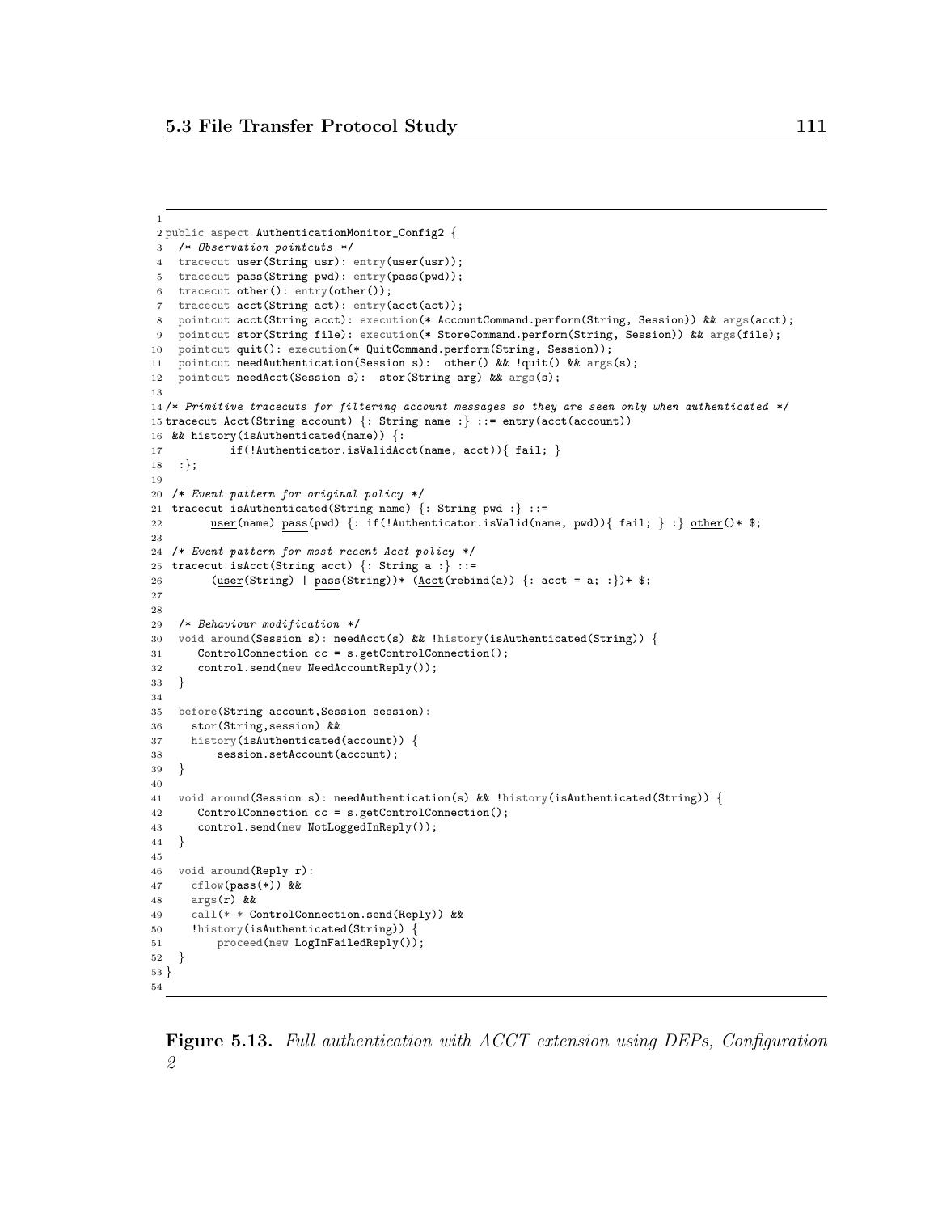```
public aspect AuthenticationMonitor_Config2 {
  /* Observation pointcuts */
  tracecut user(String usr): entry(user(usr));
  tracecut pass(String pwd): entry(pass(pwd));
  tracecut other(): entry(other());
  tracecut acct(String act): entry(acct(act));
  pointcut acct(String acct): execution(* AccountCommand.perform(String, Session)) && args(acct);
  pointcut stor(String file): execution(* StoreCommand.perform(String, Session)) && args(file);
  pointcut quit(): execution(* QuitCommand.perform(String, Session));
  pointcut needAuthentication(Session s):  other() && !quit() && args(s);
  pointcut needAcct(Session s):  stor(String arg) && args(s);

/* Primitive tracecuts for filtering account messages so they are seen only when authenticated */
tracecut Acct(String account) {: String name :} ::= entry(acct(account))
 && history(isAuthenticated(name)) {:
          if(!Authenticator.isValidAcct(name, acct)){ fail; }
  :};

 /* Event pattern for original policy */
 tracecut isAuthenticated(String name) {: String pwd :} ::=
       user(name) pass(pwd) {: if(!Authenticator.isValid(name, pwd)){ fail; } :} other()* $;

 /* Event pattern for most recent Acct policy */
 tracecut isAcct(String acct) {: String a :} ::=
       (user(String) | pass(String))* (Acct(rebind(a)) {: acct = a; :})+ $;


  /* Behaviour modification */
  void around(Session s): needAcct(s) && !history(isAuthenticated(String)) {
     ControlConnection cc = s.getControlConnection();
     control.send(new NeedAccountReply());
  }

  before(String account,Session session):
    stor(String,session) &&
    history(isAuthenticated(account)) {
        session.setAccount(account);
  }

  void around(Session s): needAuthentication(s) && !history(isAuthenticated(String)) {
     ControlConnection cc = s.getControlConnection();
     control.send(new NotLoggedInReply());
  }

  void around(Reply r):
    cflow(pass(*)) &&
    args(r) &&
    call(* * ControlConnection.send(Reply)) &&
    !history(isAuthenticated(String)) {
        proceed(new LogInFailedReply());
  }
}
```

**Figure 5.13.** *Full authentication with ACCT extension using DEPs, Configuration 2*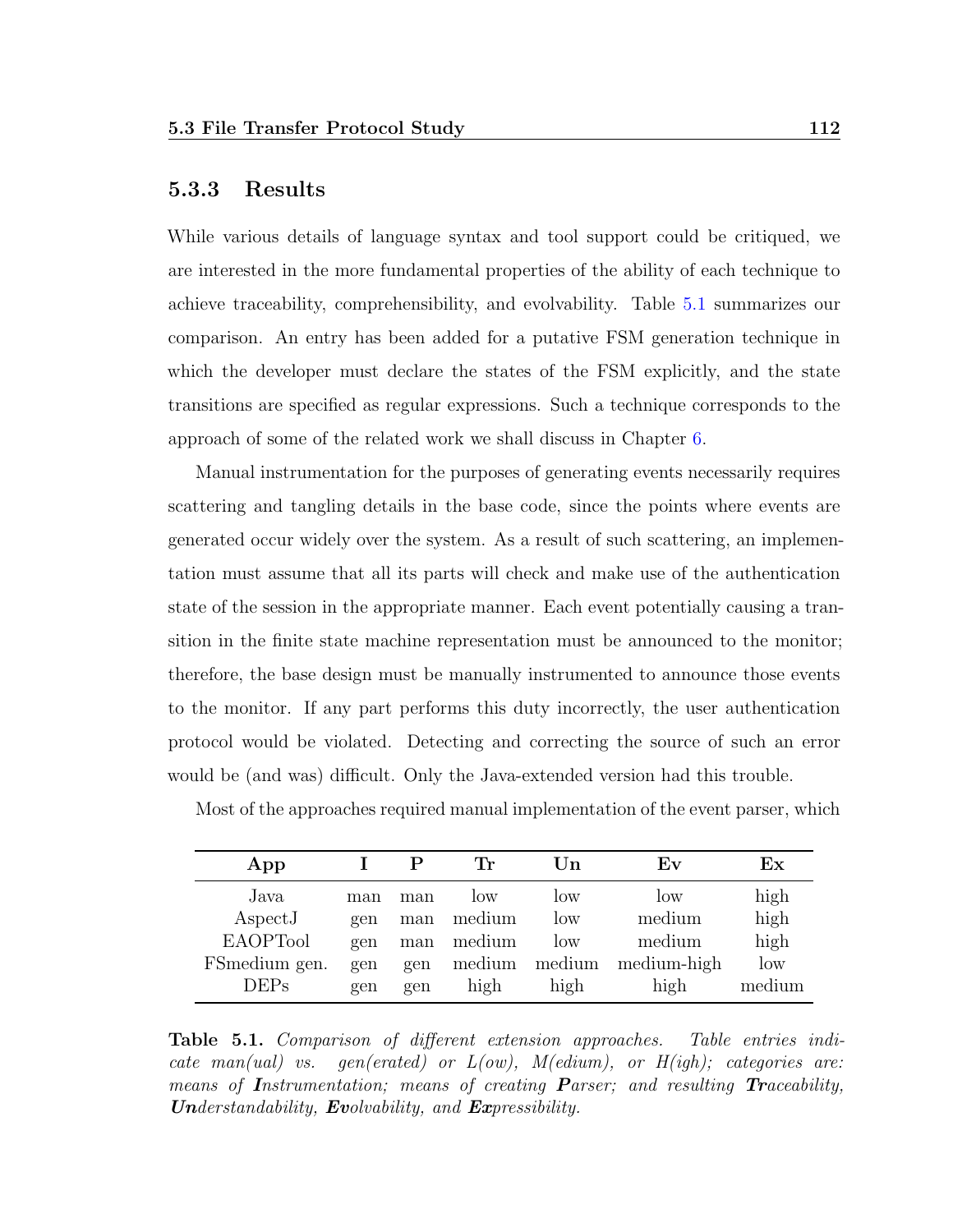### 5.3.3 Results

While various details of language syntax and tool support could be critiqued, we are interested in the more fundamental properties of the ability of each technique to achieve traceability, comprehensibility, and evolvability. Table 5.1 summarizes our comparison. An entry has been added for a putative FSM generation technique in which the developer must declare the states of the FSM explicitly, and the state transitions are specified as regular expressions. Such a technique corresponds to the approach of some of the related work we shall discuss in Chapter 6.

Manual instrumentation for the purposes of generating events necessarily requires scattering and tangling details in the base code, since the points where events are generated occur widely over the system. As a result of such scattering, an implementation must assume that all its parts will check and make use of the authentication state of the session in the appropriate manner. Each event potentially causing a transition in the finite state machine representation must be announced to the monitor; therefore, the base design must be manually instrumented to announce those events to the monitor. If any part performs this duty incorrectly, the user authentication protocol would be violated. Detecting and correcting the source of such an error would be (and was) difficult. Only the Java-extended version had this trouble.

Most of the approaches required manual implementation of the event parser, which

| App | I | P | Tr | Un | Ev | Ex |
|---|---|---|---|---|---|---|
| Java | man | man | low | low | low | high |
| AspectJ | gen | man | medium | low | medium | high |
| EAOPTool | gen | man | medium | low | medium | high |
| FSmedium gen. | gen | gen | medium | medium | medium-high | low |
| DEPs | gen | gen | high | high | high | medium |

**Table 5.1.** *Comparison of different extension approaches. Table entries indicate man(ual) vs. gen(erated) or L(ow), M(edium), or H(igh); categories are: means of **I**nstrumentation; means of creating **P**arser; and resulting **Tr**aceability, **Un**derstandability, **Ev**olvability, and **Ex**pressibility.*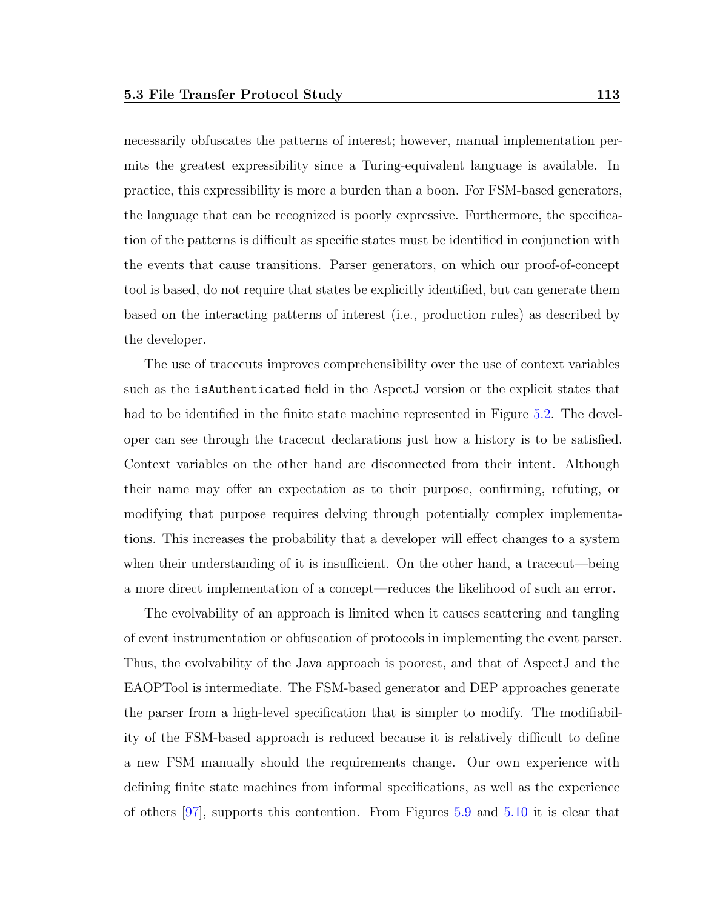necessarily obfuscates the patterns of interest; however, manual implementation permits the greatest expressibility since a Turing-equivalent language is available. In practice, this expressibility is more a burden than a boon. For FSM-based generators, the language that can be recognized is poorly expressive. Furthermore, the specification of the patterns is difficult as specific states must be identified in conjunction with the events that cause transitions. Parser generators, on which our proof-of-concept tool is based, do not require that states be explicitly identified, but can generate them based on the interacting patterns of interest (i.e., production rules) as described by the developer.

The use of tracecuts improves comprehensibility over the use of context variables such as the `isAuthenticated` field in the AspectJ version or the explicit states that had to be identified in the finite state machine represented in Figure 5.2. The developer can see through the tracecut declarations just how a history is to be satisfied. Context variables on the other hand are disconnected from their intent. Although their name may offer an expectation as to their purpose, confirming, refuting, or modifying that purpose requires delving through potentially complex implementations. This increases the probability that a developer will effect changes to a system when their understanding of it is insufficient. On the other hand, a tracecut—being a more direct implementation of a concept—reduces the likelihood of such an error.

The evolvability of an approach is limited when it causes scattering and tangling of event instrumentation or obfuscation of protocols in implementing the event parser. Thus, the evolvability of the Java approach is poorest, and that of AspectJ and the EAOPTool is intermediate. The FSM-based generator and DEP approaches generate the parser from a high-level specification that is simpler to modify. The modifiability of the FSM-based approach is reduced because it is relatively difficult to define a new FSM manually should the requirements change. Our own experience with defining finite state machines from informal specifications, as well as the experience of others [97], supports this contention. From Figures 5.9 and 5.10 it is clear that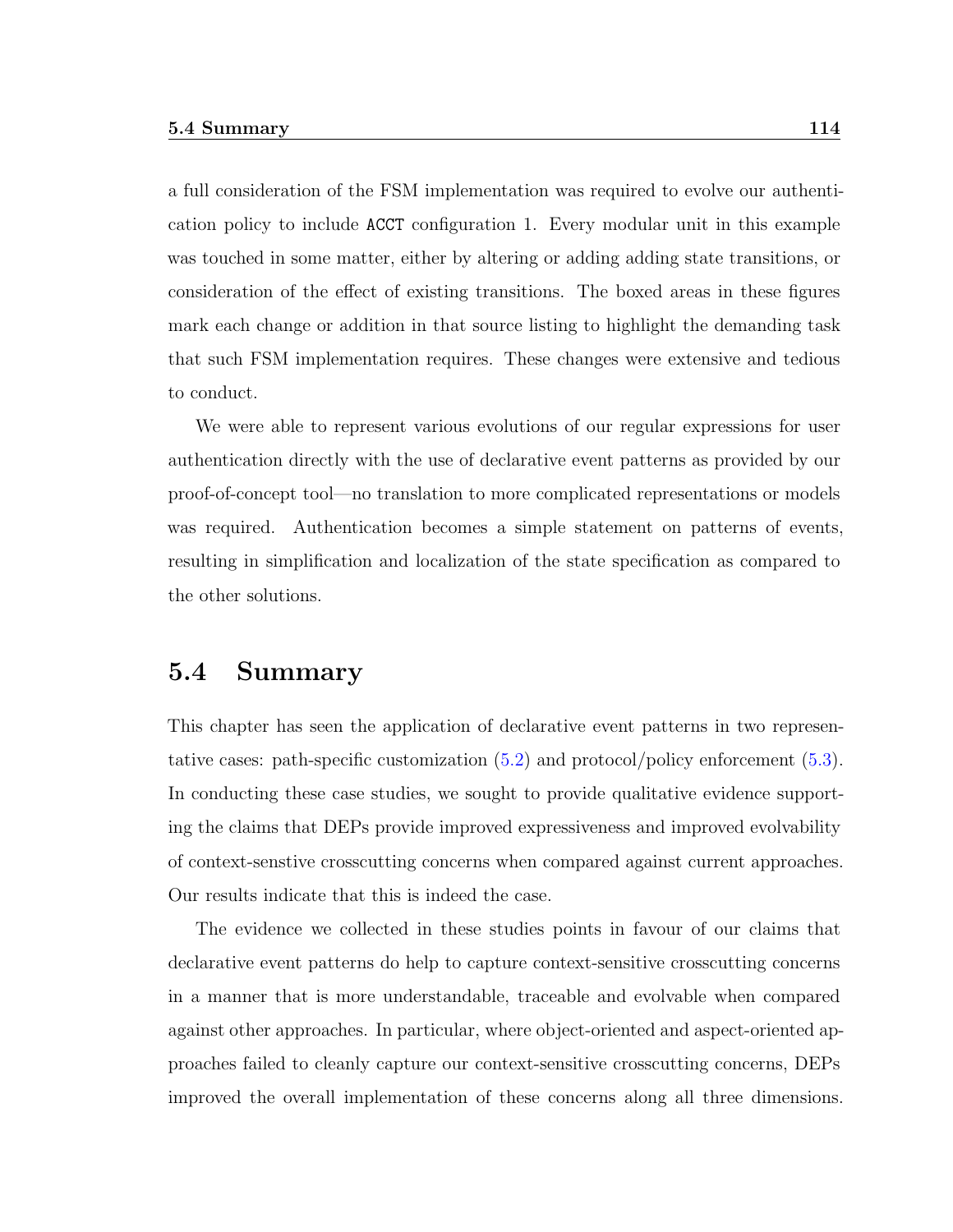a full consideration of the FSM implementation was required to evolve our authentication policy to include `ACCT` configuration 1. Every modular unit in this example was touched in some matter, either by altering or adding adding state transitions, or consideration of the effect of existing transitions. The boxed areas in these figures mark each change or addition in that source listing to highlight the demanding task that such FSM implementation requires. These changes were extensive and tedious to conduct.

We were able to represent various evolutions of our regular expressions for user authentication directly with the use of declarative event patterns as provided by our proof-of-concept tool—no translation to more complicated representations or models was required. Authentication becomes a simple statement on patterns of events, resulting in simplification and localization of the state specification as compared to the other solutions.

## 5.4 Summary

This chapter has seen the application of declarative event patterns in two representative cases: path-specific customization (5.2) and protocol/policy enforcement (5.3). In conducting these case studies, we sought to provide qualitative evidence supporting the claims that DEPs provide improved expressiveness and improved evolvability of context-senstive crosscutting concerns when compared against current approaches. Our results indicate that this is indeed the case.

The evidence we collected in these studies points in favour of our claims that declarative event patterns do help to capture context-sensitive crosscutting concerns in a manner that is more understandable, traceable and evolvable when compared against other approaches. In particular, where object-oriented and aspect-oriented approaches failed to cleanly capture our context-sensitive crosscutting concerns, DEPs improved the overall implementation of these concerns along all three dimensions.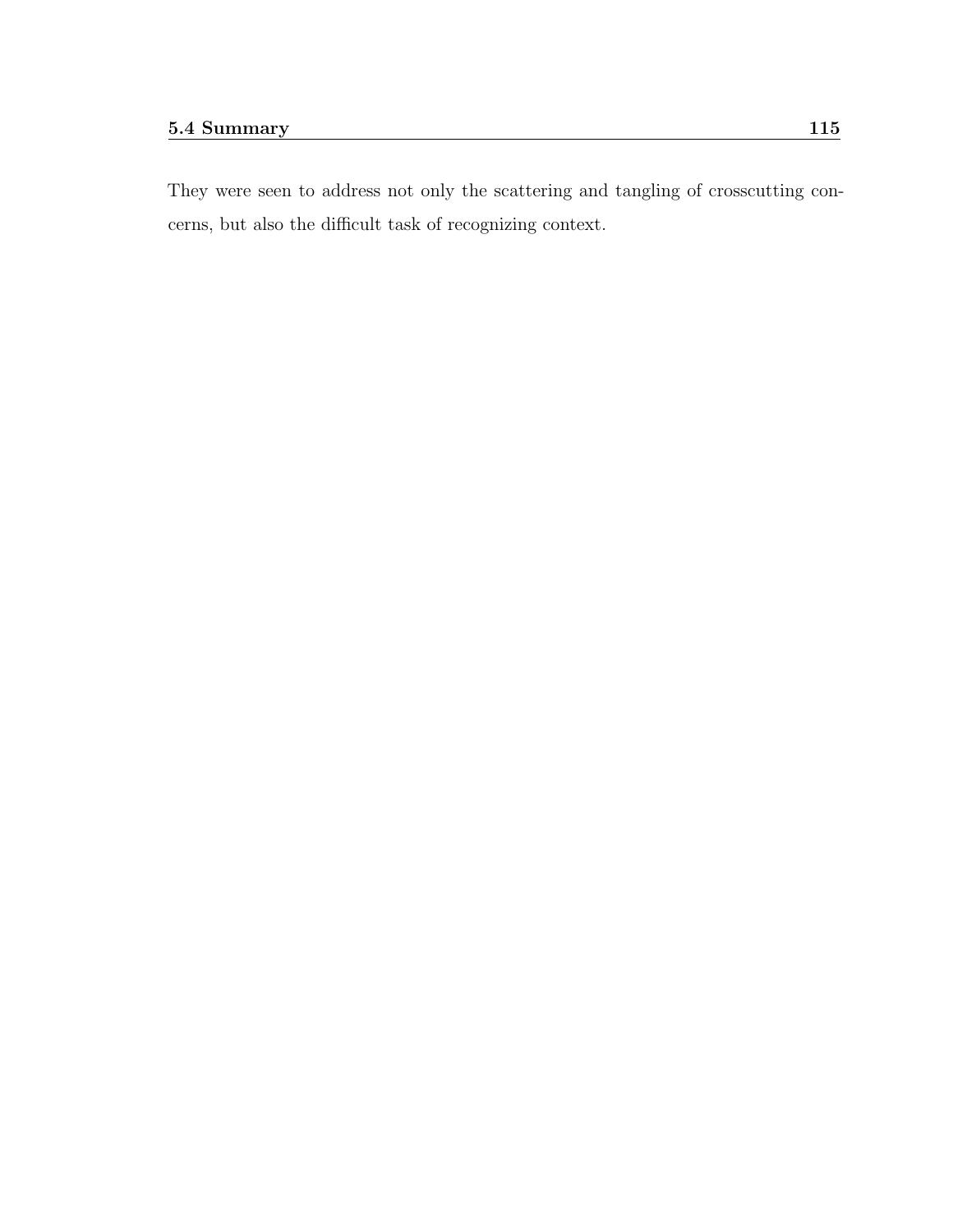They were seen to address not only the scattering and tangling of crosscutting concerns, but also the difficult task of recognizing context.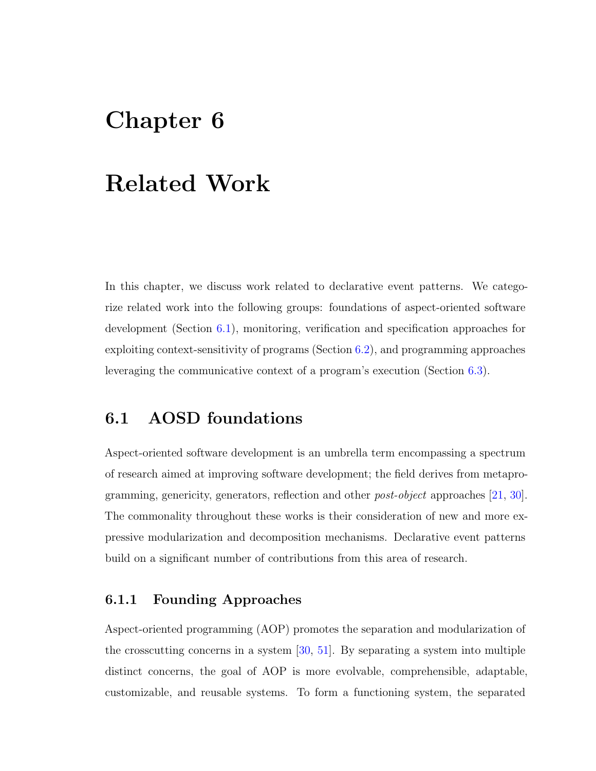# Chapter 6

# Related Work

In this chapter, we discuss work related to declarative event patterns. We categorize related work into the following groups: foundations of aspect-oriented software development (Section 6.1), monitoring, verification and specification approaches for exploiting context-sensitivity of programs (Section 6.2), and programming approaches leveraging the communicative context of a program's execution (Section 6.3).

## 6.1 AOSD foundations

Aspect-oriented software development is an umbrella term encompassing a spectrum of research aimed at improving software development; the field derives from metaprogramming, genericity, generators, reflection and other *post-object* approaches [21, 30]. The commonality throughout these works is their consideration of new and more expressive modularization and decomposition mechanisms. Declarative event patterns build on a significant number of contributions from this area of research.

### 6.1.1 Founding Approaches

Aspect-oriented programming (AOP) promotes the separation and modularization of the crosscutting concerns in a system [30, 51]. By separating a system into multiple distinct concerns, the goal of AOP is more evolvable, comprehensible, adaptable, customizable, and reusable systems. To form a functioning system, the separated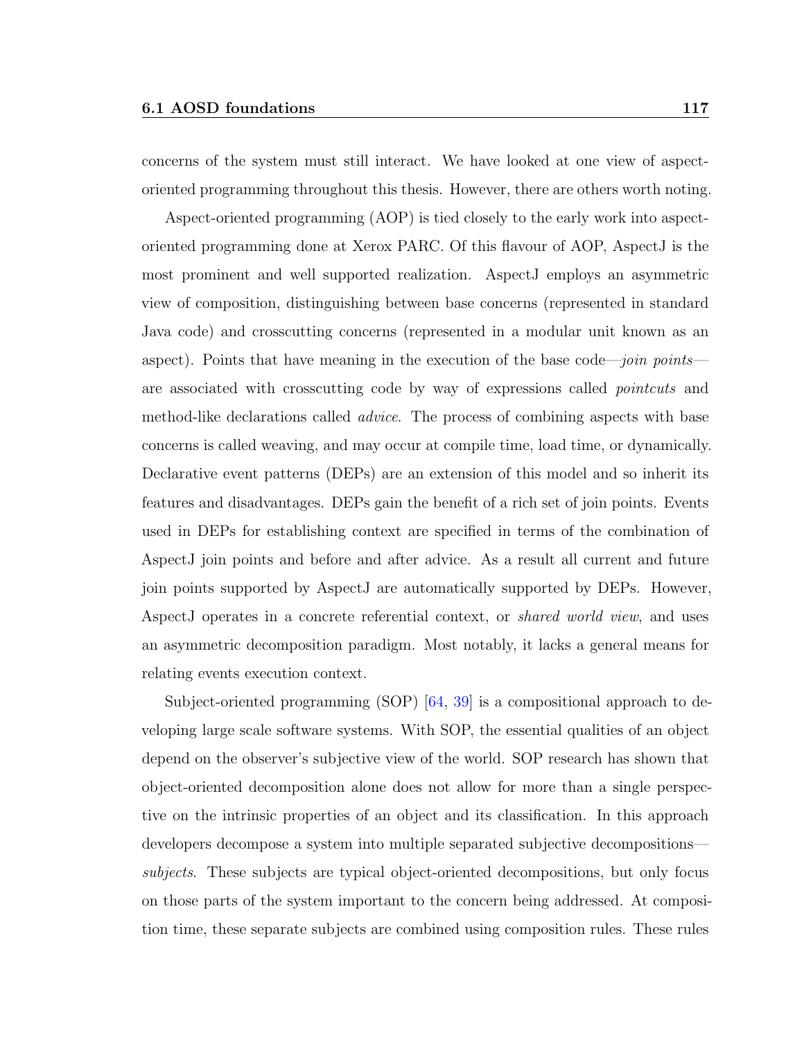concerns of the system must still interact. We have looked at one view of aspect-oriented programming throughout this thesis. However, there are others worth noting.

Aspect-oriented programming (AOP) is tied closely to the early work into aspect-oriented programming done at Xerox PARC. Of this flavour of AOP, AspectJ is the most prominent and well supported realization. AspectJ employs an asymmetric view of composition, distinguishing between base concerns (represented in standard Java code) and crosscutting concerns (represented in a modular unit known as an aspect). Points that have meaning in the execution of the base code—*join points*—are associated with crosscutting code by way of expressions called *pointcuts* and method-like declarations called *advice*. The process of combining aspects with base concerns is called weaving, and may occur at compile time, load time, or dynamically. Declarative event patterns (DEPs) are an extension of this model and so inherit its features and disadvantages. DEPs gain the benefit of a rich set of join points. Events used in DEPs for establishing context are specified in terms of the combination of AspectJ join points and before and after advice. As a result all current and future join points supported by AspectJ are automatically supported by DEPs. However, AspectJ operates in a concrete referential context, or *shared world view*, and uses an asymmetric decomposition paradigm. Most notably, it lacks a general means for relating events execution context.

Subject-oriented programming (SOP) [64, 39] is a compositional approach to developing large scale software systems. With SOP, the essential qualities of an object depend on the observer's subjective view of the world. SOP research has shown that object-oriented decomposition alone does not allow for more than a single perspective on the intrinsic properties of an object and its classification. In this approach developers decompose a system into multiple separated subjective decompositions—*subjects*. These subjects are typical object-oriented decompositions, but only focus on those parts of the system important to the concern being addressed. At composition time, these separate subjects are combined using composition rules. These rules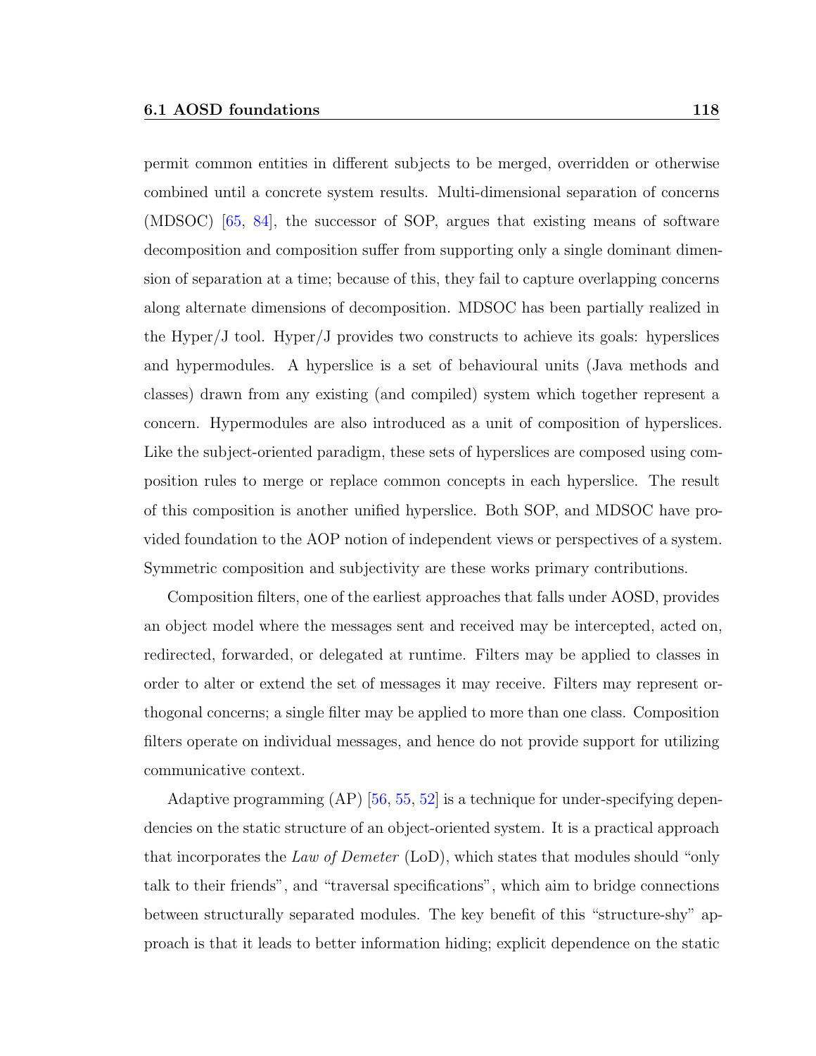permit common entities in different subjects to be merged, overridden or otherwise combined until a concrete system results. Multi-dimensional separation of concerns (MDSOC) [65, 84], the successor of SOP, argues that existing means of software decomposition and composition suffer from supporting only a single dominant dimension of separation at a time; because of this, they fail to capture overlapping concerns along alternate dimensions of decomposition. MDSOC has been partially realized in the Hyper/J tool. Hyper/J provides two constructs to achieve its goals: hyperslices and hypermodules. A hyperslice is a set of behavioural units (Java methods and classes) drawn from any existing (and compiled) system which together represent a concern. Hypermodules are also introduced as a unit of composition of hyperslices. Like the subject-oriented paradigm, these sets of hyperslices are composed using composition rules to merge or replace common concepts in each hyperslice. The result of this composition is another unified hyperslice. Both SOP, and MDSOC have provided foundation to the AOP notion of independent views or perspectives of a system. Symmetric composition and subjectivity are these works primary contributions.

Composition filters, one of the earliest approaches that falls under AOSD, provides an object model where the messages sent and received may be intercepted, acted on, redirected, forwarded, or delegated at runtime. Filters may be applied to classes in order to alter or extend the set of messages it may receive. Filters may represent orthogonal concerns; a single filter may be applied to more than one class. Composition filters operate on individual messages, and hence do not provide support for utilizing communicative context.

Adaptive programming (AP) [56, 55, 52] is a technique for under-specifying dependencies on the static structure of an object-oriented system. It is a practical approach that incorporates the *Law of Demeter* (LoD), which states that modules should "only talk to their friends", and "traversal specifications", which aim to bridge connections between structurally separated modules. The key benefit of this "structure-shy" approach is that it leads to better information hiding; explicit dependence on the static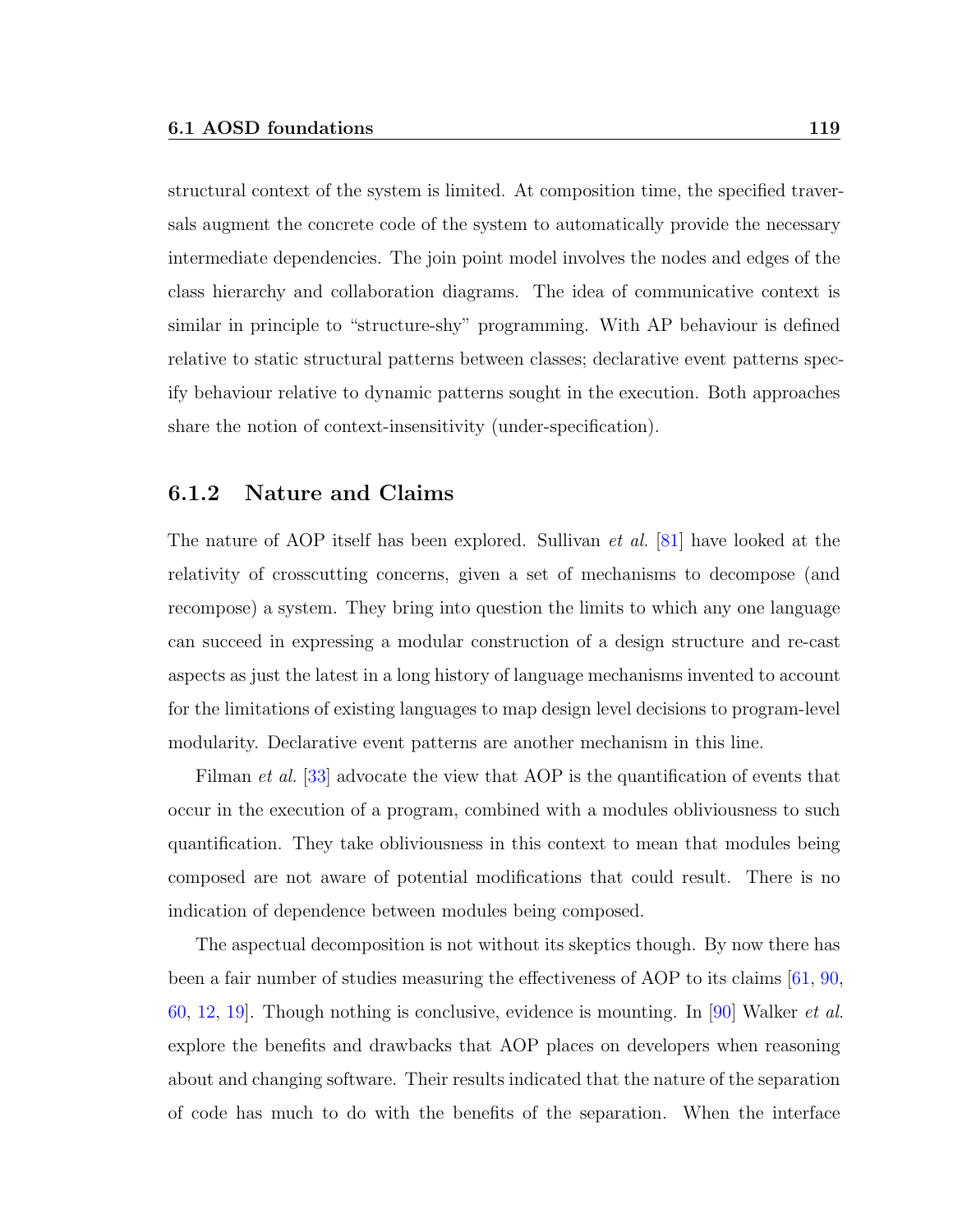structural context of the system is limited. At composition time, the specified traversals augment the concrete code of the system to automatically provide the necessary intermediate dependencies. The join point model involves the nodes and edges of the class hierarchy and collaboration diagrams. The idea of communicative context is similar in principle to "structure-shy" programming. With AP behaviour is defined relative to static structural patterns between classes; declarative event patterns specify behaviour relative to dynamic patterns sought in the execution. Both approaches share the notion of context-insensitivity (under-specification).

### 6.1.2 Nature and Claims

The nature of AOP itself has been explored. Sullivan *et al.* [81] have looked at the relativity of crosscutting concerns, given a set of mechanisms to decompose (and recompose) a system. They bring into question the limits to which any one language can succeed in expressing a modular construction of a design structure and re-cast aspects as just the latest in a long history of language mechanisms invented to account for the limitations of existing languages to map design level decisions to program-level modularity. Declarative event patterns are another mechanism in this line.

Filman *et al.* [33] advocate the view that AOP is the quantification of events that occur in the execution of a program, combined with a modules obliviousness to such quantification. They take obliviousness in this context to mean that modules being composed are not aware of potential modifications that could result. There is no indication of dependence between modules being composed.

The aspectual decomposition is not without its skeptics though. By now there has been a fair number of studies measuring the effectiveness of AOP to its claims [61, 90, 60, 12, 19]. Though nothing is conclusive, evidence is mounting. In [90] Walker *et al.* explore the benefits and drawbacks that AOP places on developers when reasoning about and changing software. Their results indicated that the nature of the separation of code has much to do with the benefits of the separation. When the interface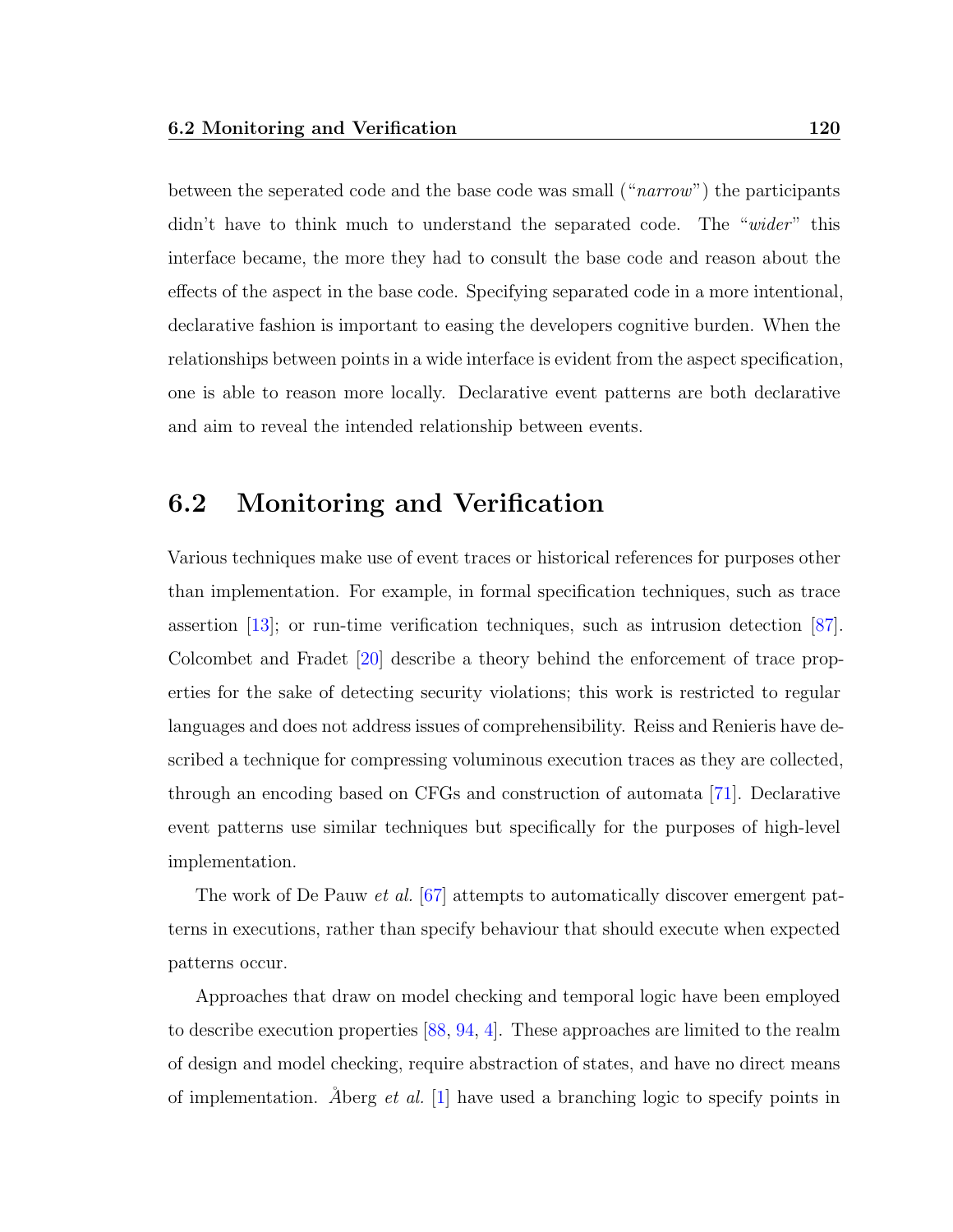between the seperated code and the base code was small ("*narrow*") the participants didn't have to think much to understand the separated code. The "*wider*" this interface became, the more they had to consult the base code and reason about the effects of the aspect in the base code. Specifying separated code in a more intentional, declarative fashion is important to easing the developers cognitive burden. When the relationships between points in a wide interface is evident from the aspect specification, one is able to reason more locally. Declarative event patterns are both declarative and aim to reveal the intended relationship between events.

## 6.2 Monitoring and Verification

Various techniques make use of event traces or historical references for purposes other than implementation. For example, in formal specification techniques, such as trace assertion [13]; or run-time verification techniques, such as intrusion detection [87]. Colcombet and Fradet [20] describe a theory behind the enforcement of trace properties for the sake of detecting security violations; this work is restricted to regular languages and does not address issues of comprehensibility. Reiss and Renieris have described a technique for compressing voluminous execution traces as they are collected, through an encoding based on CFGs and construction of automata [71]. Declarative event patterns use similar techniques but specifically for the purposes of high-level implementation.

The work of De Pauw *et al.* [67] attempts to automatically discover emergent patterns in executions, rather than specify behaviour that should execute when expected patterns occur.

Approaches that draw on model checking and temporal logic have been employed to describe execution properties [88, 94, 4]. These approaches are limited to the realm of design and model checking, require abstraction of states, and have no direct means of implementation. Åberg *et al.* [1] have used a branching logic to specify points in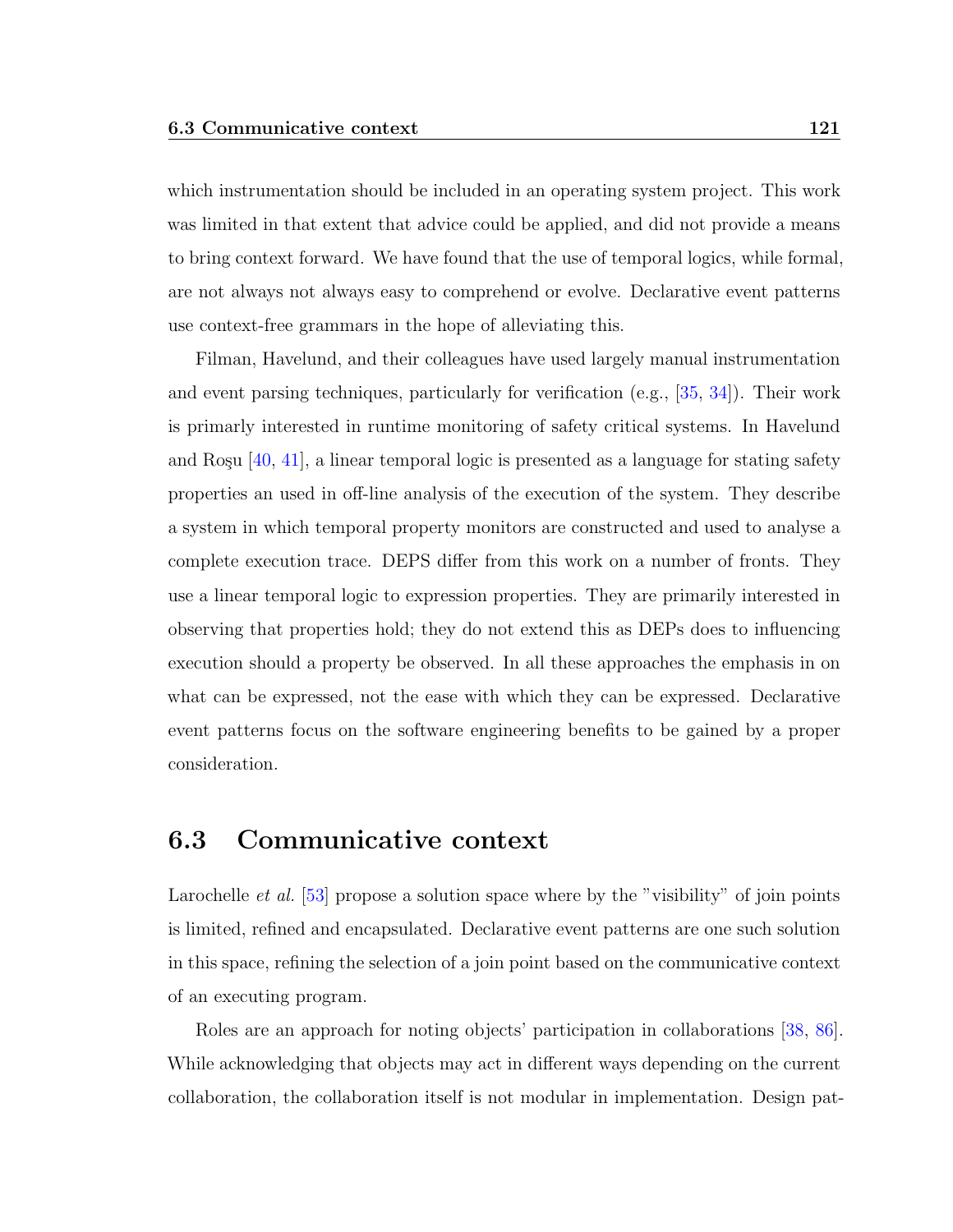which instrumentation should be included in an operating system project. This work was limited in that extent that advice could be applied, and did not provide a means to bring context forward. We have found that the use of temporal logics, while formal, are not always not always easy to comprehend or evolve. Declarative event patterns use context-free grammars in the hope of alleviating this.

Filman, Havelund, and their colleagues have used largely manual instrumentation and event parsing techniques, particularly for verification (e.g., [35, 34]). Their work is primarily interested in runtime monitoring of safety critical systems. In Havelund and Roşu [40, 41], a linear temporal logic is presented as a language for stating safety properties an used in off-line analysis of the execution of the system. They describe a system in which temporal property monitors are constructed and used to analyse a complete execution trace. DEPS differ from this work on a number of fronts. They use a linear temporal logic to expression properties. They are primarily interested in observing that properties hold; they do not extend this as DEPs does to influencing execution should a property be observed. In all these approaches the emphasis in on what can be expressed, not the ease with which they can be expressed. Declarative event patterns focus on the software engineering benefits to be gained by a proper consideration.

## 6.3 Communicative context

Larochelle *et al.* [53] propose a solution space where by the "visibility" of join points is limited, refined and encapsulated. Declarative event patterns are one such solution in this space, refining the selection of a join point based on the communicative context of an executing program.

Roles are an approach for noting objects' participation in collaborations [38, 86]. While acknowledging that objects may act in different ways depending on the current collaboration, the collaboration itself is not modular in implementation. Design pat-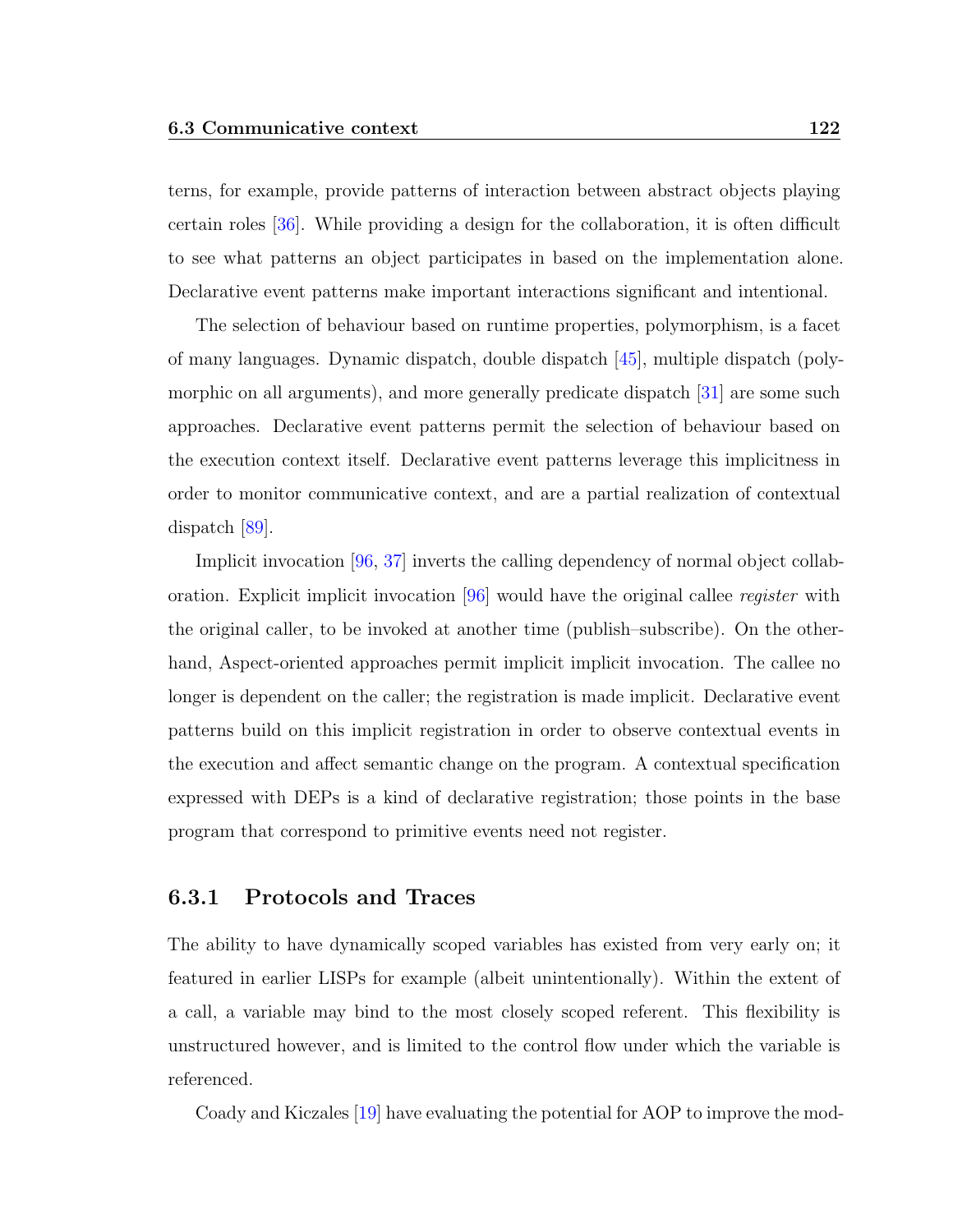terns, for example, provide patterns of interaction between abstract objects playing certain roles [36]. While providing a design for the collaboration, it is often difficult to see what patterns an object participates in based on the implementation alone. Declarative event patterns make important interactions significant and intentional.

The selection of behaviour based on runtime properties, polymorphism, is a facet of many languages. Dynamic dispatch, double dispatch [45], multiple dispatch (polymorphic on all arguments), and more generally predicate dispatch [31] are some such approaches. Declarative event patterns permit the selection of behaviour based on the execution context itself. Declarative event patterns leverage this implicitness in order to monitor communicative context, and are a partial realization of contextual dispatch [89].

Implicit invocation [96, 37] inverts the calling dependency of normal object collaboration. Explicit implicit invocation [96] would have the original callee *register* with the original caller, to be invoked at another time (publish–subscribe). On the other-hand, Aspect-oriented approaches permit implicit implicit invocation. The callee no longer is dependent on the caller; the registration is made implicit. Declarative event patterns build on this implicit registration in order to observe contextual events in the execution and affect semantic change on the program. A contextual specification expressed with DEPs is a kind of declarative registration; those points in the base program that correspond to primitive events need not register.

### 6.3.1 Protocols and Traces

The ability to have dynamically scoped variables has existed from very early on; it featured in earlier LISPs for example (albeit unintentionally). Within the extent of a call, a variable may bind to the most closely scoped referent. This flexibility is unstructured however, and is limited to the control flow under which the variable is referenced.

Coady and Kiczales [19] have evaluating the potential for AOP to improve the mod-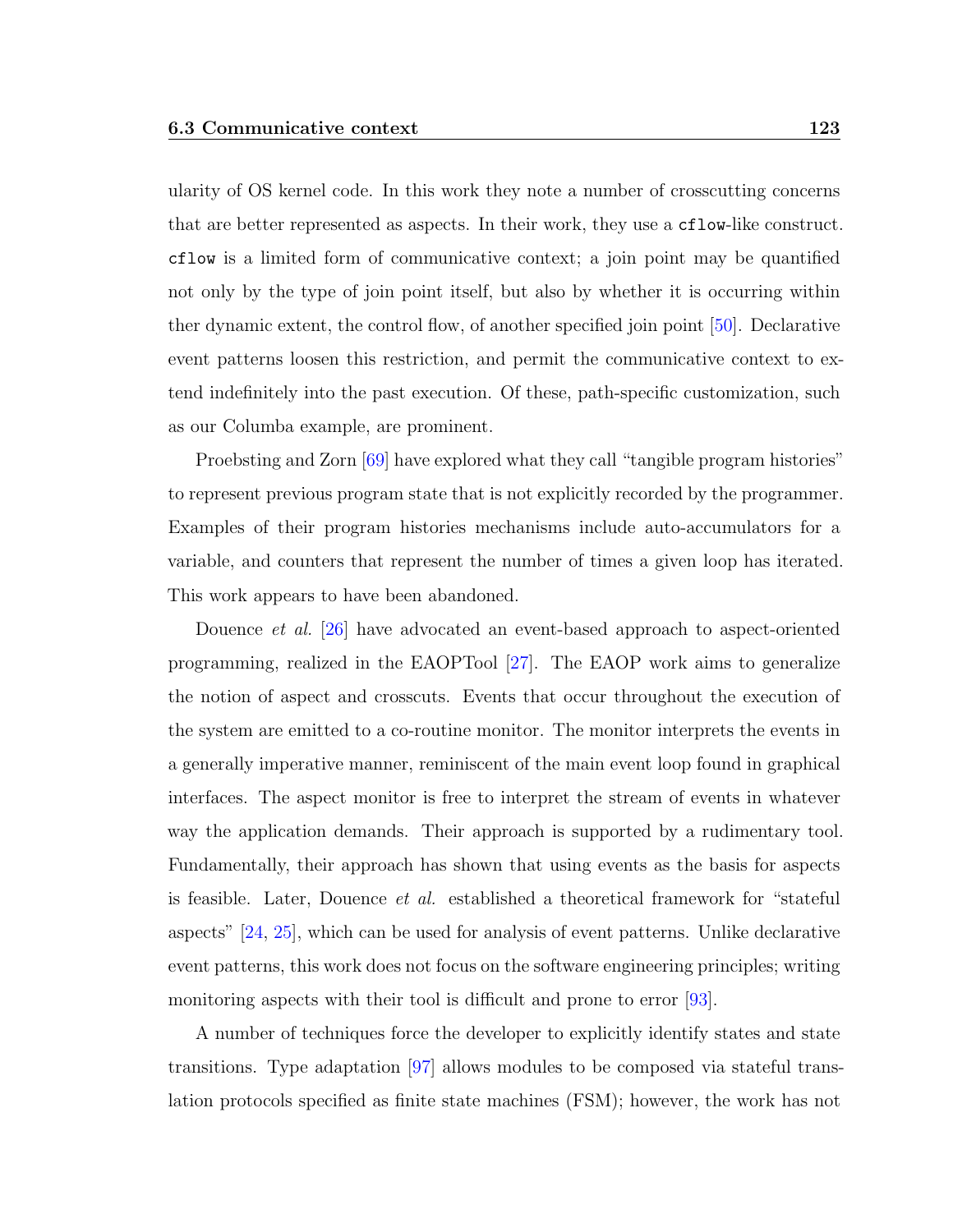ularity of OS kernel code. In this work they note a number of crosscutting concerns that are better represented as aspects. In their work, they use a `cflow`-like construct. `cflow` is a limited form of communicative context; a join point may be quantified not only by the type of join point itself, but also by whether it is occurring within ther dynamic extent, the control flow, of another specified join point [50]. Declarative event patterns loosen this restriction, and permit the communicative context to extend indefinitely into the past execution. Of these, path-specific customization, such as our Columba example, are prominent.

Proebsting and Zorn [69] have explored what they call "tangible program histories" to represent previous program state that is not explicitly recorded by the programmer. Examples of their program histories mechanisms include auto-accumulators for a variable, and counters that represent the number of times a given loop has iterated. This work appears to have been abandoned.

Douence *et al.* [26] have advocated an event-based approach to aspect-oriented programming, realized in the EAOPTool [27]. The EAOP work aims to generalize the notion of aspect and crosscuts. Events that occur throughout the execution of the system are emitted to a co-routine monitor. The monitor interprets the events in a generally imperative manner, reminiscent of the main event loop found in graphical interfaces. The aspect monitor is free to interpret the stream of events in whatever way the application demands. Their approach is supported by a rudimentary tool. Fundamentally, their approach has shown that using events as the basis for aspects is feasible. Later, Douence *et al.* established a theoretical framework for "stateful aspects" [24, 25], which can be used for analysis of event patterns. Unlike declarative event patterns, this work does not focus on the software engineering principles; writing monitoring aspects with their tool is difficult and prone to error [93].

A number of techniques force the developer to explicitly identify states and state transitions. Type adaptation [97] allows modules to be composed via stateful translation protocols specified as finite state machines (FSM); however, the work has not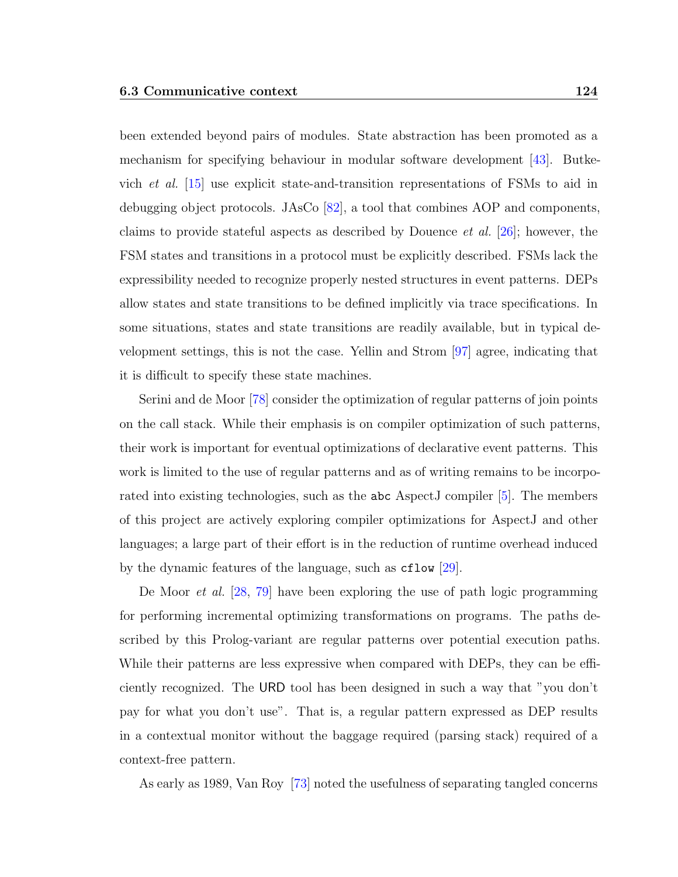been extended beyond pairs of modules. State abstraction has been promoted as a mechanism for specifying behaviour in modular software development [43]. Butkevich *et al.* [15] use explicit state-and-transition representations of FSMs to aid in debugging object protocols. JAsCo [82], a tool that combines AOP and components, claims to provide stateful aspects as described by Douence *et al.* [26]; however, the FSM states and transitions in a protocol must be explicitly described. FSMs lack the expressibility needed to recognize properly nested structures in event patterns. DEPs allow states and state transitions to be defined implicitly via trace specifications. In some situations, states and state transitions are readily available, but in typical development settings, this is not the case. Yellin and Strom [97] agree, indicating that it is difficult to specify these state machines.

Serini and de Moor [78] consider the optimization of regular patterns of join points on the call stack. While their emphasis is on compiler optimization of such patterns, their work is important for eventual optimizations of declarative event patterns. This work is limited to the use of regular patterns and as of writing remains to be incorporated into existing technologies, such as the `abc` AspectJ compiler [5]. The members of this project are actively exploring compiler optimizations for AspectJ and other languages; a large part of their effort is in the reduction of runtime overhead induced by the dynamic features of the language, such as `cflow` [29].

De Moor *et al.* [28, 79] have been exploring the use of path logic programming for performing incremental optimizing transformations on programs. The paths described by this Prolog-variant are regular patterns over potential execution paths. While their patterns are less expressive when compared with DEPs, they can be efficiently recognized. The URD tool has been designed in such a way that "you don't pay for what you don't use". That is, a regular pattern expressed as DEP results in a contextual monitor without the baggage required (parsing stack) required of a context-free pattern.

As early as 1989, Van Roy [73] noted the usefulness of separating tangled concerns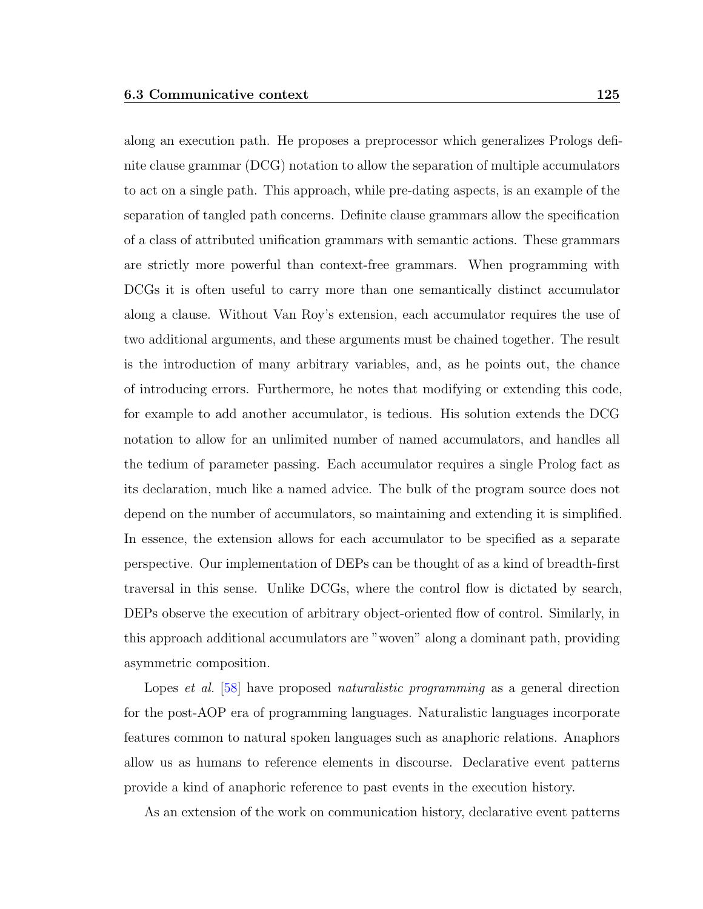along an execution path. He proposes a preprocessor which generalizes Prologs definite clause grammar (DCG) notation to allow the separation of multiple accumulators to act on a single path. This approach, while pre-dating aspects, is an example of the separation of tangled path concerns. Definite clause grammars allow the specification of a class of attributed unification grammars with semantic actions. These grammars are strictly more powerful than context-free grammars. When programming with DCGs it is often useful to carry more than one semantically distinct accumulator along a clause. Without Van Roy's extension, each accumulator requires the use of two additional arguments, and these arguments must be chained together. The result is the introduction of many arbitrary variables, and, as he points out, the chance of introducing errors. Furthermore, he notes that modifying or extending this code, for example to add another accumulator, is tedious. His solution extends the DCG notation to allow for an unlimited number of named accumulators, and handles all the tedium of parameter passing. Each accumulator requires a single Prolog fact as its declaration, much like a named advice. The bulk of the program source does not depend on the number of accumulators, so maintaining and extending it is simplified. In essence, the extension allows for each accumulator to be specified as a separate perspective. Our implementation of DEPs can be thought of as a kind of breadth-first traversal in this sense. Unlike DCGs, where the control flow is dictated by search, DEPs observe the execution of arbitrary object-oriented flow of control. Similarly, in this approach additional accumulators are "woven" along a dominant path, providing asymmetric composition.

Lopes *et al.* [58] have proposed *naturalistic programming* as a general direction for the post-AOP era of programming languages. Naturalistic languages incorporate features common to natural spoken languages such as anaphoric relations. Anaphors allow us as humans to reference elements in discourse. Declarative event patterns provide a kind of anaphoric reference to past events in the execution history.

As an extension of the work on communication history, declarative event patterns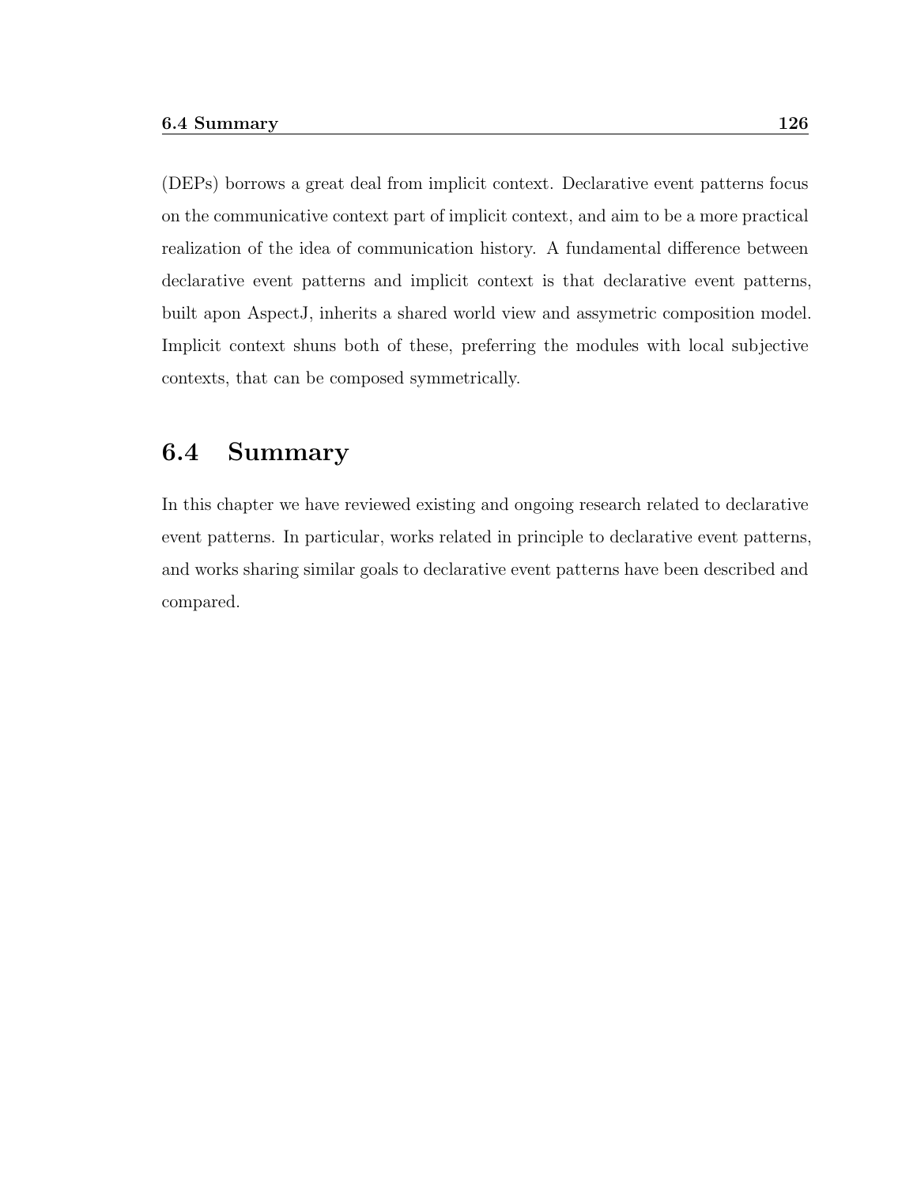(DEPs) borrows a great deal from implicit context. Declarative event patterns focus on the communicative context part of implicit context, and aim to be a more practical realization of the idea of communication history. A fundamental difference between declarative event patterns and implicit context is that declarative event patterns, built apon AspectJ, inherits a shared world view and assymetric composition model. Implicit context shuns both of these, preferring the modules with local subjective contexts, that can be composed symmetrically.

## 6.4 Summary

In this chapter we have reviewed existing and ongoing research related to declarative event patterns. In particular, works related in principle to declarative event patterns, and works sharing similar goals to declarative event patterns have been described and compared.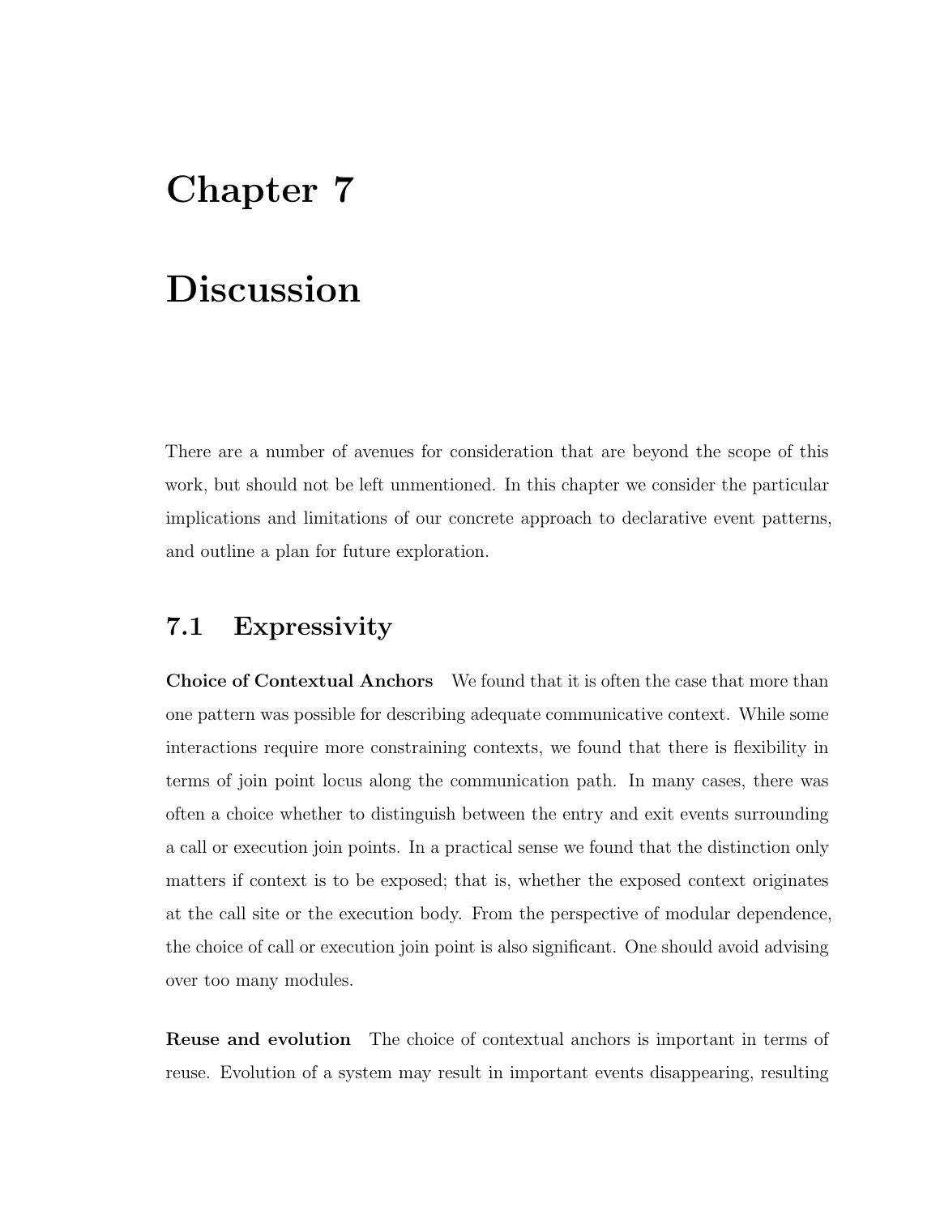# Chapter 7

# Discussion

There are a number of avenues for consideration that are beyond the scope of this work, but should not be left unmentioned. In this chapter we consider the particular implications and limitations of our concrete approach to declarative event patterns, and outline a plan for future exploration.

## 7.1 Expressivity

**Choice of Contextual Anchors** We found that it is often the case that more than one pattern was possible for describing adequate communicative context. While some interactions require more constraining contexts, we found that there is flexibility in terms of join point locus along the communication path. In many cases, there was often a choice whether to distinguish between the entry and exit events surrounding a call or execution join points. In a practical sense we found that the distinction only matters if context is to be exposed; that is, whether the exposed context originates at the call site or the execution body. From the perspective of modular dependence, the choice of call or execution join point is also significant. One should avoid advising over too many modules.

**Reuse and evolution** The choice of contextual anchors is important in terms of reuse. Evolution of a system may result in important events disappearing, resulting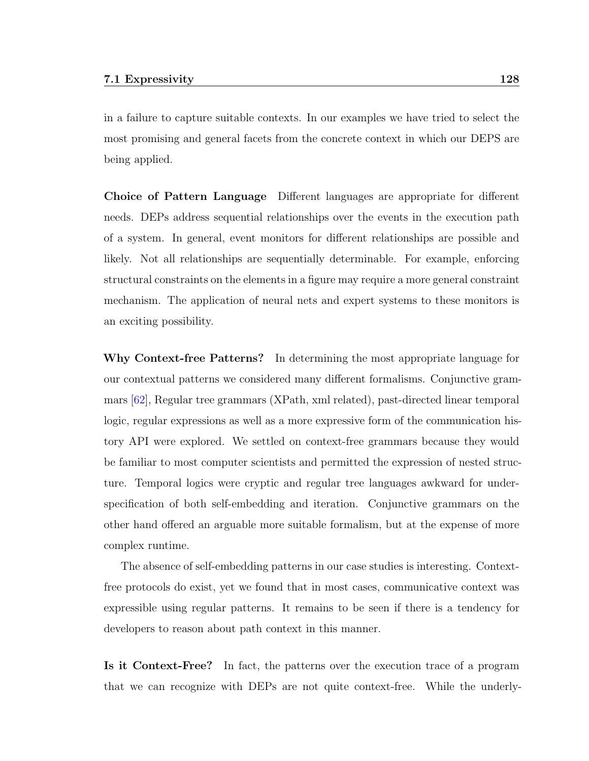in a failure to capture suitable contexts. In our examples we have tried to select the most promising and general facets from the concrete context in which our DEPS are being applied.

**Choice of Pattern Language** Different languages are appropriate for different needs. DEPs address sequential relationships over the events in the execution path of a system. In general, event monitors for different relationships are possible and likely. Not all relationships are sequentially determinable. For example, enforcing structural constraints on the elements in a figure may require a more general constraint mechanism. The application of neural nets and expert systems to these monitors is an exciting possibility.

**Why Context-free Patterns?** In determining the most appropriate language for our contextual patterns we considered many different formalisms. Conjunctive grammars [62], Regular tree grammars (XPath, xml related), past-directed linear temporal logic, regular expressions as well as a more expressive form of the communication history API were explored. We settled on context-free grammars because they would be familiar to most computer scientists and permitted the expression of nested structure. Temporal logics were cryptic and regular tree languages awkward for under-specification of both self-embedding and iteration. Conjunctive grammars on the other hand offered an arguable more suitable formalism, but at the expense of more complex runtime.

The absence of self-embedding patterns in our case studies is interesting. Context-free protocols do exist, yet we found that in most cases, communicative context was expressible using regular patterns. It remains to be seen if there is a tendency for developers to reason about path context in this manner.

**Is it Context-Free?** In fact, the patterns over the execution trace of a program that we can recognize with DEPs are not quite context-free. While the underly-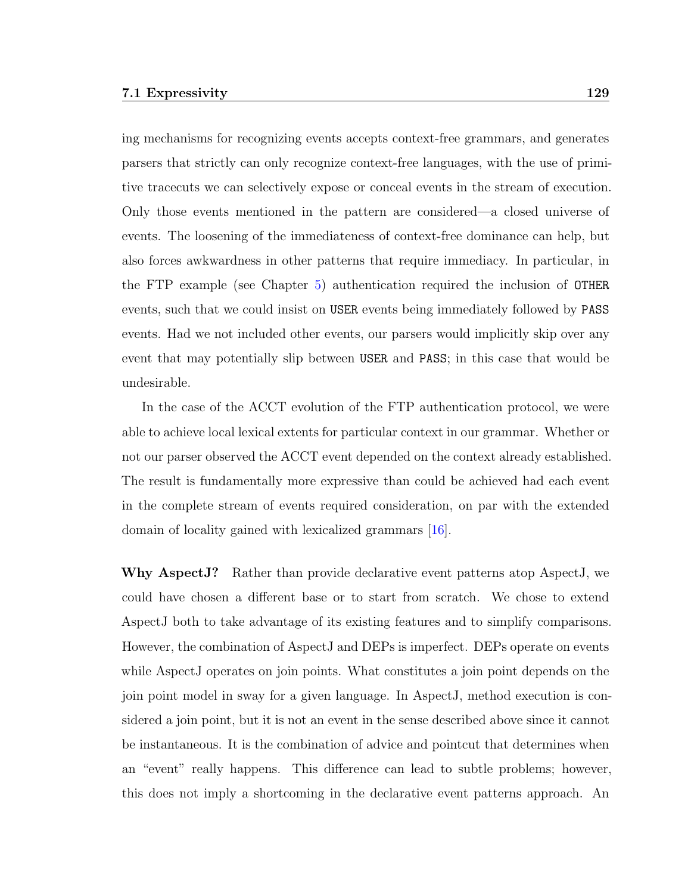ing mechanisms for recognizing events accepts context-free grammars, and generates parsers that strictly can only recognize context-free languages, with the use of primitive tracecuts we can selectively expose or conceal events in the stream of execution. Only those events mentioned in the pattern are considered—a closed universe of events. The loosening of the immediateness of context-free dominance can help, but also forces awkwardness in other patterns that require immediacy. In particular, in the FTP example (see Chapter 5) authentication required the inclusion of `OTHER` events, such that we could insist on `USER` events being immediately followed by `PASS` events. Had we not included other events, our parsers would implicitly skip over any event that may potentially slip between `USER` and `PASS`; in this case that would be undesirable.

In the case of the ACCT evolution of the FTP authentication protocol, we were able to achieve local lexical extents for particular context in our grammar. Whether or not our parser observed the ACCT event depended on the context already established. The result is fundamentally more expressive than could be achieved had each event in the complete stream of events required consideration, on par with the extended domain of locality gained with lexicalized grammars [16].

**Why AspectJ?** Rather than provide declarative event patterns atop AspectJ, we could have chosen a different base or to start from scratch. We chose to extend AspectJ both to take advantage of its existing features and to simplify comparisons. However, the combination of AspectJ and DEPs is imperfect. DEPs operate on events while AspectJ operates on join points. What constitutes a join point depends on the join point model in sway for a given language. In AspectJ, method execution is considered a join point, but it is not an event in the sense described above since it cannot be instantaneous. It is the combination of advice and pointcut that determines when an "event" really happens. This difference can lead to subtle problems; however, this does not imply a shortcoming in the declarative event patterns approach. An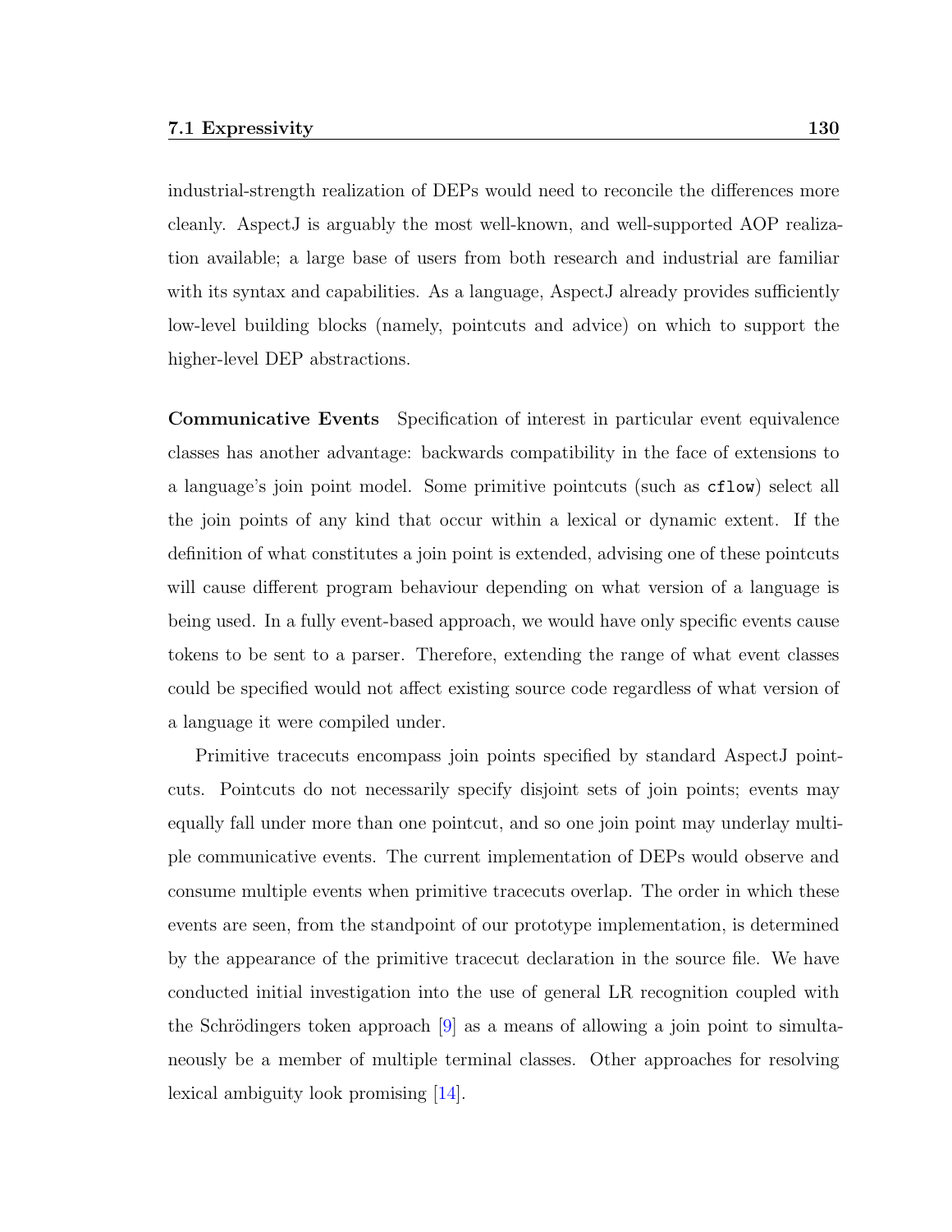industrial-strength realization of DEPs would need to reconcile the differences more cleanly. AspectJ is arguably the most well-known, and well-supported AOP realization available; a large base of users from both research and industrial are familiar with its syntax and capabilities. As a language, AspectJ already provides sufficiently low-level building blocks (namely, pointcuts and advice) on which to support the higher-level DEP abstractions.

**Communicative Events** Specification of interest in particular event equivalence classes has another advantage: backwards compatibility in the face of extensions to a language's join point model. Some primitive pointcuts (such as `cflow`) select all the join points of any kind that occur within a lexical or dynamic extent. If the definition of what constitutes a join point is extended, advising one of these pointcuts will cause different program behaviour depending on what version of a language is being used. In a fully event-based approach, we would have only specific events cause tokens to be sent to a parser. Therefore, extending the range of what event classes could be specified would not affect existing source code regardless of what version of a language it were compiled under.

Primitive tracecuts encompass join points specified by standard AspectJ pointcuts. Pointcuts do not necessarily specify disjoint sets of join points; events may equally fall under more than one pointcut, and so one join point may underlay multiple communicative events. The current implementation of DEPs would observe and consume multiple events when primitive tracecuts overlap. The order in which these events are seen, from the standpoint of our prototype implementation, is determined by the appearance of the primitive tracecut declaration in the source file. We have conducted initial investigation into the use of general LR recognition coupled with the Schrödingers token approach [9] as a means of allowing a join point to simultaneously be a member of multiple terminal classes. Other approaches for resolving lexical ambiguity look promising [14].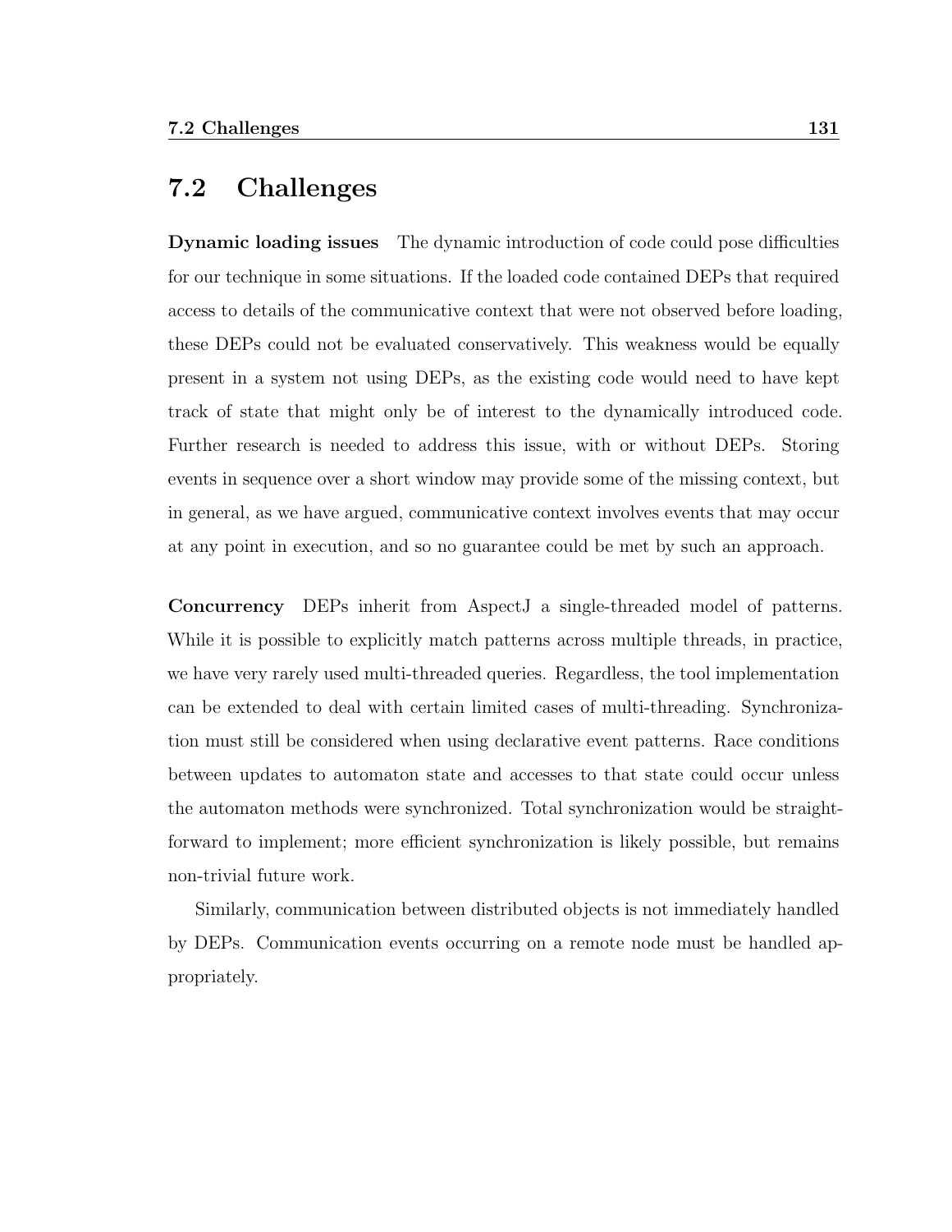## 7.2 Challenges

**Dynamic loading issues** The dynamic introduction of code could pose difficulties for our technique in some situations. If the loaded code contained DEPs that required access to details of the communicative context that were not observed before loading, these DEPs could not be evaluated conservatively. This weakness would be equally present in a system not using DEPs, as the existing code would need to have kept track of state that might only be of interest to the dynamically introduced code. Further research is needed to address this issue, with or without DEPs. Storing events in sequence over a short window may provide some of the missing context, but in general, as we have argued, communicative context involves events that may occur at any point in execution, and so no guarantee could be met by such an approach.

**Concurrency** DEPs inherit from AspectJ a single-threaded model of patterns. While it is possible to explicitly match patterns across multiple threads, in practice, we have very rarely used multi-threaded queries. Regardless, the tool implementation can be extended to deal with certain limited cases of multi-threading. Synchronization must still be considered when using declarative event patterns. Race conditions between updates to automaton state and accesses to that state could occur unless the automaton methods were synchronized. Total synchronization would be straightforward to implement; more efficient synchronization is likely possible, but remains non-trivial future work.

Similarly, communication between distributed objects is not immediately handled by DEPs. Communication events occurring on a remote node must be handled appropriately.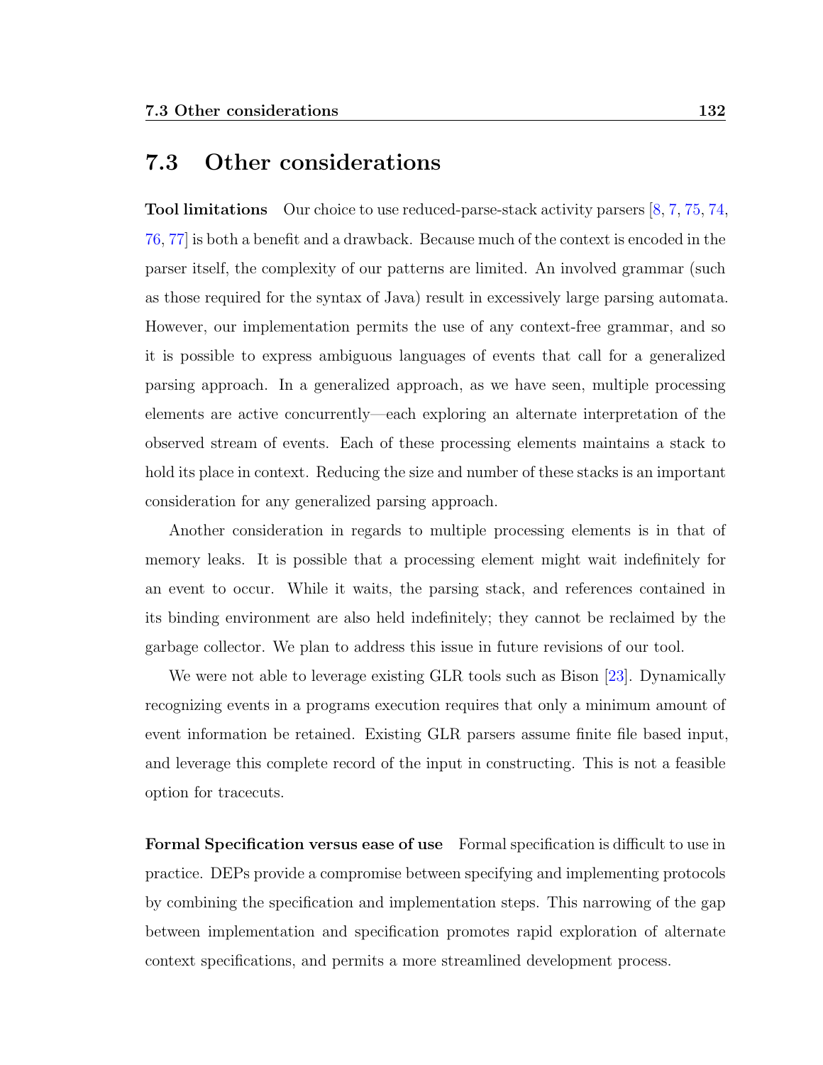## 7.3 Other considerations

**Tool limitations** Our choice to use reduced-parse-stack activity parsers [8, 7, 75, 74, 76, 77] is both a benefit and a drawback. Because much of the context is encoded in the parser itself, the complexity of our patterns are limited. An involved grammar (such as those required for the syntax of Java) result in excessively large parsing automata. However, our implementation permits the use of any context-free grammar, and so it is possible to express ambiguous languages of events that call for a generalized parsing approach. In a generalized approach, as we have seen, multiple processing elements are active concurrently—each exploring an alternate interpretation of the observed stream of events. Each of these processing elements maintains a stack to hold its place in context. Reducing the size and number of these stacks is an important consideration for any generalized parsing approach.

Another consideration in regards to multiple processing elements is in that of memory leaks. It is possible that a processing element might wait indefinitely for an event to occur. While it waits, the parsing stack, and references contained in its binding environment are also held indefinitely; they cannot be reclaimed by the garbage collector. We plan to address this issue in future revisions of our tool.

We were not able to leverage existing GLR tools such as Bison [23]. Dynamically recognizing events in a programs execution requires that only a minimum amount of event information be retained. Existing GLR parsers assume finite file based input, and leverage this complete record of the input in constructing. This is not a feasible option for tracecuts.

**Formal Specification versus ease of use** Formal specification is difficult to use in practice. DEPs provide a compromise between specifying and implementing protocols by combining the specification and implementation steps. This narrowing of the gap between implementation and specification promotes rapid exploration of alternate context specifications, and permits a more streamlined development process.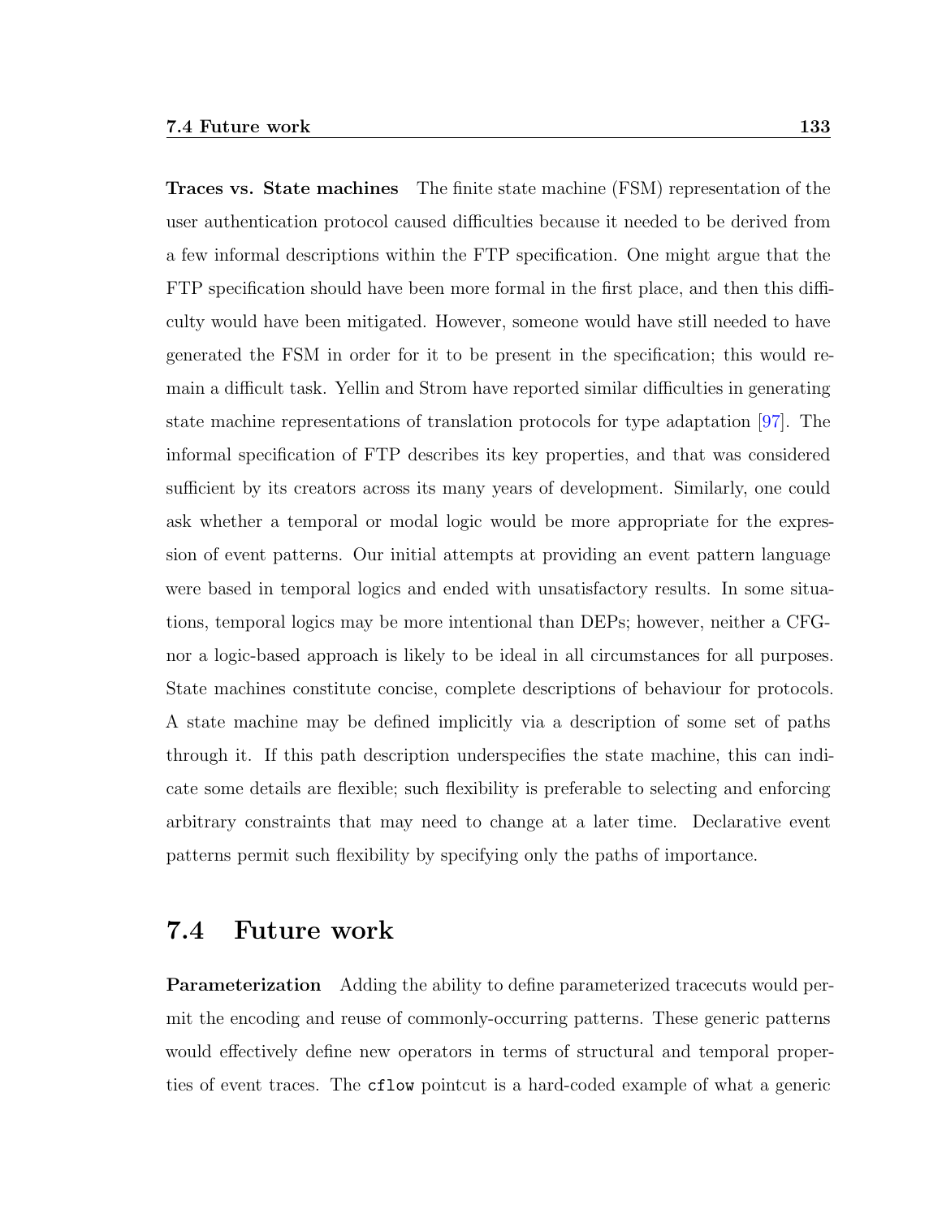**Traces vs. State machines** The finite state machine (FSM) representation of the user authentication protocol caused difficulties because it needed to be derived from a few informal descriptions within the FTP specification. One might argue that the FTP specification should have been more formal in the first place, and then this difficulty would have been mitigated. However, someone would have still needed to have generated the FSM in order for it to be present in the specification; this would remain a difficult task. Yellin and Strom have reported similar difficulties in generating state machine representations of translation protocols for type adaptation [97]. The informal specification of FTP describes its key properties, and that was considered sufficient by its creators across its many years of development. Similarly, one could ask whether a temporal or modal logic would be more appropriate for the expression of event patterns. Our initial attempts at providing an event pattern language were based in temporal logics and ended with unsatisfactory results. In some situations, temporal logics may be more intentional than DEPs; however, neither a CFG- nor a logic-based approach is likely to be ideal in all circumstances for all purposes. State machines constitute concise, complete descriptions of behaviour for protocols. A state machine may be defined implicitly via a description of some set of paths through it. If this path description underspecifies the state machine, this can indicate some details are flexible; such flexibility is preferable to selecting and enforcing arbitrary constraints that may need to change at a later time. Declarative event patterns permit such flexibility by specifying only the paths of importance.

## 7.4 Future work

**Parameterization** Adding the ability to define parameterized tracecuts would permit the encoding and reuse of commonly-occurring patterns. These generic patterns would effectively define new operators in terms of structural and temporal properties of event traces. The `cflow` pointcut is a hard-coded example of what a generic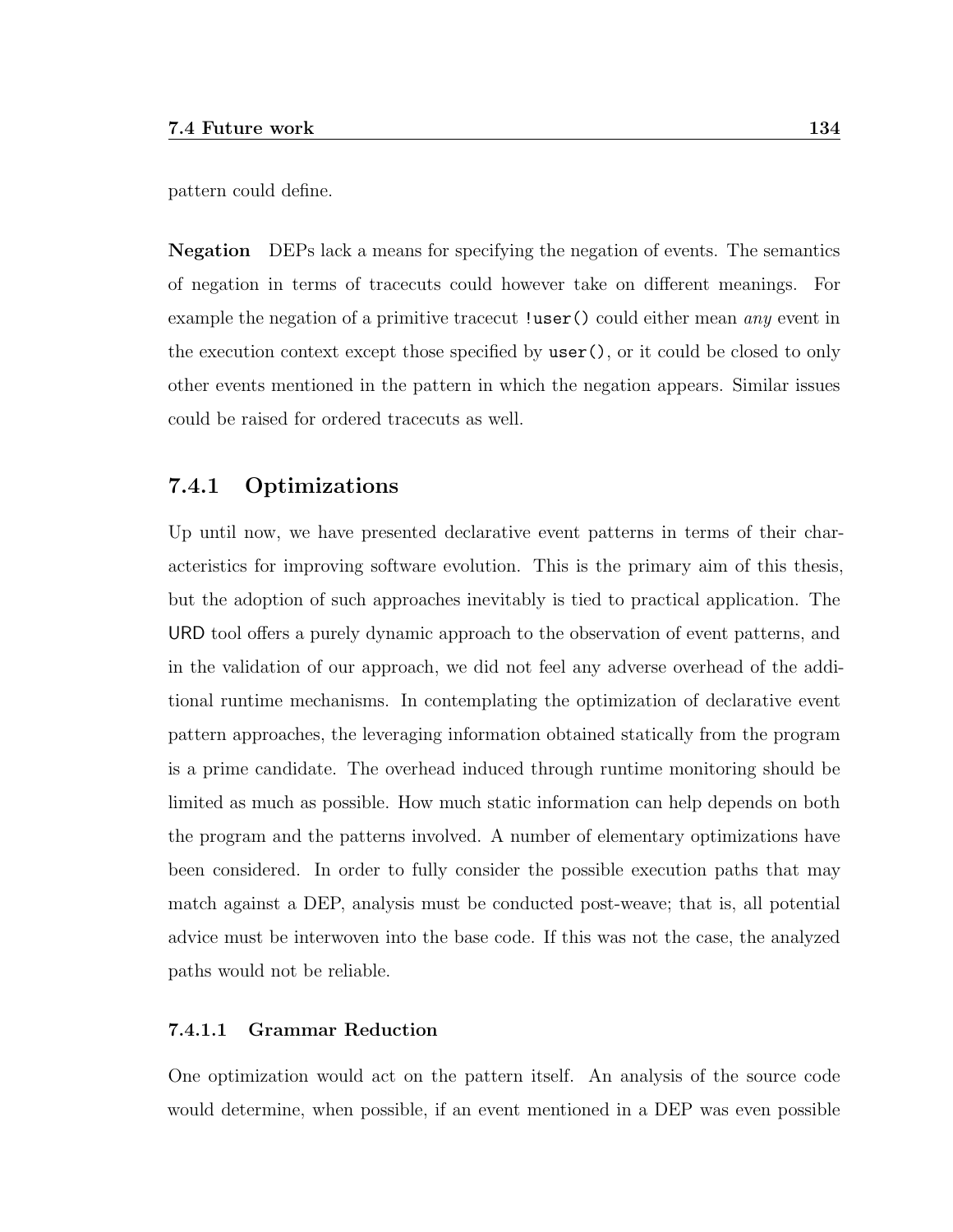pattern could define.

**Negation** DEPs lack a means for specifying the negation of events. The semantics of negation in terms of tracecuts could however take on different meanings. For example the negation of a primitive tracecut `!user()` could either mean *any* event in the execution context except those specified by `user()`, or it could be closed to only other events mentioned in the pattern in which the negation appears. Similar issues could be raised for ordered tracecuts as well.

### 7.4.1 Optimizations

Up until now, we have presented declarative event patterns in terms of their characteristics for improving software evolution. This is the primary aim of this thesis, but the adoption of such approaches inevitably is tied to practical application. The URD tool offers a purely dynamic approach to the observation of event patterns, and in the validation of our approach, we did not feel any adverse overhead of the additional runtime mechanisms. In contemplating the optimization of declarative event pattern approaches, the leveraging information obtained statically from the program is a prime candidate. The overhead induced through runtime monitoring should be limited as much as possible. How much static information can help depends on both the program and the patterns involved. A number of elementary optimizations have been considered. In order to fully consider the possible execution paths that may match against a DEP, analysis must be conducted post-weave; that is, all potential advice must be interwoven into the base code. If this was not the case, the analyzed paths would not be reliable.

#### 7.4.1.1 Grammar Reduction

One optimization would act on the pattern itself. An analysis of the source code would determine, when possible, if an event mentioned in a DEP was even possible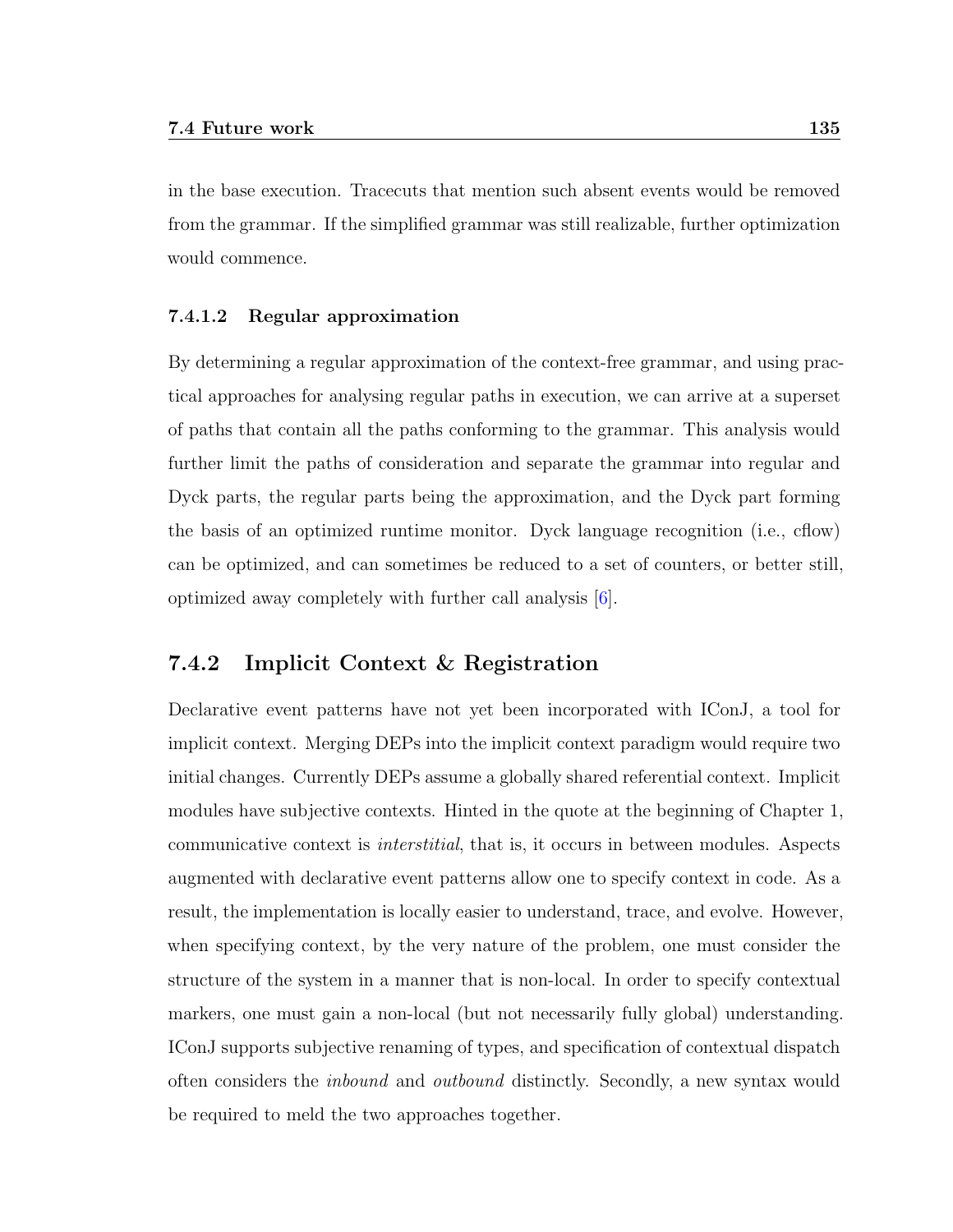in the base execution. Tracecuts that mention such absent events would be removed from the grammar. If the simplified grammar was still realizable, further optimization would commence.

#### 7.4.1.2 Regular approximation

By determining a regular approximation of the context-free grammar, and using practical approaches for analysing regular paths in execution, we can arrive at a superset of paths that contain all the paths conforming to the grammar. This analysis would further limit the paths of consideration and separate the grammar into regular and Dyck parts, the regular parts being the approximation, and the Dyck part forming the basis of an optimized runtime monitor. Dyck language recognition (i.e., cflow) can be optimized, and can sometimes be reduced to a set of counters, or better still, optimized away completely with further call analysis [6].

### 7.4.2 Implicit Context & Registration

Declarative event patterns have not yet been incorporated with IConJ, a tool for implicit context. Merging DEPs into the implicit context paradigm would require two initial changes. Currently DEPs assume a globally shared referential context. Implicit modules have subjective contexts. Hinted in the quote at the beginning of Chapter 1, communicative context is *interstitial*, that is, it occurs in between modules. Aspects augmented with declarative event patterns allow one to specify context in code. As a result, the implementation is locally easier to understand, trace, and evolve. However, when specifying context, by the very nature of the problem, one must consider the structure of the system in a manner that is non-local. In order to specify contextual markers, one must gain a non-local (but not necessarily fully global) understanding. IConJ supports subjective renaming of types, and specification of contextual dispatch often considers the *inbound* and *outbound* distinctly. Secondly, a new syntax would be required to meld the two approaches together.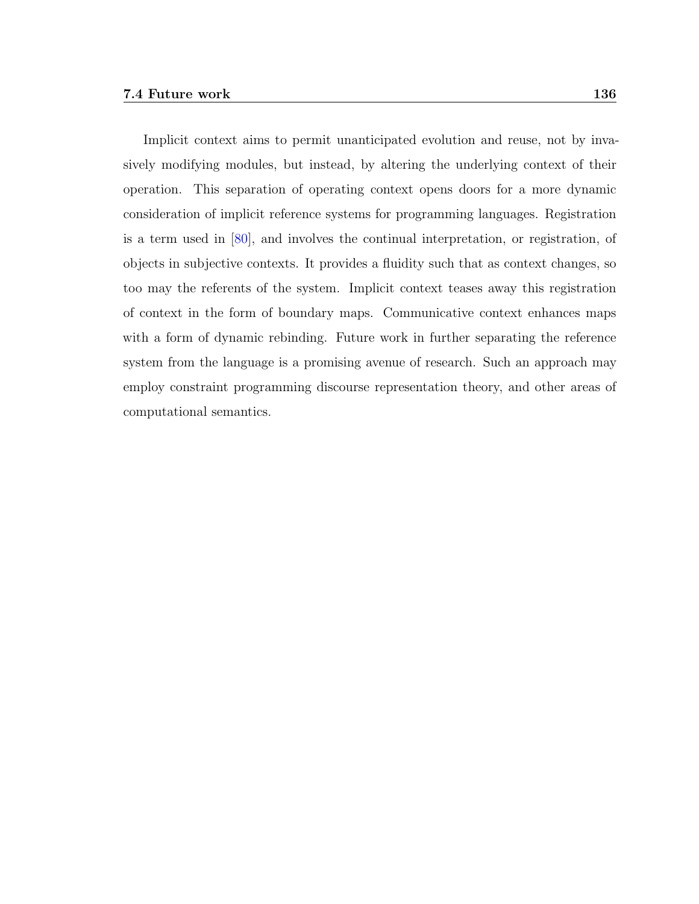Implicit context aims to permit unanticipated evolution and reuse, not by invasively modifying modules, but instead, by altering the underlying context of their operation. This separation of operating context opens doors for a more dynamic consideration of implicit reference systems for programming languages. Registration is a term used in [80], and involves the continual interpretation, or registration, of objects in subjective contexts. It provides a fluidity such that as context changes, so too may the referents of the system. Implicit context teases away this registration of context in the form of boundary maps. Communicative context enhances maps with a form of dynamic rebinding. Future work in further separating the reference system from the language is a promising avenue of research. Such an approach may employ constraint programming discourse representation theory, and other areas of computational semantics.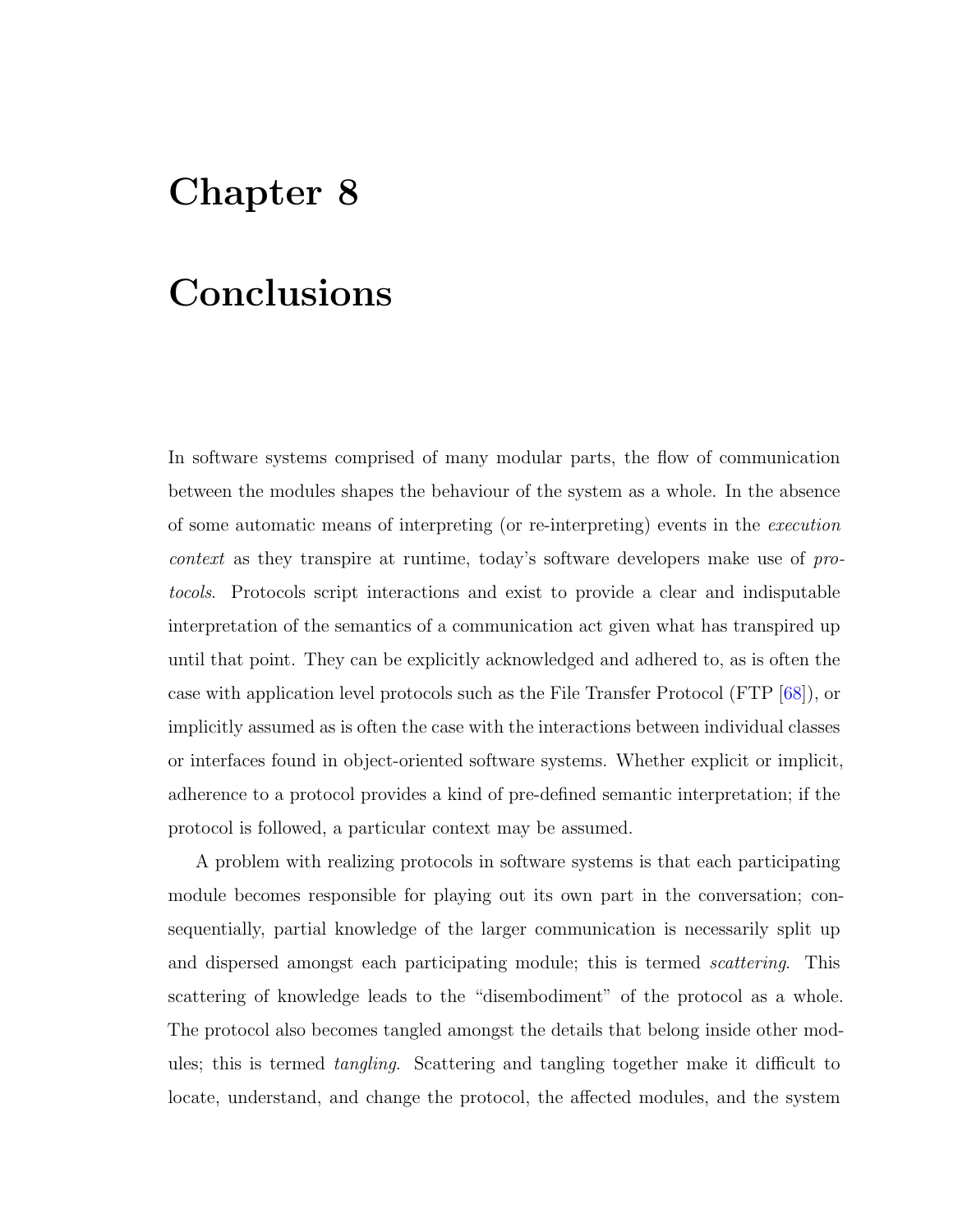# Chapter 8

# Conclusions

In software systems comprised of many modular parts, the flow of communication between the modules shapes the behaviour of the system as a whole. In the absence of some automatic means of interpreting (or re-interpreting) events in the *execution context* as they transpire at runtime, today's software developers make use of *protocols*. Protocols script interactions and exist to provide a clear and indisputable interpretation of the semantics of a communication act given what has transpired up until that point. They can be explicitly acknowledged and adhered to, as is often the case with application level protocols such as the File Transfer Protocol (FTP [68]), or implicitly assumed as is often the case with the interactions between individual classes or interfaces found in object-oriented software systems. Whether explicit or implicit, adherence to a protocol provides a kind of pre-defined semantic interpretation; if the protocol is followed, a particular context may be assumed.

A problem with realizing protocols in software systems is that each participating module becomes responsible for playing out its own part in the conversation; consequentially, partial knowledge of the larger communication is necessarily split up and dispersed amongst each participating module; this is termed *scattering*. This scattering of knowledge leads to the "disembodiment" of the protocol as a whole. The protocol also becomes tangled amongst the details that belong inside other modules; this is termed *tangling*. Scattering and tangling together make it difficult to locate, understand, and change the protocol, the affected modules, and the system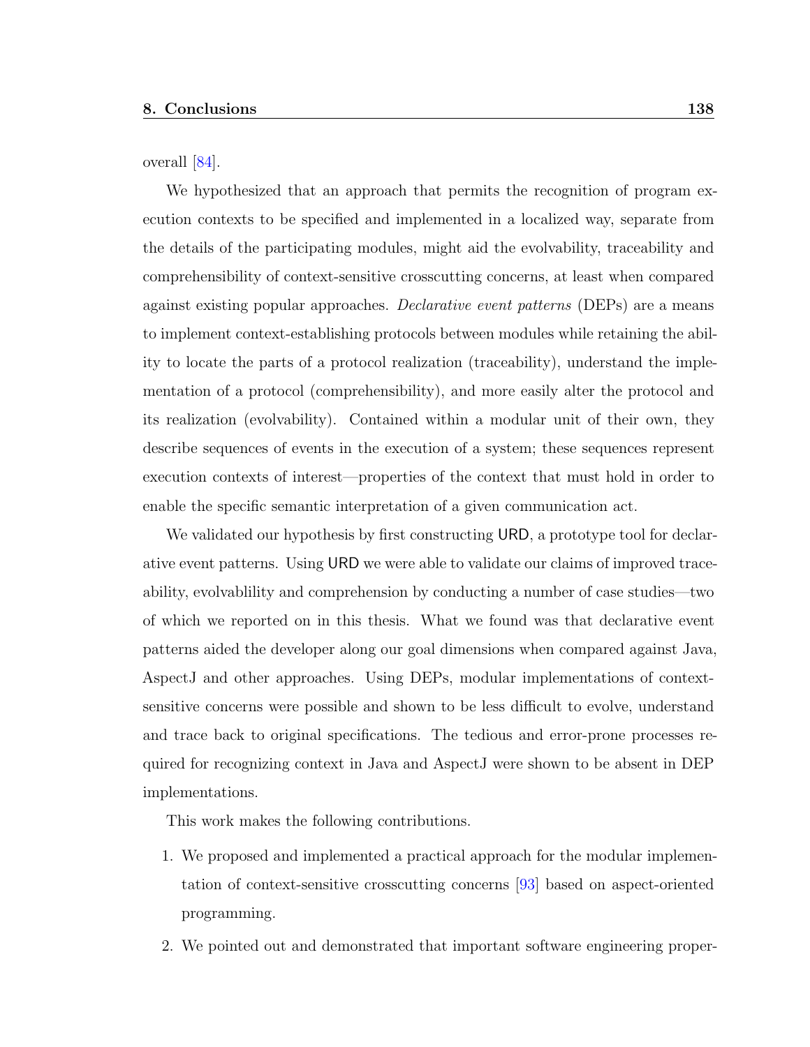overall [84].

We hypothesized that an approach that permits the recognition of program execution contexts to be specified and implemented in a localized way, separate from the details of the participating modules, might aid the evolvability, traceability and comprehensibility of context-sensitive crosscutting concerns, at least when compared against existing popular approaches. *Declarative event patterns* (DEPs) are a means to implement context-establishing protocols between modules while retaining the ability to locate the parts of a protocol realization (traceability), understand the implementation of a protocol (comprehensibility), and more easily alter the protocol and its realization (evolvability). Contained within a modular unit of their own, they describe sequences of events in the execution of a system; these sequences represent execution contexts of interest—properties of the context that must hold in order to enable the specific semantic interpretation of a given communication act.

We validated our hypothesis by first constructing URD, a prototype tool for declarative event patterns. Using URD we were able to validate our claims of improved traceability, evolvablility and comprehension by conducting a number of case studies—two of which we reported on in this thesis. What we found was that declarative event patterns aided the developer along our goal dimensions when compared against Java, AspectJ and other approaches. Using DEPs, modular implementations of context-sensitive concerns were possible and shown to be less difficult to evolve, understand and trace back to original specifications. The tedious and error-prone processes required for recognizing context in Java and AspectJ were shown to be absent in DEP implementations.

This work makes the following contributions.

1. We proposed and implemented a practical approach for the modular implementation of context-sensitive crosscutting concerns [93] based on aspect-oriented programming.
2. We pointed out and demonstrated that important software engineering proper-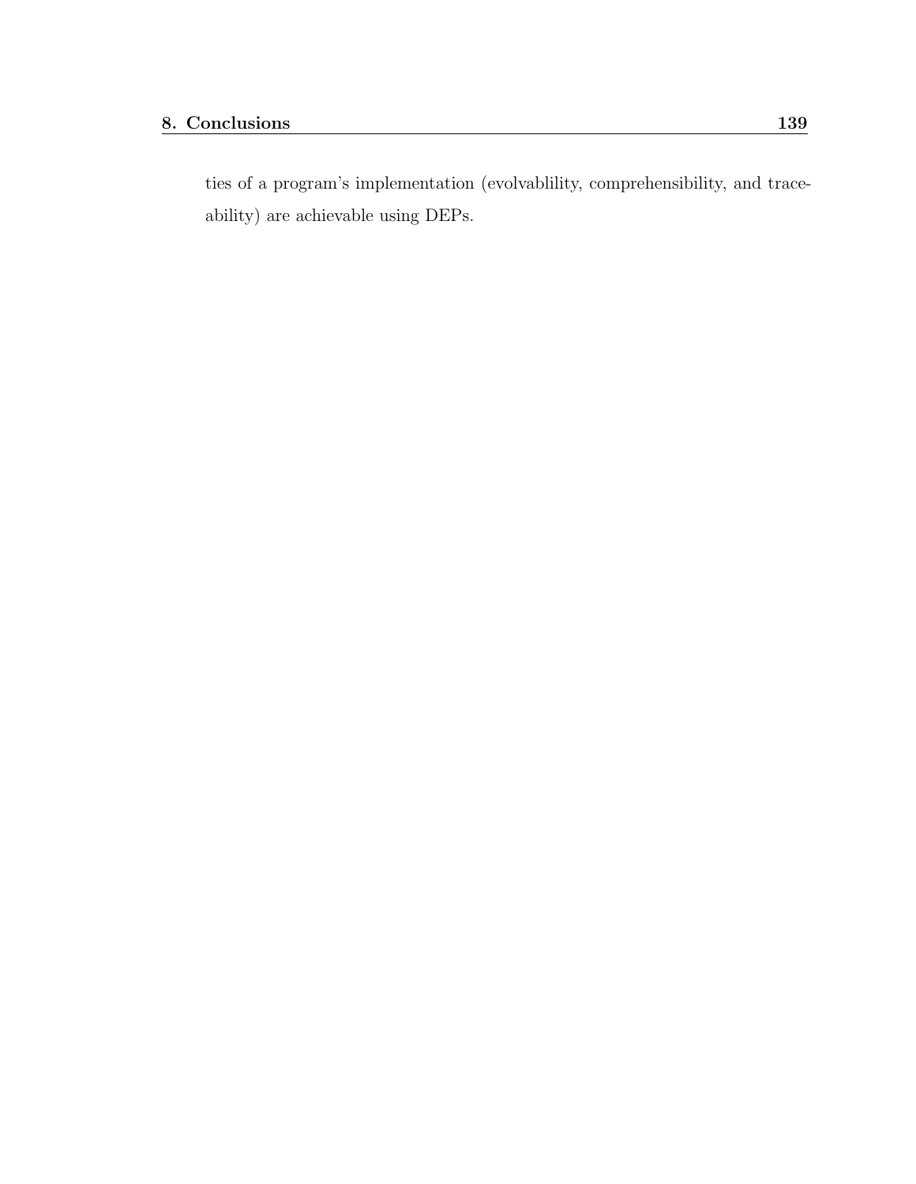ties of a program's implementation (evolvablility, comprehensibility, and traceability) are achievable using DEPs.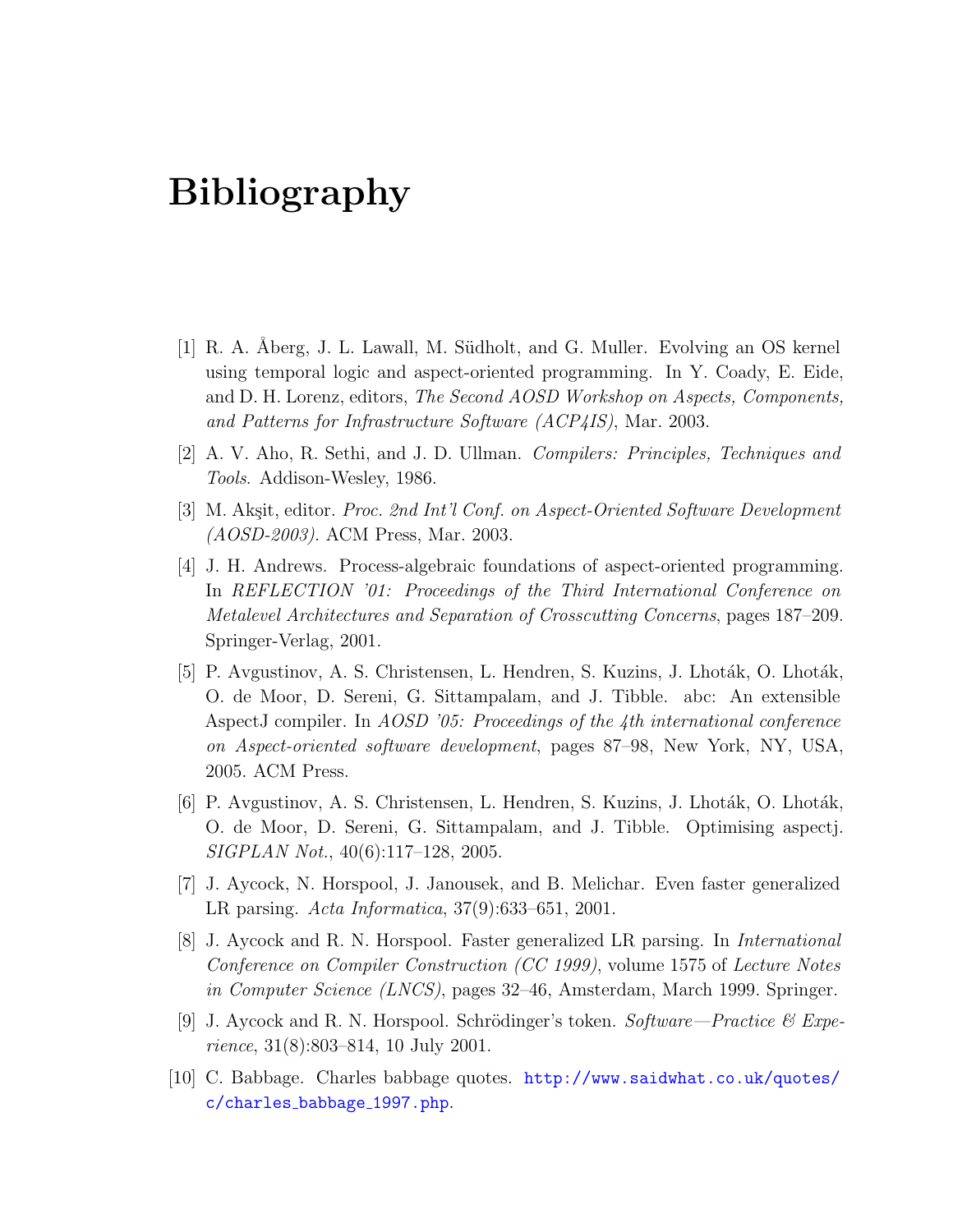# Bibliography

[1] R. A. Åberg, J. L. Lawall, M. Südholt, and G. Muller. Evolving an OS kernel using temporal logic and aspect-oriented programming. In Y. Coady, E. Eide, and D. H. Lorenz, editors, *The Second AOSD Workshop on Aspects, Components, and Patterns for Infrastructure Software (ACP4IS)*, Mar. 2003.

[2] A. V. Aho, R. Sethi, and J. D. Ullman. *Compilers: Principles, Techniques and Tools*. Addison-Wesley, 1986.

[3] M. Akşit, editor. *Proc. 2nd Int'l Conf. on Aspect-Oriented Software Development (AOSD-2003)*. ACM Press, Mar. 2003.

[4] J. H. Andrews. Process-algebraic foundations of aspect-oriented programming. In *REFLECTION '01: Proceedings of the Third International Conference on Metalevel Architectures and Separation of Crosscutting Concerns*, pages 187–209. Springer-Verlag, 2001.

[5] P. Avgustinov, A. S. Christensen, L. Hendren, S. Kuzins, J. Lhoták, O. Lhoták, O. de Moor, D. Sereni, G. Sittampalam, and J. Tibble. abc: An extensible AspectJ compiler. In *AOSD '05: Proceedings of the 4th international conference on Aspect-oriented software development*, pages 87–98, New York, NY, USA, 2005. ACM Press.

[6] P. Avgustinov, A. S. Christensen, L. Hendren, S. Kuzins, J. Lhoták, O. Lhoták, O. de Moor, D. Sereni, G. Sittampalam, and J. Tibble. Optimising aspectj. *SIGPLAN Not.*, 40(6):117–128, 2005.

[7] J. Aycock, N. Horspool, J. Janousek, and B. Melichar. Even faster generalized LR parsing. *Acta Informatica*, 37(9):633–651, 2001.

[8] J. Aycock and R. N. Horspool. Faster generalized LR parsing. In *International Conference on Compiler Construction (CC 1999)*, volume 1575 of *Lecture Notes in Computer Science (LNCS)*, pages 32–46, Amsterdam, March 1999. Springer.

[9] J. Aycock and R. N. Horspool. Schrödinger's token. *Software—Practice & Experience*, 31(8):803–814, 10 July 2001.

[10] C. Babbage. Charles babbage quotes. http://www.saidwhat.co.uk/quotes/c/charles_babbage_1997.php.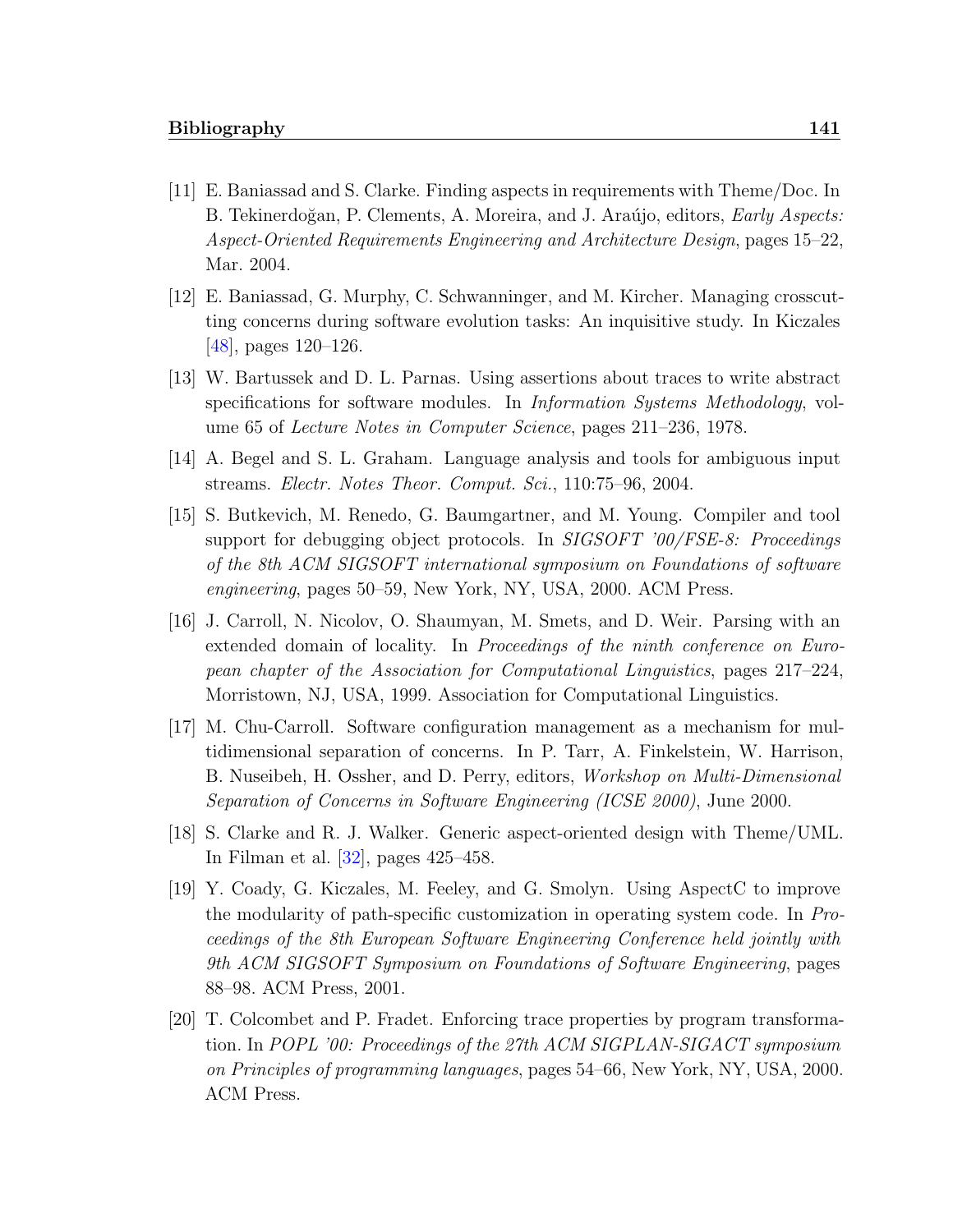[11] E. Baniassad and S. Clarke. Finding aspects in requirements with Theme/Doc. In B. Tekinerdoğan, P. Clements, A. Moreira, and J. Araújo, editors, *Early Aspects: Aspect-Oriented Requirements Engineering and Architecture Design*, pages 15–22, Mar. 2004.

[12] E. Baniassad, G. Murphy, C. Schwanninger, and M. Kircher. Managing crosscutting concerns during software evolution tasks: An inquisitive study. In Kiczales [48], pages 120–126.

[13] W. Bartussek and D. L. Parnas. Using assertions about traces to write abstract specifications for software modules. In *Information Systems Methodology*, volume 65 of *Lecture Notes in Computer Science*, pages 211–236, 1978.

[14] A. Begel and S. L. Graham. Language analysis and tools for ambiguous input streams. *Electr. Notes Theor. Comput. Sci.*, 110:75–96, 2004.

[15] S. Butkevich, M. Renedo, G. Baumgartner, and M. Young. Compiler and tool support for debugging object protocols. In *SIGSOFT '00/FSE-8: Proceedings of the 8th ACM SIGSOFT international symposium on Foundations of software engineering*, pages 50–59, New York, NY, USA, 2000. ACM Press.

[16] J. Carroll, N. Nicolov, O. Shaumyan, M. Smets, and D. Weir. Parsing with an extended domain of locality. In *Proceedings of the ninth conference on European chapter of the Association for Computational Linguistics*, pages 217–224, Morristown, NJ, USA, 1999. Association for Computational Linguistics.

[17] M. Chu-Carroll. Software configuration management as a mechanism for multidimensional separation of concerns. In P. Tarr, A. Finkelstein, W. Harrison, B. Nuseibeh, H. Ossher, and D. Perry, editors, *Workshop on Multi-Dimensional Separation of Concerns in Software Engineering (ICSE 2000)*, June 2000.

[18] S. Clarke and R. J. Walker. Generic aspect-oriented design with Theme/UML. In Filman et al. [32], pages 425–458.

[19] Y. Coady, G. Kiczales, M. Feeley, and G. Smolyn. Using AspectC to improve the modularity of path-specific customization in operating system code. In *Proceedings of the 8th European Software Engineering Conference held jointly with 9th ACM SIGSOFT Symposium on Foundations of Software Engineering*, pages 88–98. ACM Press, 2001.

[20] T. Colcombet and P. Fradet. Enforcing trace properties by program transformation. In *POPL '00: Proceedings of the 27th ACM SIGPLAN-SIGACT symposium on Principles of programming languages*, pages 54–66, New York, NY, USA, 2000. ACM Press.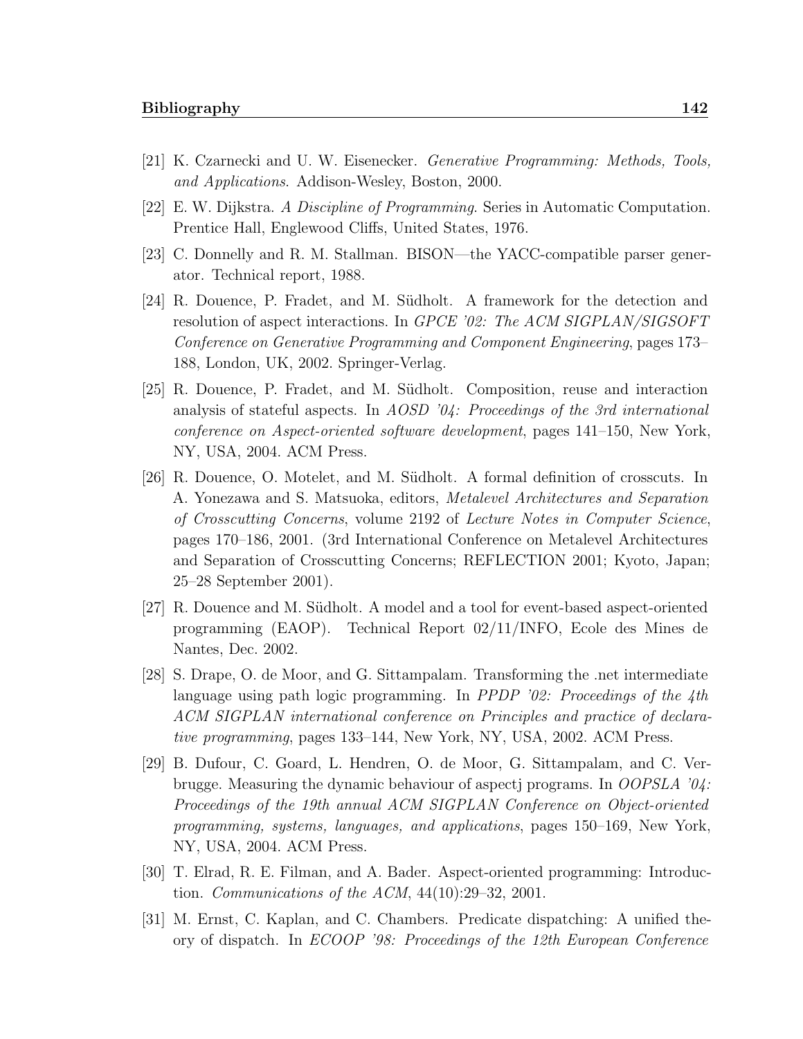[21] K. Czarnecki and U. W. Eisenecker. *Generative Programming: Methods, Tools, and Applications*. Addison-Wesley, Boston, 2000.

[22] E. W. Dijkstra. *A Discipline of Programming*. Series in Automatic Computation. Prentice Hall, Englewood Cliffs, United States, 1976.

[23] C. Donnelly and R. M. Stallman. BISON—the YACC-compatible parser generator. Technical report, 1988.

[24] R. Douence, P. Fradet, and M. Südholt. A framework for the detection and resolution of aspect interactions. In *GPCE '02: The ACM SIGPLAN/SIGSOFT Conference on Generative Programming and Component Engineering*, pages 173–188, London, UK, 2002. Springer-Verlag.

[25] R. Douence, P. Fradet, and M. Südholt. Composition, reuse and interaction analysis of stateful aspects. In *AOSD '04: Proceedings of the 3rd international conference on Aspect-oriented software development*, pages 141–150, New York, NY, USA, 2004. ACM Press.

[26] R. Douence, O. Motelet, and M. Südholt. A formal definition of crosscuts. In A. Yonezawa and S. Matsuoka, editors, *Metalevel Architectures and Separation of Crosscutting Concerns*, volume 2192 of *Lecture Notes in Computer Science*, pages 170–186, 2001. (3rd International Conference on Metalevel Architectures and Separation of Crosscutting Concerns; REFLECTION 2001; Kyoto, Japan; 25–28 September 2001).

[27] R. Douence and M. Südholt. A model and a tool for event-based aspect-oriented programming (EAOP). Technical Report 02/11/INFO, Ecole des Mines de Nantes, Dec. 2002.

[28] S. Drape, O. de Moor, and G. Sittampalam. Transforming the .net intermediate language using path logic programming. In *PPDP '02: Proceedings of the 4th ACM SIGPLAN international conference on Principles and practice of declarative programming*, pages 133–144, New York, NY, USA, 2002. ACM Press.

[29] B. Dufour, C. Goard, L. Hendren, O. de Moor, G. Sittampalam, and C. Verbrugge. Measuring the dynamic behaviour of aspectj programs. In *OOPSLA '04: Proceedings of the 19th annual ACM SIGPLAN Conference on Object-oriented programming, systems, languages, and applications*, pages 150–169, New York, NY, USA, 2004. ACM Press.

[30] T. Elrad, R. E. Filman, and A. Bader. Aspect-oriented programming: Introduction. *Communications of the ACM*, 44(10):29–32, 2001.

[31] M. Ernst, C. Kaplan, and C. Chambers. Predicate dispatching: A unified theory of dispatch. In *ECOOP '98: Proceedings of the 12th European Conference*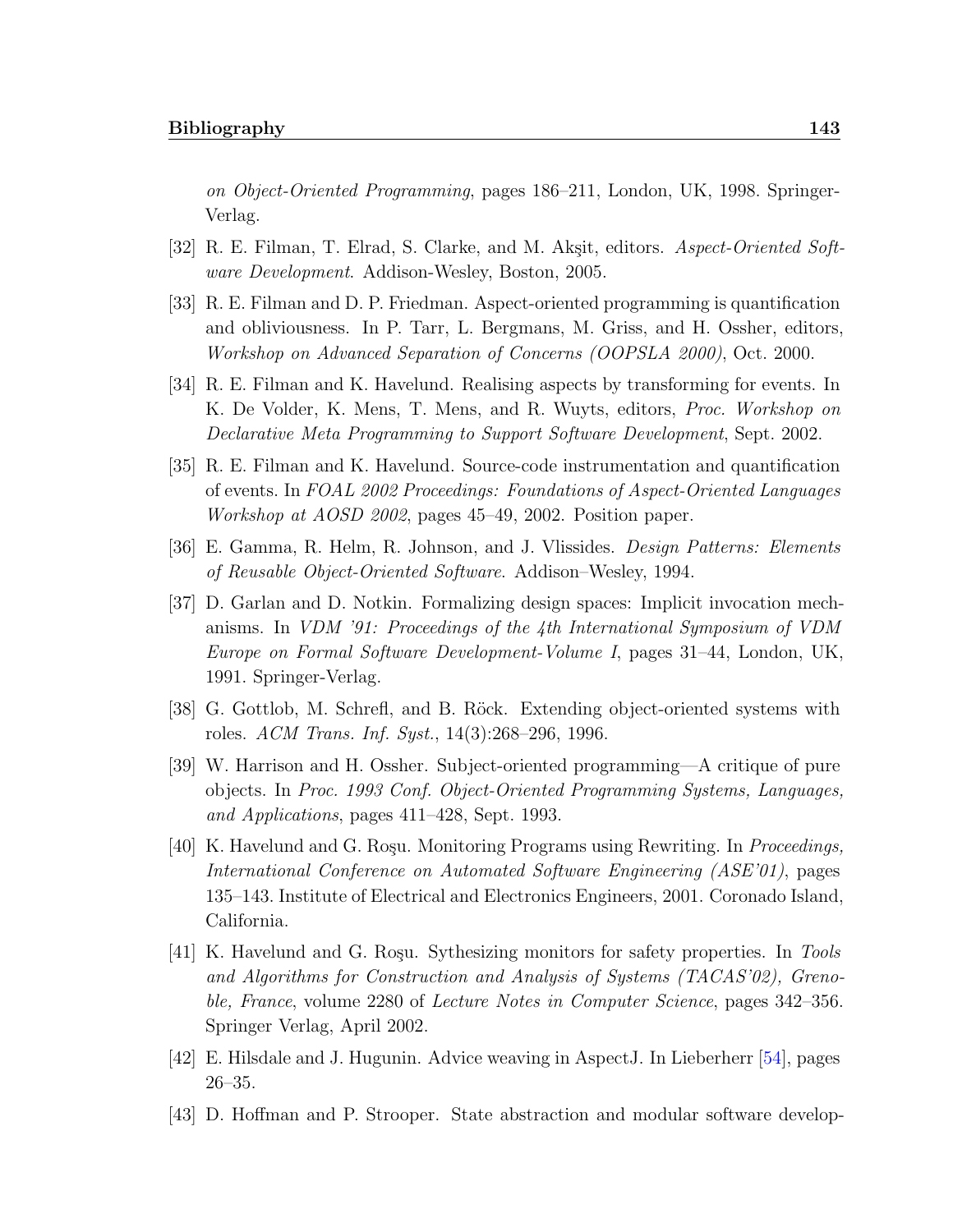*on Object-Oriented Programming*, pages 186–211, London, UK, 1998. Springer-Verlag.

[32] R. E. Filman, T. Elrad, S. Clarke, and M. Akşit, editors. *Aspect-Oriented Software Development*. Addison-Wesley, Boston, 2005.

[33] R. E. Filman and D. P. Friedman. Aspect-oriented programming is quantification and obliviousness. In P. Tarr, L. Bergmans, M. Griss, and H. Ossher, editors, *Workshop on Advanced Separation of Concerns (OOPSLA 2000)*, Oct. 2000.

[34] R. E. Filman and K. Havelund. Realising aspects by transforming for events. In K. De Volder, K. Mens, T. Mens, and R. Wuyts, editors, *Proc. Workshop on Declarative Meta Programming to Support Software Development*, Sept. 2002.

[35] R. E. Filman and K. Havelund. Source-code instrumentation and quantification of events. In *FOAL 2002 Proceedings: Foundations of Aspect-Oriented Languages Workshop at AOSD 2002*, pages 45–49, 2002. Position paper.

[36] E. Gamma, R. Helm, R. Johnson, and J. Vlissides. *Design Patterns: Elements of Reusable Object-Oriented Software*. Addison–Wesley, 1994.

[37] D. Garlan and D. Notkin. Formalizing design spaces: Implicit invocation mechanisms. In *VDM '91: Proceedings of the 4th International Symposium of VDM Europe on Formal Software Development-Volume I*, pages 31–44, London, UK, 1991. Springer-Verlag.

[38] G. Gottlob, M. Schrefl, and B. Röck. Extending object-oriented systems with roles. *ACM Trans. Inf. Syst.*, 14(3):268–296, 1996.

[39] W. Harrison and H. Ossher. Subject-oriented programming—A critique of pure objects. In *Proc. 1993 Conf. Object-Oriented Programming Systems, Languages, and Applications*, pages 411–428, Sept. 1993.

[40] K. Havelund and G. Roşu. Monitoring Programs using Rewriting. In *Proceedings, International Conference on Automated Software Engineering (ASE'01)*, pages 135–143. Institute of Electrical and Electronics Engineers, 2001. Coronado Island, California.

[41] K. Havelund and G. Roşu. Sythesizing monitors for safety properties. In *Tools and Algorithms for Construction and Analysis of Systems (TACAS'02), Grenoble, France*, volume 2280 of *Lecture Notes in Computer Science*, pages 342–356. Springer Verlag, April 2002.

[42] E. Hilsdale and J. Hugunin. Advice weaving in AspectJ. In Lieberherr [54], pages 26–35.

[43] D. Hoffman and P. Strooper. State abstraction and modular software develop-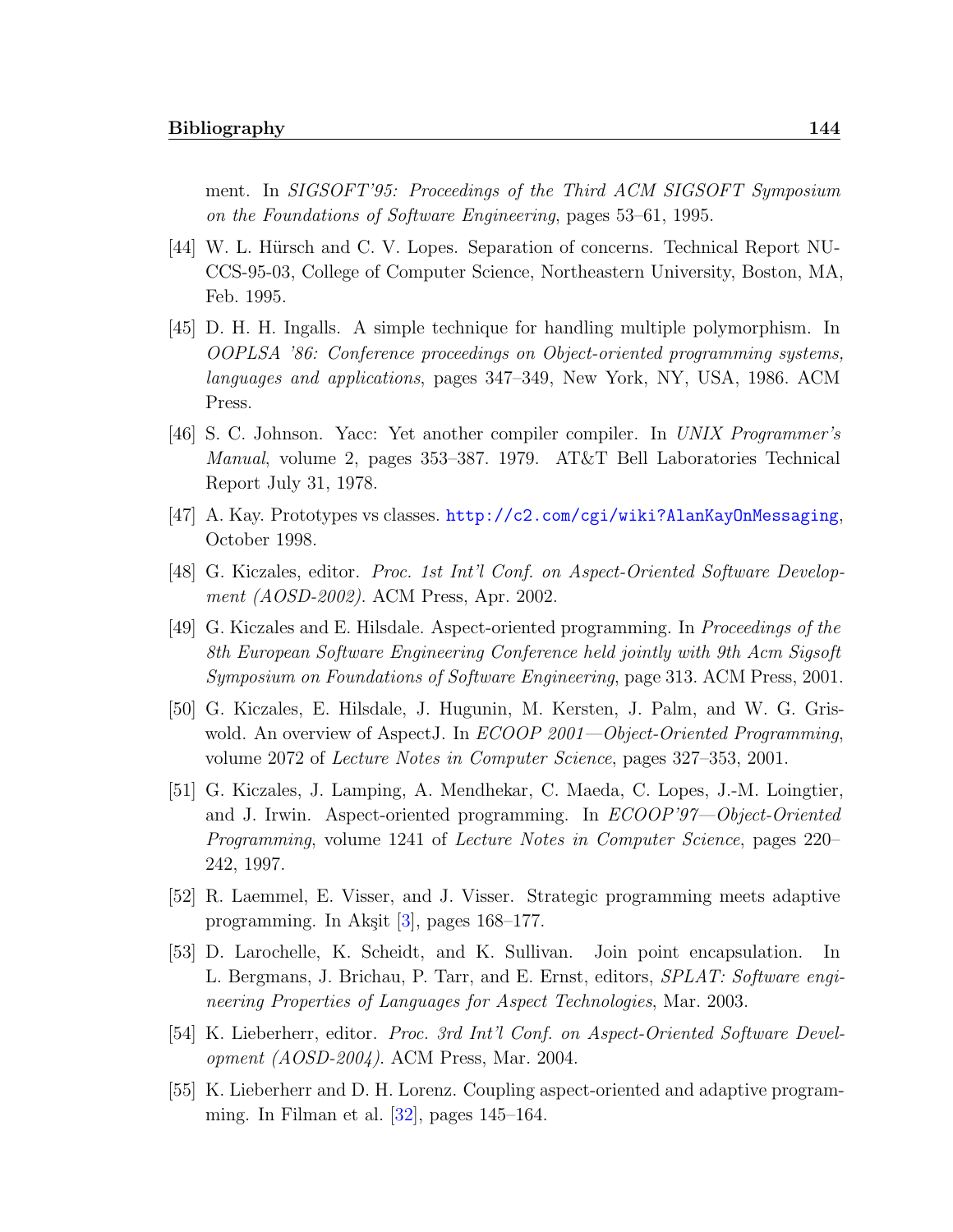ment. In *SIGSOFT'95: Proceedings of the Third ACM SIGSOFT Symposium on the Foundations of Software Engineering*, pages 53–61, 1995.

[44] W. L. Hürsch and C. V. Lopes. Separation of concerns. Technical Report NU-CCS-95-03, College of Computer Science, Northeastern University, Boston, MA, Feb. 1995.

[45] D. H. H. Ingalls. A simple technique for handling multiple polymorphism. In *OOPLSA '86: Conference proceedings on Object-oriented programming systems, languages and applications*, pages 347–349, New York, NY, USA, 1986. ACM Press.

[46] S. C. Johnson. Yacc: Yet another compiler compiler. In *UNIX Programmer's Manual*, volume 2, pages 353–387. 1979. AT&T Bell Laboratories Technical Report July 31, 1978.

[47] A. Kay. Prototypes vs classes. http://c2.com/cgi/wiki?AlanKayOnMessaging, October 1998.

[48] G. Kiczales, editor. *Proc. 1st Int'l Conf. on Aspect-Oriented Software Development (AOSD-2002)*. ACM Press, Apr. 2002.

[49] G. Kiczales and E. Hilsdale. Aspect-oriented programming. In *Proceedings of the 8th European Software Engineering Conference held jointly with 9th Acm Sigsoft Symposium on Foundations of Software Engineering*, page 313. ACM Press, 2001.

[50] G. Kiczales, E. Hilsdale, J. Hugunin, M. Kersten, J. Palm, and W. G. Griswold. An overview of AspectJ. In *ECOOP 2001—Object-Oriented Programming*, volume 2072 of *Lecture Notes in Computer Science*, pages 327–353, 2001.

[51] G. Kiczales, J. Lamping, A. Mendhekar, C. Maeda, C. Lopes, J.-M. Loingtier, and J. Irwin. Aspect-oriented programming. In *ECOOP'97—Object-Oriented Programming*, volume 1241 of *Lecture Notes in Computer Science*, pages 220–242, 1997.

[52] R. Laemmel, E. Visser, and J. Visser. Strategic programming meets adaptive programming. In Akşit [3], pages 168–177.

[53] D. Larochelle, K. Scheidt, and K. Sullivan. Join point encapsulation. In L. Bergmans, J. Brichau, P. Tarr, and E. Ernst, editors, *SPLAT: Software engineering Properties of Languages for Aspect Technologies*, Mar. 2003.

[54] K. Lieberherr, editor. *Proc. 3rd Int'l Conf. on Aspect-Oriented Software Development (AOSD-2004)*. ACM Press, Mar. 2004.

[55] K. Lieberherr and D. H. Lorenz. Coupling aspect-oriented and adaptive programming. In Filman et al. [32], pages 145–164.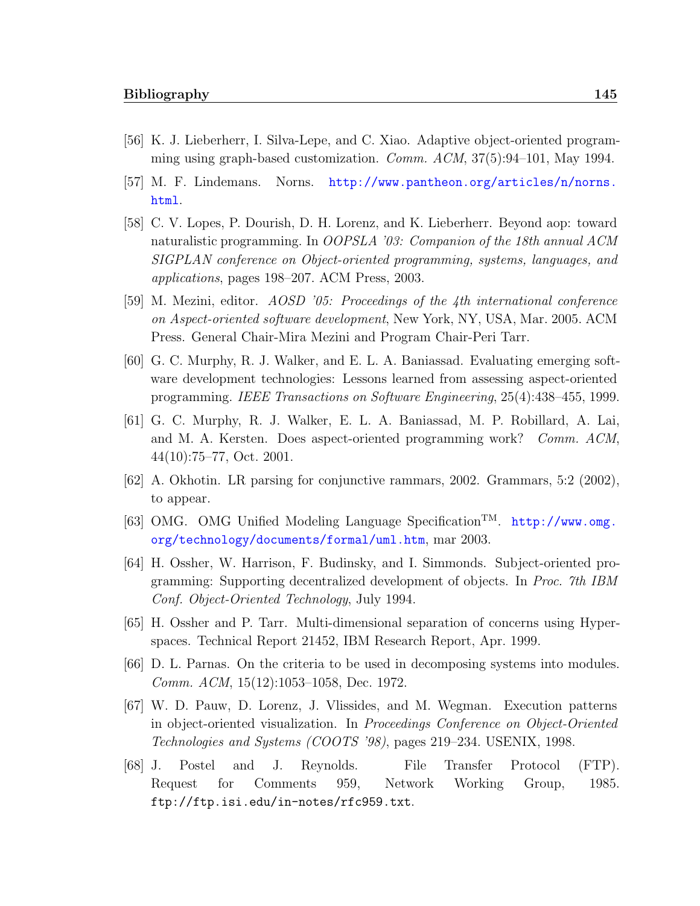[56] K. J. Lieberherr, I. Silva-Lepe, and C. Xiao. Adaptive object-oriented programming using graph-based customization. *Comm. ACM*, 37(5):94–101, May 1994.

[57] M. F. Lindemans. Norns. http://www.pantheon.org/articles/n/norns.html.

[58] C. V. Lopes, P. Dourish, D. H. Lorenz, and K. Lieberherr. Beyond aop: toward naturalistic programming. In *OOPSLA '03: Companion of the 18th annual ACM SIGPLAN conference on Object-oriented programming, systems, languages, and applications*, pages 198–207. ACM Press, 2003.

[59] M. Mezini, editor. *AOSD '05: Proceedings of the 4th international conference on Aspect-oriented software development*, New York, NY, USA, Mar. 2005. ACM Press. General Chair-Mira Mezini and Program Chair-Peri Tarr.

[60] G. C. Murphy, R. J. Walker, and E. L. A. Baniassad. Evaluating emerging software development technologies: Lessons learned from assessing aspect-oriented programming. *IEEE Transactions on Software Engineering*, 25(4):438–455, 1999.

[61] G. C. Murphy, R. J. Walker, E. L. A. Baniassad, M. P. Robillard, A. Lai, and M. A. Kersten. Does aspect-oriented programming work? *Comm. ACM*, 44(10):75–77, Oct. 2001.

[62] A. Okhotin. LR parsing for conjunctive rammars, 2002. Grammars, 5:2 (2002), to appear.

[63] OMG. OMG Unified Modeling Language Specification™. http://www.omg.org/technology/documents/formal/uml.htm, mar 2003.

[64] H. Ossher, W. Harrison, F. Budinsky, and I. Simmonds. Subject-oriented programming: Supporting decentralized development of objects. In *Proc. 7th IBM Conf. Object-Oriented Technology*, July 1994.

[65] H. Ossher and P. Tarr. Multi-dimensional separation of concerns using Hyperspaces. Technical Report 21452, IBM Research Report, Apr. 1999.

[66] D. L. Parnas. On the criteria to be used in decomposing systems into modules. *Comm. ACM*, 15(12):1053–1058, Dec. 1972.

[67] W. D. Pauw, D. Lorenz, J. Vlissides, and M. Wegman. Execution patterns in object-oriented visualization. In *Proceedings Conference on Object-Oriented Technologies and Systems (COOTS '98)*, pages 219–234. USENIX, 1998.

[68] J. Postel and J. Reynolds. File Transfer Protocol (FTP). Request for Comments 959, Network Working Group, 1985. ftp://ftp.isi.edu/in-notes/rfc959.txt.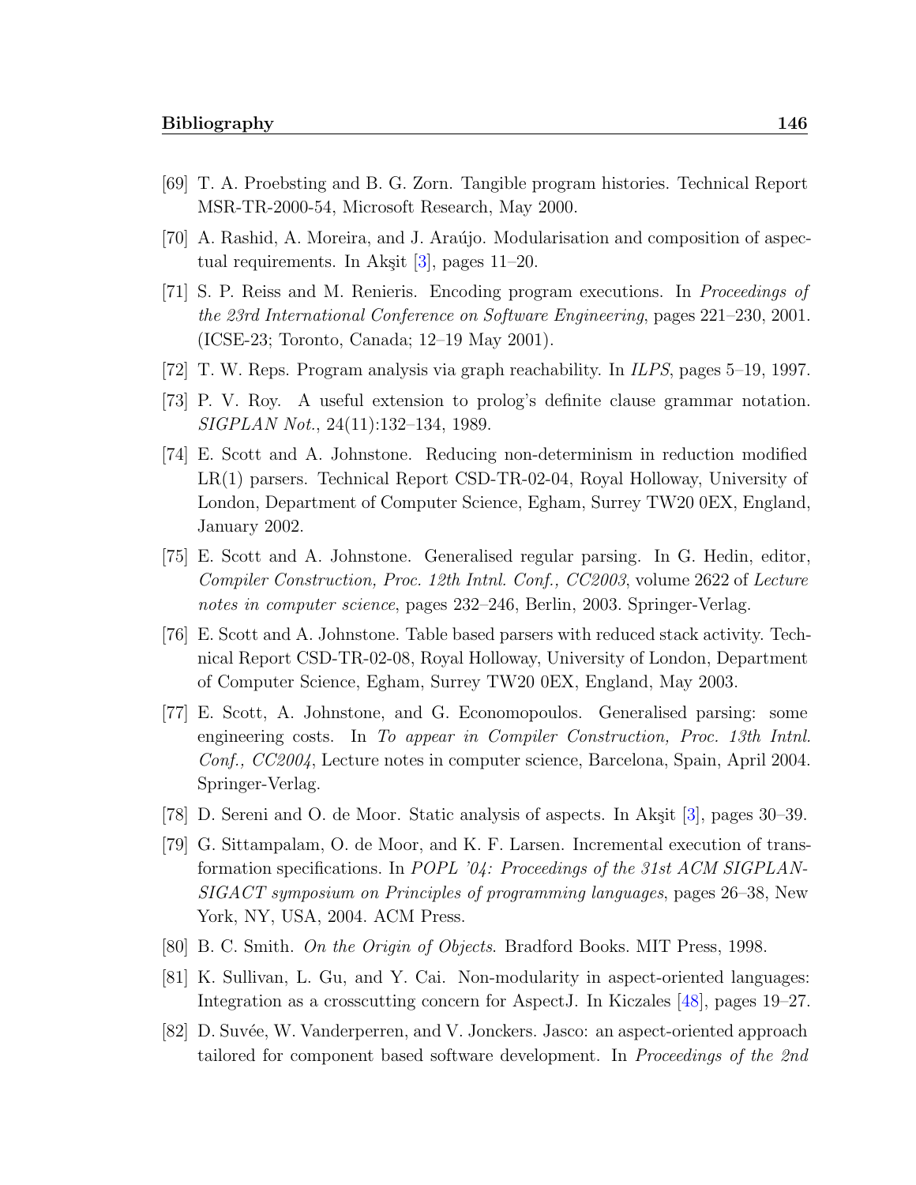[69] T. A. Proebsting and B. G. Zorn. Tangible program histories. Technical Report MSR-TR-2000-54, Microsoft Research, May 2000.

[70] A. Rashid, A. Moreira, and J. Araújo. Modularisation and composition of aspectual requirements. In Akşit [3], pages 11–20.

[71] S. P. Reiss and M. Renieris. Encoding program executions. In *Proceedings of the 23rd International Conference on Software Engineering*, pages 221–230, 2001. (ICSE-23; Toronto, Canada; 12–19 May 2001).

[72] T. W. Reps. Program analysis via graph reachability. In *ILPS*, pages 5–19, 1997.

[73] P. V. Roy. A useful extension to prolog's definite clause grammar notation. *SIGPLAN Not.*, 24(11):132–134, 1989.

[74] E. Scott and A. Johnstone. Reducing non-determinism in reduction modified LR(1) parsers. Technical Report CSD-TR-02-04, Royal Holloway, University of London, Department of Computer Science, Egham, Surrey TW20 0EX, England, January 2002.

[75] E. Scott and A. Johnstone. Generalised regular parsing. In G. Hedin, editor, *Compiler Construction, Proc. 12th Intnl. Conf., CC2003*, volume 2622 of *Lecture notes in computer science*, pages 232–246, Berlin, 2003. Springer-Verlag.

[76] E. Scott and A. Johnstone. Table based parsers with reduced stack activity. Technical Report CSD-TR-02-08, Royal Holloway, University of London, Department of Computer Science, Egham, Surrey TW20 0EX, England, May 2003.

[77] E. Scott, A. Johnstone, and G. Economopoulos. Generalised parsing: some engineering costs. In *To appear in Compiler Construction, Proc. 13th Intnl. Conf., CC2004*, Lecture notes in computer science, Barcelona, Spain, April 2004. Springer-Verlag.

[78] D. Sereni and O. de Moor. Static analysis of aspects. In Akşit [3], pages 30–39.

[79] G. Sittampalam, O. de Moor, and K. F. Larsen. Incremental execution of transformation specifications. In *POPL '04: Proceedings of the 31st ACM SIGPLAN-SIGACT symposium on Principles of programming languages*, pages 26–38, New York, NY, USA, 2004. ACM Press.

[80] B. C. Smith. *On the Origin of Objects*. Bradford Books. MIT Press, 1998.

[81] K. Sullivan, L. Gu, and Y. Cai. Non-modularity in aspect-oriented languages: Integration as a crosscutting concern for AspectJ. In Kiczales [48], pages 19–27.

[82] D. Suvée, W. Vanderperren, and V. Jonckers. Jasco: an aspect-oriented approach tailored for component based software development. In *Proceedings of the 2nd*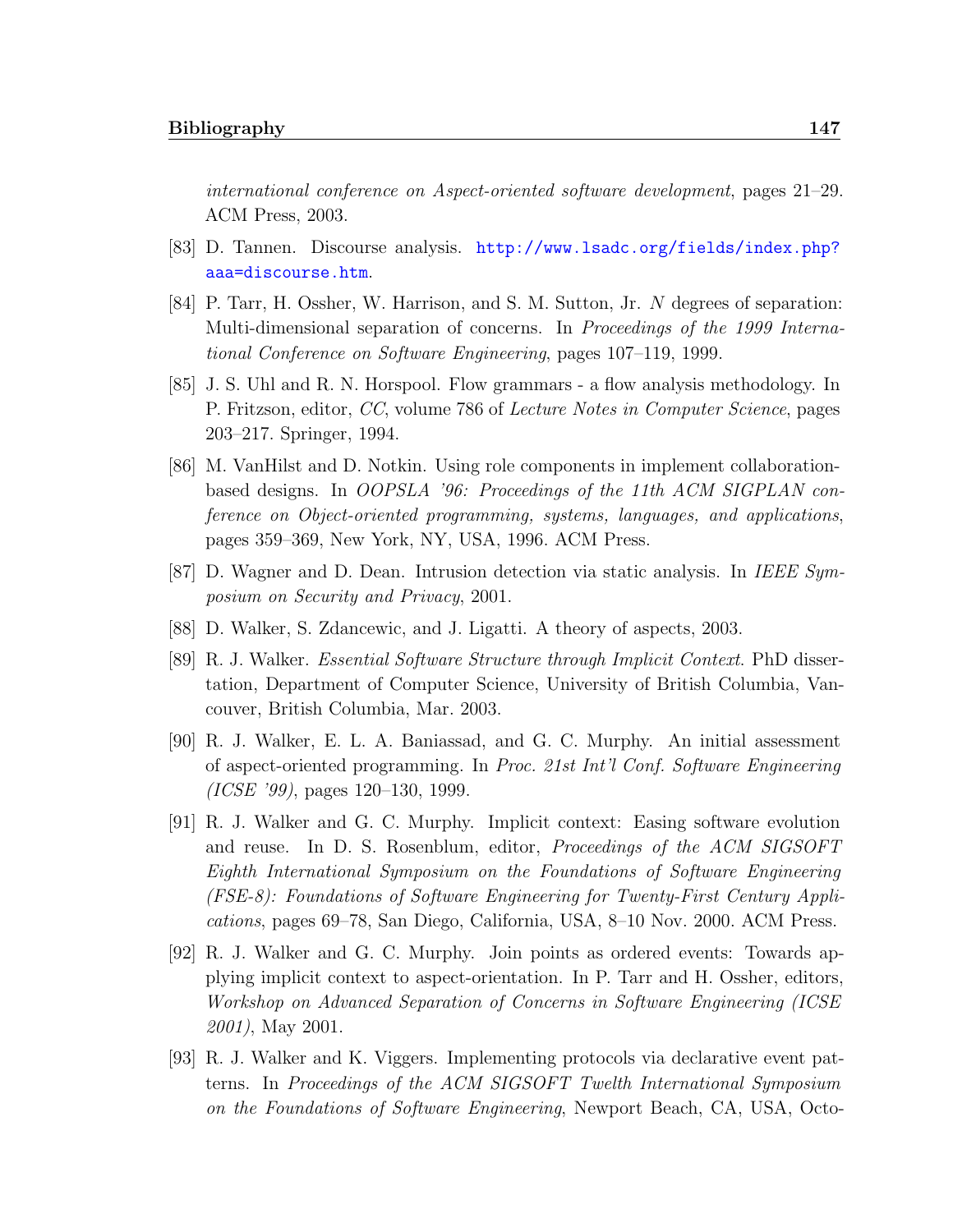*international conference on Aspect-oriented software development*, pages 21–29. ACM Press, 2003.

[83] D. Tannen. Discourse analysis. http://www.lsadc.org/fields/index.php?aaa=discourse.htm.

[84] P. Tarr, H. Ossher, W. Harrison, and S. M. Sutton, Jr. *N* degrees of separation: Multi-dimensional separation of concerns. In *Proceedings of the 1999 International Conference on Software Engineering*, pages 107–119, 1999.

[85] J. S. Uhl and R. N. Horspool. Flow grammars - a flow analysis methodology. In P. Fritzson, editor, *CC*, volume 786 of *Lecture Notes in Computer Science*, pages 203–217. Springer, 1994.

[86] M. VanHilst and D. Notkin. Using role components in implement collaboration-based designs. In *OOPSLA '96: Proceedings of the 11th ACM SIGPLAN conference on Object-oriented programming, systems, languages, and applications*, pages 359–369, New York, NY, USA, 1996. ACM Press.

[87] D. Wagner and D. Dean. Intrusion detection via static analysis. In *IEEE Symposium on Security and Privacy*, 2001.

[88] D. Walker, S. Zdancewic, and J. Ligatti. A theory of aspects, 2003.

[89] R. J. Walker. *Essential Software Structure through Implicit Context*. PhD dissertation, Department of Computer Science, University of British Columbia, Vancouver, British Columbia, Mar. 2003.

[90] R. J. Walker, E. L. A. Baniassad, and G. C. Murphy. An initial assessment of aspect-oriented programming. In *Proc. 21st Int'l Conf. Software Engineering (ICSE '99)*, pages 120–130, 1999.

[91] R. J. Walker and G. C. Murphy. Implicit context: Easing software evolution and reuse. In D. S. Rosenblum, editor, *Proceedings of the ACM SIGSOFT Eighth International Symposium on the Foundations of Software Engineering (FSE-8): Foundations of Software Engineering for Twenty-First Century Applications*, pages 69–78, San Diego, California, USA, 8–10 Nov. 2000. ACM Press.

[92] R. J. Walker and G. C. Murphy. Join points as ordered events: Towards applying implicit context to aspect-orientation. In P. Tarr and H. Ossher, editors, *Workshop on Advanced Separation of Concerns in Software Engineering (ICSE 2001)*, May 2001.

[93] R. J. Walker and K. Viggers. Implementing protocols via declarative event patterns. In *Proceedings of the ACM SIGSOFT Twelth International Symposium on the Foundations of Software Engineering*, Newport Beach, CA, USA, Octo-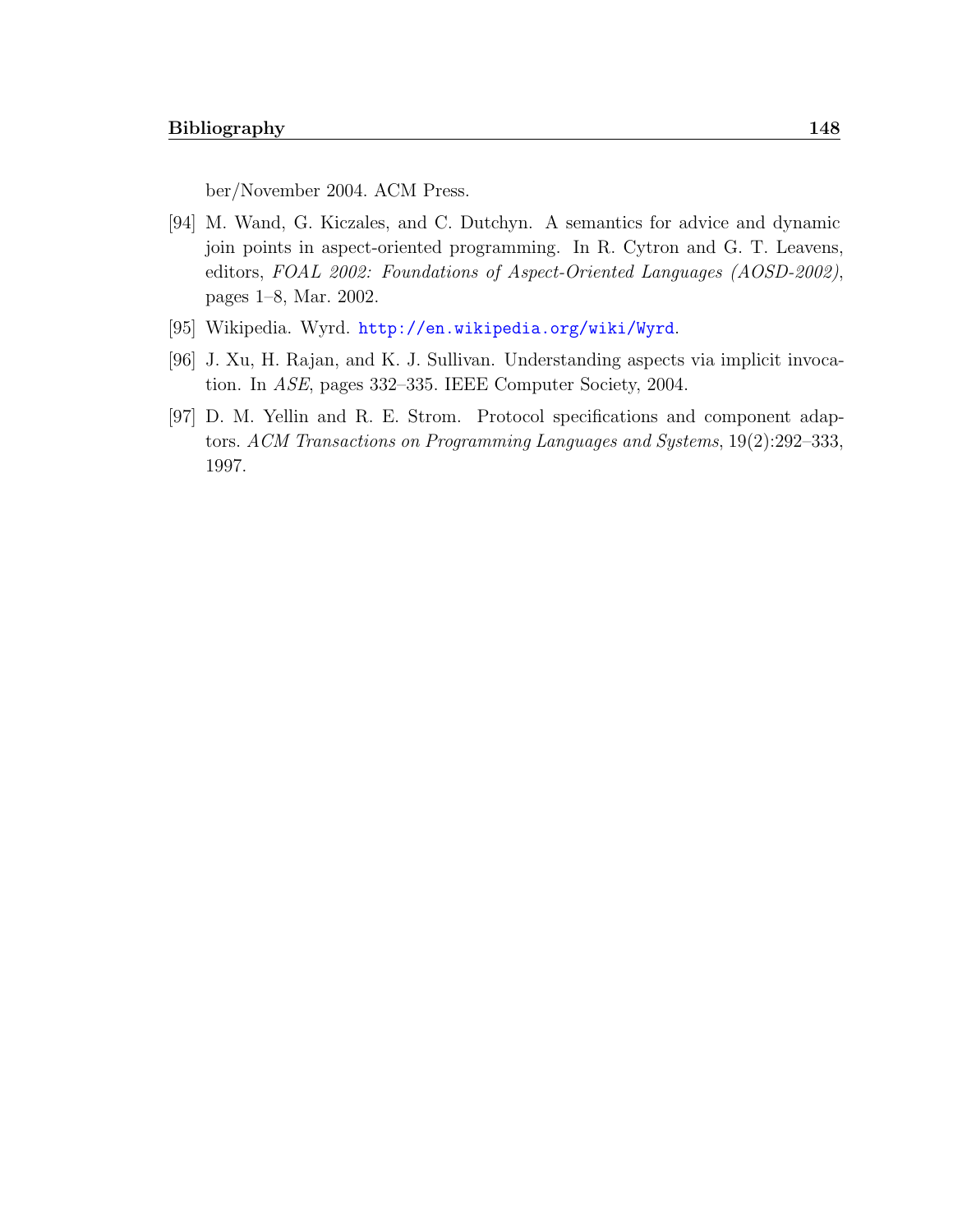ber/November 2004. ACM Press.

[94] M. Wand, G. Kiczales, and C. Dutchyn. A semantics for advice and dynamic join points in aspect-oriented programming. In R. Cytron and G. T. Leavens, editors, *FOAL 2002: Foundations of Aspect-Oriented Languages (AOSD-2002)*, pages 1–8, Mar. 2002.

[95] Wikipedia. Wyrd. http://en.wikipedia.org/wiki/Wyrd.

[96] J. Xu, H. Rajan, and K. J. Sullivan. Understanding aspects via implicit invocation. In *ASE*, pages 332–335. IEEE Computer Society, 2004.

[97] D. M. Yellin and R. E. Strom. Protocol specifications and component adaptors. *ACM Transactions on Programming Languages and Systems*, 19(2):292–333, 1997.